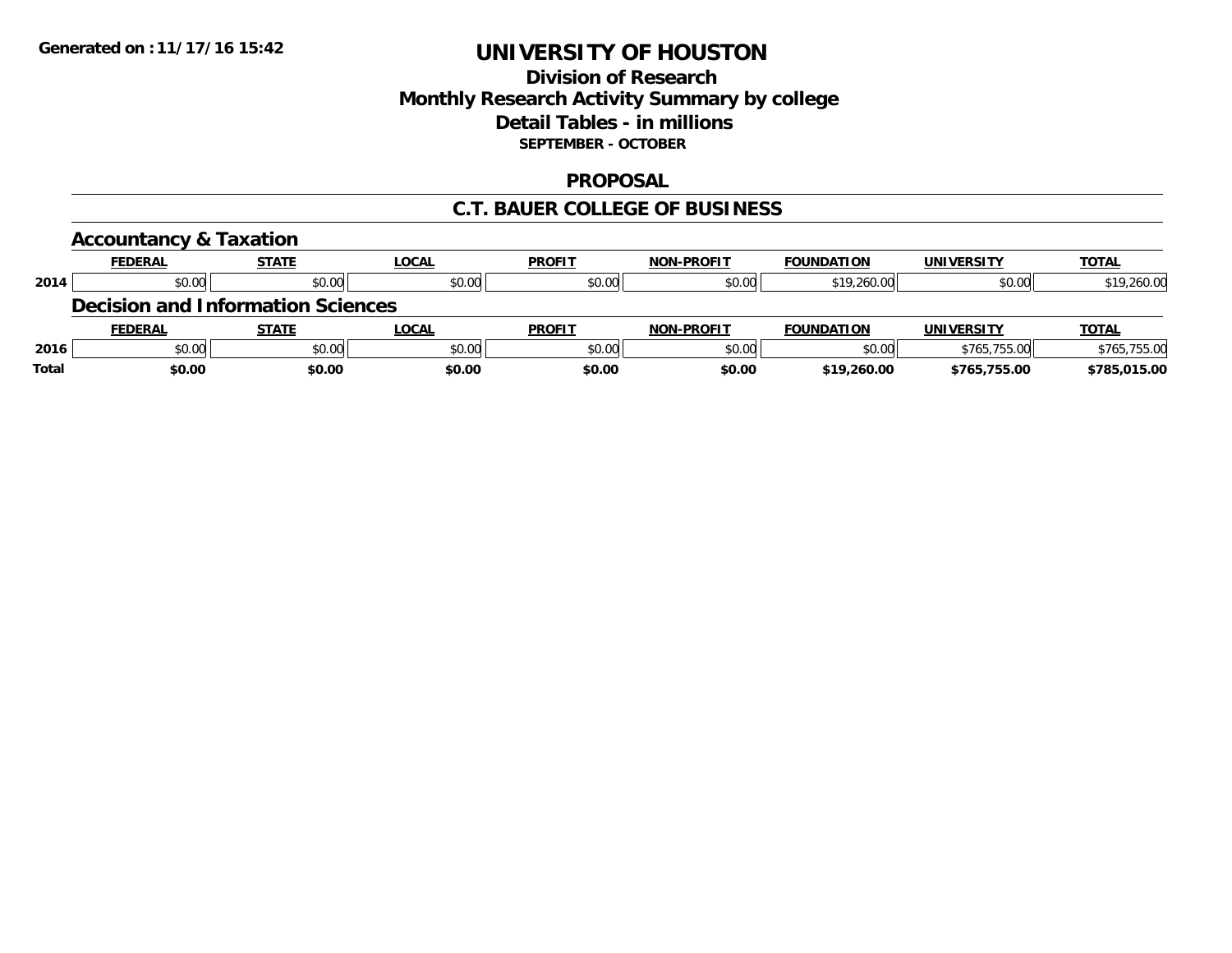Generated on :11/17/16 15:42

# UNIVERSITY OF HOUSTON

## Division of Research
## Monthly Research Activity Summary by college
## Detail Tables - in millions
**SEPTEMBER - OCTOBER**

## PROPOSAL

## C.T. BAUER COLLEGE OF BUSINESS

### Accountancy & Taxation

| | FEDERAL | STATE | LOCAL | PROFIT | NON-PROFIT | FOUNDATION | UNIVERSITY | TOTAL |
|---|---|---|---|---|---|---|---|---|
| 2014 | $0.00 | $0.00 | $0.00 | $0.00 | $0.00 | $19,260.00 | $0.00 | $19,260.00 |

### Decision and Information Sciences

| | FEDERAL | STATE | LOCAL | PROFIT | NON-PROFIT | FOUNDATION | UNIVERSITY | TOTAL |
|---|---|---|---|---|---|---|---|---|
| 2016 | $0.00 | $0.00 | $0.00 | $0.00 | $0.00 | $0.00 | $765,755.00 | $765,755.00 |
| **Total** | **$0.00** | **$0.00** | **$0.00** | **$0.00** | **$0.00** | **$19,260.00** | **$765,755.00** | **$785,015.00** |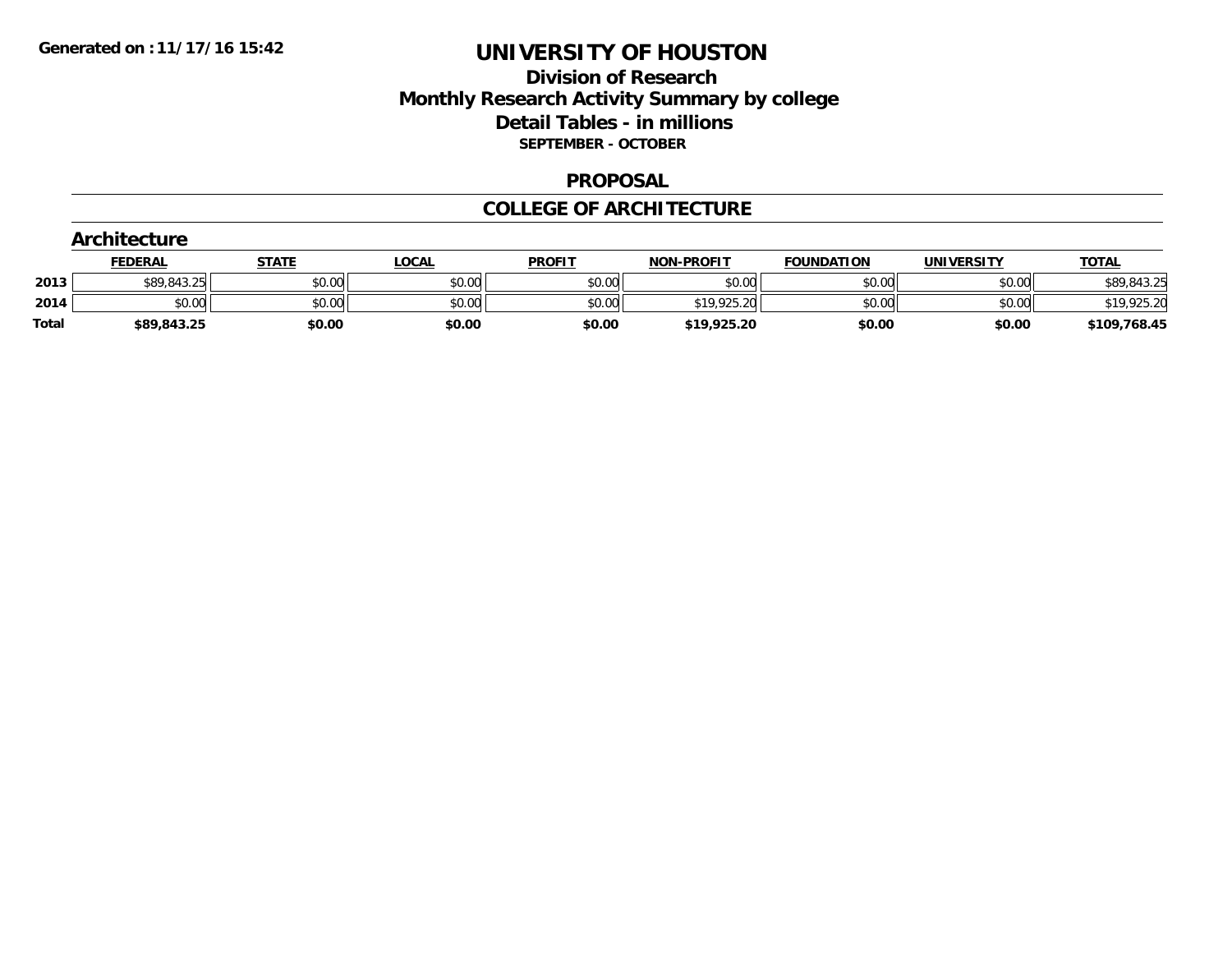# UNIVERSITY OF HOUSTON

## Division of Research

## Monthly Research Activity Summary by college

## Detail Tables - in millions

**SEPTEMBER - OCTOBER**

## PROPOSAL

## COLLEGE OF ARCHITECTURE

### Architecture

| | FEDERAL | STATE | LOCAL | PROFIT | NON-PROFIT | FOUNDATION | UNIVERSITY | TOTAL |
|---|---|---|---|---|---|---|---|---|
| 2013 | $89,843.25 | $0.00 | $0.00 | $0.00 | $0.00 | $0.00 | $0.00 | $89,843.25 |
| 2014 | $0.00 | $0.00 | $0.00 | $0.00 | $19,925.20 | $0.00 | $0.00 | $19,925.20 |
| **Total** | **$89,843.25** | **$0.00** | **$0.00** | **$0.00** | **$19,925.20** | **$0.00** | **$0.00** | **$109,768.45** |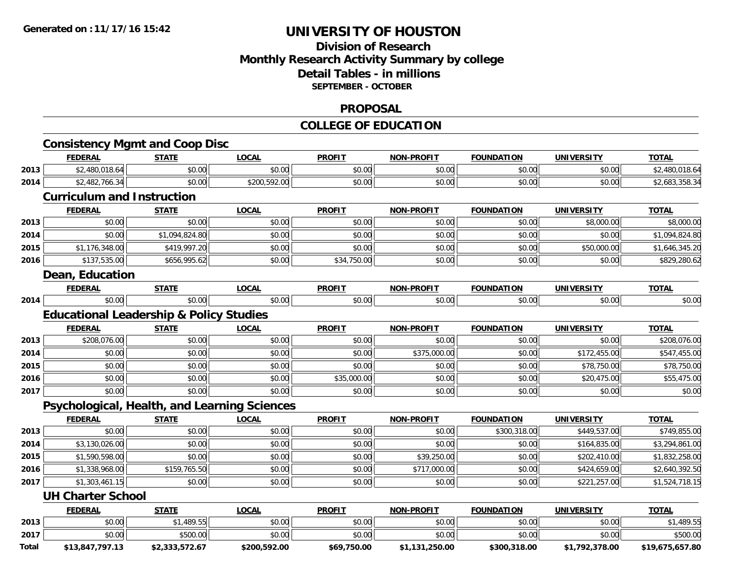# UNIVERSITY OF HOUSTON

## Division of Research
## Monthly Research Activity Summary by college
## Detail Tables - in millions
### SEPTEMBER - OCTOBER

## PROPOSAL

## COLLEGE OF EDUCATION

### Consistency Mgmt and Coop Disc

| | FEDERAL | STATE | LOCAL | PROFIT | NON-PROFIT | FOUNDATION | UNIVERSITY | TOTAL |
|---|---|---|---|---|---|---|---|---|
| 2013 | $2,480,018.64 | $0.00 | $0.00 | $0.00 | $0.00 | $0.00 | $0.00 | $2,480,018.64 |
| 2014 | $2,482,766.34 | $0.00 | $200,592.00 | $0.00 | $0.00 | $0.00 | $0.00 | $2,683,358.34 |

### Curriculum and Instruction

| | FEDERAL | STATE | LOCAL | PROFIT | NON-PROFIT | FOUNDATION | UNIVERSITY | TOTAL |
|---|---|---|---|---|---|---|---|---|
| 2013 | $0.00 | $0.00 | $0.00 | $0.00 | $0.00 | $0.00 | $8,000.00 | $8,000.00 |
| 2014 | $0.00 | $1,094,824.80 | $0.00 | $0.00 | $0.00 | $0.00 | $0.00 | $1,094,824.80 |
| 2015 | $1,176,348.00 | $419,997.20 | $0.00 | $0.00 | $0.00 | $0.00 | $50,000.00 | $1,646,345.20 |
| 2016 | $137,535.00 | $656,995.62 | $0.00 | $34,750.00 | $0.00 | $0.00 | $0.00 | $829,280.62 |

### Dean, Education

| | FEDERAL | STATE | LOCAL | PROFIT | NON-PROFIT | FOUNDATION | UNIVERSITY | TOTAL |
|---|---|---|---|---|---|---|---|---|
| 2014 | $0.00 | $0.00 | $0.00 | $0.00 | $0.00 | $0.00 | $0.00 | $0.00 |

### Educational Leadership & Policy Studies

| | FEDERAL | STATE | LOCAL | PROFIT | NON-PROFIT | FOUNDATION | UNIVERSITY | TOTAL |
|---|---|---|---|---|---|---|---|---|
| 2013 | $208,076.00 | $0.00 | $0.00 | $0.00 | $0.00 | $0.00 | $0.00 | $208,076.00 |
| 2014 | $0.00 | $0.00 | $0.00 | $0.00 | $375,000.00 | $0.00 | $172,455.00 | $547,455.00 |
| 2015 | $0.00 | $0.00 | $0.00 | $0.00 | $0.00 | $0.00 | $78,750.00 | $78,750.00 |
| 2016 | $0.00 | $0.00 | $0.00 | $35,000.00 | $0.00 | $0.00 | $20,475.00 | $55,475.00 |
| 2017 | $0.00 | $0.00 | $0.00 | $0.00 | $0.00 | $0.00 | $0.00 | $0.00 |

### Psychological, Health, and Learning Sciences

| | FEDERAL | STATE | LOCAL | PROFIT | NON-PROFIT | FOUNDATION | UNIVERSITY | TOTAL |
|---|---|---|---|---|---|---|---|---|
| 2013 | $0.00 | $0.00 | $0.00 | $0.00 | $0.00 | $300,318.00 | $449,537.00 | $749,855.00 |
| 2014 | $3,130,026.00 | $0.00 | $0.00 | $0.00 | $0.00 | $0.00 | $164,835.00 | $3,294,861.00 |
| 2015 | $1,590,598.00 | $0.00 | $0.00 | $0.00 | $39,250.00 | $0.00 | $202,410.00 | $1,832,258.00 |
| 2016 | $1,338,968.00 | $159,765.50 | $0.00 | $0.00 | $717,000.00 | $0.00 | $424,659.00 | $2,640,392.50 |
| 2017 | $1,303,461.15 | $0.00 | $0.00 | $0.00 | $0.00 | $0.00 | $221,257.00 | $1,524,718.15 |

### UH Charter School

| | FEDERAL | STATE | LOCAL | PROFIT | NON-PROFIT | FOUNDATION | UNIVERSITY | TOTAL |
|---|---|---|---|---|---|---|---|---|
| 2013 | $0.00 | $1,489.55 | $0.00 | $0.00 | $0.00 | $0.00 | $0.00 | $1,489.55 |
| 2017 | $0.00 | $500.00 | $0.00 | $0.00 | $0.00 | $0.00 | $0.00 | $500.00 |
| **Total** | **$13,847,797.13** | **$2,333,572.67** | **$200,592.00** | **$69,750.00** | **$1,131,250.00** | **$300,318.00** | **$1,792,378.00** | **$19,675,657.80** |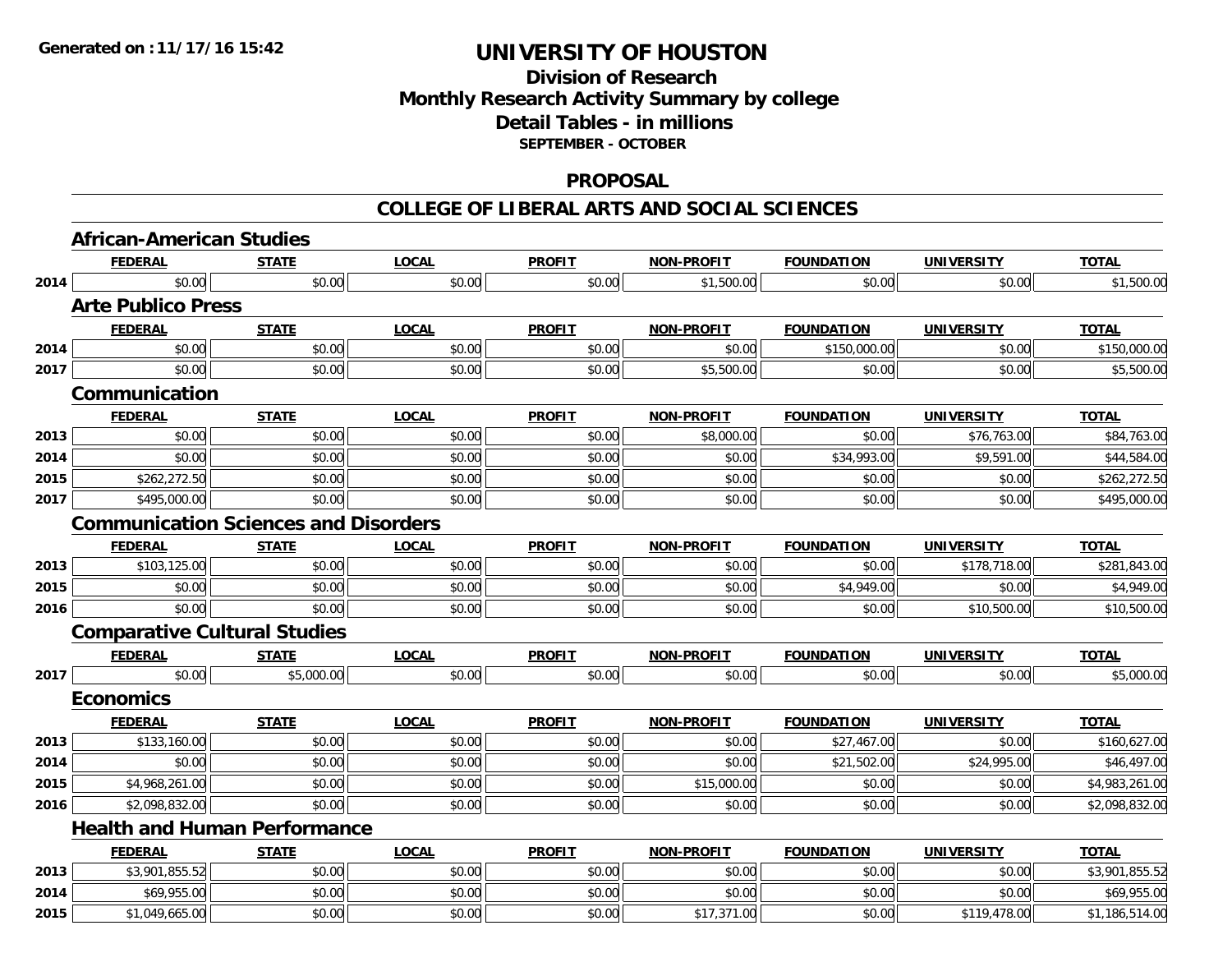**Generated on :11/17/16 15:42**

# UNIVERSITY OF HOUSTON

## Division of Research
## Monthly Research Activity Summary by college
## Detail Tables - in millions
### SEPTEMBER - OCTOBER

## PROPOSAL

## COLLEGE OF LIBERAL ARTS AND SOCIAL SCIENCES

### African-American Studies

| | FEDERAL | STATE | LOCAL | PROFIT | NON-PROFIT | FOUNDATION | UNIVERSITY | TOTAL |
|---|---|---|---|---|---|---|---|---|
| 2014 | $0.00 | $0.00 | $0.00 | $0.00 | $1,500.00 | $0.00 | $0.00 | $1,500.00 |

### Arte Publico Press

| | FEDERAL | STATE | LOCAL | PROFIT | NON-PROFIT | FOUNDATION | UNIVERSITY | TOTAL |
|---|---|---|---|---|---|---|---|---|
| 2014 | $0.00 | $0.00 | $0.00 | $0.00 | $0.00 | $150,000.00 | $0.00 | $150,000.00 |
| 2017 | $0.00 | $0.00 | $0.00 | $0.00 | $5,500.00 | $0.00 | $0.00 | $5,500.00 |

### Communication

| | FEDERAL | STATE | LOCAL | PROFIT | NON-PROFIT | FOUNDATION | UNIVERSITY | TOTAL |
|---|---|---|---|---|---|---|---|---|
| 2013 | $0.00 | $0.00 | $0.00 | $0.00 | $8,000.00 | $0.00 | $76,763.00 | $84,763.00 |
| 2014 | $0.00 | $0.00 | $0.00 | $0.00 | $0.00 | $34,993.00 | $9,591.00 | $44,584.00 |
| 2015 | $262,272.50 | $0.00 | $0.00 | $0.00 | $0.00 | $0.00 | $0.00 | $262,272.50 |
| 2017 | $495,000.00 | $0.00 | $0.00 | $0.00 | $0.00 | $0.00 | $0.00 | $495,000.00 |

### Communication Sciences and Disorders

| | FEDERAL | STATE | LOCAL | PROFIT | NON-PROFIT | FOUNDATION | UNIVERSITY | TOTAL |
|---|---|---|---|---|---|---|---|---|
| 2013 | $103,125.00 | $0.00 | $0.00 | $0.00 | $0.00 | $0.00 | $178,718.00 | $281,843.00 |
| 2015 | $0.00 | $0.00 | $0.00 | $0.00 | $0.00 | $4,949.00 | $0.00 | $4,949.00 |
| 2016 | $0.00 | $0.00 | $0.00 | $0.00 | $0.00 | $0.00 | $10,500.00 | $10,500.00 |

### Comparative Cultural Studies

| | FEDERAL | STATE | LOCAL | PROFIT | NON-PROFIT | FOUNDATION | UNIVERSITY | TOTAL |
|---|---|---|---|---|---|---|---|---|
| 2017 | $0.00 | $5,000.00 | $0.00 | $0.00 | $0.00 | $0.00 | $0.00 | $5,000.00 |

### Economics

| | FEDERAL | STATE | LOCAL | PROFIT | NON-PROFIT | FOUNDATION | UNIVERSITY | TOTAL |
|---|---|---|---|---|---|---|---|---|
| 2013 | $133,160.00 | $0.00 | $0.00 | $0.00 | $0.00 | $27,467.00 | $0.00 | $160,627.00 |
| 2014 | $0.00 | $0.00 | $0.00 | $0.00 | $0.00 | $21,502.00 | $24,995.00 | $46,497.00 |
| 2015 | $4,968,261.00 | $0.00 | $0.00 | $0.00 | $15,000.00 | $0.00 | $0.00 | $4,983,261.00 |
| 2016 | $2,098,832.00 | $0.00 | $0.00 | $0.00 | $0.00 | $0.00 | $0.00 | $2,098,832.00 |

### Health and Human Performance

| | FEDERAL | STATE | LOCAL | PROFIT | NON-PROFIT | FOUNDATION | UNIVERSITY | TOTAL |
|---|---|---|---|---|---|---|---|---|
| 2013 | $3,901,855.52 | $0.00 | $0.00 | $0.00 | $0.00 | $0.00 | $0.00 | $3,901,855.52 |
| 2014 | $69,955.00 | $0.00 | $0.00 | $0.00 | $0.00 | $0.00 | $0.00 | $69,955.00 |
| 2015 | $1,049,665.00 | $0.00 | $0.00 | $0.00 | $17,371.00 | $0.00 | $119,478.00 | $1,186,514.00 |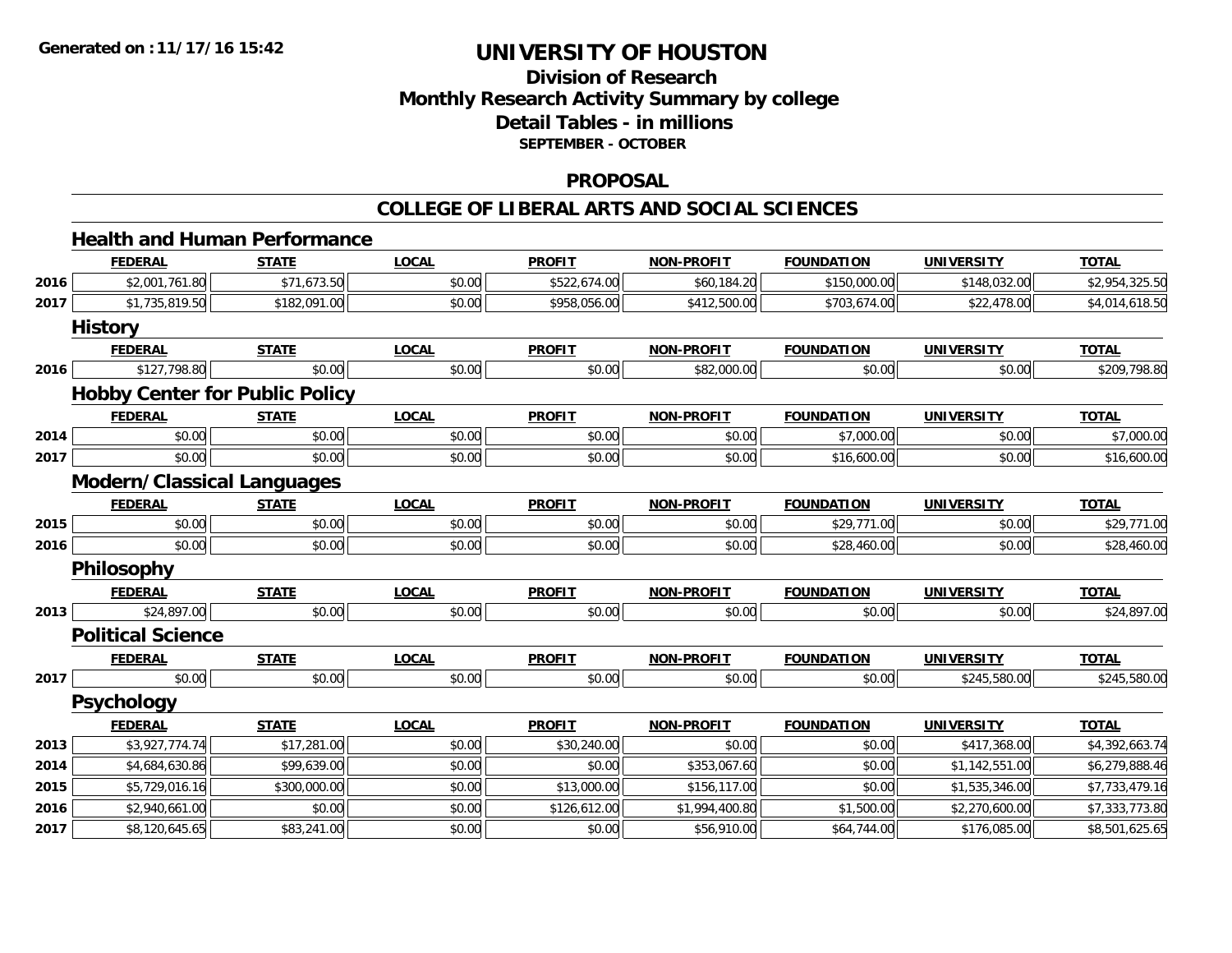**Generated on :11/17/16 15:42**

# UNIVERSITY OF HOUSTON

## Division of Research
## Monthly Research Activity Summary by college
## Detail Tables - in millions
### SEPTEMBER - OCTOBER

### PROPOSAL

### COLLEGE OF LIBERAL ARTS AND SOCIAL SCIENCES

#### Health and Human Performance

| | FEDERAL | STATE | LOCAL | PROFIT | NON-PROFIT | FOUNDATION | UNIVERSITY | TOTAL |
|---|---|---|---|---|---|---|---|---|
| 2016 | $2,001,761.80 | $71,673.50 | $0.00 | $522,674.00 | $60,184.20 | $150,000.00 | $148,032.00 | $2,954,325.50 |
| 2017 | $1,735,819.50 | $182,091.00 | $0.00 | $958,056.00 | $412,500.00 | $703,674.00 | $22,478.00 | $4,014,618.50 |

#### History

| | FEDERAL | STATE | LOCAL | PROFIT | NON-PROFIT | FOUNDATION | UNIVERSITY | TOTAL |
|---|---|---|---|---|---|---|---|---|
| 2016 | $127,798.80 | $0.00 | $0.00 | $0.00 | $82,000.00 | $0.00 | $0.00 | $209,798.80 |

#### Hobby Center for Public Policy

| | FEDERAL | STATE | LOCAL | PROFIT | NON-PROFIT | FOUNDATION | UNIVERSITY | TOTAL |
|---|---|---|---|---|---|---|---|---|
| 2014 | $0.00 | $0.00 | $0.00 | $0.00 | $0.00 | $7,000.00 | $0.00 | $7,000.00 |
| 2017 | $0.00 | $0.00 | $0.00 | $0.00 | $0.00 | $16,600.00 | $0.00 | $16,600.00 |

#### Modern/Classical Languages

| | FEDERAL | STATE | LOCAL | PROFIT | NON-PROFIT | FOUNDATION | UNIVERSITY | TOTAL |
|---|---|---|---|---|---|---|---|---|
| 2015 | $0.00 | $0.00 | $0.00 | $0.00 | $0.00 | $29,771.00 | $0.00 | $29,771.00 |
| 2016 | $0.00 | $0.00 | $0.00 | $0.00 | $0.00 | $28,460.00 | $0.00 | $28,460.00 |

#### Philosophy

| | FEDERAL | STATE | LOCAL | PROFIT | NON-PROFIT | FOUNDATION | UNIVERSITY | TOTAL |
|---|---|---|---|---|---|---|---|---|
| 2013 | $24,897.00 | $0.00 | $0.00 | $0.00 | $0.00 | $0.00 | $0.00 | $24,897.00 |

#### Political Science

| | FEDERAL | STATE | LOCAL | PROFIT | NON-PROFIT | FOUNDATION | UNIVERSITY | TOTAL |
|---|---|---|---|---|---|---|---|---|
| 2017 | $0.00 | $0.00 | $0.00 | $0.00 | $0.00 | $0.00 | $245,580.00 | $245,580.00 |

#### Psychology

| | FEDERAL | STATE | LOCAL | PROFIT | NON-PROFIT | FOUNDATION | UNIVERSITY | TOTAL |
|---|---|---|---|---|---|---|---|---|
| 2013 | $3,927,774.74 | $17,281.00 | $0.00 | $30,240.00 | $0.00 | $0.00 | $417,368.00 | $4,392,663.74 |
| 2014 | $4,684,630.86 | $99,639.00 | $0.00 | $0.00 | $353,067.60 | $0.00 | $1,142,551.00 | $6,279,888.46 |
| 2015 | $5,729,016.16 | $300,000.00 | $0.00 | $13,000.00 | $156,117.00 | $0.00 | $1,535,346.00 | $7,733,479.16 |
| 2016 | $2,940,661.00 | $0.00 | $0.00 | $126,612.00 | $1,994,400.80 | $1,500.00 | $2,270,600.00 | $7,333,773.80 |
| 2017 | $8,120,645.65 | $83,241.00 | $0.00 | $0.00 | $56,910.00 | $64,744.00 | $176,085.00 | $8,501,625.65 |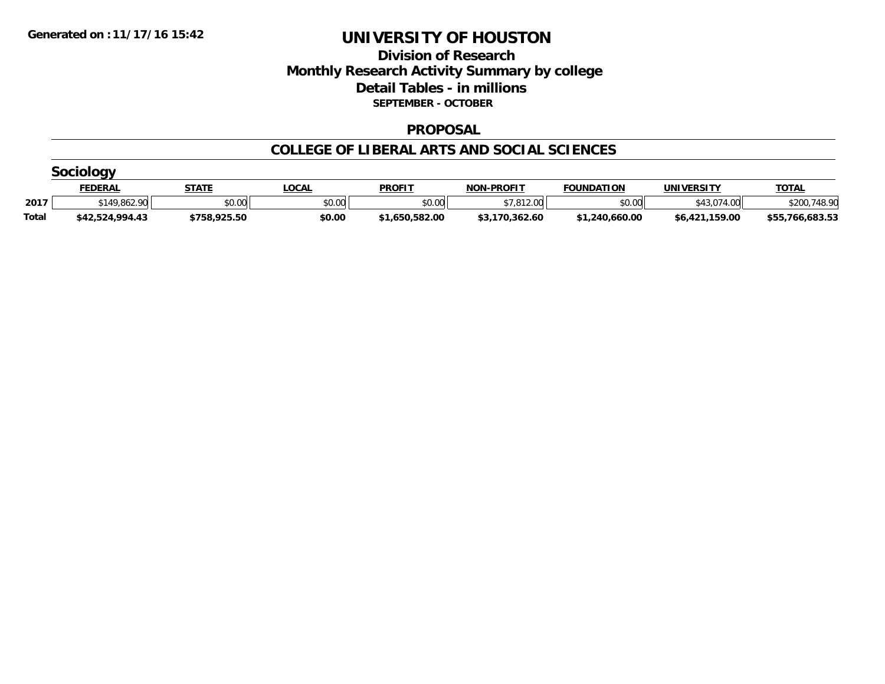Generated on :11/17/16 15:42

# UNIVERSITY OF HOUSTON

## Division of Research
## Monthly Research Activity Summary by college
## Detail Tables - in millions
### SEPTEMBER - OCTOBER

### PROPOSAL

### COLLEGE OF LIBERAL ARTS AND SOCIAL SCIENCES

#### Sociology

| | FEDERAL | STATE | LOCAL | PROFIT | NON-PROFIT | FOUNDATION | UNIVERSITY | TOTAL |
|---|---|---|---|---|---|---|---|---|
| 2017 | $149,862.90 | $0.00 | $0.00 | $0.00 | $7,812.00 | $0.00 | $43,074.00 | $200,748.90 |
| **Total** | **$42,524,994.43** | **$758,925.50** | **$0.00** | **$1,650,582.00** | **$3,170,362.60** | **$1,240,660.00** | **$6,421,159.00** | **$55,766,683.53** |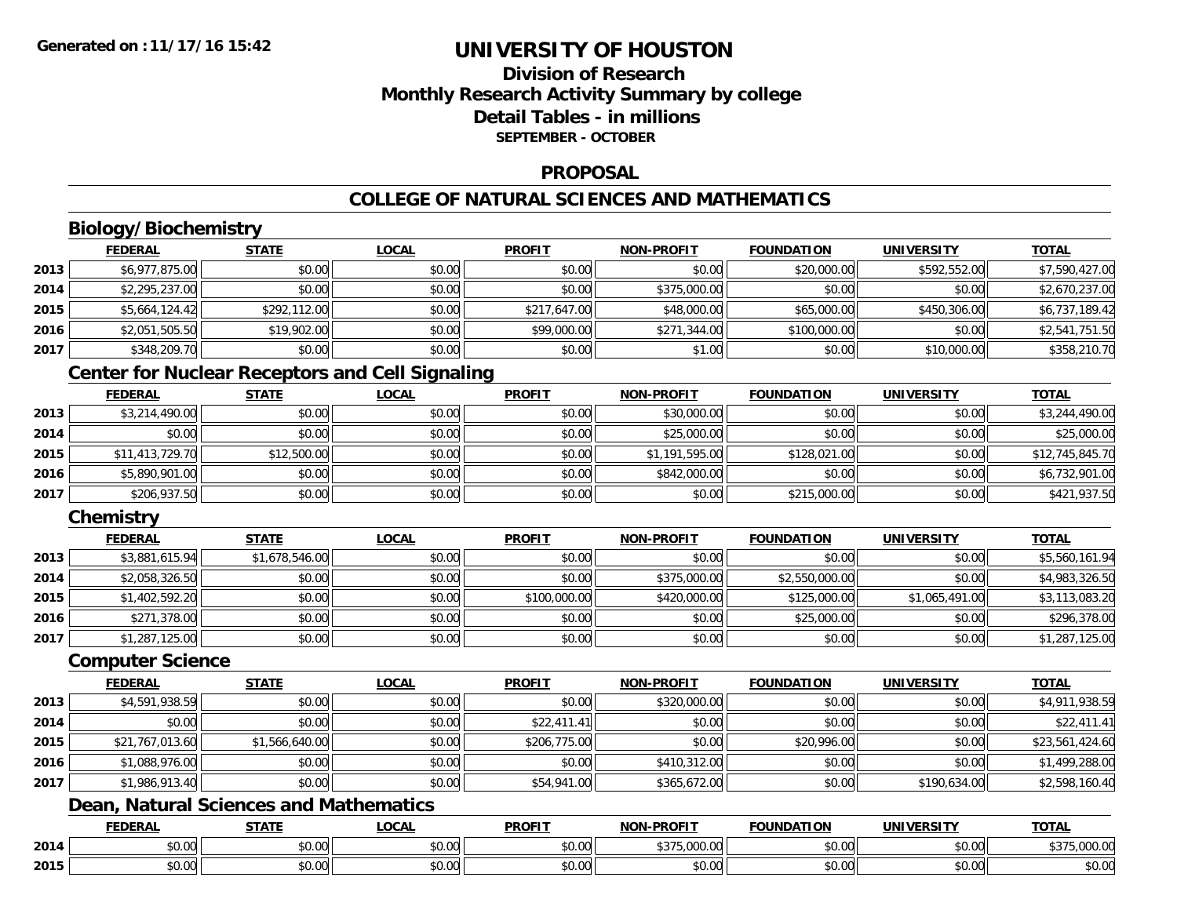# UNIVERSITY OF HOUSTON

## Division of Research
## Monthly Research Activity Summary by college
## Detail Tables - in millions
**SEPTEMBER - OCTOBER**

**Generated on : 11/17/16 15:42**

## PROPOSAL

## COLLEGE OF NATURAL SCIENCES AND MATHEMATICS

### Biology/Biochemistry

| | FEDERAL | STATE | LOCAL | PROFIT | NON-PROFIT | FOUNDATION | UNIVERSITY | TOTAL |
|---|---|---|---|---|---|---|---|---|
| 2013 | $6,977,875.00 | $0.00 | $0.00 | $0.00 | $0.00 | $20,000.00 | $592,552.00 | $7,590,427.00 |
| 2014 | $2,295,237.00 | $0.00 | $0.00 | $0.00 | $375,000.00 | $0.00 | $0.00 | $2,670,237.00 |
| 2015 | $5,664,124.42 | $292,112.00 | $0.00 | $217,647.00 | $48,000.00 | $65,000.00 | $450,306.00 | $6,737,189.42 |
| 2016 | $2,051,505.50 | $19,902.00 | $0.00 | $99,000.00 | $271,344.00 | $100,000.00 | $0.00 | $2,541,751.50 |
| 2017 | $348,209.70 | $0.00 | $0.00 | $0.00 | $1.00 | $0.00 | $10,000.00 | $358,210.70 |

### Center for Nuclear Receptors and Cell Signaling

| | FEDERAL | STATE | LOCAL | PROFIT | NON-PROFIT | FOUNDATION | UNIVERSITY | TOTAL |
|---|---|---|---|---|---|---|---|---|
| 2013 | $3,214,490.00 | $0.00 | $0.00 | $0.00 | $30,000.00 | $0.00 | $0.00 | $3,244,490.00 |
| 2014 | $0.00 | $0.00 | $0.00 | $0.00 | $25,000.00 | $0.00 | $0.00 | $25,000.00 |
| 2015 | $11,413,729.70 | $12,500.00 | $0.00 | $0.00 | $1,191,595.00 | $128,021.00 | $0.00 | $12,745,845.70 |
| 2016 | $5,890,901.00 | $0.00 | $0.00 | $0.00 | $842,000.00 | $0.00 | $0.00 | $6,732,901.00 |
| 2017 | $206,937.50 | $0.00 | $0.00 | $0.00 | $0.00 | $215,000.00 | $0.00 | $421,937.50 |

### Chemistry

| | FEDERAL | STATE | LOCAL | PROFIT | NON-PROFIT | FOUNDATION | UNIVERSITY | TOTAL |
|---|---|---|---|---|---|---|---|---|
| 2013 | $3,881,615.94 | $1,678,546.00 | $0.00 | $0.00 | $0.00 | $0.00 | $0.00 | $5,560,161.94 |
| 2014 | $2,058,326.50 | $0.00 | $0.00 | $0.00 | $375,000.00 | $2,550,000.00 | $0.00 | $4,983,326.50 |
| 2015 | $1,402,592.20 | $0.00 | $0.00 | $100,000.00 | $420,000.00 | $125,000.00 | $1,065,491.00 | $3,113,083.20 |
| 2016 | $271,378.00 | $0.00 | $0.00 | $0.00 | $0.00 | $25,000.00 | $0.00 | $296,378.00 |
| 2017 | $1,287,125.00 | $0.00 | $0.00 | $0.00 | $0.00 | $0.00 | $0.00 | $1,287,125.00 |

### Computer Science

| | FEDERAL | STATE | LOCAL | PROFIT | NON-PROFIT | FOUNDATION | UNIVERSITY | TOTAL |
|---|---|---|---|---|---|---|---|---|
| 2013 | $4,591,938.59 | $0.00 | $0.00 | $0.00 | $320,000.00 | $0.00 | $0.00 | $4,911,938.59 |
| 2014 | $0.00 | $0.00 | $0.00 | $22,411.41 | $0.00 | $0.00 | $0.00 | $22,411.41 |
| 2015 | $21,767,013.60 | $1,566,640.00 | $0.00 | $206,775.00 | $0.00 | $20,996.00 | $0.00 | $23,561,424.60 |
| 2016 | $1,088,976.00 | $0.00 | $0.00 | $0.00 | $410,312.00 | $0.00 | $0.00 | $1,499,288.00 |
| 2017 | $1,986,913.40 | $0.00 | $0.00 | $54,941.00 | $365,672.00 | $0.00 | $190,634.00 | $2,598,160.40 |

### Dean, Natural Sciences and Mathematics

| | FEDERAL | STATE | LOCAL | PROFIT | NON-PROFIT | FOUNDATION | UNIVERSITY | TOTAL |
|---|---|---|---|---|---|---|---|---|
| 2014 | $0.00 | $0.00 | $0.00 | $0.00 | $375,000.00 | $0.00 | $0.00 | $375,000.00 |
| 2015 | $0.00 | $0.00 | $0.00 | $0.00 | $0.00 | $0.00 | $0.00 | $0.00 |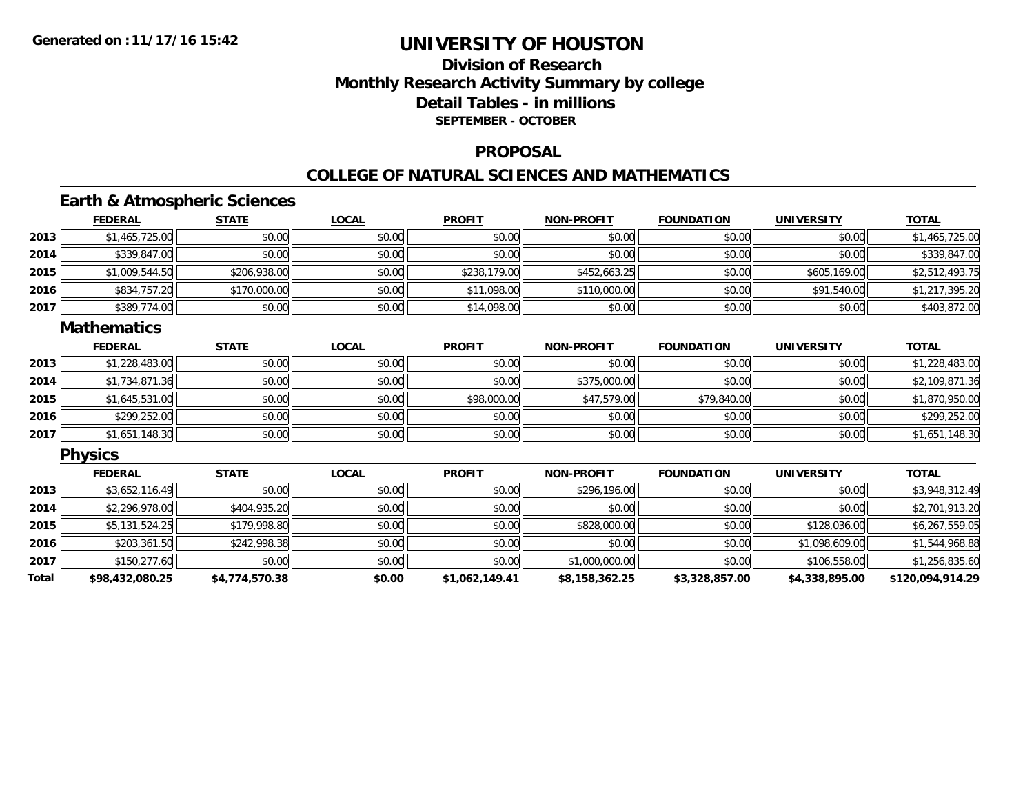Generated on :11/17/16 15:42

# UNIVERSITY OF HOUSTON

## Division of Research
## Monthly Research Activity Summary by college
## Detail Tables - in millions
### SEPTEMBER - OCTOBER

### PROPOSAL

### COLLEGE OF NATURAL SCIENCES AND MATHEMATICS

#### Earth & Atmospheric Sciences

| | FEDERAL | STATE | LOCAL | PROFIT | NON-PROFIT | FOUNDATION | UNIVERSITY | TOTAL |
|---|---|---|---|---|---|---|---|---|
| 2013 | $1,465,725.00 | $0.00 | $0.00 | $0.00 | $0.00 | $0.00 | $0.00 | $1,465,725.00 |
| 2014 | $339,847.00 | $0.00 | $0.00 | $0.00 | $0.00 | $0.00 | $0.00 | $339,847.00 |
| 2015 | $1,009,544.50 | $206,938.00 | $0.00 | $238,179.00 | $452,663.25 | $0.00 | $605,169.00 | $2,512,493.75 |
| 2016 | $834,757.20 | $170,000.00 | $0.00 | $11,098.00 | $110,000.00 | $0.00 | $91,540.00 | $1,217,395.20 |
| 2017 | $389,774.00 | $0.00 | $0.00 | $14,098.00 | $0.00 | $0.00 | $0.00 | $403,872.00 |

#### Mathematics

| | FEDERAL | STATE | LOCAL | PROFIT | NON-PROFIT | FOUNDATION | UNIVERSITY | TOTAL |
|---|---|---|---|---|---|---|---|---|
| 2013 | $1,228,483.00 | $0.00 | $0.00 | $0.00 | $0.00 | $0.00 | $0.00 | $1,228,483.00 |
| 2014 | $1,734,871.36 | $0.00 | $0.00 | $0.00 | $375,000.00 | $0.00 | $0.00 | $2,109,871.36 |
| 2015 | $1,645,531.00 | $0.00 | $0.00 | $98,000.00 | $47,579.00 | $79,840.00 | $0.00 | $1,870,950.00 |
| 2016 | $299,252.00 | $0.00 | $0.00 | $0.00 | $0.00 | $0.00 | $0.00 | $299,252.00 |
| 2017 | $1,651,148.30 | $0.00 | $0.00 | $0.00 | $0.00 | $0.00 | $0.00 | $1,651,148.30 |

#### Physics

| | FEDERAL | STATE | LOCAL | PROFIT | NON-PROFIT | FOUNDATION | UNIVERSITY | TOTAL |
|---|---|---|---|---|---|---|---|---|
| 2013 | $3,652,116.49 | $0.00 | $0.00 | $0.00 | $296,196.00 | $0.00 | $0.00 | $3,948,312.49 |
| 2014 | $2,296,978.00 | $404,935.20 | $0.00 | $0.00 | $0.00 | $0.00 | $0.00 | $2,701,913.20 |
| 2015 | $5,131,524.25 | $179,998.80 | $0.00 | $0.00 | $828,000.00 | $0.00 | $128,036.00 | $6,267,559.05 |
| 2016 | $203,361.50 | $242,998.38 | $0.00 | $0.00 | $0.00 | $0.00 | $1,098,609.00 | $1,544,968.88 |
| 2017 | $150,277.60 | $0.00 | $0.00 | $0.00 | $1,000,000.00 | $0.00 | $106,558.00 | $1,256,835.60 |
| **Total** | **$98,432,080.25** | **$4,774,570.38** | **$0.00** | **$1,062,149.41** | **$8,158,362.25** | **$3,328,857.00** | **$4,338,895.00** | **$120,094,914.29** |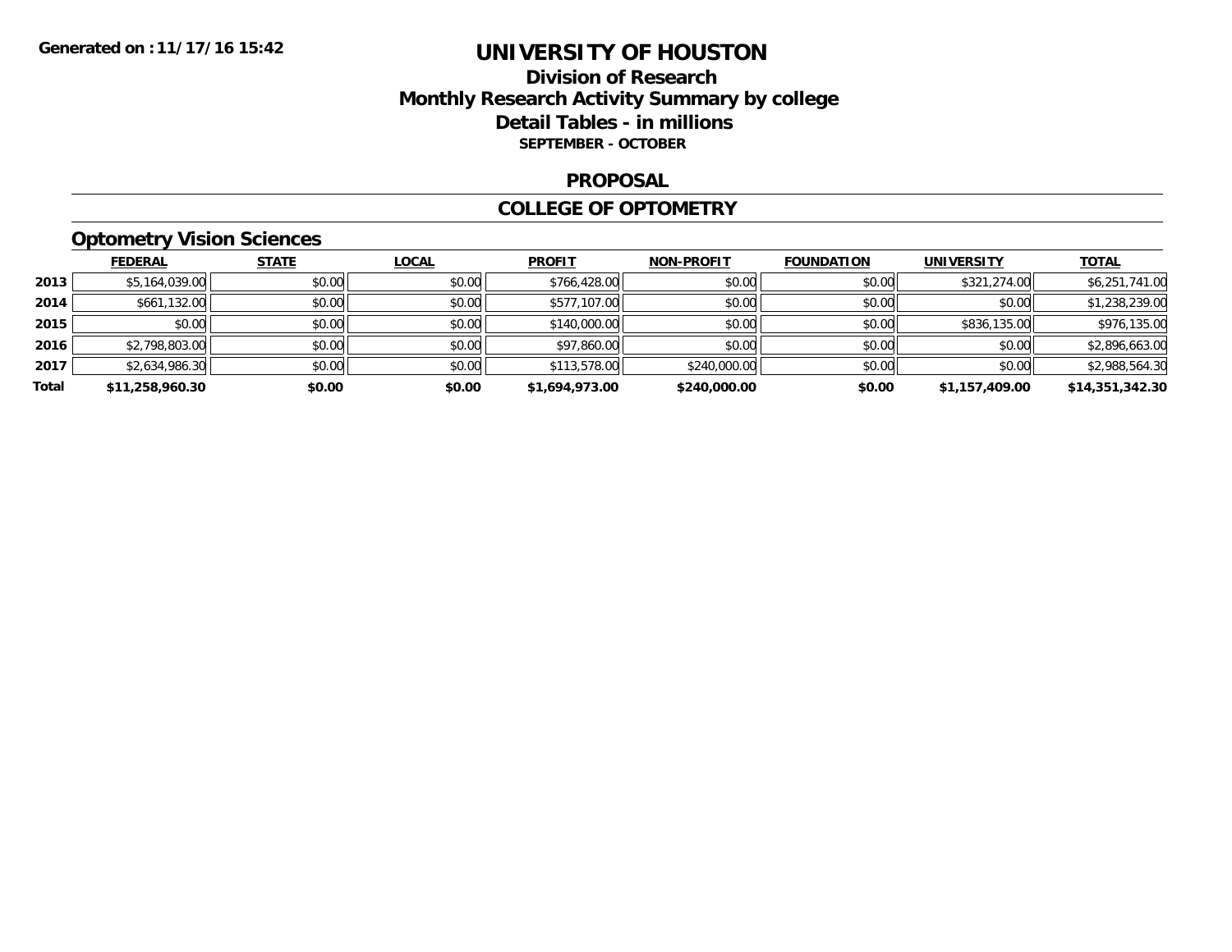Generated on :11/17/16 15:42

# UNIVERSITY OF HOUSTON

## Division of Research
## Monthly Research Activity Summary by college
## Detail Tables - in millions

**SEPTEMBER - OCTOBER**

## PROPOSAL

## COLLEGE OF OPTOMETRY

### Optometry Vision Sciences

| | FEDERAL | STATE | LOCAL | PROFIT | NON-PROFIT | FOUNDATION | UNIVERSITY | TOTAL |
|---|---|---|---|---|---|---|---|---|
| 2013 | $5,164,039.00 | $0.00 | $0.00 | $766,428.00 | $0.00 | $0.00 | $321,274.00 | $6,251,741.00 |
| 2014 | $661,132.00 | $0.00 | $0.00 | $577,107.00 | $0.00 | $0.00 | $0.00 | $1,238,239.00 |
| 2015 | $0.00 | $0.00 | $0.00 | $140,000.00 | $0.00 | $0.00 | $836,135.00 | $976,135.00 |
| 2016 | $2,798,803.00 | $0.00 | $0.00 | $97,860.00 | $0.00 | $0.00 | $0.00 | $2,896,663.00 |
| 2017 | $2,634,986.30 | $0.00 | $0.00 | $113,578.00 | $240,000.00 | $0.00 | $0.00 | $2,988,564.30 |
| **Total** | **$11,258,960.30** | **$0.00** | **$0.00** | **$1,694,973.00** | **$240,000.00** | **$0.00** | **$1,157,409.00** | **$14,351,342.30** |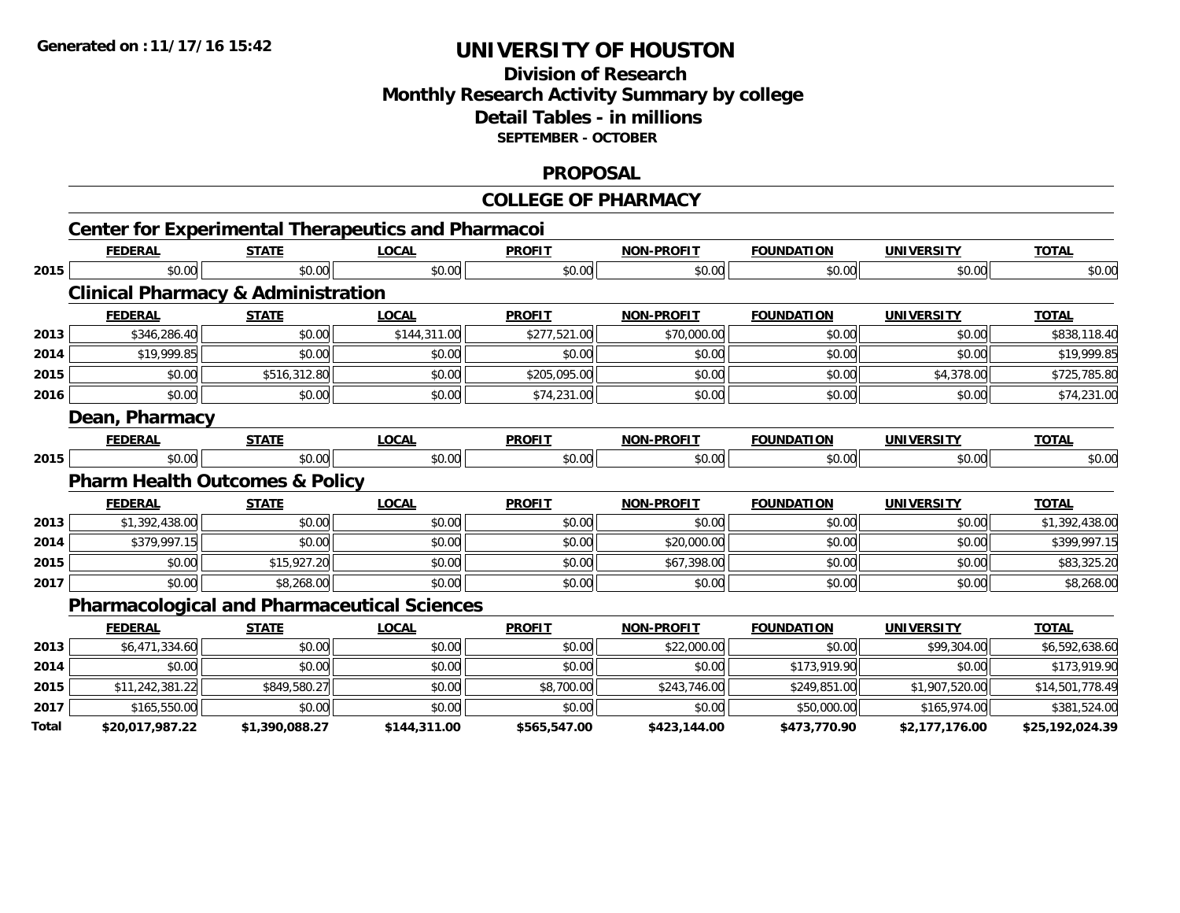**Generated on :11/17/16 15:42**

# UNIVERSITY OF HOUSTON

## Division of Research
## Monthly Research Activity Summary by college
## Detail Tables - in millions
### SEPTEMBER - OCTOBER

## PROPOSAL

## COLLEGE OF PHARMACY

### Center for Experimental Therapeutics and Pharmacoi

| | FEDERAL | STATE | LOCAL | PROFIT | NON-PROFIT | FOUNDATION | UNIVERSITY | TOTAL |
|---|---|---|---|---|---|---|---|---|
| 2015 | $0.00 | $0.00 | $0.00 | $0.00 | $0.00 | $0.00 | $0.00 | $0.00 |

### Clinical Pharmacy & Administration

| | FEDERAL | STATE | LOCAL | PROFIT | NON-PROFIT | FOUNDATION | UNIVERSITY | TOTAL |
|---|---|---|---|---|---|---|---|---|
| 2013 | $346,286.40 | $0.00 | $144,311.00 | $277,521.00 | $70,000.00 | $0.00 | $0.00 | $838,118.40 |
| 2014 | $19,999.85 | $0.00 | $0.00 | $0.00 | $0.00 | $0.00 | $0.00 | $19,999.85 |
| 2015 | $0.00 | $516,312.80 | $0.00 | $205,095.00 | $0.00 | $0.00 | $4,378.00 | $725,785.80 |
| 2016 | $0.00 | $0.00 | $0.00 | $74,231.00 | $0.00 | $0.00 | $0.00 | $74,231.00 |

### Dean, Pharmacy

| | FEDERAL | STATE | LOCAL | PROFIT | NON-PROFIT | FOUNDATION | UNIVERSITY | TOTAL |
|---|---|---|---|---|---|---|---|---|
| 2015 | $0.00 | $0.00 | $0.00 | $0.00 | $0.00 | $0.00 | $0.00 | $0.00 |

### Pharm Health Outcomes & Policy

| | FEDERAL | STATE | LOCAL | PROFIT | NON-PROFIT | FOUNDATION | UNIVERSITY | TOTAL |
|---|---|---|---|---|---|---|---|---|
| 2013 | $1,392,438.00 | $0.00 | $0.00 | $0.00 | $0.00 | $0.00 | $0.00 | $1,392,438.00 |
| 2014 | $379,997.15 | $0.00 | $0.00 | $0.00 | $20,000.00 | $0.00 | $0.00 | $399,997.15 |
| 2015 | $0.00 | $15,927.20 | $0.00 | $0.00 | $67,398.00 | $0.00 | $0.00 | $83,325.20 |
| 2017 | $0.00 | $8,268.00 | $0.00 | $0.00 | $0.00 | $0.00 | $0.00 | $8,268.00 |

### Pharmacological and Pharmaceutical Sciences

| | FEDERAL | STATE | LOCAL | PROFIT | NON-PROFIT | FOUNDATION | UNIVERSITY | TOTAL |
|---|---|---|---|---|---|---|---|---|
| 2013 | $6,471,334.60 | $0.00 | $0.00 | $0.00 | $22,000.00 | $0.00 | $99,304.00 | $6,592,638.60 |
| 2014 | $0.00 | $0.00 | $0.00 | $0.00 | $0.00 | $173,919.90 | $0.00 | $173,919.90 |
| 2015 | $11,242,381.22 | $849,580.27 | $0.00 | $8,700.00 | $243,746.00 | $249,851.00 | $1,907,520.00 | $14,501,778.49 |
| 2017 | $165,550.00 | $0.00 | $0.00 | $0.00 | $0.00 | $50,000.00 | $165,974.00 | $381,524.00 |
| **Total** | **$20,017,987.22** | **$1,390,088.27** | **$144,311.00** | **$565,547.00** | **$423,144.00** | **$473,770.90** | **$2,177,176.00** | **$25,192,024.39** |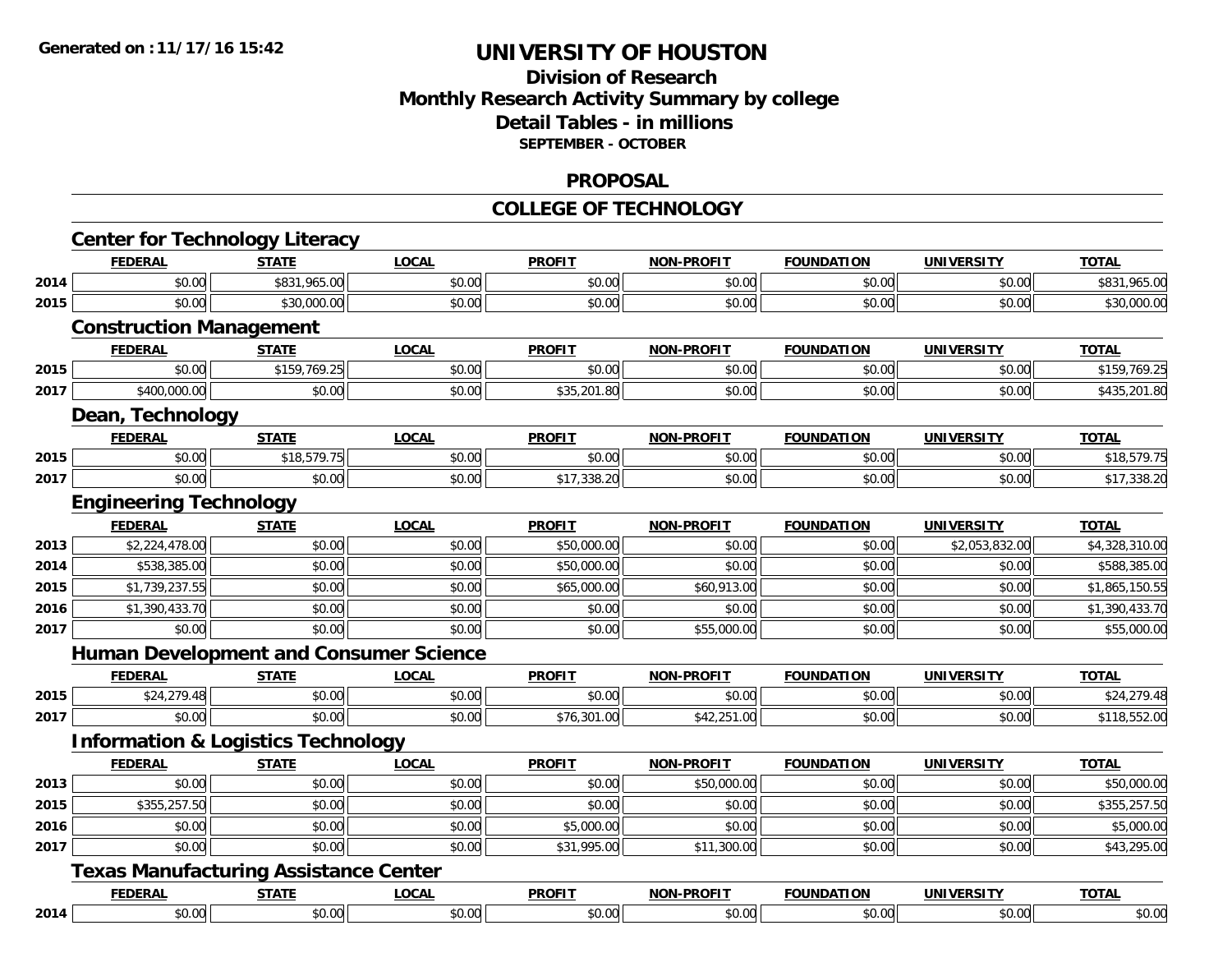Generated on :11/17/16 15:42

# UNIVERSITY OF HOUSTON

## Division of Research
## Monthly Research Activity Summary by college
## Detail Tables - in millions
### SEPTEMBER - OCTOBER

## PROPOSAL

## COLLEGE OF TECHNOLOGY

### Center for Technology Literacy

| | FEDERAL | STATE | LOCAL | PROFIT | NON-PROFIT | FOUNDATION | UNIVERSITY | TOTAL |
|---|---|---|---|---|---|---|---|---|
| 2014 | $0.00 | $831,965.00 | $0.00 | $0.00 | $0.00 | $0.00 | $0.00 | $831,965.00 |
| 2015 | $0.00 | $30,000.00 | $0.00 | $0.00 | $0.00 | $0.00 | $0.00 | $30,000.00 |

### Construction Management

| | FEDERAL | STATE | LOCAL | PROFIT | NON-PROFIT | FOUNDATION | UNIVERSITY | TOTAL |
|---|---|---|---|---|---|---|---|---|
| 2015 | $0.00 | $159,769.25 | $0.00 | $0.00 | $0.00 | $0.00 | $0.00 | $159,769.25 |
| 2017 | $400,000.00 | $0.00 | $0.00 | $35,201.80 | $0.00 | $0.00 | $0.00 | $435,201.80 |

### Dean, Technology

| | FEDERAL | STATE | LOCAL | PROFIT | NON-PROFIT | FOUNDATION | UNIVERSITY | TOTAL |
|---|---|---|---|---|---|---|---|---|
| 2015 | $0.00 | $18,579.75 | $0.00 | $0.00 | $0.00 | $0.00 | $0.00 | $18,579.75 |
| 2017 | $0.00 | $0.00 | $0.00 | $17,338.20 | $0.00 | $0.00 | $0.00 | $17,338.20 |

### Engineering Technology

| | FEDERAL | STATE | LOCAL | PROFIT | NON-PROFIT | FOUNDATION | UNIVERSITY | TOTAL |
|---|---|---|---|---|---|---|---|---|
| 2013 | $2,224,478.00 | $0.00 | $0.00 | $50,000.00 | $0.00 | $0.00 | $2,053,832.00 | $4,328,310.00 |
| 2014 | $538,385.00 | $0.00 | $0.00 | $50,000.00 | $0.00 | $0.00 | $0.00 | $588,385.00 |
| 2015 | $1,739,237.55 | $0.00 | $0.00 | $65,000.00 | $60,913.00 | $0.00 | $0.00 | $1,865,150.55 |
| 2016 | $1,390,433.70 | $0.00 | $0.00 | $0.00 | $0.00 | $0.00 | $0.00 | $1,390,433.70 |
| 2017 | $0.00 | $0.00 | $0.00 | $0.00 | $55,000.00 | $0.00 | $0.00 | $55,000.00 |

### Human Development and Consumer Science

| | FEDERAL | STATE | LOCAL | PROFIT | NON-PROFIT | FOUNDATION | UNIVERSITY | TOTAL |
|---|---|---|---|---|---|---|---|---|
| 2015 | $24,279.48 | $0.00 | $0.00 | $0.00 | $0.00 | $0.00 | $0.00 | $24,279.48 |
| 2017 | $0.00 | $0.00 | $0.00 | $76,301.00 | $42,251.00 | $0.00 | $0.00 | $118,552.00 |

### Information & Logistics Technology

| | FEDERAL | STATE | LOCAL | PROFIT | NON-PROFIT | FOUNDATION | UNIVERSITY | TOTAL |
|---|---|---|---|---|---|---|---|---|
| 2013 | $0.00 | $0.00 | $0.00 | $0.00 | $50,000.00 | $0.00 | $0.00 | $50,000.00 |
| 2015 | $355,257.50 | $0.00 | $0.00 | $0.00 | $0.00 | $0.00 | $0.00 | $355,257.50 |
| 2016 | $0.00 | $0.00 | $0.00 | $5,000.00 | $0.00 | $0.00 | $0.00 | $5,000.00 |
| 2017 | $0.00 | $0.00 | $0.00 | $31,995.00 | $11,300.00 | $0.00 | $0.00 | $43,295.00 |

### Texas Manufacturing Assistance Center

| | FEDERAL | STATE | LOCAL | PROFIT | NON-PROFIT | FOUNDATION | UNIVERSITY | TOTAL |
|---|---|---|---|---|---|---|---|---|
| 2014 | $0.00 | $0.00 | $0.00 | $0.00 | $0.00 | $0.00 | $0.00 | $0.00 |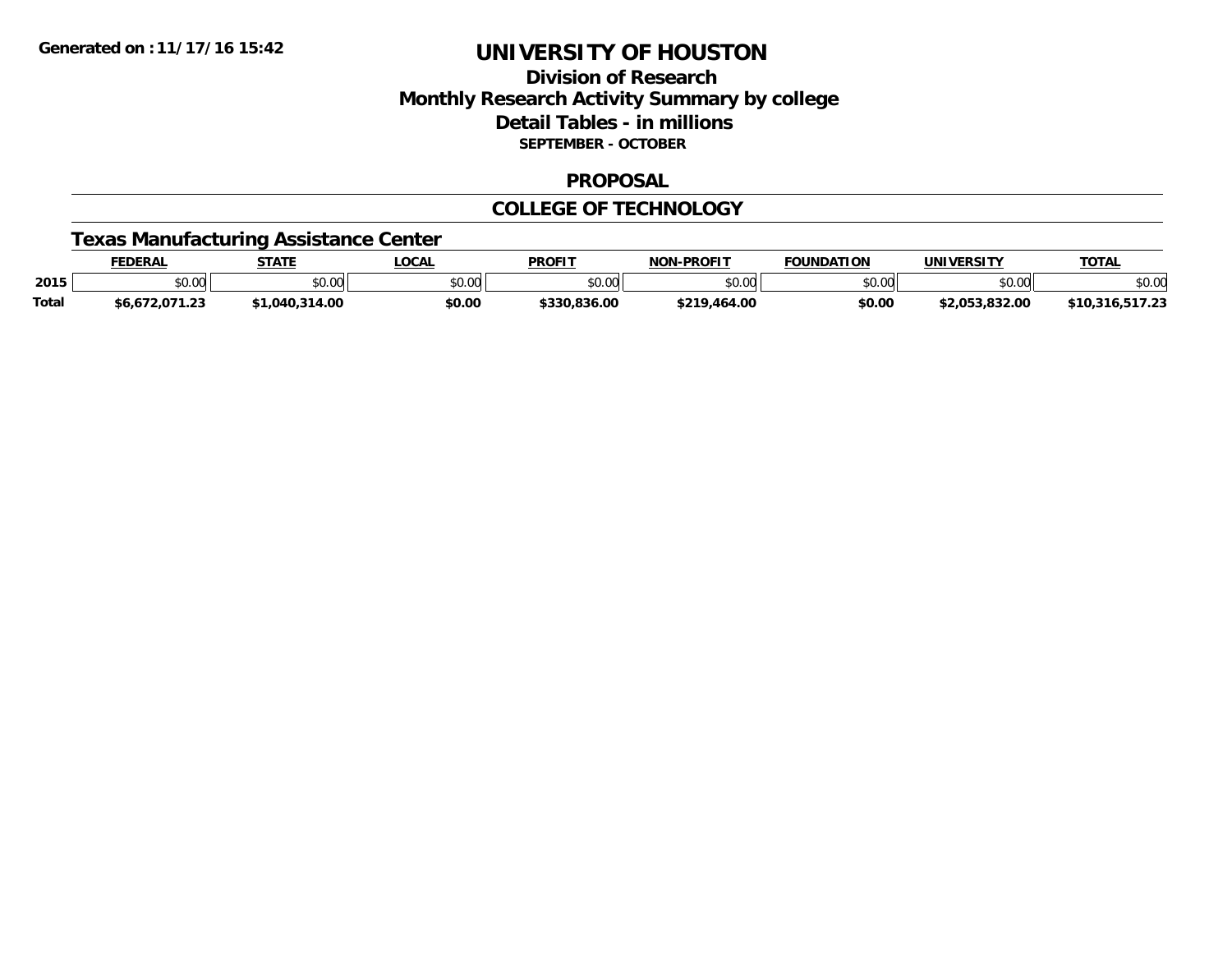Generated on :11/17/16 15:42

# UNIVERSITY OF HOUSTON

## Division of Research
## Monthly Research Activity Summary by college
## Detail Tables - in millions
### SEPTEMBER - OCTOBER

## PROPOSAL

## COLLEGE OF TECHNOLOGY

### Texas Manufacturing Assistance Center

| | FEDERAL | STATE | LOCAL | PROFIT | NON-PROFIT | FOUNDATION | UNIVERSITY | TOTAL |
|---|---|---|---|---|---|---|---|---|
| 2015 | $0.00 | $0.00 | $0.00 | $0.00 | $0.00 | $0.00 | $0.00 | $0.00 |
| **Total** | **$6,672,071.23** | **$1,040,314.00** | **$0.00** | **$330,836.00** | **$219,464.00** | **$0.00** | **$2,053,832.00** | **$10,316,517.23** |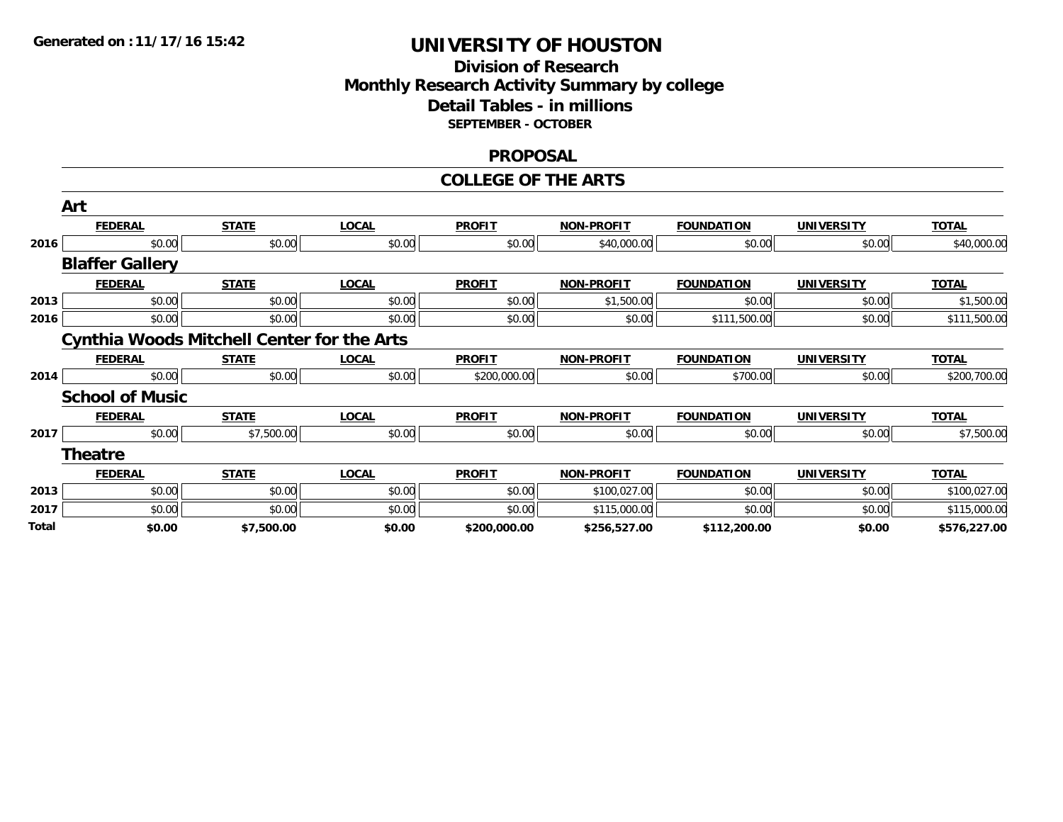**Generated on :11/17/16 15:42**

# UNIVERSITY OF HOUSTON

## Division of Research
## Monthly Research Activity Summary by college
## Detail Tables - in millions
### SEPTEMBER - OCTOBER

## PROPOSAL

## COLLEGE OF THE ARTS

### Art

| | FEDERAL | STATE | LOCAL | PROFIT | NON-PROFIT | FOUNDATION | UNIVERSITY | TOTAL |
|---|---|---|---|---|---|---|---|---|
| 2016 | $0.00 | $0.00 | $0.00 | $0.00 | $40,000.00 | $0.00 | $0.00 | $40,000.00 |

### Blaffer Gallery

| | FEDERAL | STATE | LOCAL | PROFIT | NON-PROFIT | FOUNDATION | UNIVERSITY | TOTAL |
|---|---|---|---|---|---|---|---|---|
| 2013 | $0.00 | $0.00 | $0.00 | $0.00 | $1,500.00 | $0.00 | $0.00 | $1,500.00 |
| 2016 | $0.00 | $0.00 | $0.00 | $0.00 | $0.00 | $111,500.00 | $0.00 | $111,500.00 |

### Cynthia Woods Mitchell Center for the Arts

| | FEDERAL | STATE | LOCAL | PROFIT | NON-PROFIT | FOUNDATION | UNIVERSITY | TOTAL |
|---|---|---|---|---|---|---|---|---|
| 2014 | $0.00 | $0.00 | $0.00 | $200,000.00 | $0.00 | $700.00 | $0.00 | $200,700.00 |

### School of Music

| | FEDERAL | STATE | LOCAL | PROFIT | NON-PROFIT | FOUNDATION | UNIVERSITY | TOTAL |
|---|---|---|---|---|---|---|---|---|
| 2017 | $0.00 | $7,500.00 | $0.00 | $0.00 | $0.00 | $0.00 | $0.00 | $7,500.00 |

### Theatre

| | FEDERAL | STATE | LOCAL | PROFIT | NON-PROFIT | FOUNDATION | UNIVERSITY | TOTAL |
|---|---|---|---|---|---|---|---|---|
| 2013 | $0.00 | $0.00 | $0.00 | $0.00 | $100,027.00 | $0.00 | $0.00 | $100,027.00 |
| 2017 | $0.00 | $0.00 | $0.00 | $0.00 | $115,000.00 | $0.00 | $0.00 | $115,000.00 |
| **Total** | **$0.00** | **$7,500.00** | **$0.00** | **$200,000.00** | **$256,527.00** | **$112,200.00** | **$0.00** | **$576,227.00** |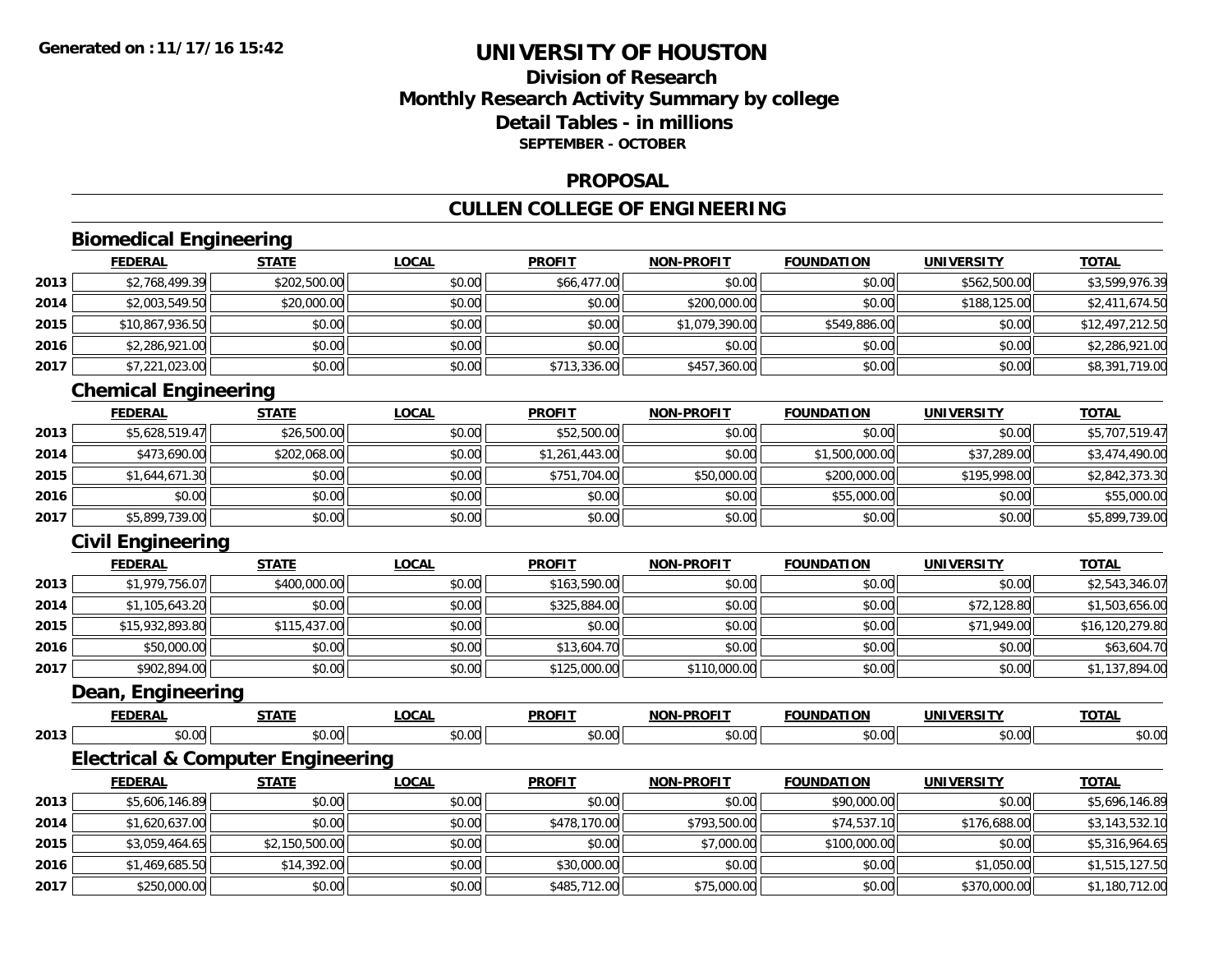# UNIVERSITY OF HOUSTON

## Division of Research
## Monthly Research Activity Summary by college
## Detail Tables - in millions
### SEPTEMBER - OCTOBER

## PROPOSAL

## CULLEN COLLEGE OF ENGINEERING

### Biomedical Engineering

| | FEDERAL | STATE | LOCAL | PROFIT | NON-PROFIT | FOUNDATION | UNIVERSITY | TOTAL |
|---|---|---|---|---|---|---|---|---|
| 2013 | $2,768,499.39 | $202,500.00 | $0.00 | $66,477.00 | $0.00 | $0.00 | $562,500.00 | $3,599,976.39 |
| 2014 | $2,003,549.50 | $20,000.00 | $0.00 | $0.00 | $200,000.00 | $0.00 | $188,125.00 | $2,411,674.50 |
| 2015 | $10,867,936.50 | $0.00 | $0.00 | $0.00 | $1,079,390.00 | $549,886.00 | $0.00 | $12,497,212.50 |
| 2016 | $2,286,921.00 | $0.00 | $0.00 | $0.00 | $0.00 | $0.00 | $0.00 | $2,286,921.00 |
| 2017 | $7,221,023.00 | $0.00 | $0.00 | $713,336.00 | $457,360.00 | $0.00 | $0.00 | $8,391,719.00 |

### Chemical Engineering

| | FEDERAL | STATE | LOCAL | PROFIT | NON-PROFIT | FOUNDATION | UNIVERSITY | TOTAL |
|---|---|---|---|---|---|---|---|---|
| 2013 | $5,628,519.47 | $26,500.00 | $0.00 | $52,500.00 | $0.00 | $0.00 | $0.00 | $5,707,519.47 |
| 2014 | $473,690.00 | $202,068.00 | $0.00 | $1,261,443.00 | $0.00 | $1,500,000.00 | $37,289.00 | $3,474,490.00 |
| 2015 | $1,644,671.30 | $0.00 | $0.00 | $751,704.00 | $50,000.00 | $200,000.00 | $195,998.00 | $2,842,373.30 |
| 2016 | $0.00 | $0.00 | $0.00 | $0.00 | $0.00 | $55,000.00 | $0.00 | $55,000.00 |
| 2017 | $5,899,739.00 | $0.00 | $0.00 | $0.00 | $0.00 | $0.00 | $0.00 | $5,899,739.00 |

### Civil Engineering

| | FEDERAL | STATE | LOCAL | PROFIT | NON-PROFIT | FOUNDATION | UNIVERSITY | TOTAL |
|---|---|---|---|---|---|---|---|---|
| 2013 | $1,979,756.07 | $400,000.00 | $0.00 | $163,590.00 | $0.00 | $0.00 | $0.00 | $2,543,346.07 |
| 2014 | $1,105,643.20 | $0.00 | $0.00 | $325,884.00 | $0.00 | $0.00 | $72,128.80 | $1,503,656.00 |
| 2015 | $15,932,893.80 | $115,437.00 | $0.00 | $0.00 | $0.00 | $0.00 | $71,949.00 | $16,120,279.80 |
| 2016 | $50,000.00 | $0.00 | $0.00 | $13,604.70 | $0.00 | $0.00 | $0.00 | $63,604.70 |
| 2017 | $902,894.00 | $0.00 | $0.00 | $125,000.00 | $110,000.00 | $0.00 | $0.00 | $1,137,894.00 |

### Dean, Engineering

| | FEDERAL | STATE | LOCAL | PROFIT | NON-PROFIT | FOUNDATION | UNIVERSITY | TOTAL |
|---|---|---|---|---|---|---|---|---|
| 2013 | $0.00 | $0.00 | $0.00 | $0.00 | $0.00 | $0.00 | $0.00 | $0.00 |

### Electrical & Computer Engineering

| | FEDERAL | STATE | LOCAL | PROFIT | NON-PROFIT | FOUNDATION | UNIVERSITY | TOTAL |
|---|---|---|---|---|---|---|---|---|
| 2013 | $5,606,146.89 | $0.00 | $0.00 | $0.00 | $0.00 | $90,000.00 | $0.00 | $5,696,146.89 |
| 2014 | $1,620,637.00 | $0.00 | $0.00 | $478,170.00 | $793,500.00 | $74,537.10 | $176,688.00 | $3,143,532.10 |
| 2015 | $3,059,464.65 | $2,150,500.00 | $0.00 | $0.00 | $7,000.00 | $100,000.00 | $0.00 | $5,316,964.65 |
| 2016 | $1,469,685.50 | $14,392.00 | $0.00 | $30,000.00 | $0.00 | $0.00 | $1,050.00 | $1,515,127.50 |
| 2017 | $250,000.00 | $0.00 | $0.00 | $485,712.00 | $75,000.00 | $0.00 | $370,000.00 | $1,180,712.00 |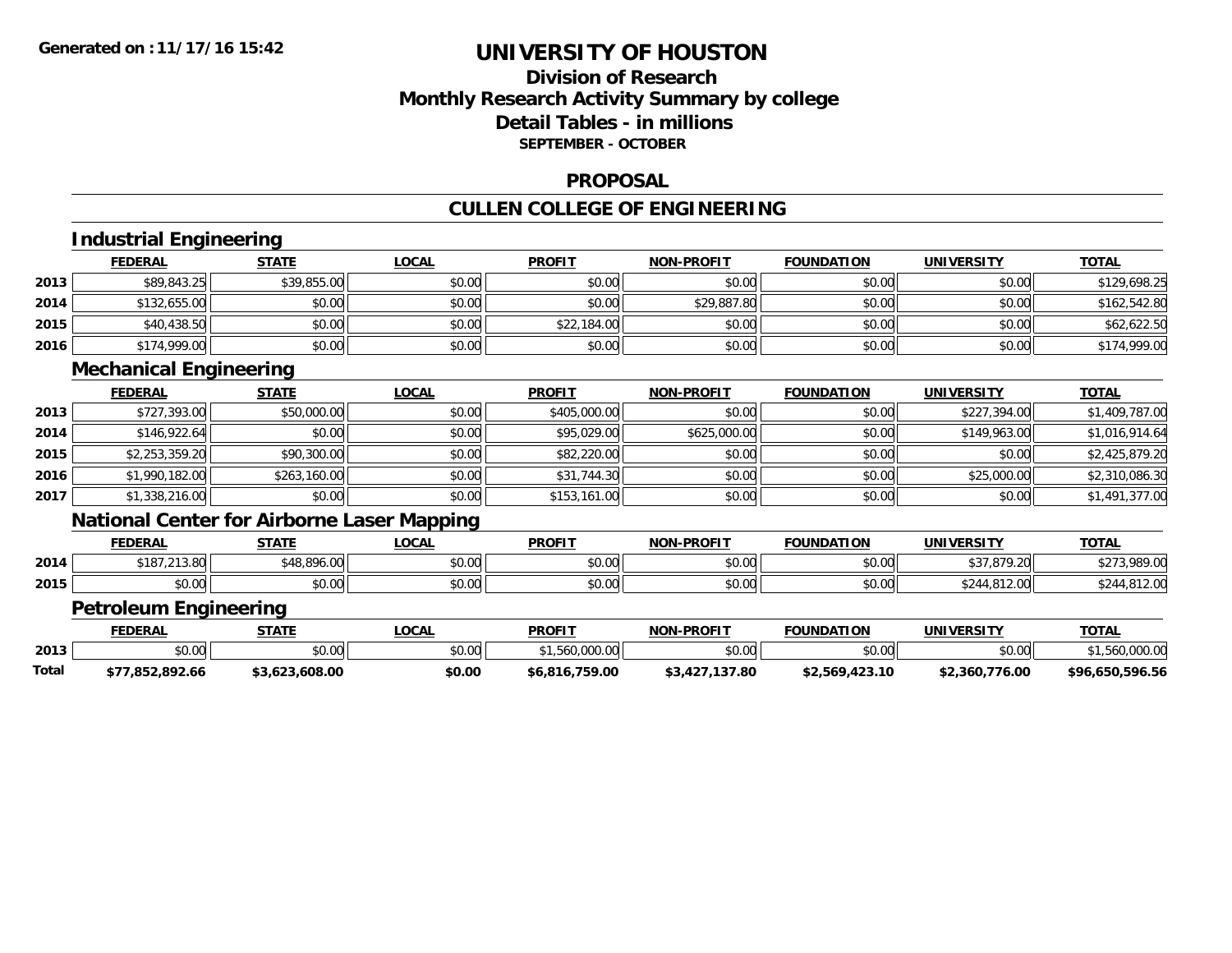# UNIVERSITY OF HOUSTON

## Division of Research
## Monthly Research Activity Summary by college
## Detail Tables - in millions
### SEPTEMBER - OCTOBER

## PROPOSAL

## CULLEN COLLEGE OF ENGINEERING

### Industrial Engineering

| | FEDERAL | STATE | LOCAL | PROFIT | NON-PROFIT | FOUNDATION | UNIVERSITY | TOTAL |
|---|---|---|---|---|---|---|---|---|
| 2013 | $89,843.25 | $39,855.00 | $0.00 | $0.00 | $0.00 | $0.00 | $0.00 | $129,698.25 |
| 2014 | $132,655.00 | $0.00 | $0.00 | $0.00 | $29,887.80 | $0.00 | $0.00 | $162,542.80 |
| 2015 | $40,438.50 | $0.00 | $0.00 | $22,184.00 | $0.00 | $0.00 | $0.00 | $62,622.50 |
| 2016 | $174,999.00 | $0.00 | $0.00 | $0.00 | $0.00 | $0.00 | $0.00 | $174,999.00 |

### Mechanical Engineering

| | FEDERAL | STATE | LOCAL | PROFIT | NON-PROFIT | FOUNDATION | UNIVERSITY | TOTAL |
|---|---|---|---|---|---|---|---|---|
| 2013 | $727,393.00 | $50,000.00 | $0.00 | $405,000.00 | $0.00 | $0.00 | $227,394.00 | $1,409,787.00 |
| 2014 | $146,922.64 | $0.00 | $0.00 | $95,029.00 | $625,000.00 | $0.00 | $149,963.00 | $1,016,914.64 |
| 2015 | $2,253,359.20 | $90,300.00 | $0.00 | $82,220.00 | $0.00 | $0.00 | $0.00 | $2,425,879.20 |
| 2016 | $1,990,182.00 | $263,160.00 | $0.00 | $31,744.30 | $0.00 | $0.00 | $25,000.00 | $2,310,086.30 |
| 2017 | $1,338,216.00 | $0.00 | $0.00 | $153,161.00 | $0.00 | $0.00 | $0.00 | $1,491,377.00 |

### National Center for Airborne Laser Mapping

| | FEDERAL | STATE | LOCAL | PROFIT | NON-PROFIT | FOUNDATION | UNIVERSITY | TOTAL |
|---|---|---|---|---|---|---|---|---|
| 2014 | $187,213.80 | $48,896.00 | $0.00 | $0.00 | $0.00 | $0.00 | $37,879.20 | $273,989.00 |
| 2015 | $0.00 | $0.00 | $0.00 | $0.00 | $0.00 | $0.00 | $244,812.00 | $244,812.00 |

### Petroleum Engineering

| | FEDERAL | STATE | LOCAL | PROFIT | NON-PROFIT | FOUNDATION | UNIVERSITY | TOTAL |
|---|---|---|---|---|---|---|---|---|
| 2013 | $0.00 | $0.00 | $0.00 | $1,560,000.00 | $0.00 | $0.00 | $0.00 | $1,560,000.00 |
| **Total** | **$77,852,892.66** | **$3,623,608.00** | **$0.00** | **$6,816,759.00** | **$3,427,137.80** | **$2,569,423.10** | **$2,360,776.00** | **$96,650,596.56** |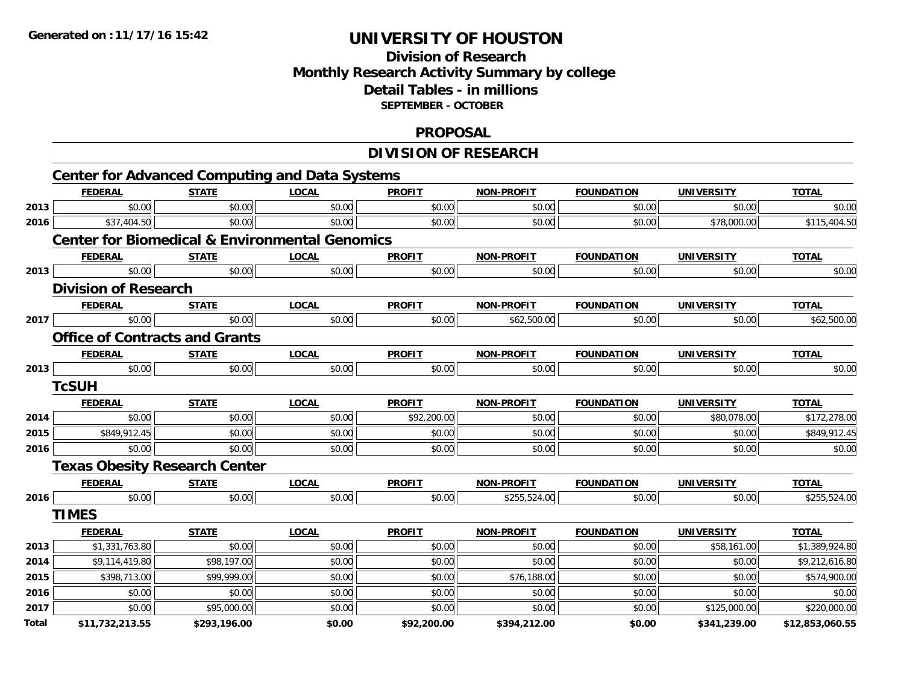# UNIVERSITY OF HOUSTON

## Division of Research
## Monthly Research Activity Summary by college
## Detail Tables - in millions
### SEPTEMBER - OCTOBER

## PROPOSAL

## DIVISION OF RESEARCH

### Center for Advanced Computing and Data Systems

| | FEDERAL | STATE | LOCAL | PROFIT | NON-PROFIT | FOUNDATION | UNIVERSITY | TOTAL |
|---|---|---|---|---|---|---|---|---|
| 2013 | $0.00 | $0.00 | $0.00 | $0.00 | $0.00 | $0.00 | $0.00 | $0.00 |
| 2016 | $37,404.50 | $0.00 | $0.00 | $0.00 | $0.00 | $0.00 | $78,000.00 | $115,404.50 |

### Center for Biomedical & Environmental Genomics

| | FEDERAL | STATE | LOCAL | PROFIT | NON-PROFIT | FOUNDATION | UNIVERSITY | TOTAL |
|---|---|---|---|---|---|---|---|---|
| 2013 | $0.00 | $0.00 | $0.00 | $0.00 | $0.00 | $0.00 | $0.00 | $0.00 |

### Division of Research

| | FEDERAL | STATE | LOCAL | PROFIT | NON-PROFIT | FOUNDATION | UNIVERSITY | TOTAL |
|---|---|---|---|---|---|---|---|---|
| 2017 | $0.00 | $0.00 | $0.00 | $0.00 | $62,500.00 | $0.00 | $0.00 | $62,500.00 |

### Office of Contracts and Grants

| | FEDERAL | STATE | LOCAL | PROFIT | NON-PROFIT | FOUNDATION | UNIVERSITY | TOTAL |
|---|---|---|---|---|---|---|---|---|
| 2013 | $0.00 | $0.00 | $0.00 | $0.00 | $0.00 | $0.00 | $0.00 | $0.00 |

### TcSUH

| | FEDERAL | STATE | LOCAL | PROFIT | NON-PROFIT | FOUNDATION | UNIVERSITY | TOTAL |
|---|---|---|---|---|---|---|---|---|
| 2014 | $0.00 | $0.00 | $0.00 | $92,200.00 | $0.00 | $0.00 | $80,078.00 | $172,278.00 |
| 2015 | $849,912.45 | $0.00 | $0.00 | $0.00 | $0.00 | $0.00 | $0.00 | $849,912.45 |
| 2016 | $0.00 | $0.00 | $0.00 | $0.00 | $0.00 | $0.00 | $0.00 | $0.00 |

### Texas Obesity Research Center

| | FEDERAL | STATE | LOCAL | PROFIT | NON-PROFIT | FOUNDATION | UNIVERSITY | TOTAL |
|---|---|---|---|---|---|---|---|---|
| 2016 | $0.00 | $0.00 | $0.00 | $0.00 | $255,524.00 | $0.00 | $0.00 | $255,524.00 |

### TIMES

| | FEDERAL | STATE | LOCAL | PROFIT | NON-PROFIT | FOUNDATION | UNIVERSITY | TOTAL |
|---|---|---|---|---|---|---|---|---|
| 2013 | $1,331,763.80 | $0.00 | $0.00 | $0.00 | $0.00 | $0.00 | $58,161.00 | $1,389,924.80 |
| 2014 | $9,114,419.80 | $98,197.00 | $0.00 | $0.00 | $0.00 | $0.00 | $0.00 | $9,212,616.80 |
| 2015 | $398,713.00 | $99,999.00 | $0.00 | $0.00 | $76,188.00 | $0.00 | $0.00 | $574,900.00 |
| 2016 | $0.00 | $0.00 | $0.00 | $0.00 | $0.00 | $0.00 | $0.00 | $0.00 |
| 2017 | $0.00 | $95,000.00 | $0.00 | $0.00 | $0.00 | $0.00 | $125,000.00 | $220,000.00 |
| **Total** | **$11,732,213.55** | **$293,196.00** | **$0.00** | **$92,200.00** | **$394,212.00** | **$0.00** | **$341,239.00** | **$12,853,060.55** |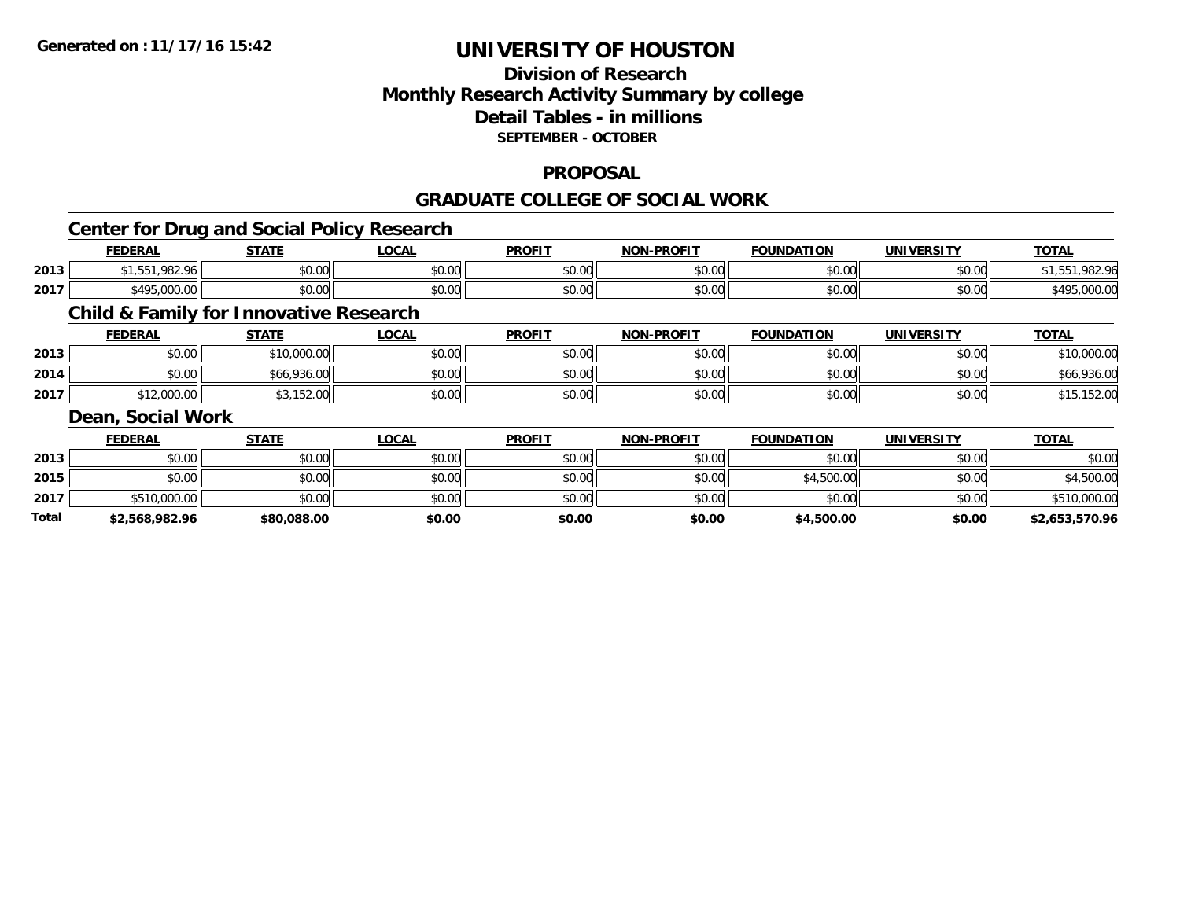Generated on :11/17/16 15:42

# UNIVERSITY OF HOUSTON

## Division of Research
## Monthly Research Activity Summary by college
## Detail Tables - in millions
### SEPTEMBER - OCTOBER

### PROPOSAL

### GRADUATE COLLEGE OF SOCIAL WORK

#### Center for Drug and Social Policy Research

| | FEDERAL | STATE | LOCAL | PROFIT | NON-PROFIT | FOUNDATION | UNIVERSITY | TOTAL |
|---|---|---|---|---|---|---|---|---|
| 2013 | $1,551,982.96 | $0.00 | $0.00 | $0.00 | $0.00 | $0.00 | $0.00 | $1,551,982.96 |
| 2017 | $495,000.00 | $0.00 | $0.00 | $0.00 | $0.00 | $0.00 | $0.00 | $495,000.00 |

#### Child & Family for Innovative Research

| | FEDERAL | STATE | LOCAL | PROFIT | NON-PROFIT | FOUNDATION | UNIVERSITY | TOTAL |
|---|---|---|---|---|---|---|---|---|
| 2013 | $0.00 | $10,000.00 | $0.00 | $0.00 | $0.00 | $0.00 | $0.00 | $10,000.00 |
| 2014 | $0.00 | $66,936.00 | $0.00 | $0.00 | $0.00 | $0.00 | $0.00 | $66,936.00 |
| 2017 | $12,000.00 | $3,152.00 | $0.00 | $0.00 | $0.00 | $0.00 | $0.00 | $15,152.00 |

#### Dean, Social Work

| | FEDERAL | STATE | LOCAL | PROFIT | NON-PROFIT | FOUNDATION | UNIVERSITY | TOTAL |
|---|---|---|---|---|---|---|---|---|
| 2013 | $0.00 | $0.00 | $0.00 | $0.00 | $0.00 | $0.00 | $0.00 | $0.00 |
| 2015 | $0.00 | $0.00 | $0.00 | $0.00 | $0.00 | $4,500.00 | $0.00 | $4,500.00 |
| 2017 | $510,000.00 | $0.00 | $0.00 | $0.00 | $0.00 | $0.00 | $0.00 | $510,000.00 |
| **Total** | **$2,568,982.96** | **$80,088.00** | **$0.00** | **$0.00** | **$0.00** | **$4,500.00** | **$0.00** | **$2,653,570.96** |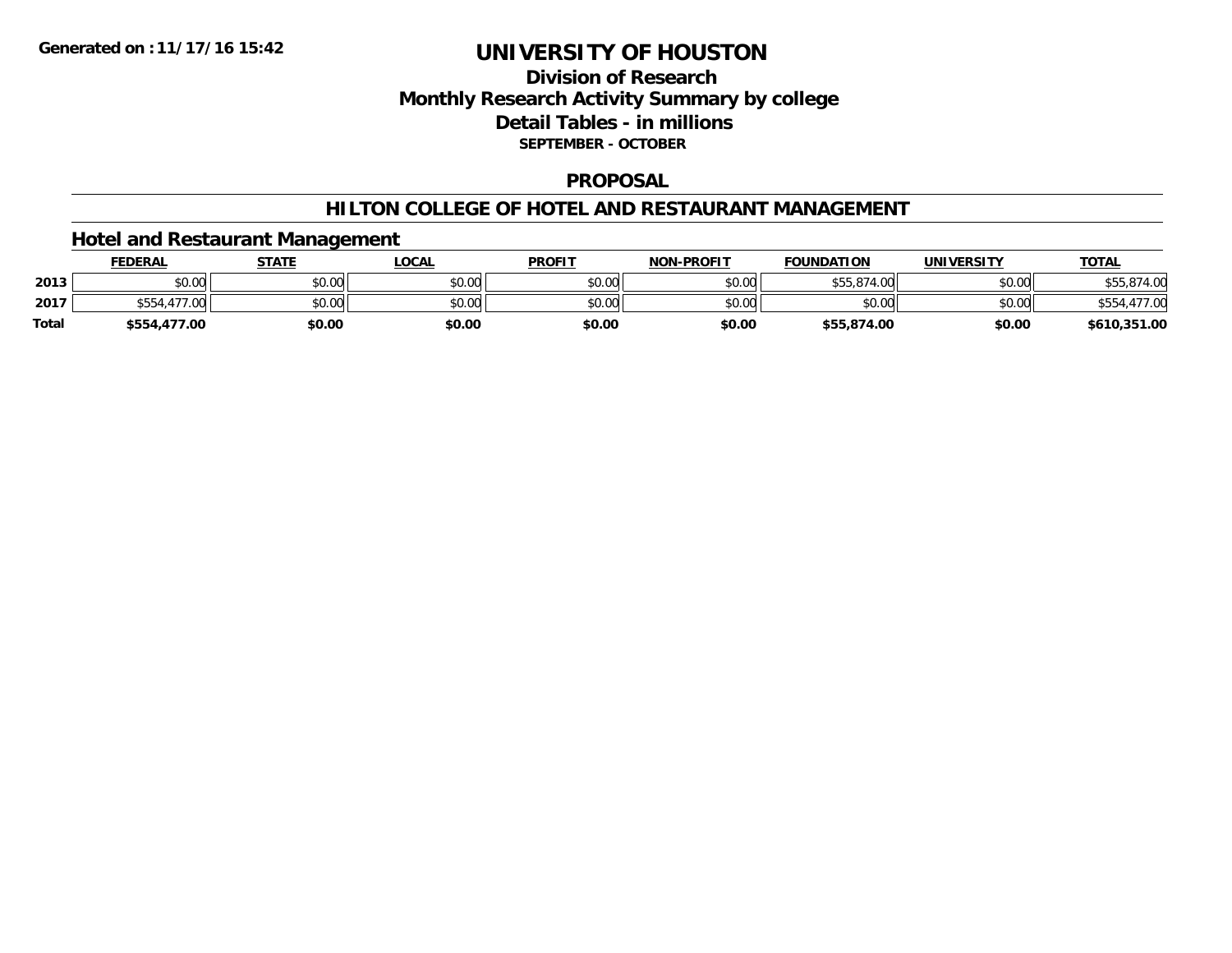# UNIVERSITY OF HOUSTON

## Division of Research
## Monthly Research Activity Summary by college
## Detail Tables - in millions
### SEPTEMBER - OCTOBER

Generated on :11/17/16 15:42

## PROPOSAL

## HILTON COLLEGE OF HOTEL AND RESTAURANT MANAGEMENT

### Hotel and Restaurant Management

| | FEDERAL | STATE | LOCAL | PROFIT | NON-PROFIT | FOUNDATION | UNIVERSITY | TOTAL |
|---|---|---|---|---|---|---|---|---|
| 2013 | $0.00 | $0.00 | $0.00 | $0.00 | $0.00 | $55,874.00 | $0.00 | $55,874.00 |
| 2017 | $554,477.00 | $0.00 | $0.00 | $0.00 | $0.00 | $0.00 | $0.00 | $554,477.00 |
| **Total** | **$554,477.00** | **$0.00** | **$0.00** | **$0.00** | **$0.00** | **$55,874.00** | **$0.00** | **$610,351.00** |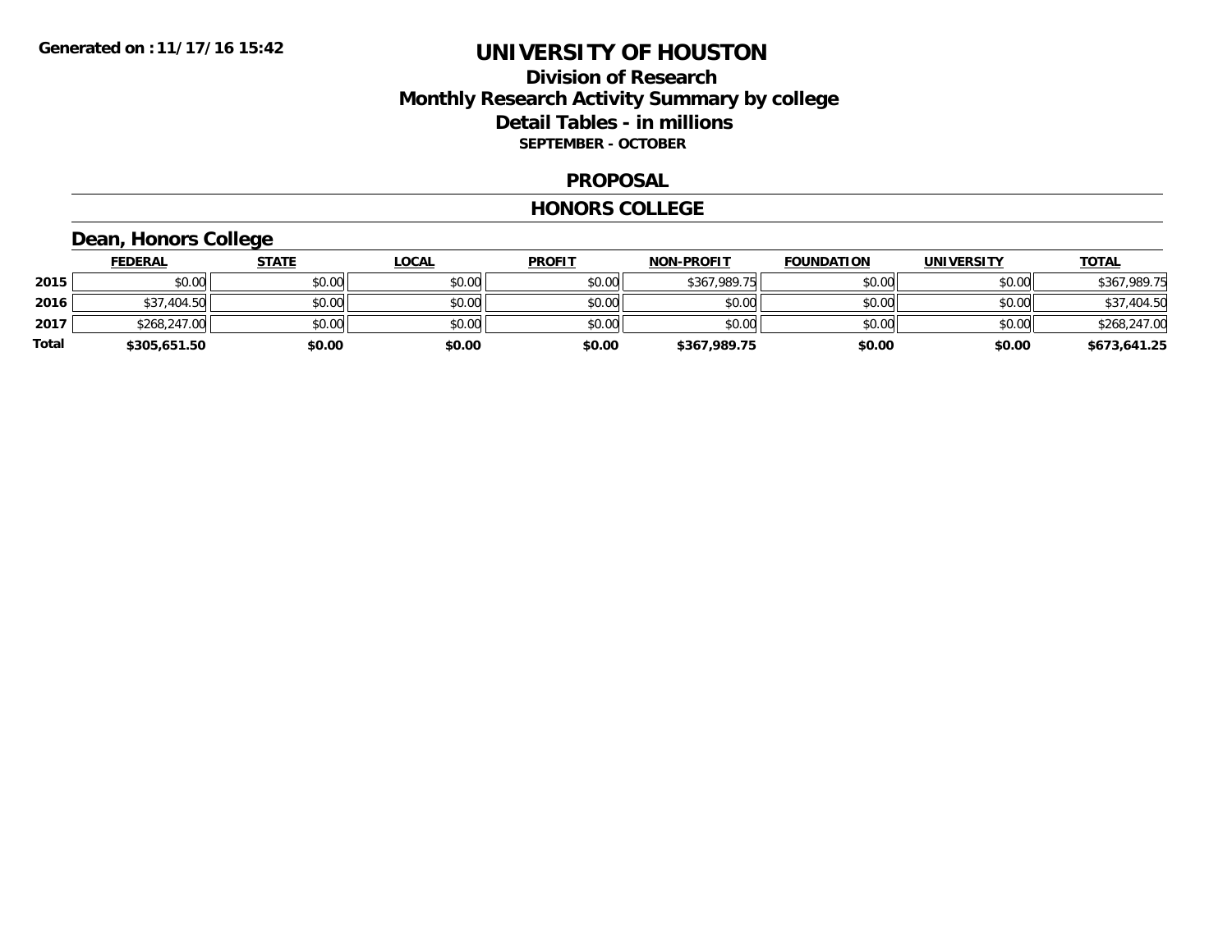Generated on :11/17/16 15:42

# UNIVERSITY OF HOUSTON

## Division of Research
## Monthly Research Activity Summary by college
## Detail Tables - in millions
### SEPTEMBER - OCTOBER

## PROPOSAL

## HONORS COLLEGE

### Dean, Honors College

| | FEDERAL | STATE | LOCAL | PROFIT | NON-PROFIT | FOUNDATION | UNIVERSITY | TOTAL |
|---|---|---|---|---|---|---|---|---|
| 2015 | $0.00 | $0.00 | $0.00 | $0.00 | $367,989.75 | $0.00 | $0.00 | $367,989.75 |
| 2016 | $37,404.50 | $0.00 | $0.00 | $0.00 | $0.00 | $0.00 | $0.00 | $37,404.50 |
| 2017 | $268,247.00 | $0.00 | $0.00 | $0.00 | $0.00 | $0.00 | $0.00 | $268,247.00 |
| **Total** | **$305,651.50** | **$0.00** | **$0.00** | **$0.00** | **$367,989.75** | **$0.00** | **$0.00** | **$673,641.25** |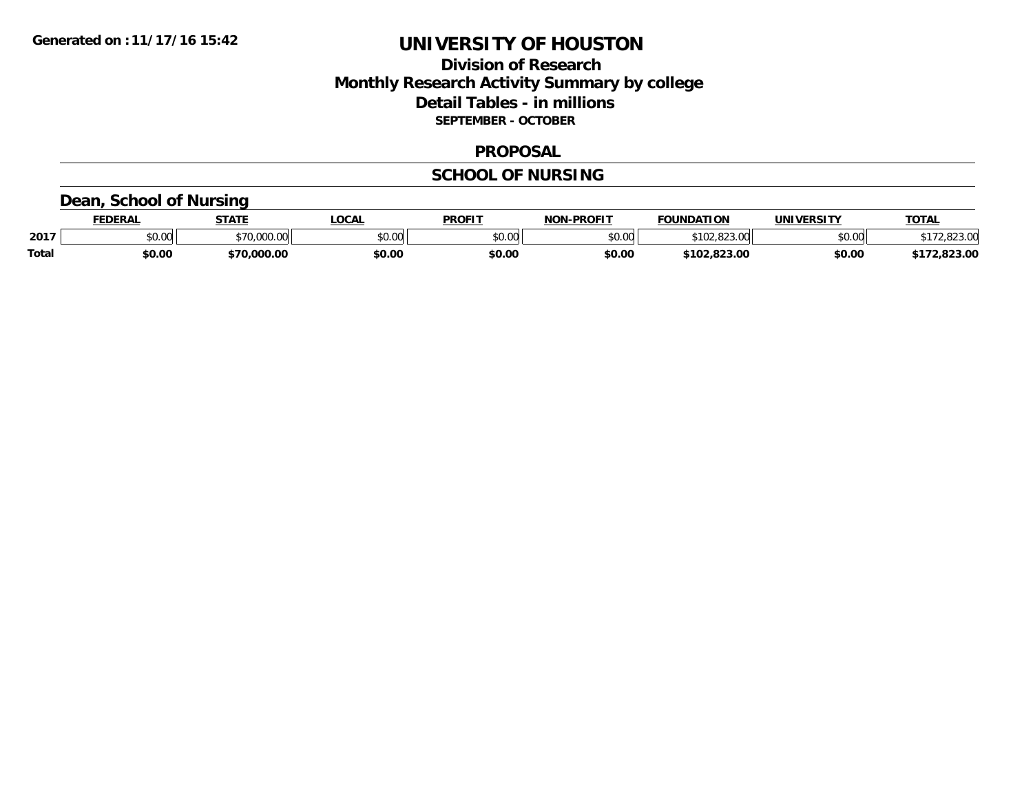**Generated on :11/17/16 15:42**

# UNIVERSITY OF HOUSTON

## Division of Research
## Monthly Research Activity Summary by college
## Detail Tables - in millions
### SEPTEMBER - OCTOBER

## PROPOSAL

## SCHOOL OF NURSING

### Dean, School of Nursing

| | FEDERAL | STATE | LOCAL | PROFIT | NON-PROFIT | FOUNDATION | UNIVERSITY | TOTAL |
|---|---|---|---|---|---|---|---|---|
| 2017 | $0.00 | $70,000.00 | $0.00 | $0.00 | $0.00 | $102,823.00 | $0.00 | $172,823.00 |
| **Total** | **$0.00** | **$70,000.00** | **$0.00** | **$0.00** | **$0.00** | **$102,823.00** | **$0.00** | **$172,823.00** |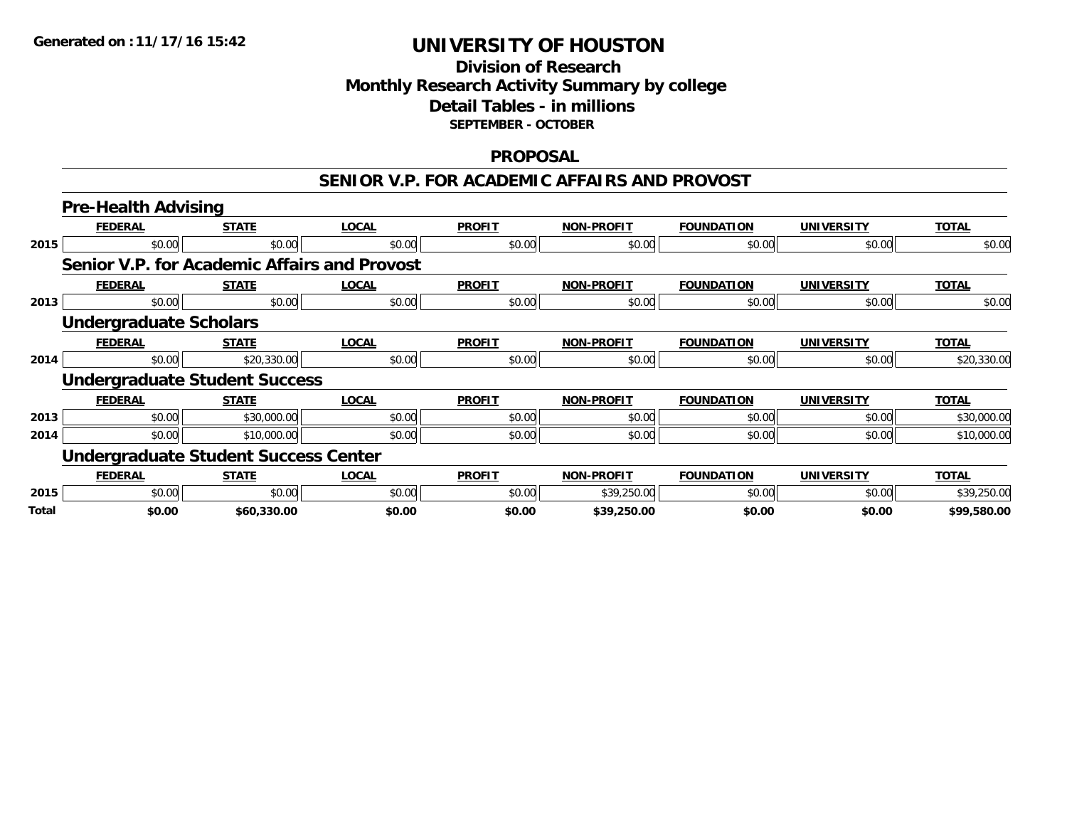**Generated on :11/17/16 15:42**

# UNIVERSITY OF HOUSTON

## Division of Research
## Monthly Research Activity Summary by college
## Detail Tables - in millions
### SEPTEMBER - OCTOBER

## PROPOSAL

## SENIOR V.P. FOR ACADEMIC AFFAIRS AND PROVOST

### Pre-Health Advising

| | FEDERAL | STATE | LOCAL | PROFIT | NON-PROFIT | FOUNDATION | UNIVERSITY | TOTAL |
|---|---|---|---|---|---|---|---|---|
| 2015 | $0.00 | $0.00 | $0.00 | $0.00 | $0.00 | $0.00 | $0.00 | $0.00 |

### Senior V.P. for Academic Affairs and Provost

| | FEDERAL | STATE | LOCAL | PROFIT | NON-PROFIT | FOUNDATION | UNIVERSITY | TOTAL |
|---|---|---|---|---|---|---|---|---|
| 2013 | $0.00 | $0.00 | $0.00 | $0.00 | $0.00 | $0.00 | $0.00 | $0.00 |

### Undergraduate Scholars

| | FEDERAL | STATE | LOCAL | PROFIT | NON-PROFIT | FOUNDATION | UNIVERSITY | TOTAL |
|---|---|---|---|---|---|---|---|---|
| 2014 | $0.00 | $20,330.00 | $0.00 | $0.00 | $0.00 | $0.00 | $0.00 | $20,330.00 |

### Undergraduate Student Success

| | FEDERAL | STATE | LOCAL | PROFIT | NON-PROFIT | FOUNDATION | UNIVERSITY | TOTAL |
|---|---|---|---|---|---|---|---|---|
| 2013 | $0.00 | $30,000.00 | $0.00 | $0.00 | $0.00 | $0.00 | $0.00 | $30,000.00 |
| 2014 | $0.00 | $10,000.00 | $0.00 | $0.00 | $0.00 | $0.00 | $0.00 | $10,000.00 |

### Undergraduate Student Success Center

| | FEDERAL | STATE | LOCAL | PROFIT | NON-PROFIT | FOUNDATION | UNIVERSITY | TOTAL |
|---|---|---|---|---|---|---|---|---|
| 2015 | $0.00 | $0.00 | $0.00 | $0.00 | $39,250.00 | $0.00 | $0.00 | $39,250.00 |
| **Total** | **$0.00** | **$60,330.00** | **$0.00** | **$0.00** | **$39,250.00** | **$0.00** | **$0.00** | **$99,580.00** |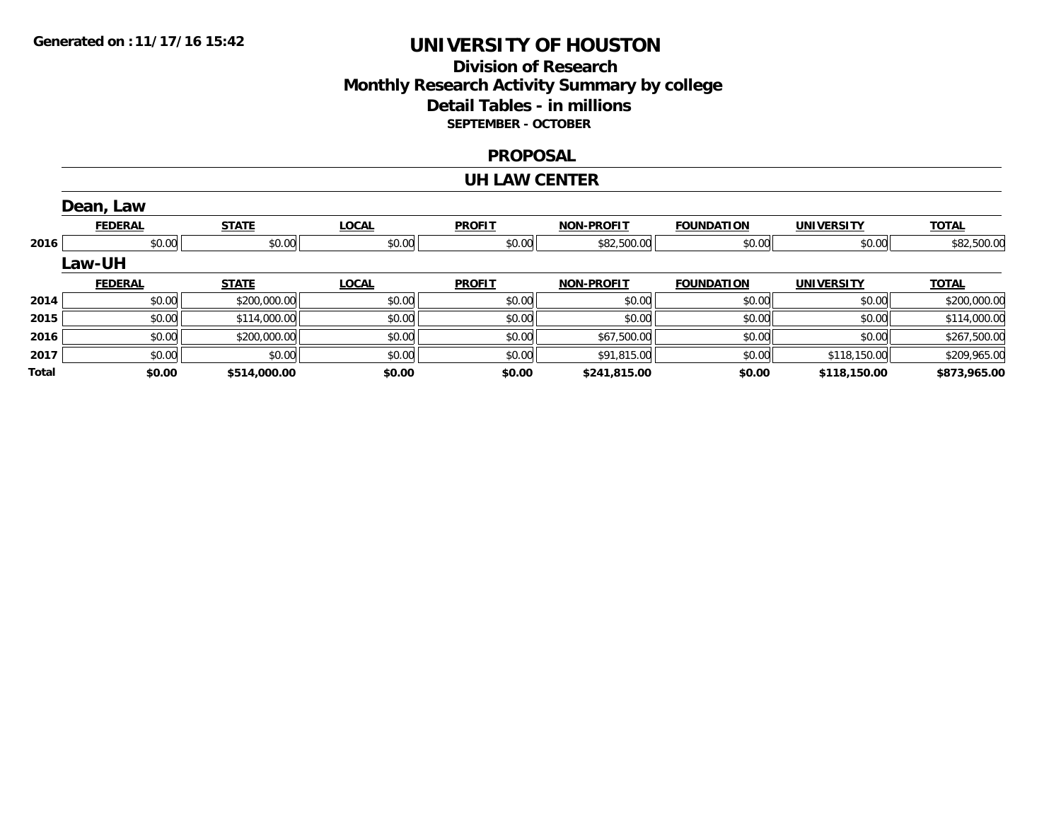Generated on :11/17/16 15:42

# UNIVERSITY OF HOUSTON

## Division of Research
## Monthly Research Activity Summary by college
## Detail Tables - in millions
### SEPTEMBER - OCTOBER

## PROPOSAL

## UH LAW CENTER

### Dean, Law

| | FEDERAL | STATE | LOCAL | PROFIT | NON-PROFIT | FOUNDATION | UNIVERSITY | TOTAL |
|---|---|---|---|---|---|---|---|---|
| 2016 | $0.00 | $0.00 | $0.00 | $0.00 | $82,500.00 | $0.00 | $0.00 | $82,500.00 |

### Law-UH

| | FEDERAL | STATE | LOCAL | PROFIT | NON-PROFIT | FOUNDATION | UNIVERSITY | TOTAL |
|---|---|---|---|---|---|---|---|---|
| 2014 | $0.00 | $200,000.00 | $0.00 | $0.00 | $0.00 | $0.00 | $0.00 | $200,000.00 |
| 2015 | $0.00 | $114,000.00 | $0.00 | $0.00 | $0.00 | $0.00 | $0.00 | $114,000.00 |
| 2016 | $0.00 | $200,000.00 | $0.00 | $0.00 | $67,500.00 | $0.00 | $0.00 | $267,500.00 |
| 2017 | $0.00 | $0.00 | $0.00 | $0.00 | $91,815.00 | $0.00 | $118,150.00 | $209,965.00 |
| **Total** | **$0.00** | **$514,000.00** | **$0.00** | **$0.00** | **$241,815.00** | **$0.00** | **$118,150.00** | **$873,965.00** |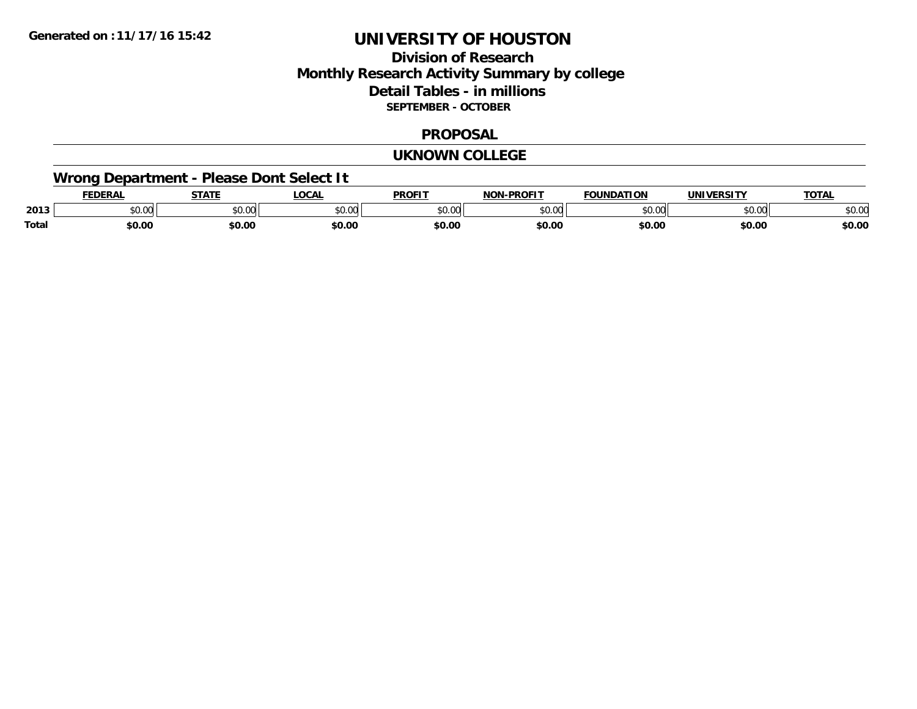**Generated on :11/17/16 15:42**

# UNIVERSITY OF HOUSTON

## Division of Research
## Monthly Research Activity Summary by college
## Detail Tables - in millions
### SEPTEMBER - OCTOBER

## PROPOSAL

## UKNOWN COLLEGE

### Wrong Department - Please Dont Select It

| | FEDERAL | STATE | LOCAL | PROFIT | NON-PROFIT | FOUNDATION | UNIVERSITY | TOTAL |
|---|---|---|---|---|---|---|---|---|
| 2013 | $0.00 | $0.00 | $0.00 | $0.00 | $0.00 | $0.00 | $0.00 | $0.00 |
| **Total** | **$0.00** | **$0.00** | **$0.00** | **$0.00** | **$0.00** | **$0.00** | **$0.00** | **$0.00** |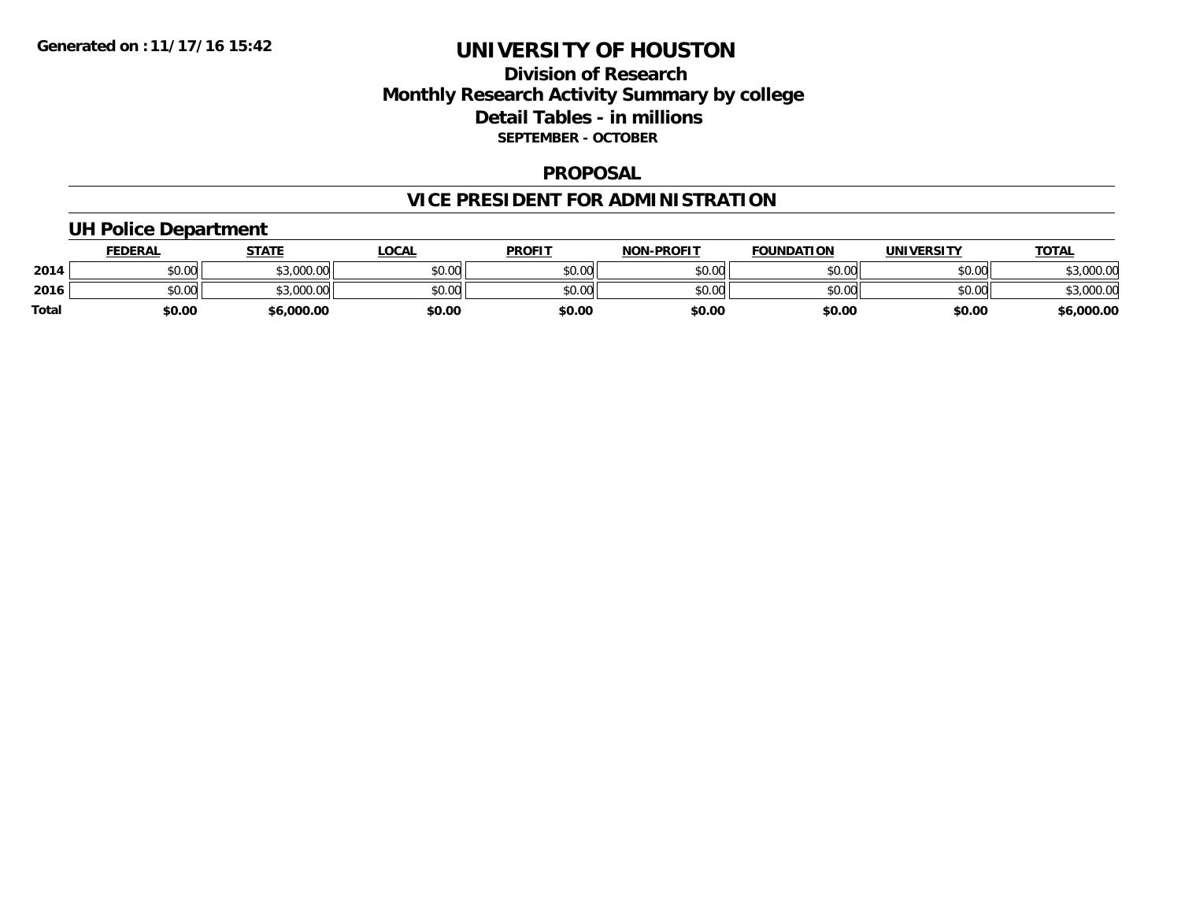# UNIVERSITY OF HOUSTON

## Division of Research
## Monthly Research Activity Summary by college
## Detail Tables - in millions
### SEPTEMBER - OCTOBER

## PROPOSAL

## VICE PRESIDENT FOR ADMINISTRATION

### UH Police Department

| | FEDERAL | STATE | LOCAL | PROFIT | NON-PROFIT | FOUNDATION | UNIVERSITY | TOTAL |
|---|---|---|---|---|---|---|---|---|
| 2014 | $0.00 | $3,000.00 | $0.00 | $0.00 | $0.00 | $0.00 | $0.00 | $3,000.00 |
| 2016 | $0.00 | $3,000.00 | $0.00 | $0.00 | $0.00 | $0.00 | $0.00 | $3,000.00 |
| **Total** | **$0.00** | **$6,000.00** | **$0.00** | **$0.00** | **$0.00** | **$0.00** | **$0.00** | **$6,000.00** |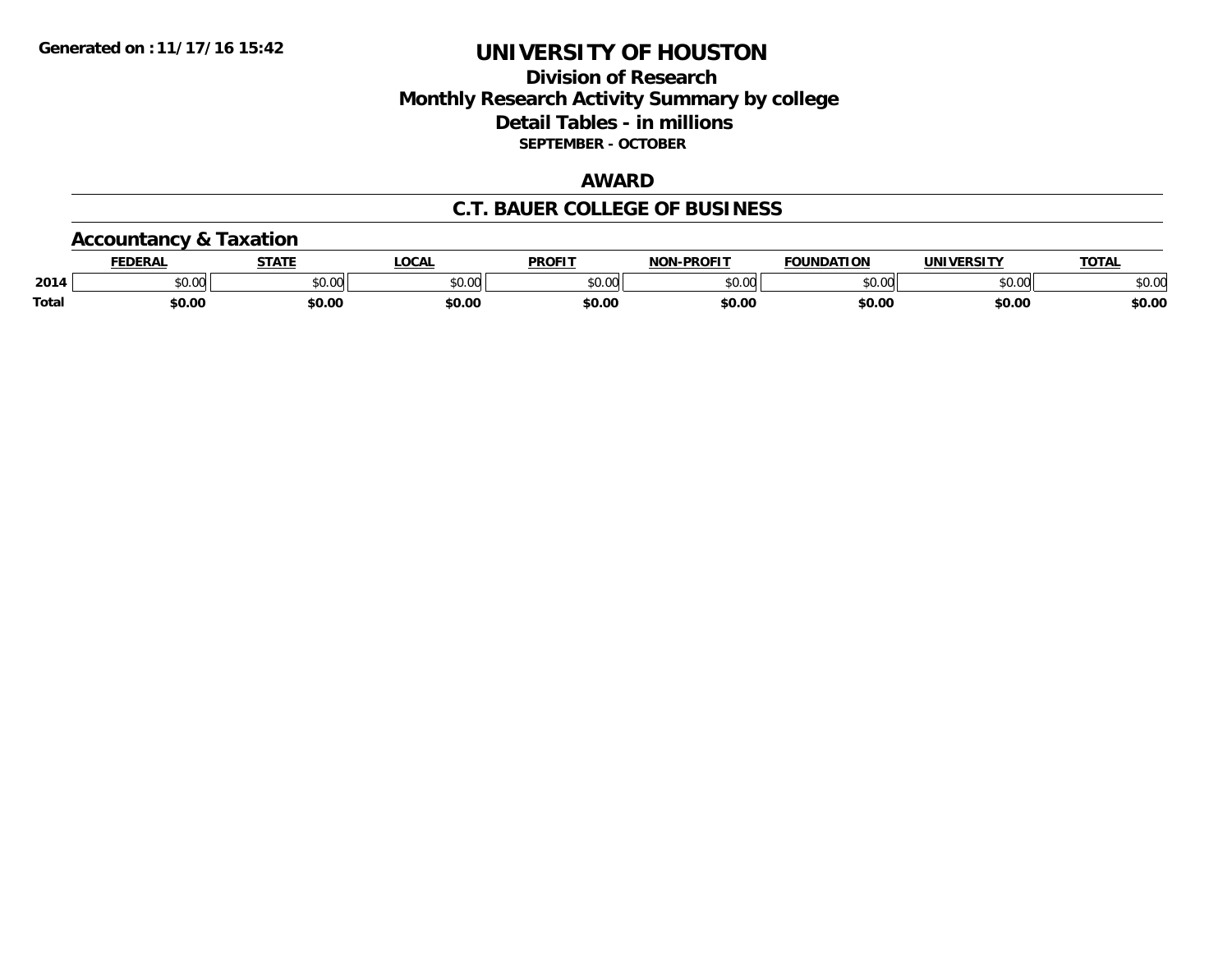Generated on :11/17/16 15:42

# UNIVERSITY OF HOUSTON

## Division of Research
## Monthly Research Activity Summary by college
## Detail Tables - in millions
### SEPTEMBER - OCTOBER

## AWARD

## C.T. BAUER COLLEGE OF BUSINESS

### Accountancy & Taxation

| | FEDERAL | STATE | LOCAL | PROFIT | NON-PROFIT | FOUNDATION | UNIVERSITY | TOTAL |
|---|---|---|---|---|---|---|---|---|
| 2014 | $0.00 | $0.00 | $0.00 | $0.00 | $0.00 | $0.00 | $0.00 | $0.00 |
| **Total** | **$0.00** | **$0.00** | **$0.00** | **$0.00** | **$0.00** | **$0.00** | **$0.00** | **$0.00** |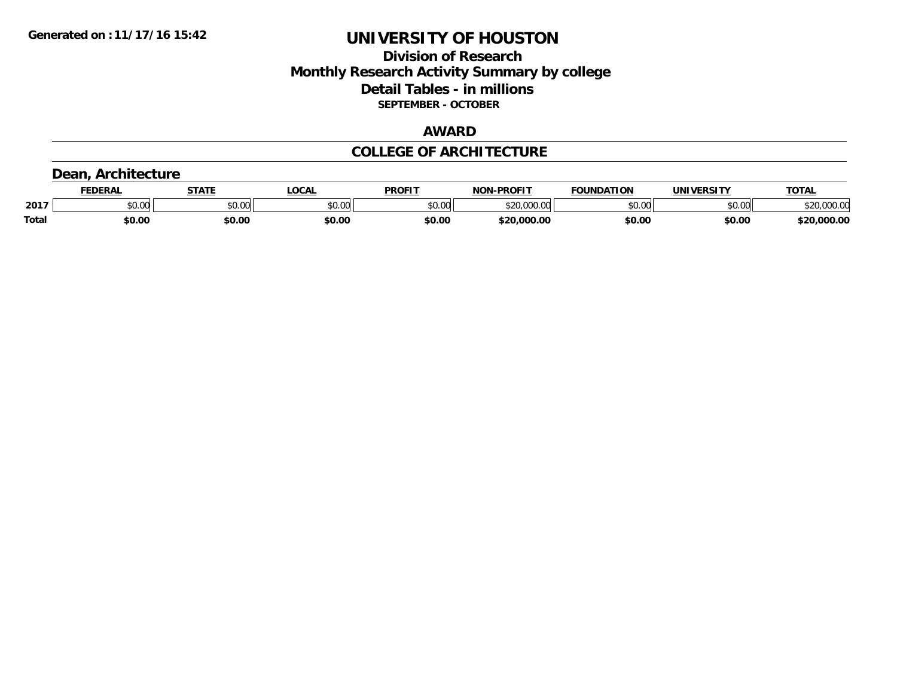Generated on :11/17/16 15:42

# UNIVERSITY OF HOUSTON

## Division of Research
## Monthly Research Activity Summary by college
## Detail Tables - in millions
### SEPTEMBER - OCTOBER

## AWARD

## COLLEGE OF ARCHITECTURE

### Dean, Architecture

| | FEDERAL | STATE | LOCAL | PROFIT | NON-PROFIT | FOUNDATION | UNIVERSITY | TOTAL |
|---|---|---|---|---|---|---|---|---|
| 2017 | $0.00 | $0.00 | $0.00 | $0.00 | $20,000.00 | $0.00 | $0.00 | $20,000.00 |
| **Total** | **$0.00** | **$0.00** | **$0.00** | **$0.00** | **$20,000.00** | **$0.00** | **$0.00** | **$20,000.00** |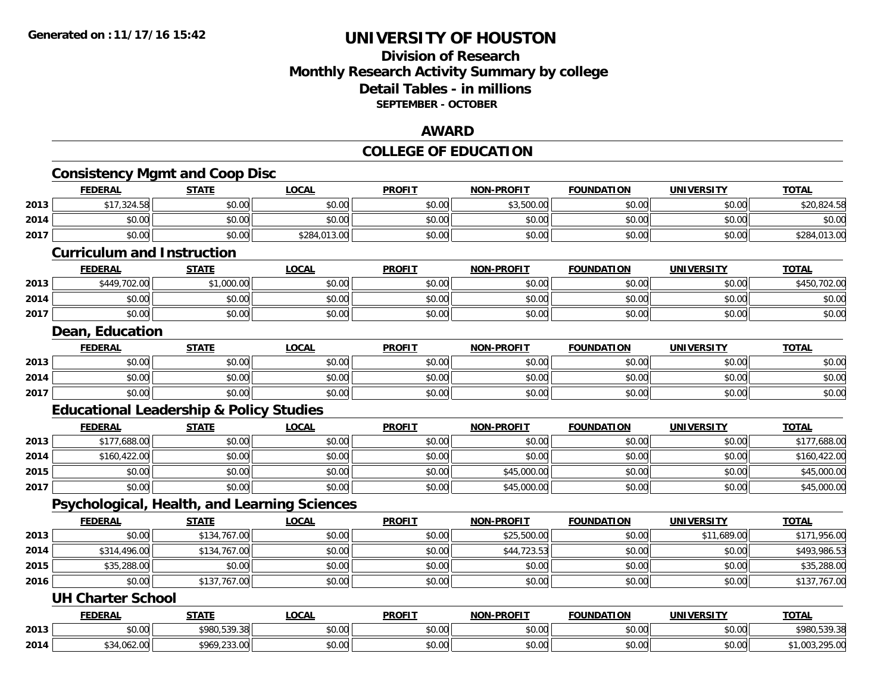# UNIVERSITY OF HOUSTON

## Division of Research
## Monthly Research Activity Summary by college
## Detail Tables - in millions
### SEPTEMBER - OCTOBER

## AWARD

## COLLEGE OF EDUCATION

### Consistency Mgmt and Coop Disc

| | FEDERAL | STATE | LOCAL | PROFIT | NON-PROFIT | FOUNDATION | UNIVERSITY | TOTAL |
|---|---|---|---|---|---|---|---|---|
| 2013 | $17,324.58 | $0.00 | $0.00 | $0.00 | $3,500.00 | $0.00 | $0.00 | $20,824.58 |
| 2014 | $0.00 | $0.00 | $0.00 | $0.00 | $0.00 | $0.00 | $0.00 | $0.00 |
| 2017 | $0.00 | $0.00 | $284,013.00 | $0.00 | $0.00 | $0.00 | $0.00 | $284,013.00 |

### Curriculum and Instruction

| | FEDERAL | STATE | LOCAL | PROFIT | NON-PROFIT | FOUNDATION | UNIVERSITY | TOTAL |
|---|---|---|---|---|---|---|---|---|
| 2013 | $449,702.00 | $1,000.00 | $0.00 | $0.00 | $0.00 | $0.00 | $0.00 | $450,702.00 |
| 2014 | $0.00 | $0.00 | $0.00 | $0.00 | $0.00 | $0.00 | $0.00 | $0.00 |
| 2017 | $0.00 | $0.00 | $0.00 | $0.00 | $0.00 | $0.00 | $0.00 | $0.00 |

### Dean, Education

| | FEDERAL | STATE | LOCAL | PROFIT | NON-PROFIT | FOUNDATION | UNIVERSITY | TOTAL |
|---|---|---|---|---|---|---|---|---|
| 2013 | $0.00 | $0.00 | $0.00 | $0.00 | $0.00 | $0.00 | $0.00 | $0.00 |
| 2014 | $0.00 | $0.00 | $0.00 | $0.00 | $0.00 | $0.00 | $0.00 | $0.00 |
| 2017 | $0.00 | $0.00 | $0.00 | $0.00 | $0.00 | $0.00 | $0.00 | $0.00 |

### Educational Leadership & Policy Studies

| | FEDERAL | STATE | LOCAL | PROFIT | NON-PROFIT | FOUNDATION | UNIVERSITY | TOTAL |
|---|---|---|---|---|---|---|---|---|
| 2013 | $177,688.00 | $0.00 | $0.00 | $0.00 | $0.00 | $0.00 | $0.00 | $177,688.00 |
| 2014 | $160,422.00 | $0.00 | $0.00 | $0.00 | $0.00 | $0.00 | $0.00 | $160,422.00 |
| 2015 | $0.00 | $0.00 | $0.00 | $0.00 | $45,000.00 | $0.00 | $0.00 | $45,000.00 |
| 2017 | $0.00 | $0.00 | $0.00 | $0.00 | $45,000.00 | $0.00 | $0.00 | $45,000.00 |

### Psychological, Health, and Learning Sciences

| | FEDERAL | STATE | LOCAL | PROFIT | NON-PROFIT | FOUNDATION | UNIVERSITY | TOTAL |
|---|---|---|---|---|---|---|---|---|
| 2013 | $0.00 | $134,767.00 | $0.00 | $0.00 | $25,500.00 | $0.00 | $11,689.00 | $171,956.00 |
| 2014 | $314,496.00 | $134,767.00 | $0.00 | $0.00 | $44,723.53 | $0.00 | $0.00 | $493,986.53 |
| 2015 | $35,288.00 | $0.00 | $0.00 | $0.00 | $0.00 | $0.00 | $0.00 | $35,288.00 |
| 2016 | $0.00 | $137,767.00 | $0.00 | $0.00 | $0.00 | $0.00 | $0.00 | $137,767.00 |

### UH Charter School

| | FEDERAL | STATE | LOCAL | PROFIT | NON-PROFIT | FOUNDATION | UNIVERSITY | TOTAL |
|---|---|---|---|---|---|---|---|---|
| 2013 | $0.00 | $980,539.38 | $0.00 | $0.00 | $0.00 | $0.00 | $0.00 | $980,539.38 |
| 2014 | $34,062.00 | $969,233.00 | $0.00 | $0.00 | $0.00 | $0.00 | $0.00 | $1,003,295.00 |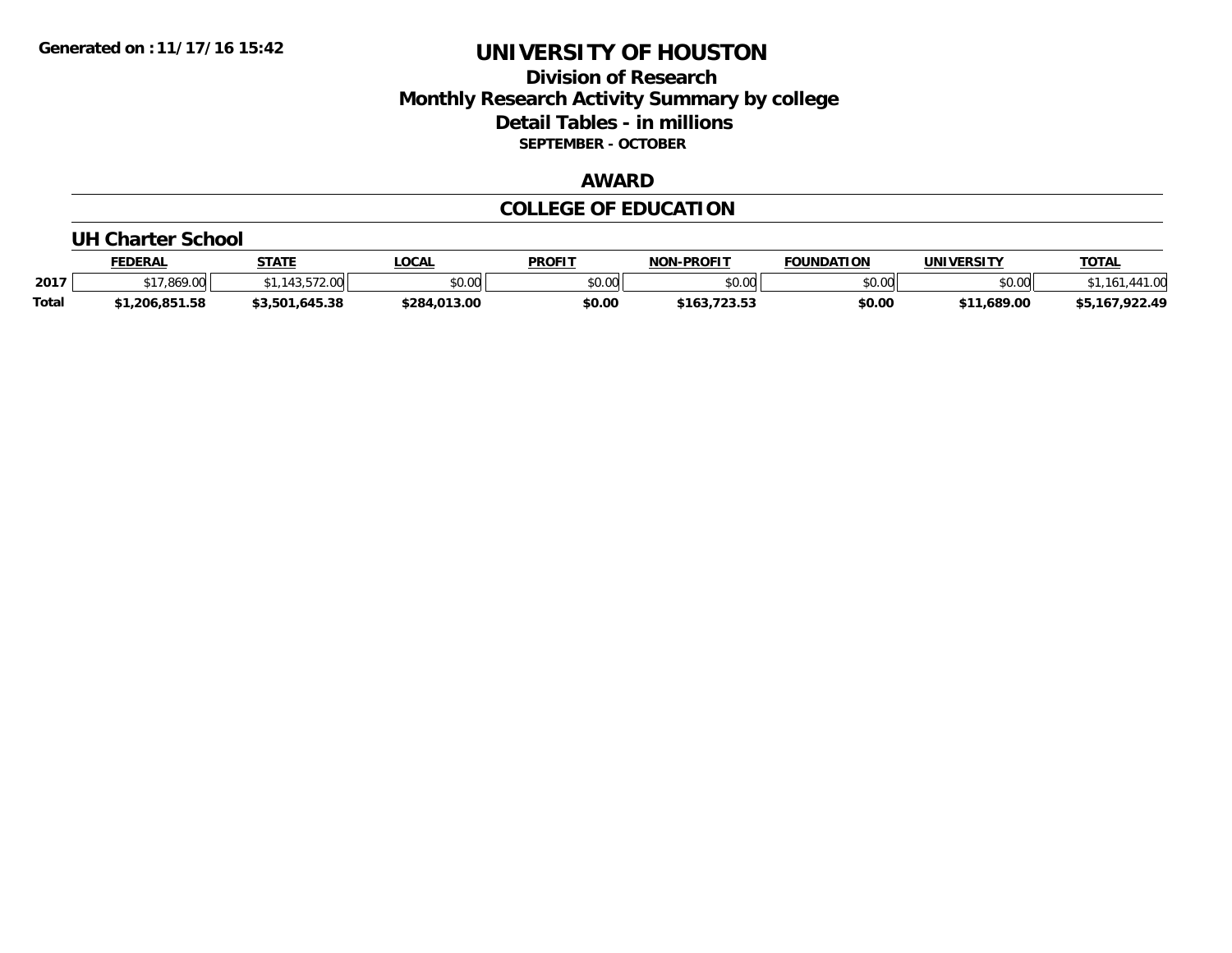# UNIVERSITY OF HOUSTON

## Division of Research
## Monthly Research Activity Summary by college
## Detail Tables - in millions
**SEPTEMBER - OCTOBER**

### AWARD

### COLLEGE OF EDUCATION

#### UH Charter School

| | FEDERAL | STATE | LOCAL | PROFIT | NON-PROFIT | FOUNDATION | UNIVERSITY | TOTAL |
|---|---|---|---|---|---|---|---|---|
| 2017 | $17,869.00 | $1,143,572.00 | $0.00 | $0.00 | $0.00 | $0.00 | $0.00 | $1,161,441.00 |
| **Total** | **$1,206,851.58** | **$3,501,645.38** | **$284,013.00** | **$0.00** | **$163,723.53** | **$0.00** | **$11,689.00** | **$5,167,922.49** |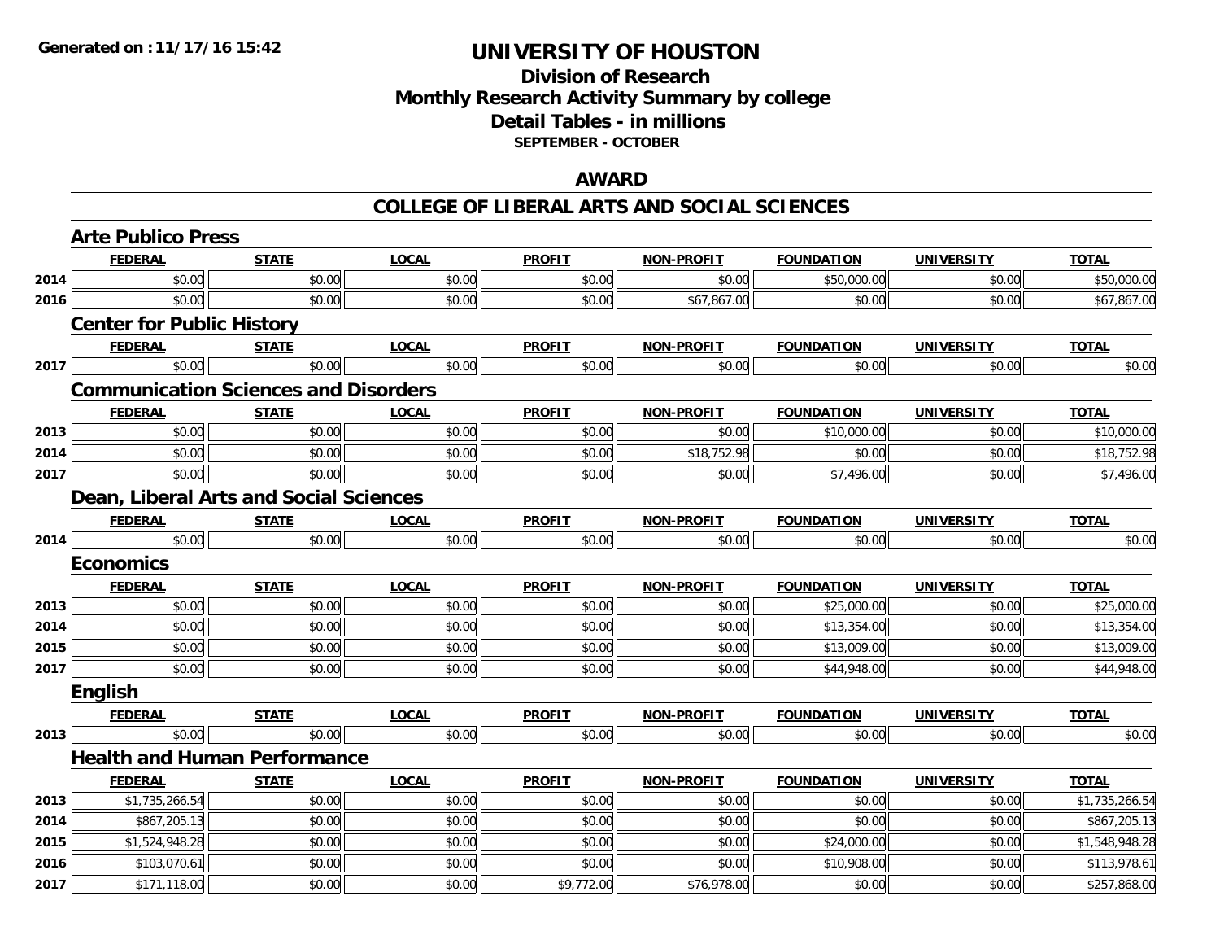**Generated on :11/17/16 15:42**

# UNIVERSITY OF HOUSTON

## Division of Research
## Monthly Research Activity Summary by college
## Detail Tables - in millions
### SEPTEMBER - OCTOBER

## AWARD

## COLLEGE OF LIBERAL ARTS AND SOCIAL SCIENCES

### Arte Publico Press

| | FEDERAL | STATE | LOCAL | PROFIT | NON-PROFIT | FOUNDATION | UNIVERSITY | TOTAL |
|---|---|---|---|---|---|---|---|---|
| 2014 | $0.00 | $0.00 | $0.00 | $0.00 | $0.00 | $50,000.00 | $0.00 | $50,000.00 |
| 2016 | $0.00 | $0.00 | $0.00 | $0.00 | $67,867.00 | $0.00 | $0.00 | $67,867.00 |

### Center for Public History

| | FEDERAL | STATE | LOCAL | PROFIT | NON-PROFIT | FOUNDATION | UNIVERSITY | TOTAL |
|---|---|---|---|---|---|---|---|---|
| 2017 | $0.00 | $0.00 | $0.00 | $0.00 | $0.00 | $0.00 | $0.00 | $0.00 |

### Communication Sciences and Disorders

| | FEDERAL | STATE | LOCAL | PROFIT | NON-PROFIT | FOUNDATION | UNIVERSITY | TOTAL |
|---|---|---|---|---|---|---|---|---|
| 2013 | $0.00 | $0.00 | $0.00 | $0.00 | $0.00 | $10,000.00 | $0.00 | $10,000.00 |
| 2014 | $0.00 | $0.00 | $0.00 | $0.00 | $18,752.98 | $0.00 | $0.00 | $18,752.98 |
| 2017 | $0.00 | $0.00 | $0.00 | $0.00 | $0.00 | $7,496.00 | $0.00 | $7,496.00 |

### Dean, Liberal Arts and Social Sciences

| | FEDERAL | STATE | LOCAL | PROFIT | NON-PROFIT | FOUNDATION | UNIVERSITY | TOTAL |
|---|---|---|---|---|---|---|---|---|
| 2014 | $0.00 | $0.00 | $0.00 | $0.00 | $0.00 | $0.00 | $0.00 | $0.00 |

### Economics

| | FEDERAL | STATE | LOCAL | PROFIT | NON-PROFIT | FOUNDATION | UNIVERSITY | TOTAL |
|---|---|---|---|---|---|---|---|---|
| 2013 | $0.00 | $0.00 | $0.00 | $0.00 | $0.00 | $25,000.00 | $0.00 | $25,000.00 |
| 2014 | $0.00 | $0.00 | $0.00 | $0.00 | $0.00 | $13,354.00 | $0.00 | $13,354.00 |
| 2015 | $0.00 | $0.00 | $0.00 | $0.00 | $0.00 | $13,009.00 | $0.00 | $13,009.00 |
| 2017 | $0.00 | $0.00 | $0.00 | $0.00 | $0.00 | $44,948.00 | $0.00 | $44,948.00 |

### English

| | FEDERAL | STATE | LOCAL | PROFIT | NON-PROFIT | FOUNDATION | UNIVERSITY | TOTAL |
|---|---|---|---|---|---|---|---|---|
| 2013 | $0.00 | $0.00 | $0.00 | $0.00 | $0.00 | $0.00 | $0.00 | $0.00 |

### Health and Human Performance

| | FEDERAL | STATE | LOCAL | PROFIT | NON-PROFIT | FOUNDATION | UNIVERSITY | TOTAL |
|---|---|---|---|---|---|---|---|---|
| 2013 | $1,735,266.54 | $0.00 | $0.00 | $0.00 | $0.00 | $0.00 | $0.00 | $1,735,266.54 |
| 2014 | $867,205.13 | $0.00 | $0.00 | $0.00 | $0.00 | $0.00 | $0.00 | $867,205.13 |
| 2015 | $1,524,948.28 | $0.00 | $0.00 | $0.00 | $0.00 | $24,000.00 | $0.00 | $1,548,948.28 |
| 2016 | $103,070.61 | $0.00 | $0.00 | $0.00 | $0.00 | $10,908.00 | $0.00 | $113,978.61 |
| 2017 | $171,118.00 | $0.00 | $0.00 | $9,772.00 | $76,978.00 | $0.00 | $0.00 | $257,868.00 |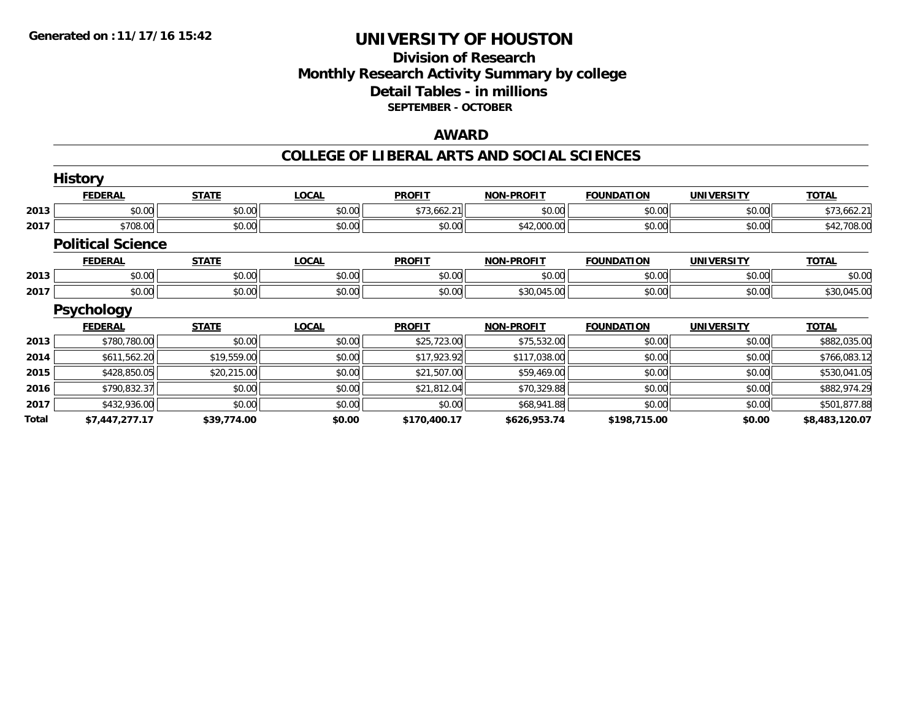**Generated on :11/17/16 15:42**

# UNIVERSITY OF HOUSTON

## Division of Research
## Monthly Research Activity Summary by college
## Detail Tables - in millions
### SEPTEMBER - OCTOBER

## AWARD

## COLLEGE OF LIBERAL ARTS AND SOCIAL SCIENCES

### History

| | FEDERAL | STATE | LOCAL | PROFIT | NON-PROFIT | FOUNDATION | UNIVERSITY | TOTAL |
|---|---|---|---|---|---|---|---|---|
| 2013 | $0.00 | $0.00 | $0.00 | $73,662.21 | $0.00 | $0.00 | $0.00 | $73,662.21 |
| 2017 | $708.00 | $0.00 | $0.00 | $0.00 | $42,000.00 | $0.00 | $0.00 | $42,708.00 |

### Political Science

| | FEDERAL | STATE | LOCAL | PROFIT | NON-PROFIT | FOUNDATION | UNIVERSITY | TOTAL |
|---|---|---|---|---|---|---|---|---|
| 2013 | $0.00 | $0.00 | $0.00 | $0.00 | $0.00 | $0.00 | $0.00 | $0.00 |
| 2017 | $0.00 | $0.00 | $0.00 | $0.00 | $30,045.00 | $0.00 | $0.00 | $30,045.00 |

### Psychology

| | FEDERAL | STATE | LOCAL | PROFIT | NON-PROFIT | FOUNDATION | UNIVERSITY | TOTAL |
|---|---|---|---|---|---|---|---|---|
| 2013 | $780,780.00 | $0.00 | $0.00 | $25,723.00 | $75,532.00 | $0.00 | $0.00 | $882,035.00 |
| 2014 | $611,562.20 | $19,559.00 | $0.00 | $17,923.92 | $117,038.00 | $0.00 | $0.00 | $766,083.12 |
| 2015 | $428,850.05 | $20,215.00 | $0.00 | $21,507.00 | $59,469.00 | $0.00 | $0.00 | $530,041.05 |
| 2016 | $790,832.37 | $0.00 | $0.00 | $21,812.04 | $70,329.88 | $0.00 | $0.00 | $882,974.29 |
| 2017 | $432,936.00 | $0.00 | $0.00 | $0.00 | $68,941.88 | $0.00 | $0.00 | $501,877.88 |
| **Total** | **$7,447,277.17** | **$39,774.00** | **$0.00** | **$170,400.17** | **$626,953.74** | **$198,715.00** | **$0.00** | **$8,483,120.07** |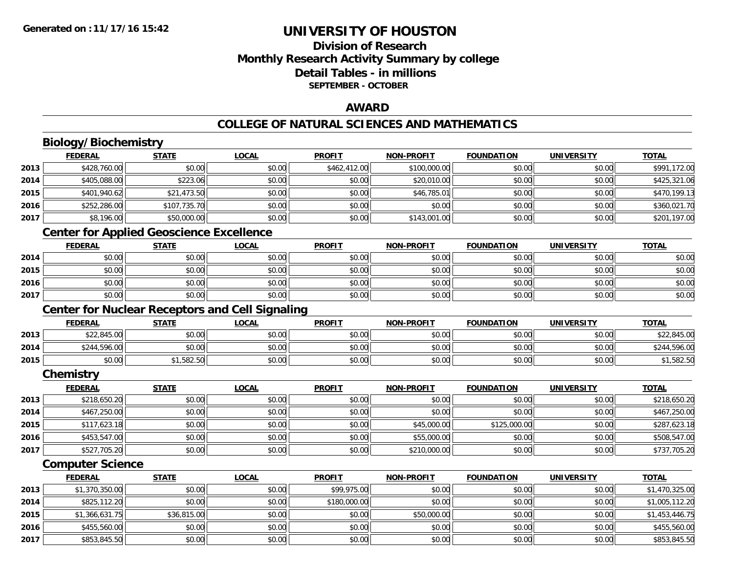Generated on :11/17/16 15:42

# UNIVERSITY OF HOUSTON

## Division of Research
## Monthly Research Activity Summary by college
## Detail Tables - in millions
### SEPTEMBER - OCTOBER

## AWARD

## COLLEGE OF NATURAL SCIENCES AND MATHEMATICS

### Biology/Biochemistry

| | FEDERAL | STATE | LOCAL | PROFIT | NON-PROFIT | FOUNDATION | UNIVERSITY | TOTAL |
|---|---|---|---|---|---|---|---|---|
| 2013 | $428,760.00 | $0.00 | $0.00 | $462,412.00 | $100,000.00 | $0.00 | $0.00 | $991,172.00 |
| 2014 | $405,088.00 | $223.06 | $0.00 | $0.00 | $20,010.00 | $0.00 | $0.00 | $425,321.06 |
| 2015 | $401,940.62 | $21,473.50 | $0.00 | $0.00 | $46,785.01 | $0.00 | $0.00 | $470,199.13 |
| 2016 | $252,286.00 | $107,735.70 | $0.00 | $0.00 | $0.00 | $0.00 | $0.00 | $360,021.70 |
| 2017 | $8,196.00 | $50,000.00 | $0.00 | $0.00 | $143,001.00 | $0.00 | $0.00 | $201,197.00 |

### Center for Applied Geoscience Excellence

| | FEDERAL | STATE | LOCAL | PROFIT | NON-PROFIT | FOUNDATION | UNIVERSITY | TOTAL |
|---|---|---|---|---|---|---|---|---|
| 2014 | $0.00 | $0.00 | $0.00 | $0.00 | $0.00 | $0.00 | $0.00 | $0.00 |
| 2015 | $0.00 | $0.00 | $0.00 | $0.00 | $0.00 | $0.00 | $0.00 | $0.00 |
| 2016 | $0.00 | $0.00 | $0.00 | $0.00 | $0.00 | $0.00 | $0.00 | $0.00 |
| 2017 | $0.00 | $0.00 | $0.00 | $0.00 | $0.00 | $0.00 | $0.00 | $0.00 |

### Center for Nuclear Receptors and Cell Signaling

| | FEDERAL | STATE | LOCAL | PROFIT | NON-PROFIT | FOUNDATION | UNIVERSITY | TOTAL |
|---|---|---|---|---|---|---|---|---|
| 2013 | $22,845.00 | $0.00 | $0.00 | $0.00 | $0.00 | $0.00 | $0.00 | $22,845.00 |
| 2014 | $244,596.00 | $0.00 | $0.00 | $0.00 | $0.00 | $0.00 | $0.00 | $244,596.00 |
| 2015 | $0.00 | $1,582.50 | $0.00 | $0.00 | $0.00 | $0.00 | $0.00 | $1,582.50 |

### Chemistry

| | FEDERAL | STATE | LOCAL | PROFIT | NON-PROFIT | FOUNDATION | UNIVERSITY | TOTAL |
|---|---|---|---|---|---|---|---|---|
| 2013 | $218,650.20 | $0.00 | $0.00 | $0.00 | $0.00 | $0.00 | $0.00 | $218,650.20 |
| 2014 | $467,250.00 | $0.00 | $0.00 | $0.00 | $0.00 | $0.00 | $0.00 | $467,250.00 |
| 2015 | $117,623.18 | $0.00 | $0.00 | $0.00 | $45,000.00 | $125,000.00 | $0.00 | $287,623.18 |
| 2016 | $453,547.00 | $0.00 | $0.00 | $0.00 | $55,000.00 | $0.00 | $0.00 | $508,547.00 |
| 2017 | $527,705.20 | $0.00 | $0.00 | $0.00 | $210,000.00 | $0.00 | $0.00 | $737,705.20 |

### Computer Science

| | FEDERAL | STATE | LOCAL | PROFIT | NON-PROFIT | FOUNDATION | UNIVERSITY | TOTAL |
|---|---|---|---|---|---|---|---|---|
| 2013 | $1,370,350.00 | $0.00 | $0.00 | $99,975.00 | $0.00 | $0.00 | $0.00 | $1,470,325.00 |
| 2014 | $825,112.20 | $0.00 | $0.00 | $180,000.00 | $0.00 | $0.00 | $0.00 | $1,005,112.20 |
| 2015 | $1,366,631.75 | $36,815.00 | $0.00 | $0.00 | $50,000.00 | $0.00 | $0.00 | $1,453,446.75 |
| 2016 | $455,560.00 | $0.00 | $0.00 | $0.00 | $0.00 | $0.00 | $0.00 | $455,560.00 |
| 2017 | $853,845.50 | $0.00 | $0.00 | $0.00 | $0.00 | $0.00 | $0.00 | $853,845.50 |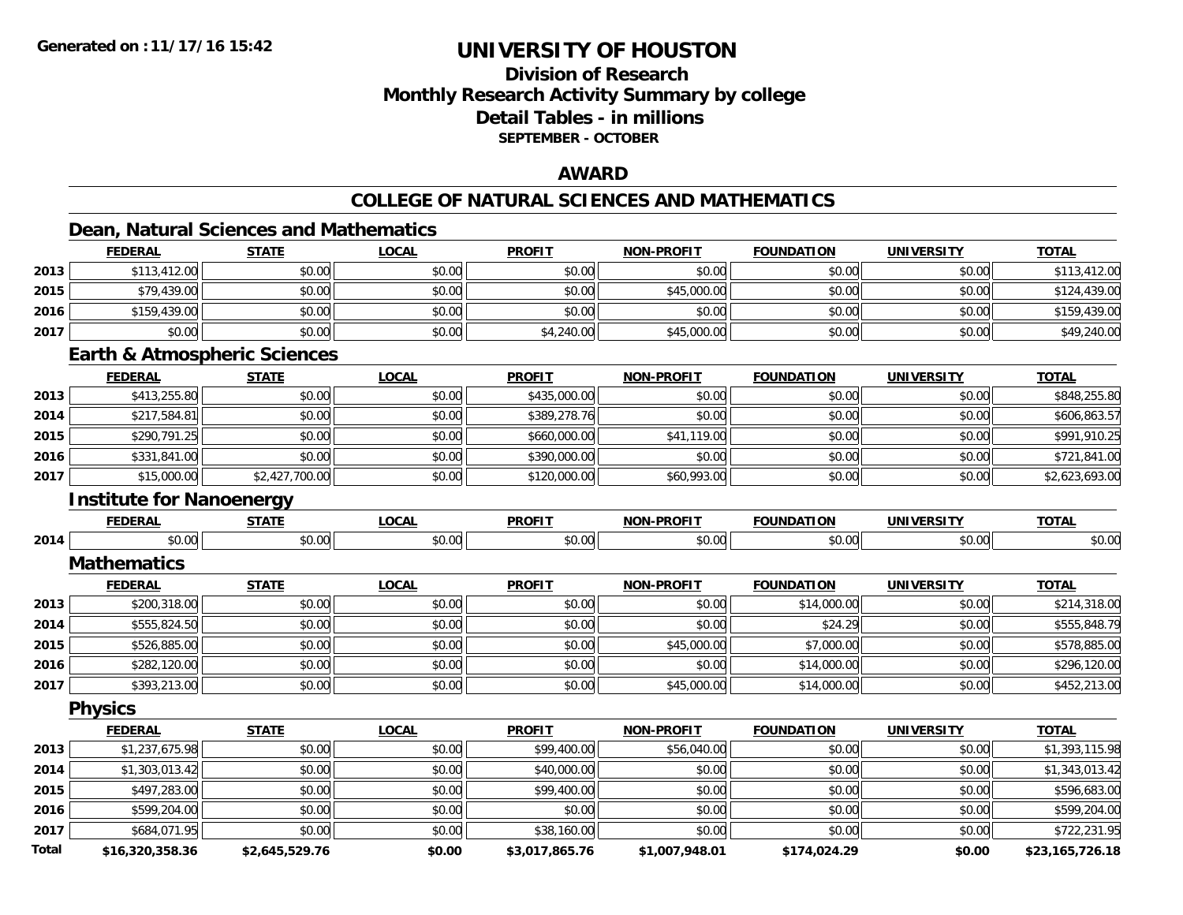Generated on :11/17/16 15:42

# UNIVERSITY OF HOUSTON

## Division of Research
## Monthly Research Activity Summary by college
## Detail Tables - in millions
### SEPTEMBER - OCTOBER

## AWARD

## COLLEGE OF NATURAL SCIENCES AND MATHEMATICS

### Dean, Natural Sciences and Mathematics

| | FEDERAL | STATE | LOCAL | PROFIT | NON-PROFIT | FOUNDATION | UNIVERSITY | TOTAL |
|---|---|---|---|---|---|---|---|---|
| 2013 | $113,412.00 | $0.00 | $0.00 | $0.00 | $0.00 | $0.00 | $0.00 | $113,412.00 |
| 2015 | $79,439.00 | $0.00 | $0.00 | $0.00 | $45,000.00 | $0.00 | $0.00 | $124,439.00 |
| 2016 | $159,439.00 | $0.00 | $0.00 | $0.00 | $0.00 | $0.00 | $0.00 | $159,439.00 |
| 2017 | $0.00 | $0.00 | $0.00 | $4,240.00 | $45,000.00 | $0.00 | $0.00 | $49,240.00 |

### Earth & Atmospheric Sciences

| | FEDERAL | STATE | LOCAL | PROFIT | NON-PROFIT | FOUNDATION | UNIVERSITY | TOTAL |
|---|---|---|---|---|---|---|---|---|
| 2013 | $413,255.80 | $0.00 | $0.00 | $435,000.00 | $0.00 | $0.00 | $0.00 | $848,255.80 |
| 2014 | $217,584.81 | $0.00 | $0.00 | $389,278.76 | $0.00 | $0.00 | $0.00 | $606,863.57 |
| 2015 | $290,791.25 | $0.00 | $0.00 | $660,000.00 | $41,119.00 | $0.00 | $0.00 | $991,910.25 |
| 2016 | $331,841.00 | $0.00 | $0.00 | $390,000.00 | $0.00 | $0.00 | $0.00 | $721,841.00 |
| 2017 | $15,000.00 | $2,427,700.00 | $0.00 | $120,000.00 | $60,993.00 | $0.00 | $0.00 | $2,623,693.00 |

### Institute for Nanoenergy

| | FEDERAL | STATE | LOCAL | PROFIT | NON-PROFIT | FOUNDATION | UNIVERSITY | TOTAL |
|---|---|---|---|---|---|---|---|---|
| 2014 | $0.00 | $0.00 | $0.00 | $0.00 | $0.00 | $0.00 | $0.00 | $0.00 |

### Mathematics

| | FEDERAL | STATE | LOCAL | PROFIT | NON-PROFIT | FOUNDATION | UNIVERSITY | TOTAL |
|---|---|---|---|---|---|---|---|---|
| 2013 | $200,318.00 | $0.00 | $0.00 | $0.00 | $0.00 | $14,000.00 | $0.00 | $214,318.00 |
| 2014 | $555,824.50 | $0.00 | $0.00 | $0.00 | $0.00 | $24.29 | $0.00 | $555,848.79 |
| 2015 | $526,885.00 | $0.00 | $0.00 | $0.00 | $45,000.00 | $7,000.00 | $0.00 | $578,885.00 |
| 2016 | $282,120.00 | $0.00 | $0.00 | $0.00 | $0.00 | $14,000.00 | $0.00 | $296,120.00 |
| 2017 | $393,213.00 | $0.00 | $0.00 | $0.00 | $45,000.00 | $14,000.00 | $0.00 | $452,213.00 |

### Physics

| | FEDERAL | STATE | LOCAL | PROFIT | NON-PROFIT | FOUNDATION | UNIVERSITY | TOTAL |
|---|---|---|---|---|---|---|---|---|
| 2013 | $1,237,675.98 | $0.00 | $0.00 | $99,400.00 | $56,040.00 | $0.00 | $0.00 | $1,393,115.98 |
| 2014 | $1,303,013.42 | $0.00 | $0.00 | $40,000.00 | $0.00 | $0.00 | $0.00 | $1,343,013.42 |
| 2015 | $497,283.00 | $0.00 | $0.00 | $99,400.00 | $0.00 | $0.00 | $0.00 | $596,683.00 |
| 2016 | $599,204.00 | $0.00 | $0.00 | $0.00 | $0.00 | $0.00 | $0.00 | $599,204.00 |
| 2017 | $684,071.95 | $0.00 | $0.00 | $38,160.00 | $0.00 | $0.00 | $0.00 | $722,231.95 |
| **Total** | **$16,320,358.36** | **$2,645,529.76** | **$0.00** | **$3,017,865.76** | **$1,007,948.01** | **$174,024.29** | **$0.00** | **$23,165,726.18** |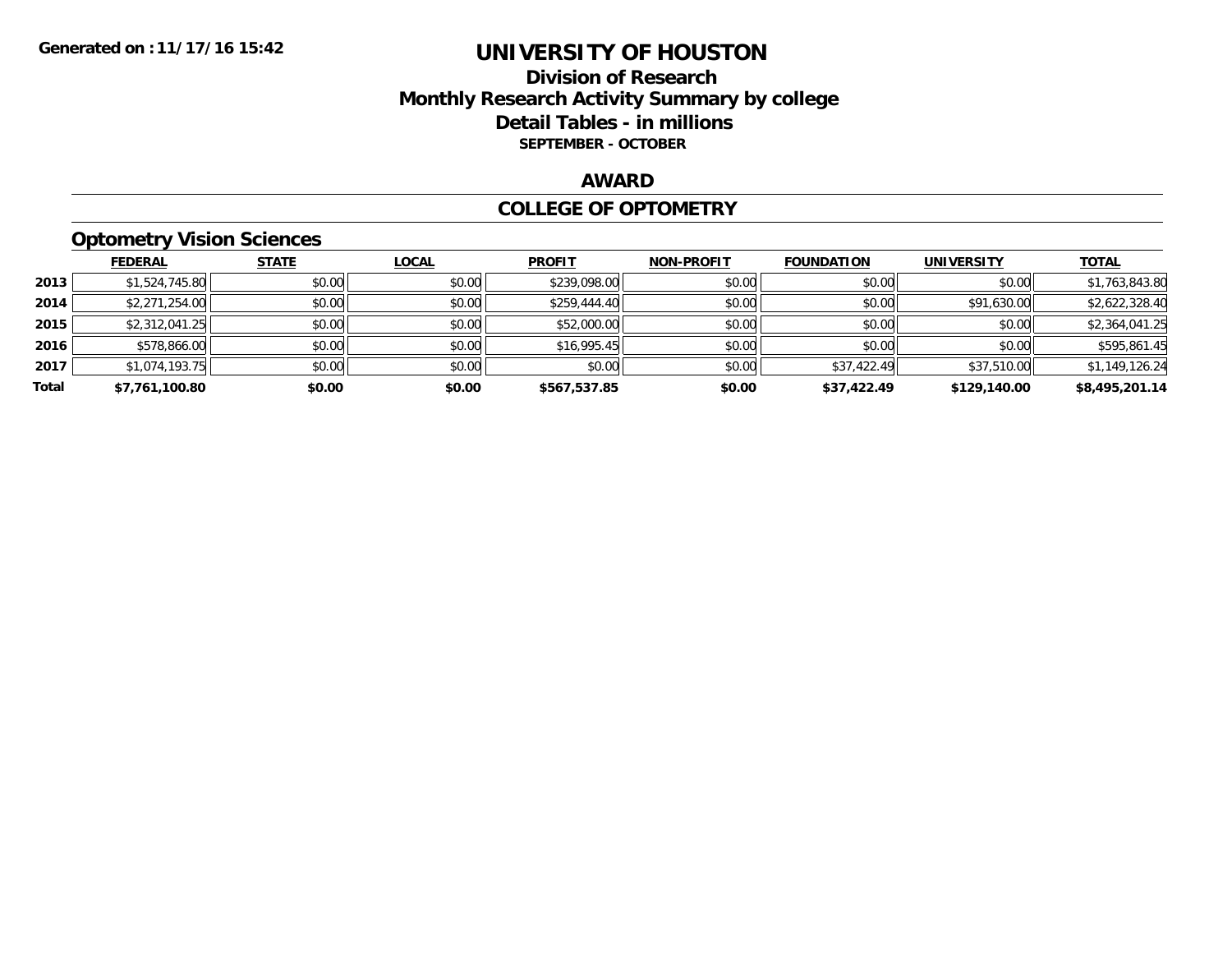Generated on :11/17/16 15:42

# UNIVERSITY OF HOUSTON

## Division of Research
## Monthly Research Activity Summary by college
## Detail Tables - in millions
**SEPTEMBER - OCTOBER**

### AWARD

### COLLEGE OF OPTOMETRY

#### Optometry Vision Sciences

| | FEDERAL | STATE | LOCAL | PROFIT | NON-PROFIT | FOUNDATION | UNIVERSITY | TOTAL |
|---|---|---|---|---|---|---|---|---|
| 2013 | $1,524,745.80 | $0.00 | $0.00 | $239,098.00 | $0.00 | $0.00 | $0.00 | $1,763,843.80 |
| 2014 | $2,271,254.00 | $0.00 | $0.00 | $259,444.40 | $0.00 | $0.00 | $91,630.00 | $2,622,328.40 |
| 2015 | $2,312,041.25 | $0.00 | $0.00 | $52,000.00 | $0.00 | $0.00 | $0.00 | $2,364,041.25 |
| 2016 | $578,866.00 | $0.00 | $0.00 | $16,995.45 | $0.00 | $0.00 | $0.00 | $595,861.45 |
| 2017 | $1,074,193.75 | $0.00 | $0.00 | $0.00 | $0.00 | $37,422.49 | $37,510.00 | $1,149,126.24 |
| **Total** | **$7,761,100.80** | **$0.00** | **$0.00** | **$567,537.85** | **$0.00** | **$37,422.49** | **$129,140.00** | **$8,495,201.14** |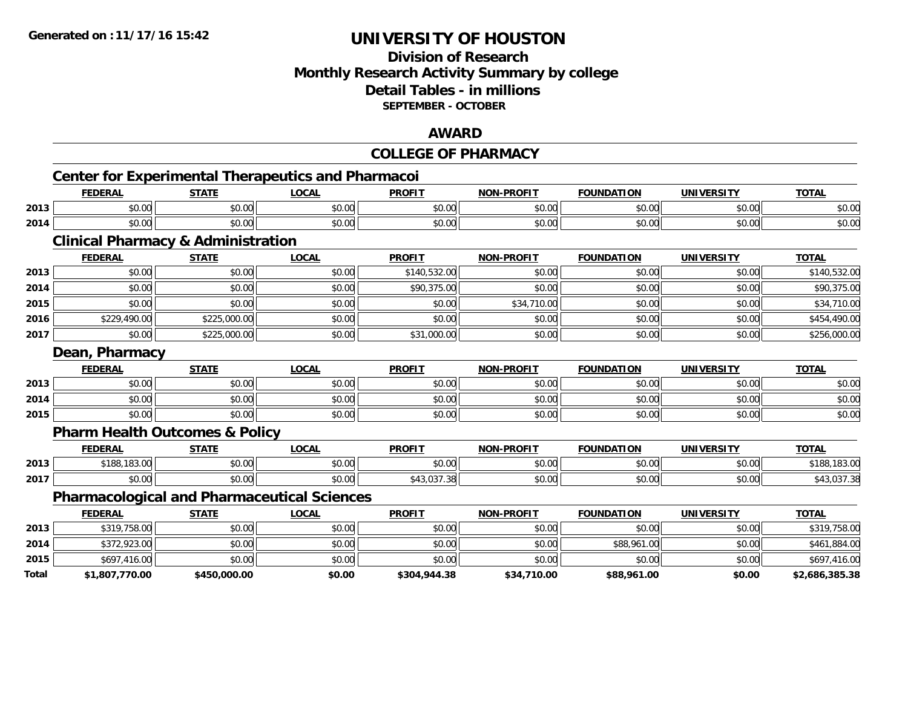# UNIVERSITY OF HOUSTON

## Division of Research
## Monthly Research Activity Summary by college
## Detail Tables - in millions
### SEPTEMBER - OCTOBER

## AWARD

## COLLEGE OF PHARMACY

### Center for Experimental Therapeutics and Pharmacoi

| | FEDERAL | STATE | LOCAL | PROFIT | NON-PROFIT | FOUNDATION | UNIVERSITY | TOTAL |
|---|---|---|---|---|---|---|---|---|
| 2013 | $0.00 | $0.00 | $0.00 | $0.00 | $0.00 | $0.00 | $0.00 | $0.00 |
| 2014 | $0.00 | $0.00 | $0.00 | $0.00 | $0.00 | $0.00 | $0.00 | $0.00 |

### Clinical Pharmacy & Administration

| | FEDERAL | STATE | LOCAL | PROFIT | NON-PROFIT | FOUNDATION | UNIVERSITY | TOTAL |
|---|---|---|---|---|---|---|---|---|
| 2013 | $0.00 | $0.00 | $0.00 | $140,532.00 | $0.00 | $0.00 | $0.00 | $140,532.00 |
| 2014 | $0.00 | $0.00 | $0.00 | $90,375.00 | $0.00 | $0.00 | $0.00 | $90,375.00 |
| 2015 | $0.00 | $0.00 | $0.00 | $0.00 | $34,710.00 | $0.00 | $0.00 | $34,710.00 |
| 2016 | $229,490.00 | $225,000.00 | $0.00 | $0.00 | $0.00 | $0.00 | $0.00 | $454,490.00 |
| 2017 | $0.00 | $225,000.00 | $0.00 | $31,000.00 | $0.00 | $0.00 | $0.00 | $256,000.00 |

### Dean, Pharmacy

| | FEDERAL | STATE | LOCAL | PROFIT | NON-PROFIT | FOUNDATION | UNIVERSITY | TOTAL |
|---|---|---|---|---|---|---|---|---|
| 2013 | $0.00 | $0.00 | $0.00 | $0.00 | $0.00 | $0.00 | $0.00 | $0.00 |
| 2014 | $0.00 | $0.00 | $0.00 | $0.00 | $0.00 | $0.00 | $0.00 | $0.00 |
| 2015 | $0.00 | $0.00 | $0.00 | $0.00 | $0.00 | $0.00 | $0.00 | $0.00 |

### Pharm Health Outcomes & Policy

| | FEDERAL | STATE | LOCAL | PROFIT | NON-PROFIT | FOUNDATION | UNIVERSITY | TOTAL |
|---|---|---|---|---|---|---|---|---|
| 2013 | $188,183.00 | $0.00 | $0.00 | $0.00 | $0.00 | $0.00 | $0.00 | $188,183.00 |
| 2017 | $0.00 | $0.00 | $0.00 | $43,037.38 | $0.00 | $0.00 | $0.00 | $43,037.38 |

### Pharmacological and Pharmaceutical Sciences

| | FEDERAL | STATE | LOCAL | PROFIT | NON-PROFIT | FOUNDATION | UNIVERSITY | TOTAL |
|---|---|---|---|---|---|---|---|---|
| 2013 | $319,758.00 | $0.00 | $0.00 | $0.00 | $0.00 | $0.00 | $0.00 | $319,758.00 |
| 2014 | $372,923.00 | $0.00 | $0.00 | $0.00 | $0.00 | $88,961.00 | $0.00 | $461,884.00 |
| 2015 | $697,416.00 | $0.00 | $0.00 | $0.00 | $0.00 | $0.00 | $0.00 | $697,416.00 |
| **Total** | **$1,807,770.00** | **$450,000.00** | **$0.00** | **$304,944.38** | **$34,710.00** | **$88,961.00** | **$0.00** | **$2,686,385.38** |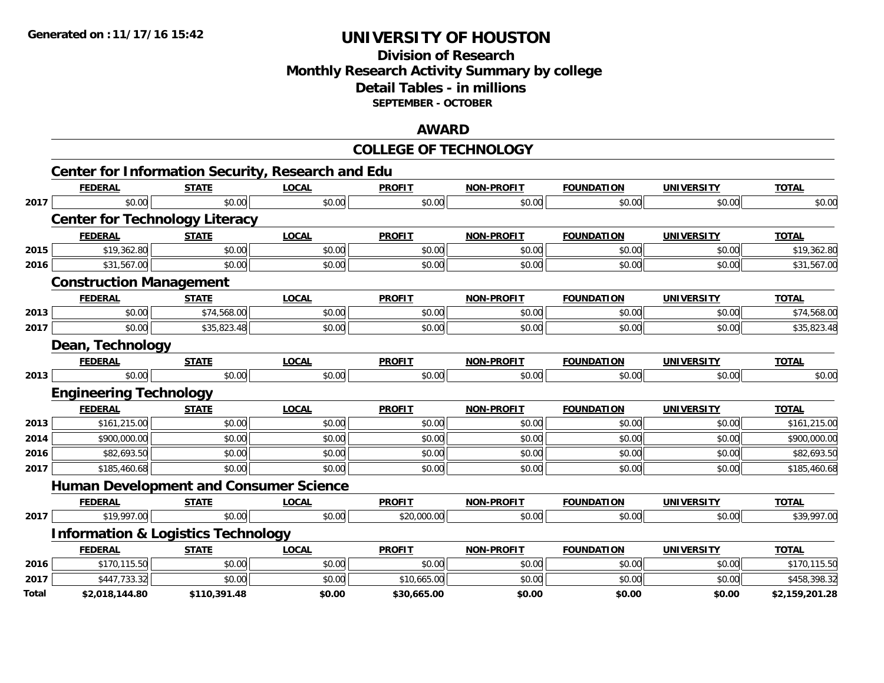# UNIVERSITY OF HOUSTON

## Division of Research
## Monthly Research Activity Summary by college
## Detail Tables - in millions
### SEPTEMBER - OCTOBER

## AWARD

## COLLEGE OF TECHNOLOGY

### Center for Information Security, Research and Edu

| | FEDERAL | STATE | LOCAL | PROFIT | NON-PROFIT | FOUNDATION | UNIVERSITY | TOTAL |
|---|---|---|---|---|---|---|---|---|
| 2017 | $0.00 | $0.00 | $0.00 | $0.00 | $0.00 | $0.00 | $0.00 | $0.00 |

### Center for Technology Literacy

| | FEDERAL | STATE | LOCAL | PROFIT | NON-PROFIT | FOUNDATION | UNIVERSITY | TOTAL |
|---|---|---|---|---|---|---|---|---|
| 2015 | $19,362.80 | $0.00 | $0.00 | $0.00 | $0.00 | $0.00 | $0.00 | $19,362.80 |
| 2016 | $31,567.00 | $0.00 | $0.00 | $0.00 | $0.00 | $0.00 | $0.00 | $31,567.00 |

### Construction Management

| | FEDERAL | STATE | LOCAL | PROFIT | NON-PROFIT | FOUNDATION | UNIVERSITY | TOTAL |
|---|---|---|---|---|---|---|---|---|
| 2013 | $0.00 | $74,568.00 | $0.00 | $0.00 | $0.00 | $0.00 | $0.00 | $74,568.00 |
| 2017 | $0.00 | $35,823.48 | $0.00 | $0.00 | $0.00 | $0.00 | $0.00 | $35,823.48 |

### Dean, Technology

| | FEDERAL | STATE | LOCAL | PROFIT | NON-PROFIT | FOUNDATION | UNIVERSITY | TOTAL |
|---|---|---|---|---|---|---|---|---|
| 2013 | $0.00 | $0.00 | $0.00 | $0.00 | $0.00 | $0.00 | $0.00 | $0.00 |

### Engineering Technology

| | FEDERAL | STATE | LOCAL | PROFIT | NON-PROFIT | FOUNDATION | UNIVERSITY | TOTAL |
|---|---|---|---|---|---|---|---|---|
| 2013 | $161,215.00 | $0.00 | $0.00 | $0.00 | $0.00 | $0.00 | $0.00 | $161,215.00 |
| 2014 | $900,000.00 | $0.00 | $0.00 | $0.00 | $0.00 | $0.00 | $0.00 | $900,000.00 |
| 2016 | $82,693.50 | $0.00 | $0.00 | $0.00 | $0.00 | $0.00 | $0.00 | $82,693.50 |
| 2017 | $185,460.68 | $0.00 | $0.00 | $0.00 | $0.00 | $0.00 | $0.00 | $185,460.68 |

### Human Development and Consumer Science

| | FEDERAL | STATE | LOCAL | PROFIT | NON-PROFIT | FOUNDATION | UNIVERSITY | TOTAL |
|---|---|---|---|---|---|---|---|---|
| 2017 | $19,997.00 | $0.00 | $0.00 | $20,000.00 | $0.00 | $0.00 | $0.00 | $39,997.00 |

### Information & Logistics Technology

| | FEDERAL | STATE | LOCAL | PROFIT | NON-PROFIT | FOUNDATION | UNIVERSITY | TOTAL |
|---|---|---|---|---|---|---|---|---|
| 2016 | $170,115.50 | $0.00 | $0.00 | $0.00 | $0.00 | $0.00 | $0.00 | $170,115.50 |
| 2017 | $447,733.32 | $0.00 | $0.00 | $10,665.00 | $0.00 | $0.00 | $0.00 | $458,398.32 |
| **Total** | **$2,018,144.80** | **$110,391.48** | **$0.00** | **$30,665.00** | **$0.00** | **$0.00** | **$0.00** | **$2,159,201.28** |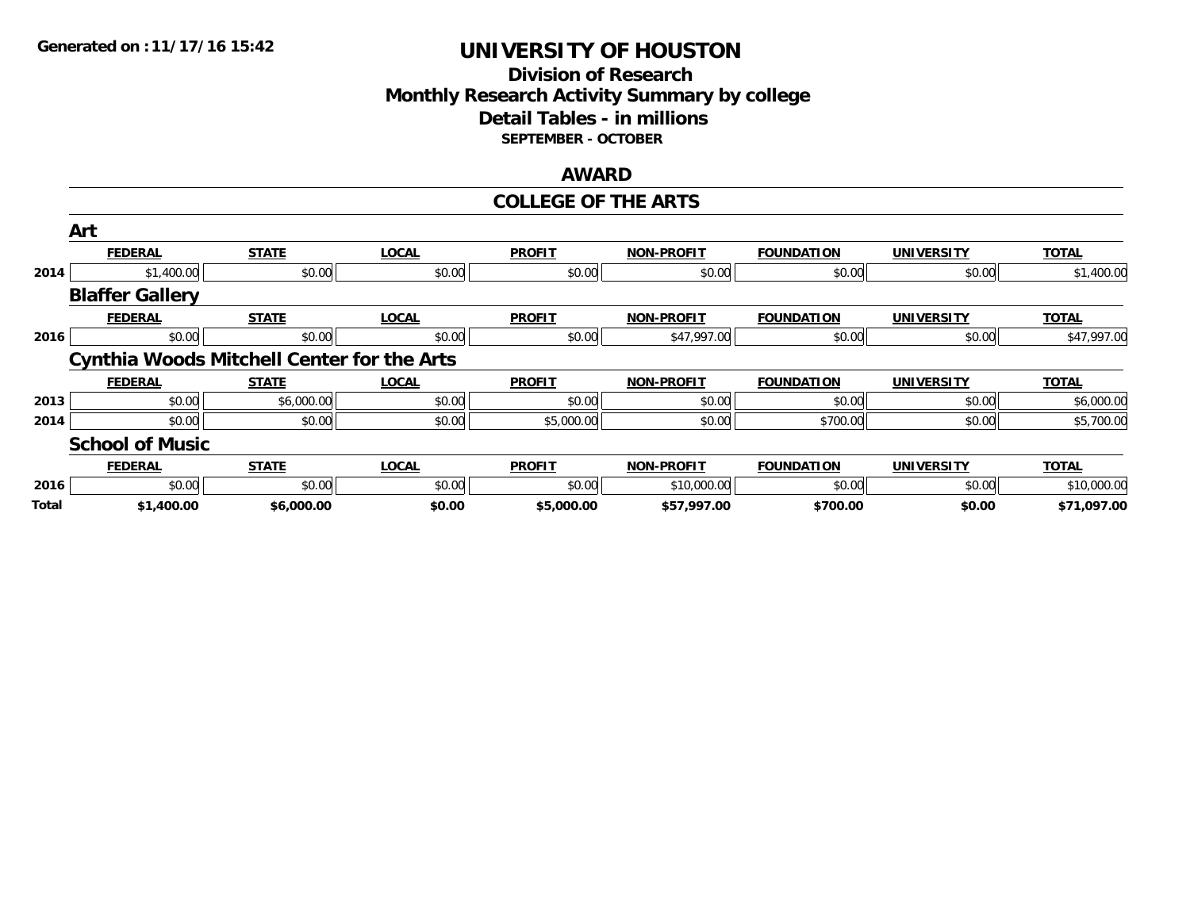Generated on :11/17/16 15:42

# UNIVERSITY OF HOUSTON

## Division of Research
## Monthly Research Activity Summary by college
## Detail Tables - in millions
### SEPTEMBER - OCTOBER

## AWARD

## COLLEGE OF THE ARTS

### Art

| | FEDERAL | STATE | LOCAL | PROFIT | NON-PROFIT | FOUNDATION | UNIVERSITY | TOTAL |
|---|---|---|---|---|---|---|---|---|
| 2014 | $1,400.00 | $0.00 | $0.00 | $0.00 | $0.00 | $0.00 | $0.00 | $1,400.00 |

### Blaffer Gallery

| | FEDERAL | STATE | LOCAL | PROFIT | NON-PROFIT | FOUNDATION | UNIVERSITY | TOTAL |
|---|---|---|---|---|---|---|---|---|
| 2016 | $0.00 | $0.00 | $0.00 | $0.00 | $47,997.00 | $0.00 | $0.00 | $47,997.00 |

### Cynthia Woods Mitchell Center for the Arts

| | FEDERAL | STATE | LOCAL | PROFIT | NON-PROFIT | FOUNDATION | UNIVERSITY | TOTAL |
|---|---|---|---|---|---|---|---|---|
| 2013 | $0.00 | $6,000.00 | $0.00 | $0.00 | $0.00 | $0.00 | $0.00 | $6,000.00 |
| 2014 | $0.00 | $0.00 | $0.00 | $5,000.00 | $0.00 | $700.00 | $0.00 | $5,700.00 |

### School of Music

| | FEDERAL | STATE | LOCAL | PROFIT | NON-PROFIT | FOUNDATION | UNIVERSITY | TOTAL |
|---|---|---|---|---|---|---|---|---|
| 2016 | $0.00 | $0.00 | $0.00 | $0.00 | $10,000.00 | $0.00 | $0.00 | $10,000.00 |
| **Total** | **$1,400.00** | **$6,000.00** | **$0.00** | **$5,000.00** | **$57,997.00** | **$700.00** | **$0.00** | **$71,097.00** |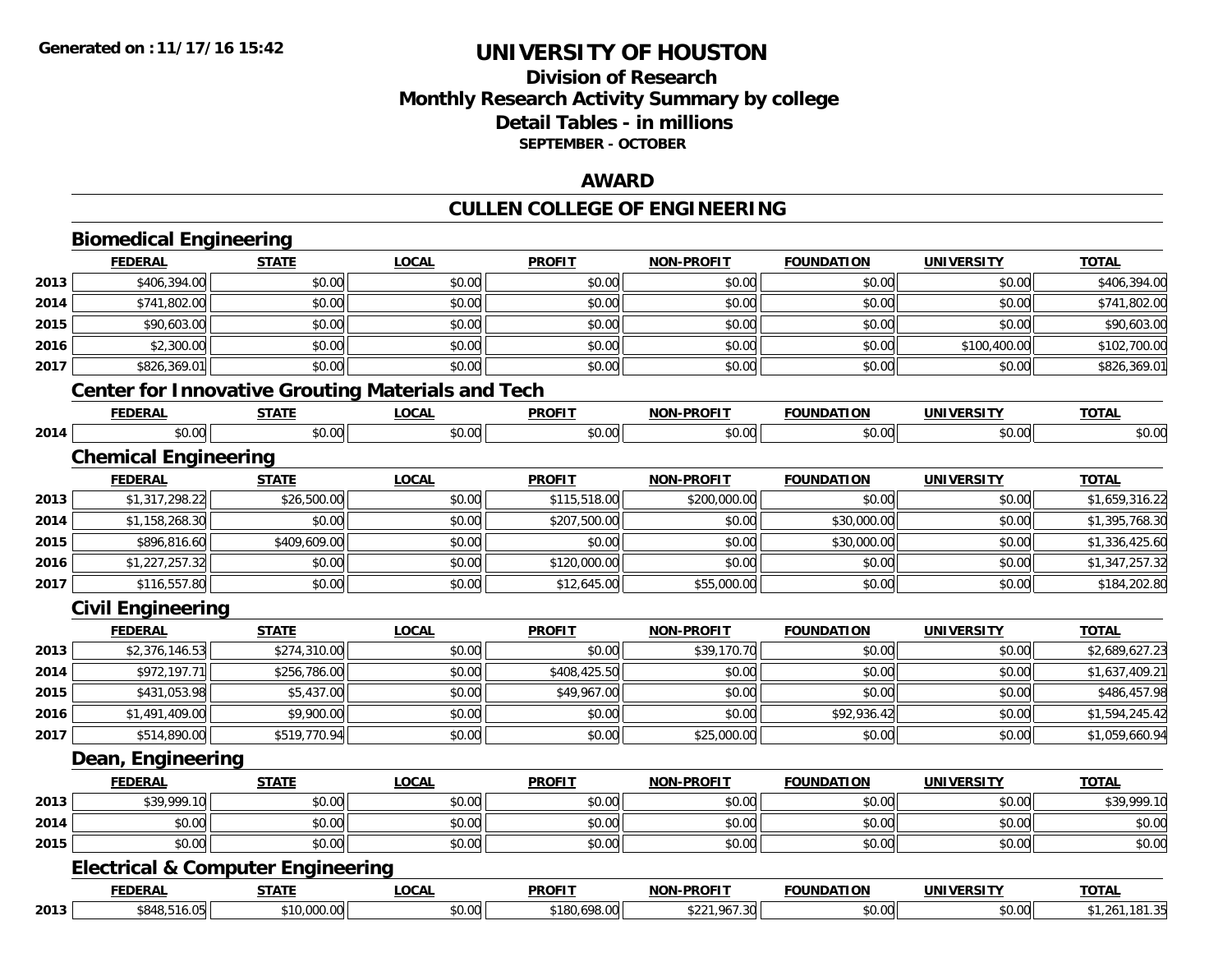**Generated on :11/17/16 15:42**

# UNIVERSITY OF HOUSTON

## Division of Research
## Monthly Research Activity Summary by college
## Detail Tables - in millions
### SEPTEMBER - OCTOBER

## AWARD

## CULLEN COLLEGE OF ENGINEERING

### Biomedical Engineering

| | FEDERAL | STATE | LOCAL | PROFIT | NON-PROFIT | FOUNDATION | UNIVERSITY | TOTAL |
|---|---|---|---|---|---|---|---|---|
| 2013 | $406,394.00 | $0.00 | $0.00 | $0.00 | $0.00 | $0.00 | $0.00 | $406,394.00 |
| 2014 | $741,802.00 | $0.00 | $0.00 | $0.00 | $0.00 | $0.00 | $0.00 | $741,802.00 |
| 2015 | $90,603.00 | $0.00 | $0.00 | $0.00 | $0.00 | $0.00 | $0.00 | $90,603.00 |
| 2016 | $2,300.00 | $0.00 | $0.00 | $0.00 | $0.00 | $0.00 | $100,400.00 | $102,700.00 |
| 2017 | $826,369.01 | $0.00 | $0.00 | $0.00 | $0.00 | $0.00 | $0.00 | $826,369.01 |

### Center for Innovative Grouting Materials and Tech

| | FEDERAL | STATE | LOCAL | PROFIT | NON-PROFIT | FOUNDATION | UNIVERSITY | TOTAL |
|---|---|---|---|---|---|---|---|---|
| 2014 | $0.00 | $0.00 | $0.00 | $0.00 | $0.00 | $0.00 | $0.00 | $0.00 |

### Chemical Engineering

| | FEDERAL | STATE | LOCAL | PROFIT | NON-PROFIT | FOUNDATION | UNIVERSITY | TOTAL |
|---|---|---|---|---|---|---|---|---|
| 2013 | $1,317,298.22 | $26,500.00 | $0.00 | $115,518.00 | $200,000.00 | $0.00 | $0.00 | $1,659,316.22 |
| 2014 | $1,158,268.30 | $0.00 | $0.00 | $207,500.00 | $0.00 | $30,000.00 | $0.00 | $1,395,768.30 |
| 2015 | $896,816.60 | $409,609.00 | $0.00 | $0.00 | $0.00 | $30,000.00 | $0.00 | $1,336,425.60 |
| 2016 | $1,227,257.32 | $0.00 | $0.00 | $120,000.00 | $0.00 | $0.00 | $0.00 | $1,347,257.32 |
| 2017 | $116,557.80 | $0.00 | $0.00 | $12,645.00 | $55,000.00 | $0.00 | $0.00 | $184,202.80 |

### Civil Engineering

| | FEDERAL | STATE | LOCAL | PROFIT | NON-PROFIT | FOUNDATION | UNIVERSITY | TOTAL |
|---|---|---|---|---|---|---|---|---|
| 2013 | $2,376,146.53 | $274,310.00 | $0.00 | $0.00 | $39,170.70 | $0.00 | $0.00 | $2,689,627.23 |
| 2014 | $972,197.71 | $256,786.00 | $0.00 | $408,425.50 | $0.00 | $0.00 | $0.00 | $1,637,409.21 |
| 2015 | $431,053.98 | $5,437.00 | $0.00 | $49,967.00 | $0.00 | $0.00 | $0.00 | $486,457.98 |
| 2016 | $1,491,409.00 | $9,900.00 | $0.00 | $0.00 | $0.00 | $92,936.42 | $0.00 | $1,594,245.42 |
| 2017 | $514,890.00 | $519,770.94 | $0.00 | $0.00 | $25,000.00 | $0.00 | $0.00 | $1,059,660.94 |

### Dean, Engineering

| | FEDERAL | STATE | LOCAL | PROFIT | NON-PROFIT | FOUNDATION | UNIVERSITY | TOTAL |
|---|---|---|---|---|---|---|---|---|
| 2013 | $39,999.10 | $0.00 | $0.00 | $0.00 | $0.00 | $0.00 | $0.00 | $39,999.10 |
| 2014 | $0.00 | $0.00 | $0.00 | $0.00 | $0.00 | $0.00 | $0.00 | $0.00 |
| 2015 | $0.00 | $0.00 | $0.00 | $0.00 | $0.00 | $0.00 | $0.00 | $0.00 |

### Electrical & Computer Engineering

| | FEDERAL | STATE | LOCAL | PROFIT | NON-PROFIT | FOUNDATION | UNIVERSITY | TOTAL |
|---|---|---|---|---|---|---|---|---|
| 2013 | $848,516.05 | $10,000.00 | $0.00 | $180,698.00 | $221,967.30 | $0.00 | $0.00 | $1,261,181.35 |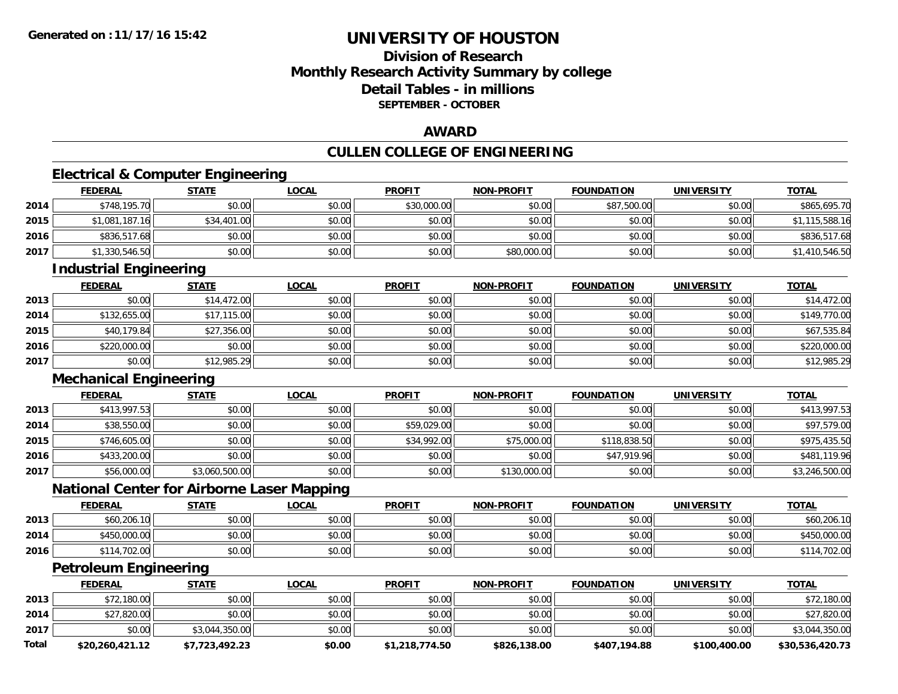Generated on :11/17/16 15:42

# UNIVERSITY OF HOUSTON

## Division of Research
## Monthly Research Activity Summary by college
## Detail Tables - in millions
### SEPTEMBER - OCTOBER

## AWARD

## CULLEN COLLEGE OF ENGINEERING

### Electrical & Computer Engineering

| | FEDERAL | STATE | LOCAL | PROFIT | NON-PROFIT | FOUNDATION | UNIVERSITY | TOTAL |
|---|---|---|---|---|---|---|---|---|
| 2014 | $748,195.70 | $0.00 | $0.00 | $30,000.00 | $0.00 | $87,500.00 | $0.00 | $865,695.70 |
| 2015 | $1,081,187.16 | $34,401.00 | $0.00 | $0.00 | $0.00 | $0.00 | $0.00 | $1,115,588.16 |
| 2016 | $836,517.68 | $0.00 | $0.00 | $0.00 | $0.00 | $0.00 | $0.00 | $836,517.68 |
| 2017 | $1,330,546.50 | $0.00 | $0.00 | $0.00 | $80,000.00 | $0.00 | $0.00 | $1,410,546.50 |

### Industrial Engineering

| | FEDERAL | STATE | LOCAL | PROFIT | NON-PROFIT | FOUNDATION | UNIVERSITY | TOTAL |
|---|---|---|---|---|---|---|---|---|
| 2013 | $0.00 | $14,472.00 | $0.00 | $0.00 | $0.00 | $0.00 | $0.00 | $14,472.00 |
| 2014 | $132,655.00 | $17,115.00 | $0.00 | $0.00 | $0.00 | $0.00 | $0.00 | $149,770.00 |
| 2015 | $40,179.84 | $27,356.00 | $0.00 | $0.00 | $0.00 | $0.00 | $0.00 | $67,535.84 |
| 2016 | $220,000.00 | $0.00 | $0.00 | $0.00 | $0.00 | $0.00 | $0.00 | $220,000.00 |
| 2017 | $0.00 | $12,985.29 | $0.00 | $0.00 | $0.00 | $0.00 | $0.00 | $12,985.29 |

### Mechanical Engineering

| | FEDERAL | STATE | LOCAL | PROFIT | NON-PROFIT | FOUNDATION | UNIVERSITY | TOTAL |
|---|---|---|---|---|---|---|---|---|
| 2013 | $413,997.53 | $0.00 | $0.00 | $0.00 | $0.00 | $0.00 | $0.00 | $413,997.53 |
| 2014 | $38,550.00 | $0.00 | $0.00 | $59,029.00 | $0.00 | $0.00 | $0.00 | $97,579.00 |
| 2015 | $746,605.00 | $0.00 | $0.00 | $34,992.00 | $75,000.00 | $118,838.50 | $0.00 | $975,435.50 |
| 2016 | $433,200.00 | $0.00 | $0.00 | $0.00 | $0.00 | $47,919.96 | $0.00 | $481,119.96 |
| 2017 | $56,000.00 | $3,060,500.00 | $0.00 | $0.00 | $130,000.00 | $0.00 | $0.00 | $3,246,500.00 |

### National Center for Airborne Laser Mapping

| | FEDERAL | STATE | LOCAL | PROFIT | NON-PROFIT | FOUNDATION | UNIVERSITY | TOTAL |
|---|---|---|---|---|---|---|---|---|
| 2013 | $60,206.10 | $0.00 | $0.00 | $0.00 | $0.00 | $0.00 | $0.00 | $60,206.10 |
| 2014 | $450,000.00 | $0.00 | $0.00 | $0.00 | $0.00 | $0.00 | $0.00 | $450,000.00 |
| 2016 | $114,702.00 | $0.00 | $0.00 | $0.00 | $0.00 | $0.00 | $0.00 | $114,702.00 |

### Petroleum Engineering

| | FEDERAL | STATE | LOCAL | PROFIT | NON-PROFIT | FOUNDATION | UNIVERSITY | TOTAL |
|---|---|---|---|---|---|---|---|---|
| 2013 | $72,180.00 | $0.00 | $0.00 | $0.00 | $0.00 | $0.00 | $0.00 | $72,180.00 |
| 2014 | $27,820.00 | $0.00 | $0.00 | $0.00 | $0.00 | $0.00 | $0.00 | $27,820.00 |
| 2017 | $0.00 | $3,044,350.00 | $0.00 | $0.00 | $0.00 | $0.00 | $0.00 | $3,044,350.00 |
| **Total** | **$20,260,421.12** | **$7,723,492.23** | **$0.00** | **$1,218,774.50** | **$826,138.00** | **$407,194.88** | **$100,400.00** | **$30,536,420.73** |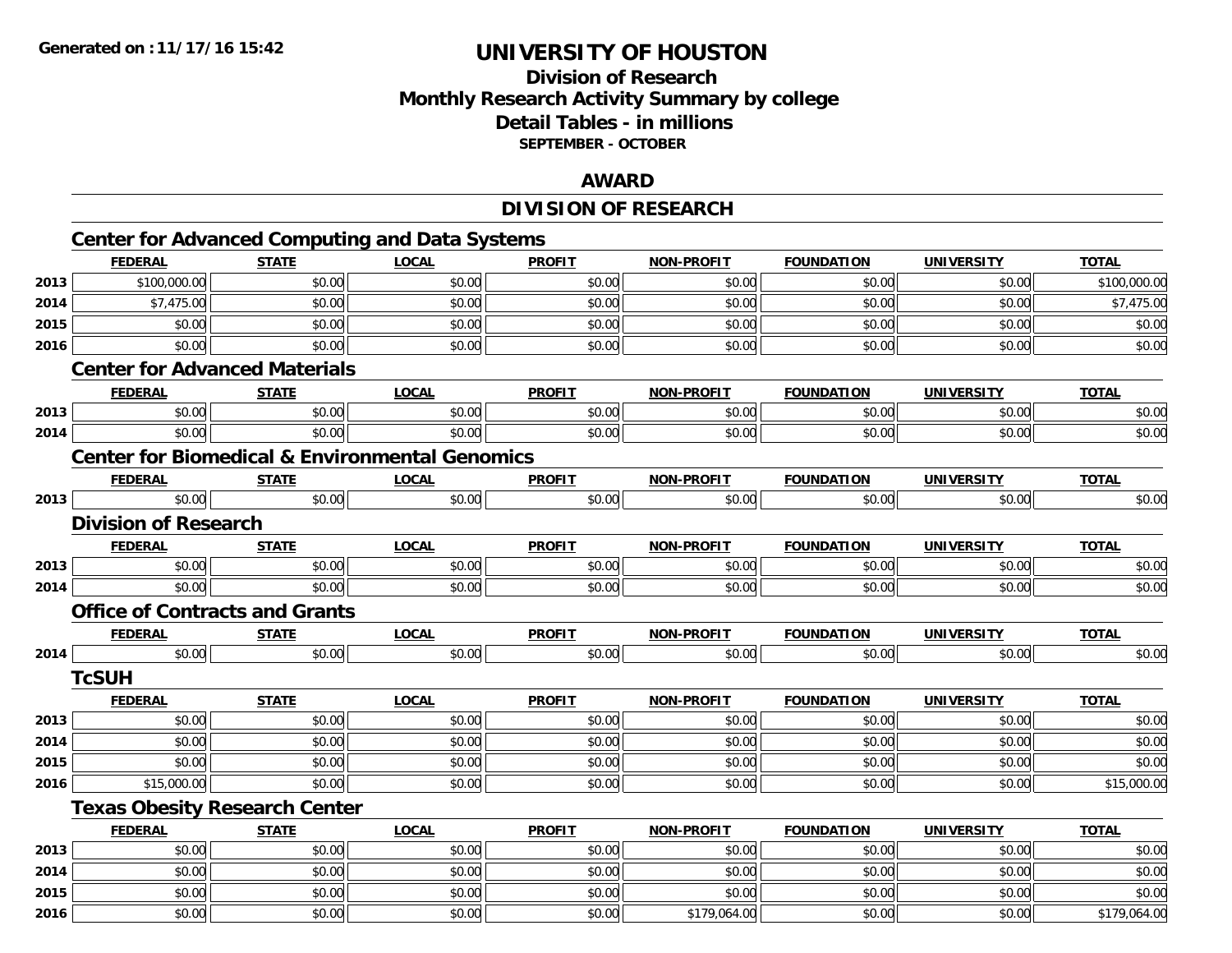Generated on :11/17/16 15:42

# UNIVERSITY OF HOUSTON

## Division of Research
## Monthly Research Activity Summary by college
## Detail Tables - in millions
### SEPTEMBER - OCTOBER

## AWARD

## DIVISION OF RESEARCH

### Center for Advanced Computing and Data Systems

| | FEDERAL | STATE | LOCAL | PROFIT | NON-PROFIT | FOUNDATION | UNIVERSITY | TOTAL |
|---|---|---|---|---|---|---|---|---|
| 2013 | $100,000.00 | $0.00 | $0.00 | $0.00 | $0.00 | $0.00 | $0.00 | $100,000.00 |
| 2014 | $7,475.00 | $0.00 | $0.00 | $0.00 | $0.00 | $0.00 | $0.00 | $7,475.00 |
| 2015 | $0.00 | $0.00 | $0.00 | $0.00 | $0.00 | $0.00 | $0.00 | $0.00 |
| 2016 | $0.00 | $0.00 | $0.00 | $0.00 | $0.00 | $0.00 | $0.00 | $0.00 |

### Center for Advanced Materials

| | FEDERAL | STATE | LOCAL | PROFIT | NON-PROFIT | FOUNDATION | UNIVERSITY | TOTAL |
|---|---|---|---|---|---|---|---|---|
| 2013 | $0.00 | $0.00 | $0.00 | $0.00 | $0.00 | $0.00 | $0.00 | $0.00 |
| 2014 | $0.00 | $0.00 | $0.00 | $0.00 | $0.00 | $0.00 | $0.00 | $0.00 |

### Center for Biomedical & Environmental Genomics

| | FEDERAL | STATE | LOCAL | PROFIT | NON-PROFIT | FOUNDATION | UNIVERSITY | TOTAL |
|---|---|---|---|---|---|---|---|---|
| 2013 | $0.00 | $0.00 | $0.00 | $0.00 | $0.00 | $0.00 | $0.00 | $0.00 |

### Division of Research

| | FEDERAL | STATE | LOCAL | PROFIT | NON-PROFIT | FOUNDATION | UNIVERSITY | TOTAL |
|---|---|---|---|---|---|---|---|---|
| 2013 | $0.00 | $0.00 | $0.00 | $0.00 | $0.00 | $0.00 | $0.00 | $0.00 |
| 2014 | $0.00 | $0.00 | $0.00 | $0.00 | $0.00 | $0.00 | $0.00 | $0.00 |

### Office of Contracts and Grants

| | FEDERAL | STATE | LOCAL | PROFIT | NON-PROFIT | FOUNDATION | UNIVERSITY | TOTAL |
|---|---|---|---|---|---|---|---|---|
| 2014 | $0.00 | $0.00 | $0.00 | $0.00 | $0.00 | $0.00 | $0.00 | $0.00 |

### TcSUH

| | FEDERAL | STATE | LOCAL | PROFIT | NON-PROFIT | FOUNDATION | UNIVERSITY | TOTAL |
|---|---|---|---|---|---|---|---|---|
| 2013 | $0.00 | $0.00 | $0.00 | $0.00 | $0.00 | $0.00 | $0.00 | $0.00 |
| 2014 | $0.00 | $0.00 | $0.00 | $0.00 | $0.00 | $0.00 | $0.00 | $0.00 |
| 2015 | $0.00 | $0.00 | $0.00 | $0.00 | $0.00 | $0.00 | $0.00 | $0.00 |
| 2016 | $15,000.00 | $0.00 | $0.00 | $0.00 | $0.00 | $0.00 | $0.00 | $15,000.00 |

### Texas Obesity Research Center

| | FEDERAL | STATE | LOCAL | PROFIT | NON-PROFIT | FOUNDATION | UNIVERSITY | TOTAL |
|---|---|---|---|---|---|---|---|---|
| 2013 | $0.00 | $0.00 | $0.00 | $0.00 | $0.00 | $0.00 | $0.00 | $0.00 |
| 2014 | $0.00 | $0.00 | $0.00 | $0.00 | $0.00 | $0.00 | $0.00 | $0.00 |
| 2015 | $0.00 | $0.00 | $0.00 | $0.00 | $0.00 | $0.00 | $0.00 | $0.00 |
| 2016 | $0.00 | $0.00 | $0.00 | $0.00 | $179,064.00 | $0.00 | $0.00 | $179,064.00 |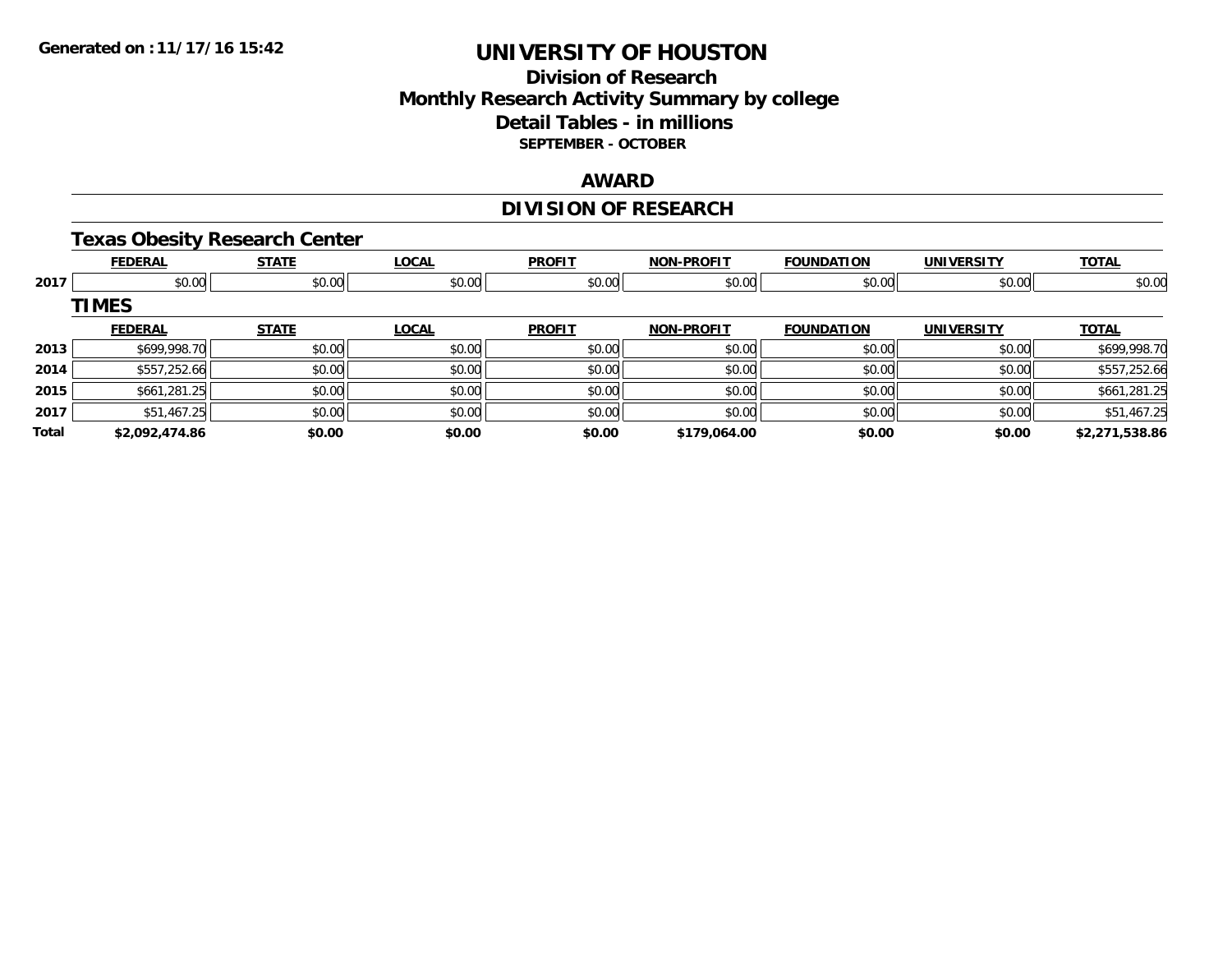# UNIVERSITY OF HOUSTON

## Division of Research
## Monthly Research Activity Summary by college
## Detail Tables - in millions
### SEPTEMBER - OCTOBER

## AWARD

## DIVISION OF RESEARCH

### Texas Obesity Research Center

| | FEDERAL | STATE | LOCAL | PROFIT | NON-PROFIT | FOUNDATION | UNIVERSITY | TOTAL |
|---|---|---|---|---|---|---|---|---|
| 2017 | $0.00 | $0.00 | $0.00 | $0.00 | $0.00 | $0.00 | $0.00 | $0.00 |

### TIMES

| | FEDERAL | STATE | LOCAL | PROFIT | NON-PROFIT | FOUNDATION | UNIVERSITY | TOTAL |
|---|---|---|---|---|---|---|---|---|
| 2013 | $699,998.70 | $0.00 | $0.00 | $0.00 | $0.00 | $0.00 | $0.00 | $699,998.70 |
| 2014 | $557,252.66 | $0.00 | $0.00 | $0.00 | $0.00 | $0.00 | $0.00 | $557,252.66 |
| 2015 | $661,281.25 | $0.00 | $0.00 | $0.00 | $0.00 | $0.00 | $0.00 | $661,281.25 |
| 2017 | $51,467.25 | $0.00 | $0.00 | $0.00 | $0.00 | $0.00 | $0.00 | $51,467.25 |
| **Total** | **$2,092,474.86** | **$0.00** | **$0.00** | **$0.00** | **$179,064.00** | **$0.00** | **$0.00** | **$2,271,538.86** |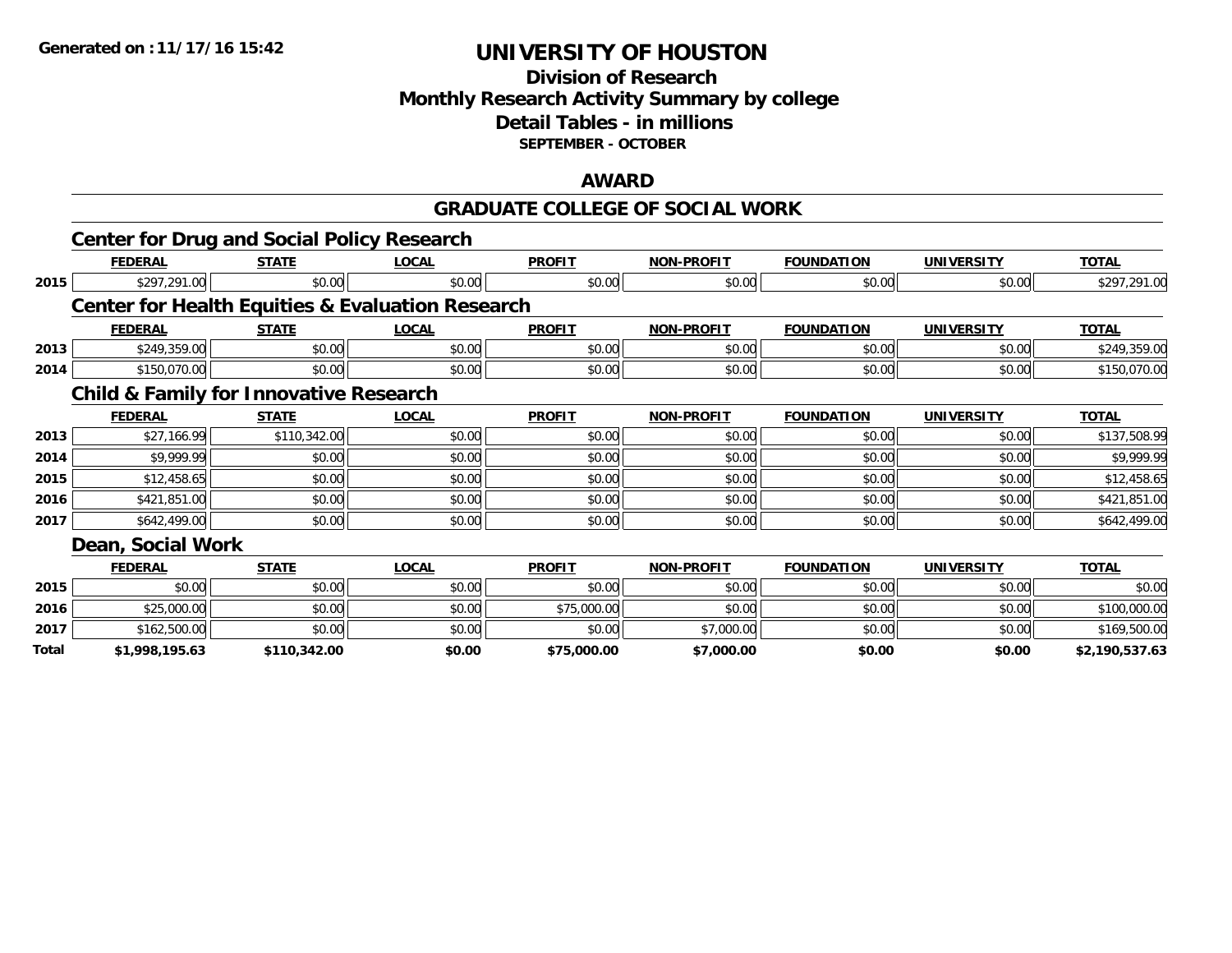**Generated on :11/17/16 15:42**

# UNIVERSITY OF HOUSTON

## Division of Research
## Monthly Research Activity Summary by college
## Detail Tables - in millions
### SEPTEMBER - OCTOBER

## AWARD

## GRADUATE COLLEGE OF SOCIAL WORK

### Center for Drug and Social Policy Research

| | FEDERAL | STATE | LOCAL | PROFIT | NON-PROFIT | FOUNDATION | UNIVERSITY | TOTAL |
|---|---|---|---|---|---|---|---|---|
| 2015 | $297,291.00 | $0.00 | $0.00 | $0.00 | $0.00 | $0.00 | $0.00 | $297,291.00 |

### Center for Health Equities & Evaluation Research

| | FEDERAL | STATE | LOCAL | PROFIT | NON-PROFIT | FOUNDATION | UNIVERSITY | TOTAL |
|---|---|---|---|---|---|---|---|---|
| 2013 | $249,359.00 | $0.00 | $0.00 | $0.00 | $0.00 | $0.00 | $0.00 | $249,359.00 |
| 2014 | $150,070.00 | $0.00 | $0.00 | $0.00 | $0.00 | $0.00 | $0.00 | $150,070.00 |

### Child & Family for Innovative Research

| | FEDERAL | STATE | LOCAL | PROFIT | NON-PROFIT | FOUNDATION | UNIVERSITY | TOTAL |
|---|---|---|---|---|---|---|---|---|
| 2013 | $27,166.99 | $110,342.00 | $0.00 | $0.00 | $0.00 | $0.00 | $0.00 | $137,508.99 |
| 2014 | $9,999.99 | $0.00 | $0.00 | $0.00 | $0.00 | $0.00 | $0.00 | $9,999.99 |
| 2015 | $12,458.65 | $0.00 | $0.00 | $0.00 | $0.00 | $0.00 | $0.00 | $12,458.65 |
| 2016 | $421,851.00 | $0.00 | $0.00 | $0.00 | $0.00 | $0.00 | $0.00 | $421,851.00 |
| 2017 | $642,499.00 | $0.00 | $0.00 | $0.00 | $0.00 | $0.00 | $0.00 | $642,499.00 |

### Dean, Social Work

| | FEDERAL | STATE | LOCAL | PROFIT | NON-PROFIT | FOUNDATION | UNIVERSITY | TOTAL |
|---|---|---|---|---|---|---|---|---|
| 2015 | $0.00 | $0.00 | $0.00 | $0.00 | $0.00 | $0.00 | $0.00 | $0.00 |
| 2016 | $25,000.00 | $0.00 | $0.00 | $75,000.00 | $0.00 | $0.00 | $0.00 | $100,000.00 |
| 2017 | $162,500.00 | $0.00 | $0.00 | $0.00 | $7,000.00 | $0.00 | $0.00 | $169,500.00 |
| **Total** | **$1,998,195.63** | **$110,342.00** | **$0.00** | **$75,000.00** | **$7,000.00** | **$0.00** | **$0.00** | **$2,190,537.63** |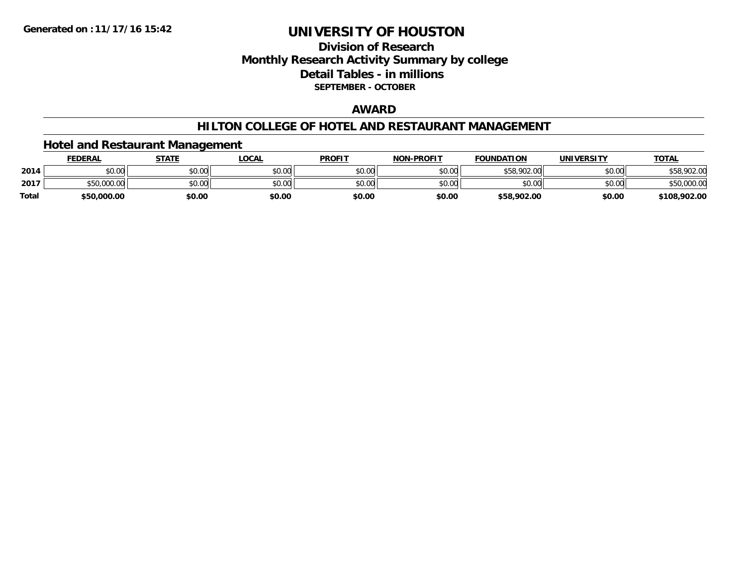# UNIVERSITY OF HOUSTON

## Division of Research
## Monthly Research Activity Summary by college
## Detail Tables - in millions
**SEPTEMBER - OCTOBER**

Generated on :11/17/16 15:42

## AWARD

## HILTON COLLEGE OF HOTEL AND RESTAURANT MANAGEMENT

### Hotel and Restaurant Management

| | FEDERAL | STATE | LOCAL | PROFIT | NON-PROFIT | FOUNDATION | UNIVERSITY | TOTAL |
|---|---|---|---|---|---|---|---|---|
| 2014 | $0.00 | $0.00 | $0.00 | $0.00 | $0.00 | $58,902.00 | $0.00 | $58,902.00 |
| 2017 | $50,000.00 | $0.00 | $0.00 | $0.00 | $0.00 | $0.00 | $0.00 | $50,000.00 |
| **Total** | **$50,000.00** | **$0.00** | **$0.00** | **$0.00** | **$0.00** | **$58,902.00** | **$0.00** | **$108,902.00** |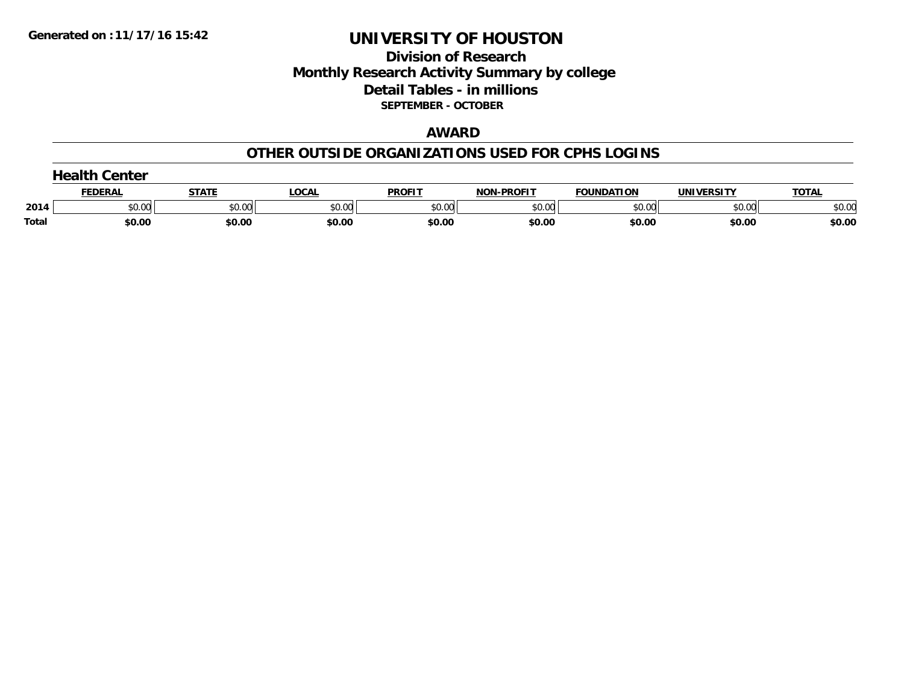Generated on :11/17/16 15:42

# UNIVERSITY OF HOUSTON

## Division of Research
## Monthly Research Activity Summary by college
## Detail Tables - in millions
### SEPTEMBER - OCTOBER

### AWARD

### OTHER OUTSIDE ORGANIZATIONS USED FOR CPHS LOGINS

#### Health Center

| | FEDERAL | STATE | LOCAL | PROFIT | NON-PROFIT | FOUNDATION | UNIVERSITY | TOTAL |
|---|---|---|---|---|---|---|---|---|
| 2014 | $0.00 | $0.00 | $0.00 | $0.00 | $0.00 | $0.00 | $0.00 | $0.00 |
| **Total** | **$0.00** | **$0.00** | **$0.00** | **$0.00** | **$0.00** | **$0.00** | **$0.00** | **$0.00** |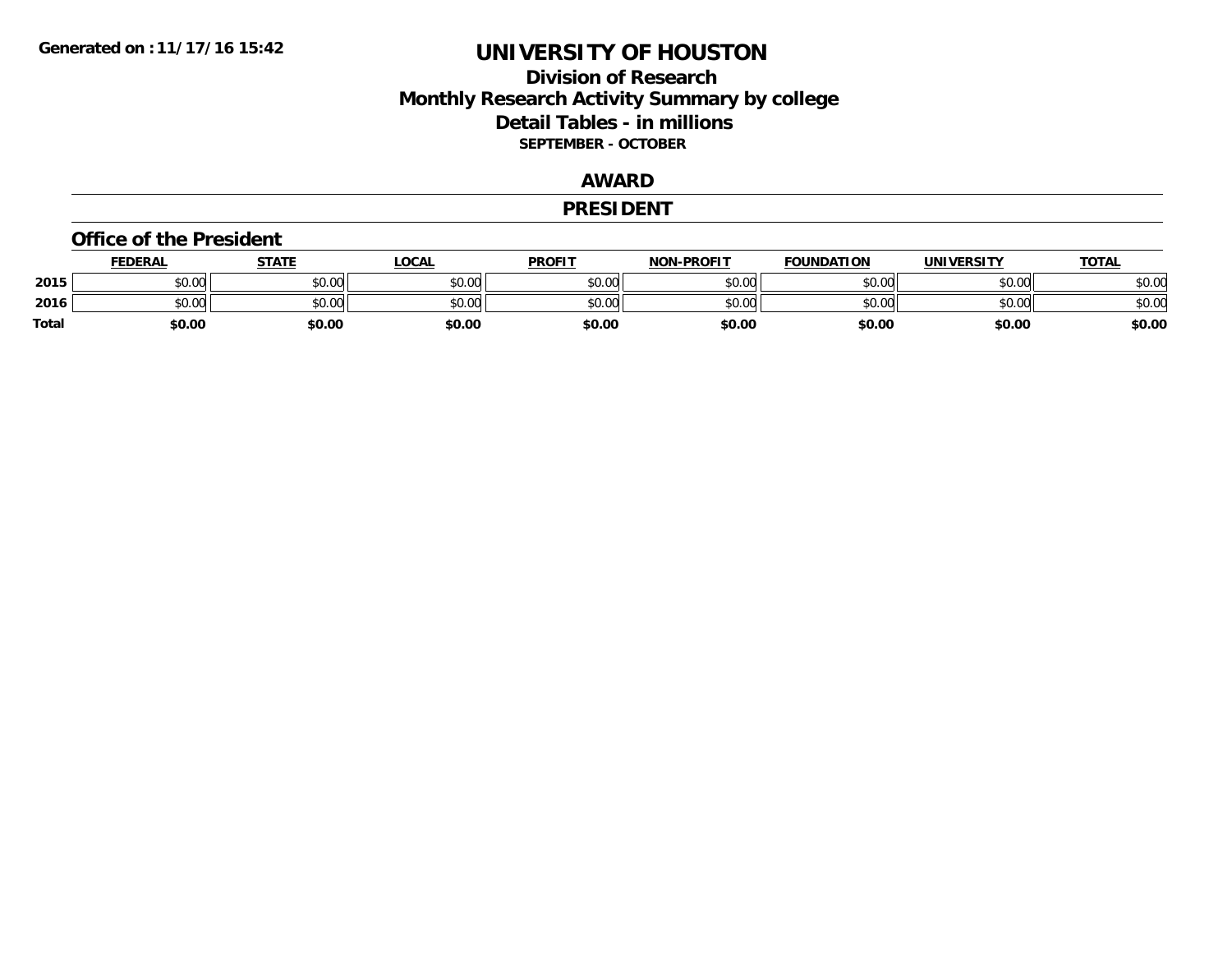# UNIVERSITY OF HOUSTON

## Division of Research
## Monthly Research Activity Summary by college
## Detail Tables - in millions
### SEPTEMBER - OCTOBER

**Generated on : 11/17/16 15:42**

## AWARD

## PRESIDENT

### Office of the President

| | FEDERAL | STATE | LOCAL | PROFIT | NON-PROFIT | FOUNDATION | UNIVERSITY | TOTAL |
|---|---|---|---|---|---|---|---|---|
| 2015 | $0.00 | $0.00 | $0.00 | $0.00 | $0.00 | $0.00 | $0.00 | $0.00 |
| 2016 | $0.00 | $0.00 | $0.00 | $0.00 | $0.00 | $0.00 | $0.00 | $0.00 |
| **Total** | **$0.00** | **$0.00** | **$0.00** | **$0.00** | **$0.00** | **$0.00** | **$0.00** | **$0.00** |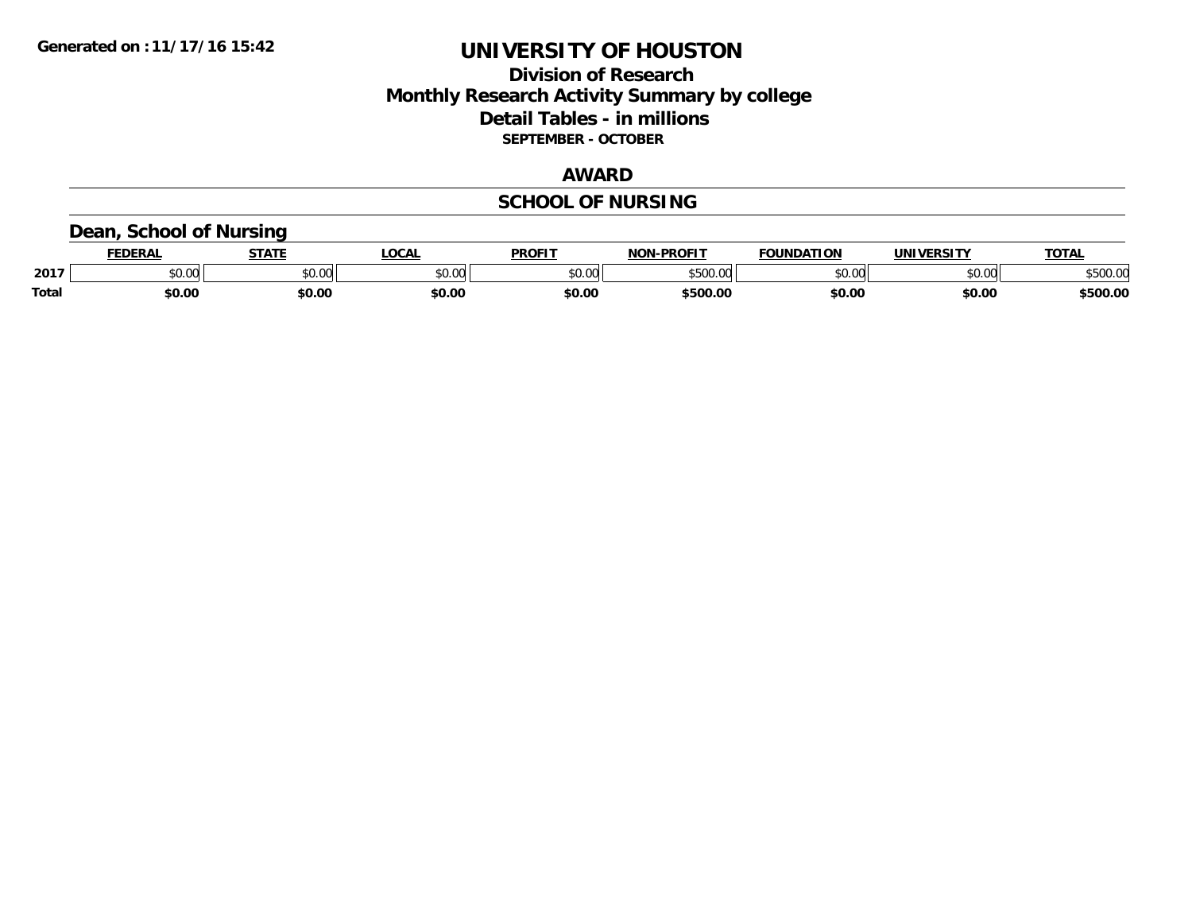Generated on :11/17/16 15:42

# UNIVERSITY OF HOUSTON

## Division of Research
## Monthly Research Activity Summary by college
## Detail Tables - in millions
### SEPTEMBER - OCTOBER

## AWARD

## SCHOOL OF NURSING

### Dean, School of Nursing

| | FEDERAL | STATE | LOCAL | PROFIT | NON-PROFIT | FOUNDATION | UNIVERSITY | TOTAL |
|---|---|---|---|---|---|---|---|---|
| 2017 | $0.00 | $0.00 | $0.00 | $0.00 | $500.00 | $0.00 | $0.00 | $500.00 |
| **Total** | **$0.00** | **$0.00** | **$0.00** | **$0.00** | **$500.00** | **$0.00** | **$0.00** | **$500.00** |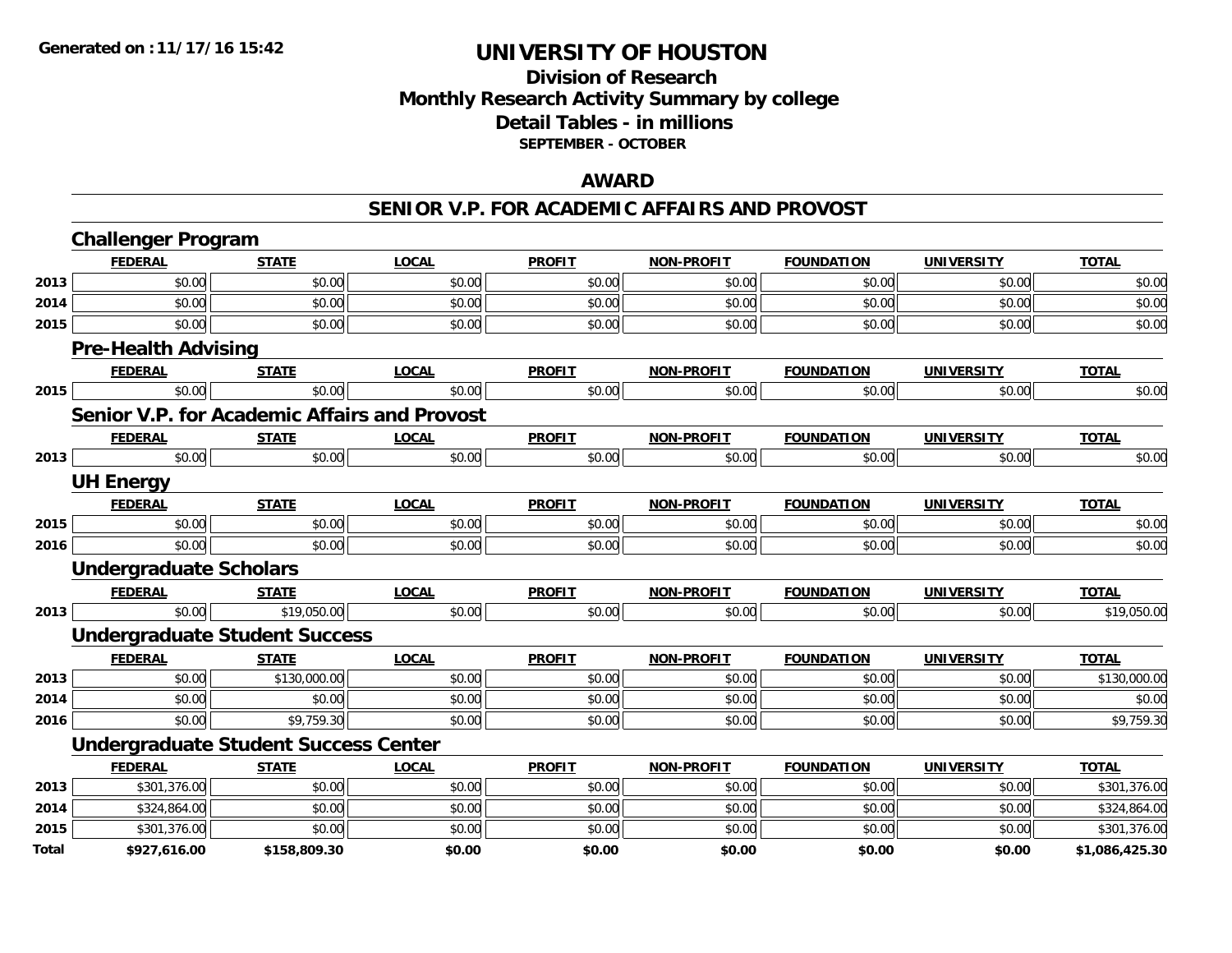**Generated on :11/17/16 15:42**

# UNIVERSITY OF HOUSTON

## Division of Research
## Monthly Research Activity Summary by college
## Detail Tables - in millions
### SEPTEMBER - OCTOBER

### AWARD

### SENIOR V.P. FOR ACADEMIC AFFAIRS AND PROVOST

#### Challenger Program

| | FEDERAL | STATE | LOCAL | PROFIT | NON-PROFIT | FOUNDATION | UNIVERSITY | TOTAL |
|---|---|---|---|---|---|---|---|---|
| 2013 | $0.00 | $0.00 | $0.00 | $0.00 | $0.00 | $0.00 | $0.00 | $0.00 |
| 2014 | $0.00 | $0.00 | $0.00 | $0.00 | $0.00 | $0.00 | $0.00 | $0.00 |
| 2015 | $0.00 | $0.00 | $0.00 | $0.00 | $0.00 | $0.00 | $0.00 | $0.00 |

#### Pre-Health Advising

| | FEDERAL | STATE | LOCAL | PROFIT | NON-PROFIT | FOUNDATION | UNIVERSITY | TOTAL |
|---|---|---|---|---|---|---|---|---|
| 2015 | $0.00 | $0.00 | $0.00 | $0.00 | $0.00 | $0.00 | $0.00 | $0.00 |

#### Senior V.P. for Academic Affairs and Provost

| | FEDERAL | STATE | LOCAL | PROFIT | NON-PROFIT | FOUNDATION | UNIVERSITY | TOTAL |
|---|---|---|---|---|---|---|---|---|
| 2013 | $0.00 | $0.00 | $0.00 | $0.00 | $0.00 | $0.00 | $0.00 | $0.00 |

#### UH Energy

| | FEDERAL | STATE | LOCAL | PROFIT | NON-PROFIT | FOUNDATION | UNIVERSITY | TOTAL |
|---|---|---|---|---|---|---|---|---|
| 2015 | $0.00 | $0.00 | $0.00 | $0.00 | $0.00 | $0.00 | $0.00 | $0.00 |
| 2016 | $0.00 | $0.00 | $0.00 | $0.00 | $0.00 | $0.00 | $0.00 | $0.00 |

#### Undergraduate Scholars

| | FEDERAL | STATE | LOCAL | PROFIT | NON-PROFIT | FOUNDATION | UNIVERSITY | TOTAL |
|---|---|---|---|---|---|---|---|---|
| 2013 | $0.00 | $19,050.00 | $0.00 | $0.00 | $0.00 | $0.00 | $0.00 | $19,050.00 |

#### Undergraduate Student Success

| | FEDERAL | STATE | LOCAL | PROFIT | NON-PROFIT | FOUNDATION | UNIVERSITY | TOTAL |
|---|---|---|---|---|---|---|---|---|
| 2013 | $0.00 | $130,000.00 | $0.00 | $0.00 | $0.00 | $0.00 | $0.00 | $130,000.00 |
| 2014 | $0.00 | $0.00 | $0.00 | $0.00 | $0.00 | $0.00 | $0.00 | $0.00 |
| 2016 | $0.00 | $9,759.30 | $0.00 | $0.00 | $0.00 | $0.00 | $0.00 | $9,759.30 |

#### Undergraduate Student Success Center

| | FEDERAL | STATE | LOCAL | PROFIT | NON-PROFIT | FOUNDATION | UNIVERSITY | TOTAL |
|---|---|---|---|---|---|---|---|---|
| 2013 | $301,376.00 | $0.00 | $0.00 | $0.00 | $0.00 | $0.00 | $0.00 | $301,376.00 |
| 2014 | $324,864.00 | $0.00 | $0.00 | $0.00 | $0.00 | $0.00 | $0.00 | $324,864.00 |
| 2015 | $301,376.00 | $0.00 | $0.00 | $0.00 | $0.00 | $0.00 | $0.00 | $301,376.00 |
| **Total** | **$927,616.00** | **$158,809.30** | **$0.00** | **$0.00** | **$0.00** | **$0.00** | **$0.00** | **$1,086,425.30** |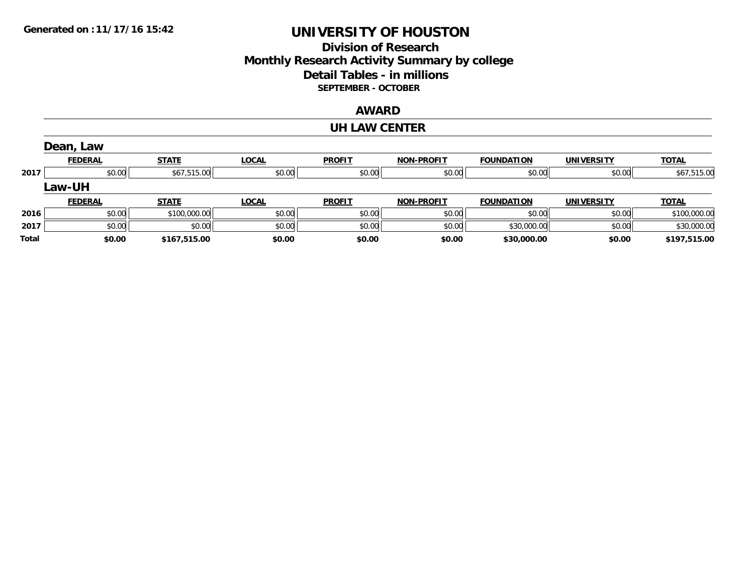Generated on :11/17/16 15:42

# UNIVERSITY OF HOUSTON

## Division of Research
## Monthly Research Activity Summary by college
## Detail Tables - in millions
### SEPTEMBER - OCTOBER

## AWARD

## UH LAW CENTER

### Dean, Law

| | FEDERAL | STATE | LOCAL | PROFIT | NON-PROFIT | FOUNDATION | UNIVERSITY | TOTAL |
|---|---|---|---|---|---|---|---|---|
| 2017 | $0.00 | $67,515.00 | $0.00 | $0.00 | $0.00 | $0.00 | $0.00 | $67,515.00 |

### Law-UH

| | FEDERAL | STATE | LOCAL | PROFIT | NON-PROFIT | FOUNDATION | UNIVERSITY | TOTAL |
|---|---|---|---|---|---|---|---|---|
| 2016 | $0.00 | $100,000.00 | $0.00 | $0.00 | $0.00 | $0.00 | $0.00 | $100,000.00 |
| 2017 | $0.00 | $0.00 | $0.00 | $0.00 | $0.00 | $30,000.00 | $0.00 | $30,000.00 |
| **Total** | **$0.00** | **$167,515.00** | **$0.00** | **$0.00** | **$0.00** | **$30,000.00** | **$0.00** | **$197,515.00** |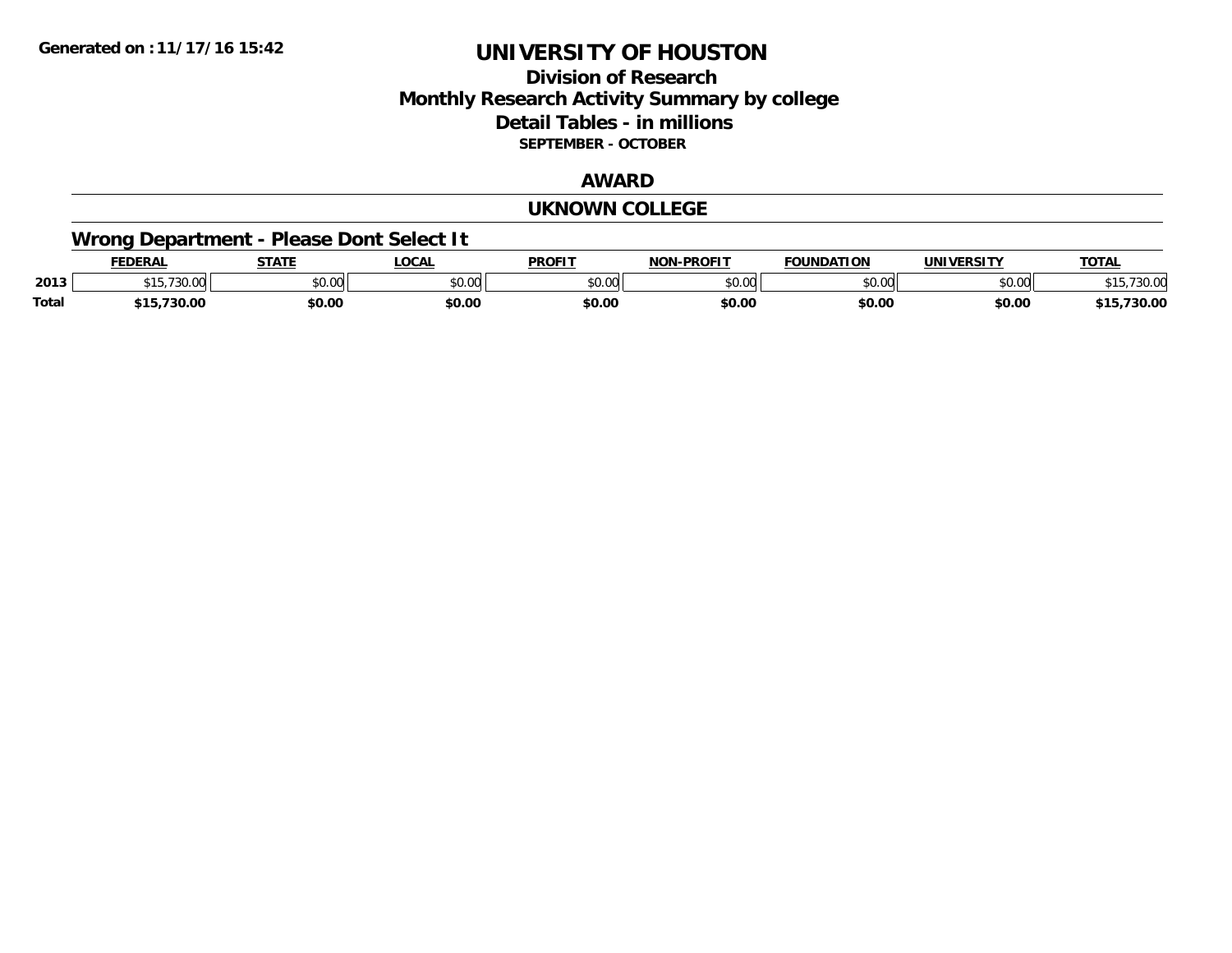# UNIVERSITY OF HOUSTON

## Division of Research
## Monthly Research Activity Summary by college
## Detail Tables - in millions

**SEPTEMBER - OCTOBER**

## AWARD

## UKNOWN COLLEGE

### Wrong Department - Please Dont Select It

| | FEDERAL | STATE | LOCAL | PROFIT | NON-PROFIT | FOUNDATION | UNIVERSITY | TOTAL |
|---|---|---|---|---|---|---|---|---|
| 2013 | $15,730.00 | $0.00 | $0.00 | $0.00 | $0.00 | $0.00 | $0.00 | $15,730.00 |
| **Total** | **$15,730.00** | **$0.00** | **$0.00** | **$0.00** | **$0.00** | **$0.00** | **$0.00** | **$15,730.00** |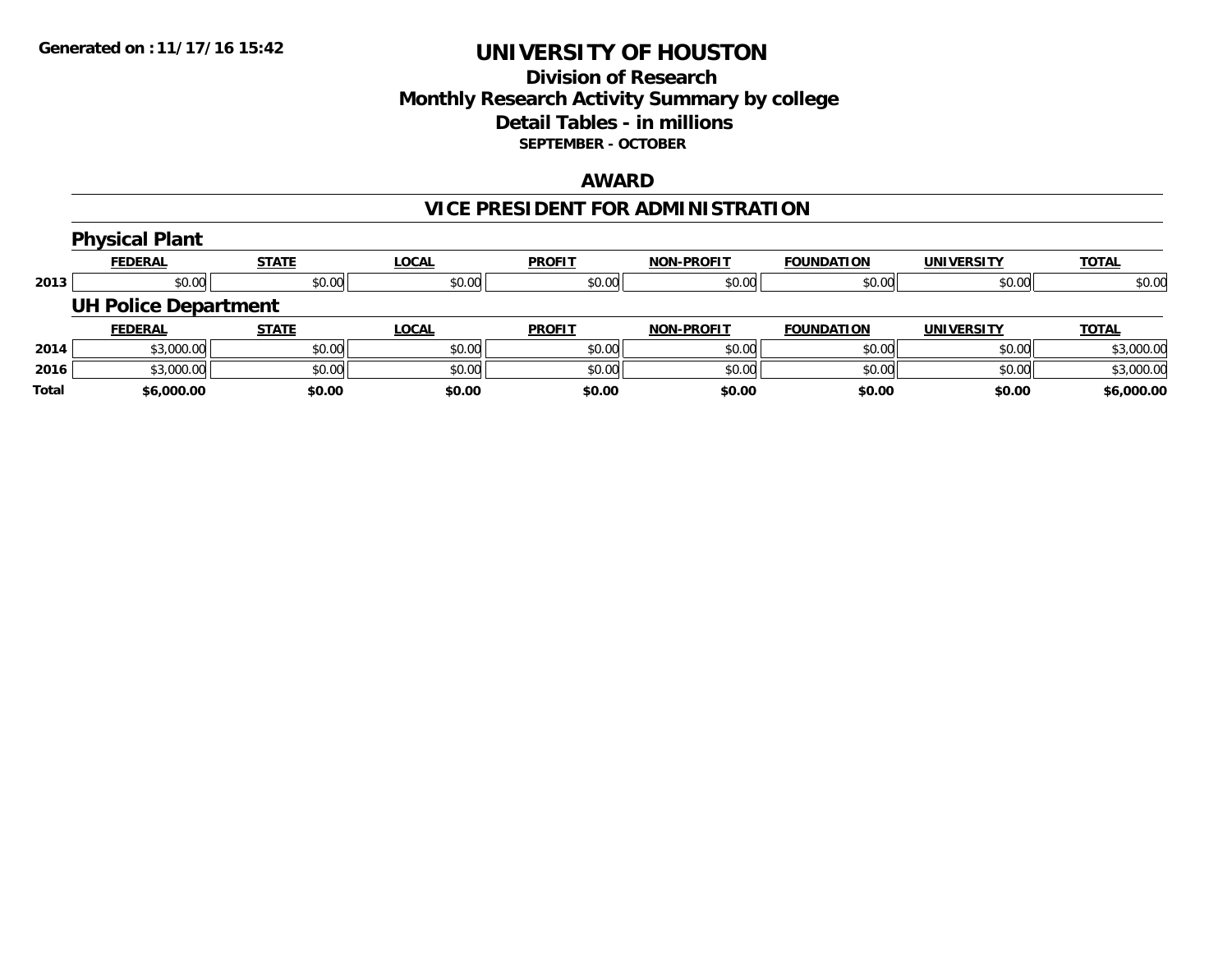# UNIVERSITY OF HOUSTON

## Division of Research
## Monthly Research Activity Summary by college
## Detail Tables - in millions
### SEPTEMBER - OCTOBER

## AWARD

## VICE PRESIDENT FOR ADMINISTRATION

### Physical Plant

| | FEDERAL | STATE | LOCAL | PROFIT | NON-PROFIT | FOUNDATION | UNIVERSITY | TOTAL |
|---|---|---|---|---|---|---|---|---|
| 2013 | $0.00 | $0.00 | $0.00 | $0.00 | $0.00 | $0.00 | $0.00 | $0.00 |

### UH Police Department

| | FEDERAL | STATE | LOCAL | PROFIT | NON-PROFIT | FOUNDATION | UNIVERSITY | TOTAL |
|---|---|---|---|---|---|---|---|---|
| 2014 | $3,000.00 | $0.00 | $0.00 | $0.00 | $0.00 | $0.00 | $0.00 | $3,000.00 |
| 2016 | $3,000.00 | $0.00 | $0.00 | $0.00 | $0.00 | $0.00 | $0.00 | $3,000.00 |
| **Total** | **$6,000.00** | **$0.00** | **$0.00** | **$0.00** | **$0.00** | **$0.00** | **$0.00** | **$6,000.00** |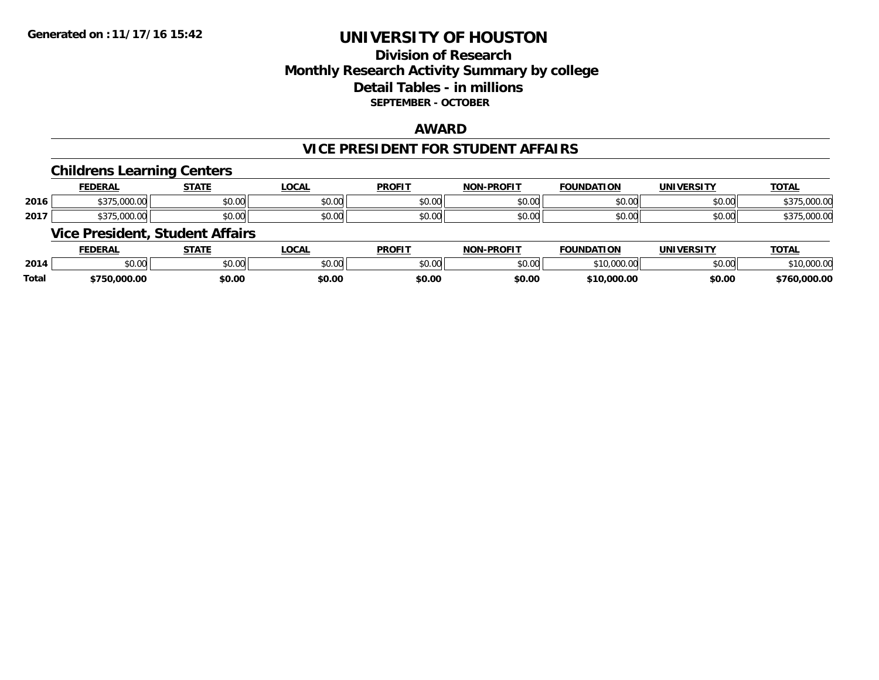Generated on :11/17/16 15:42

# UNIVERSITY OF HOUSTON

## Division of Research
## Monthly Research Activity Summary by college
## Detail Tables - in millions
### SEPTEMBER - OCTOBER

## AWARD

## VICE PRESIDENT FOR STUDENT AFFAIRS

### Childrens Learning Centers

| | FEDERAL | STATE | LOCAL | PROFIT | NON-PROFIT | FOUNDATION | UNIVERSITY | TOTAL |
|---|---|---|---|---|---|---|---|---|
| 2016 | $375,000.00 | $0.00 | $0.00 | $0.00 | $0.00 | $0.00 | $0.00 | $375,000.00 |
| 2017 | $375,000.00 | $0.00 | $0.00 | $0.00 | $0.00 | $0.00 | $0.00 | $375,000.00 |

### Vice President, Student Affairs

| | FEDERAL | STATE | LOCAL | PROFIT | NON-PROFIT | FOUNDATION | UNIVERSITY | TOTAL |
|---|---|---|---|---|---|---|---|---|
| 2014 | $0.00 | $0.00 | $0.00 | $0.00 | $0.00 | $10,000.00 | $0.00 | $10,000.00 |
| **Total** | **$750,000.00** | **$0.00** | **$0.00** | **$0.00** | **$0.00** | **$10,000.00** | **$0.00** | **$760,000.00** |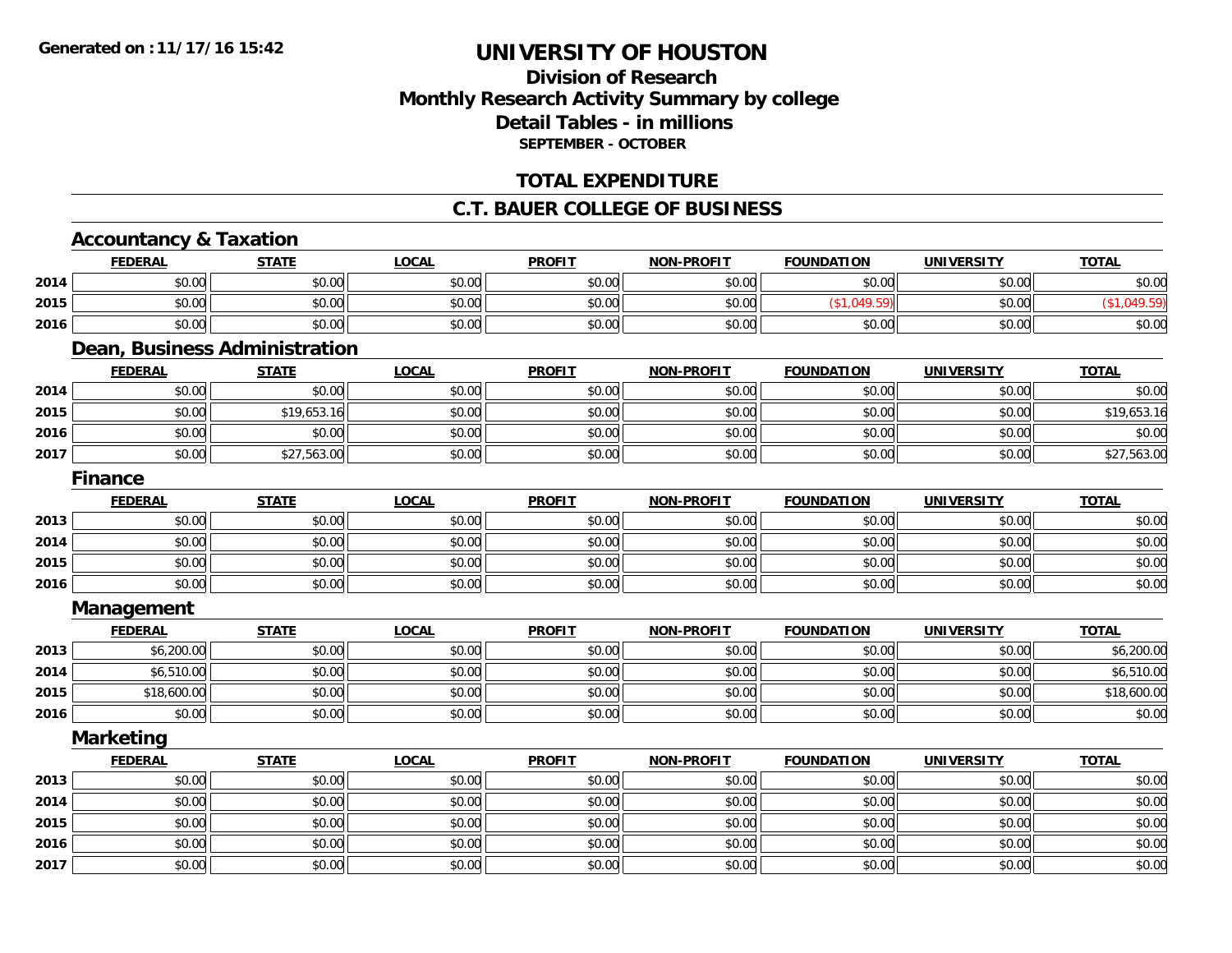# UNIVERSITY OF HOUSTON

## Division of Research
## Monthly Research Activity Summary by college
## Detail Tables - in millions
### SEPTEMBER - OCTOBER

## TOTAL EXPENDITURE

## C.T. BAUER COLLEGE OF BUSINESS

### Accountancy & Taxation

| | FEDERAL | STATE | LOCAL | PROFIT | NON-PROFIT | FOUNDATION | UNIVERSITY | TOTAL |
|---|---|---|---|---|---|---|---|---|
| 2014 | $0.00 | $0.00 | $0.00 | $0.00 | $0.00 | $0.00 | $0.00 | $0.00 |
| 2015 | $0.00 | $0.00 | $0.00 | $0.00 | $0.00 | ($1,049.59) | $0.00 | ($1,049.59) |
| 2016 | $0.00 | $0.00 | $0.00 | $0.00 | $0.00 | $0.00 | $0.00 | $0.00 |

### Dean, Business Administration

| | FEDERAL | STATE | LOCAL | PROFIT | NON-PROFIT | FOUNDATION | UNIVERSITY | TOTAL |
|---|---|---|---|---|---|---|---|---|
| 2014 | $0.00 | $0.00 | $0.00 | $0.00 | $0.00 | $0.00 | $0.00 | $0.00 |
| 2015 | $0.00 | $19,653.16 | $0.00 | $0.00 | $0.00 | $0.00 | $0.00 | $19,653.16 |
| 2016 | $0.00 | $0.00 | $0.00 | $0.00 | $0.00 | $0.00 | $0.00 | $0.00 |
| 2017 | $0.00 | $27,563.00 | $0.00 | $0.00 | $0.00 | $0.00 | $0.00 | $27,563.00 |

### Finance

| | FEDERAL | STATE | LOCAL | PROFIT | NON-PROFIT | FOUNDATION | UNIVERSITY | TOTAL |
|---|---|---|---|---|---|---|---|---|
| 2013 | $0.00 | $0.00 | $0.00 | $0.00 | $0.00 | $0.00 | $0.00 | $0.00 |
| 2014 | $0.00 | $0.00 | $0.00 | $0.00 | $0.00 | $0.00 | $0.00 | $0.00 |
| 2015 | $0.00 | $0.00 | $0.00 | $0.00 | $0.00 | $0.00 | $0.00 | $0.00 |
| 2016 | $0.00 | $0.00 | $0.00 | $0.00 | $0.00 | $0.00 | $0.00 | $0.00 |

### Management

| | FEDERAL | STATE | LOCAL | PROFIT | NON-PROFIT | FOUNDATION | UNIVERSITY | TOTAL |
|---|---|---|---|---|---|---|---|---|
| 2013 | $6,200.00 | $0.00 | $0.00 | $0.00 | $0.00 | $0.00 | $0.00 | $6,200.00 |
| 2014 | $6,510.00 | $0.00 | $0.00 | $0.00 | $0.00 | $0.00 | $0.00 | $6,510.00 |
| 2015 | $18,600.00 | $0.00 | $0.00 | $0.00 | $0.00 | $0.00 | $0.00 | $18,600.00 |
| 2016 | $0.00 | $0.00 | $0.00 | $0.00 | $0.00 | $0.00 | $0.00 | $0.00 |

### Marketing

| | FEDERAL | STATE | LOCAL | PROFIT | NON-PROFIT | FOUNDATION | UNIVERSITY | TOTAL |
|---|---|---|---|---|---|---|---|---|
| 2013 | $0.00 | $0.00 | $0.00 | $0.00 | $0.00 | $0.00 | $0.00 | $0.00 |
| 2014 | $0.00 | $0.00 | $0.00 | $0.00 | $0.00 | $0.00 | $0.00 | $0.00 |
| 2015 | $0.00 | $0.00 | $0.00 | $0.00 | $0.00 | $0.00 | $0.00 | $0.00 |
| 2016 | $0.00 | $0.00 | $0.00 | $0.00 | $0.00 | $0.00 | $0.00 | $0.00 |
| 2017 | $0.00 | $0.00 | $0.00 | $0.00 | $0.00 | $0.00 | $0.00 | $0.00 |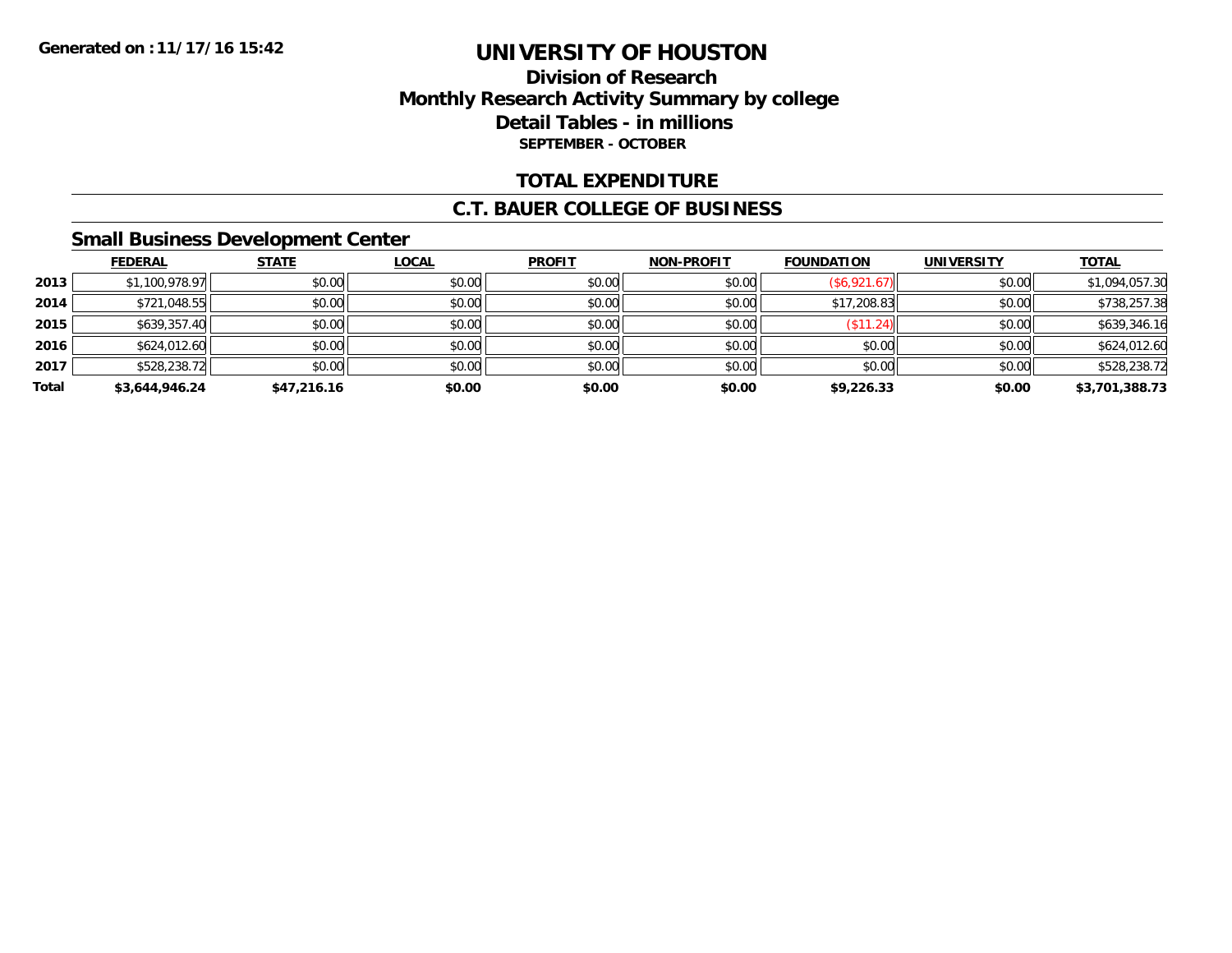Generated on :11/17/16 15:42

# UNIVERSITY OF HOUSTON

## Division of Research
## Monthly Research Activity Summary by college
## Detail Tables - in millions
### SEPTEMBER - OCTOBER

## TOTAL EXPENDITURE

## C.T. BAUER COLLEGE OF BUSINESS

### Small Business Development Center

| | FEDERAL | STATE | LOCAL | PROFIT | NON-PROFIT | FOUNDATION | UNIVERSITY | TOTAL |
|---|---|---|---|---|---|---|---|---|
| 2013 | $1,100,978.97 | $0.00 | $0.00 | $0.00 | $0.00 | ($6,921.67) | $0.00 | $1,094,057.30 |
| 2014 | $721,048.55 | $0.00 | $0.00 | $0.00 | $0.00 | $17,208.83 | $0.00 | $738,257.38 |
| 2015 | $639,357.40 | $0.00 | $0.00 | $0.00 | $0.00 | ($11.24) | $0.00 | $639,346.16 |
| 2016 | $624,012.60 | $0.00 | $0.00 | $0.00 | $0.00 | $0.00 | $0.00 | $624,012.60 |
| 2017 | $528,238.72 | $0.00 | $0.00 | $0.00 | $0.00 | $0.00 | $0.00 | $528,238.72 |
| **Total** | **$3,644,946.24** | **$47,216.16** | **$0.00** | **$0.00** | **$0.00** | **$9,226.33** | **$0.00** | **$3,701,388.73** |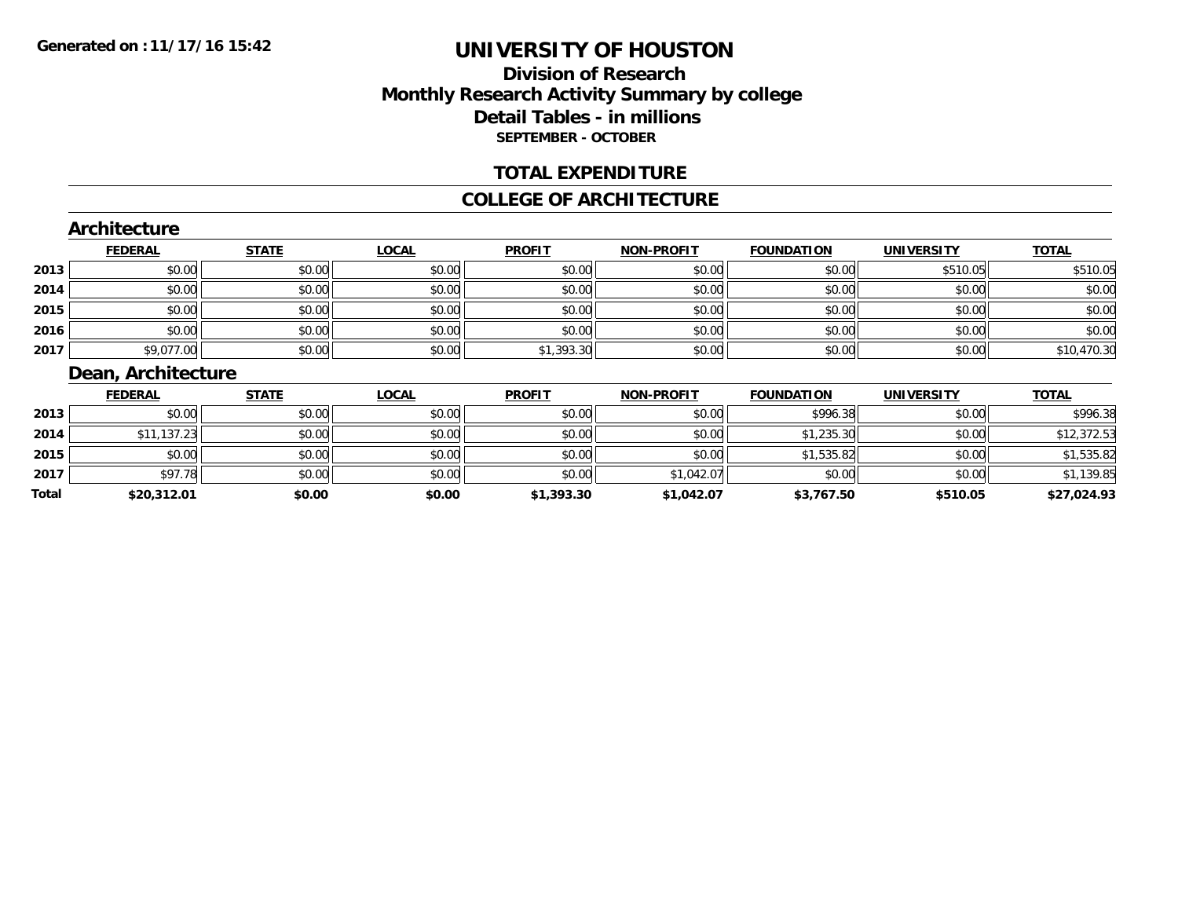**Generated on :11/17/16 15:42**

# UNIVERSITY OF HOUSTON

## Division of Research
## Monthly Research Activity Summary by college
## Detail Tables - in millions
### SEPTEMBER - OCTOBER

## TOTAL EXPENDITURE

## COLLEGE OF ARCHITECTURE

### Architecture

| | FEDERAL | STATE | LOCAL | PROFIT | NON-PROFIT | FOUNDATION | UNIVERSITY | TOTAL |
|---|---|---|---|---|---|---|---|---|
| 2013 | $0.00 | $0.00 | $0.00 | $0.00 | $0.00 | $0.00 | $510.05 | $510.05 |
| 2014 | $0.00 | $0.00 | $0.00 | $0.00 | $0.00 | $0.00 | $0.00 | $0.00 |
| 2015 | $0.00 | $0.00 | $0.00 | $0.00 | $0.00 | $0.00 | $0.00 | $0.00 |
| 2016 | $0.00 | $0.00 | $0.00 | $0.00 | $0.00 | $0.00 | $0.00 | $0.00 |
| 2017 | $9,077.00 | $0.00 | $0.00 | $1,393.30 | $0.00 | $0.00 | $0.00 | $10,470.30 |

### Dean, Architecture

| | FEDERAL | STATE | LOCAL | PROFIT | NON-PROFIT | FOUNDATION | UNIVERSITY | TOTAL |
|---|---|---|---|---|---|---|---|---|
| 2013 | $0.00 | $0.00 | $0.00 | $0.00 | $0.00 | $996.38 | $0.00 | $996.38 |
| 2014 | $11,137.23 | $0.00 | $0.00 | $0.00 | $0.00 | $1,235.30 | $0.00 | $12,372.53 |
| 2015 | $0.00 | $0.00 | $0.00 | $0.00 | $0.00 | $1,535.82 | $0.00 | $1,535.82 |
| 2017 | $97.78 | $0.00 | $0.00 | $0.00 | $1,042.07 | $0.00 | $0.00 | $1,139.85 |
| **Total** | **$20,312.01** | **$0.00** | **$0.00** | **$1,393.30** | **$1,042.07** | **$3,767.50** | **$510.05** | **$27,024.93** |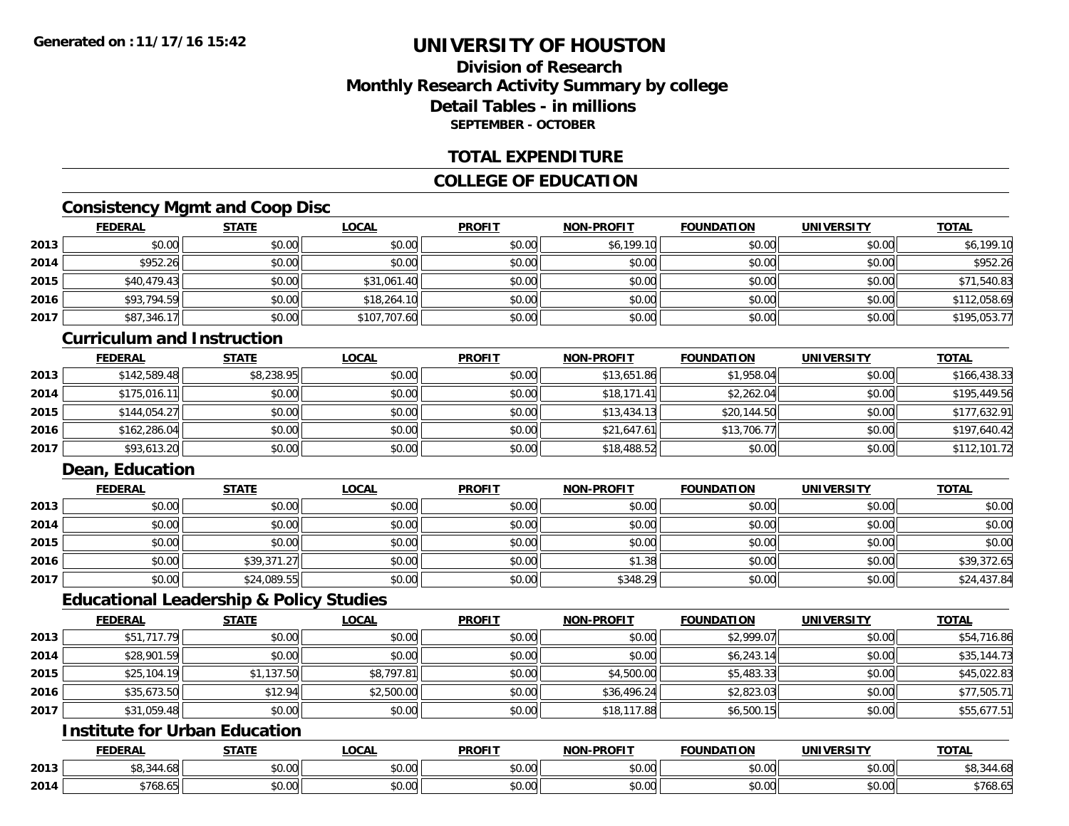**Generated on :11/17/16 15:42**

# UNIVERSITY OF HOUSTON

## Division of Research
## Monthly Research Activity Summary by college
## Detail Tables - in millions
### SEPTEMBER - OCTOBER

## TOTAL EXPENDITURE

## COLLEGE OF EDUCATION

### Consistency Mgmt and Coop Disc

| | FEDERAL | STATE | LOCAL | PROFIT | NON-PROFIT | FOUNDATION | UNIVERSITY | TOTAL |
|---|---|---|---|---|---|---|---|---|
| 2013 | $0.00 | $0.00 | $0.00 | $0.00 | $6,199.10 | $0.00 | $0.00 | $6,199.10 |
| 2014 | $952.26 | $0.00 | $0.00 | $0.00 | $0.00 | $0.00 | $0.00 | $952.26 |
| 2015 | $40,479.43 | $0.00 | $31,061.40 | $0.00 | $0.00 | $0.00 | $0.00 | $71,540.83 |
| 2016 | $93,794.59 | $0.00 | $18,264.10 | $0.00 | $0.00 | $0.00 | $0.00 | $112,058.69 |
| 2017 | $87,346.17 | $0.00 | $107,707.60 | $0.00 | $0.00 | $0.00 | $0.00 | $195,053.77 |

### Curriculum and Instruction

| | FEDERAL | STATE | LOCAL | PROFIT | NON-PROFIT | FOUNDATION | UNIVERSITY | TOTAL |
|---|---|---|---|---|---|---|---|---|
| 2013 | $142,589.48 | $8,238.95 | $0.00 | $0.00 | $13,651.86 | $1,958.04 | $0.00 | $166,438.33 |
| 2014 | $175,016.11 | $0.00 | $0.00 | $0.00 | $18,171.41 | $2,262.04 | $0.00 | $195,449.56 |
| 2015 | $144,054.27 | $0.00 | $0.00 | $0.00 | $13,434.13 | $20,144.50 | $0.00 | $177,632.91 |
| 2016 | $162,286.04 | $0.00 | $0.00 | $0.00 | $21,647.61 | $13,706.77 | $0.00 | $197,640.42 |
| 2017 | $93,613.20 | $0.00 | $0.00 | $0.00 | $18,488.52 | $0.00 | $0.00 | $112,101.72 |

### Dean, Education

| | FEDERAL | STATE | LOCAL | PROFIT | NON-PROFIT | FOUNDATION | UNIVERSITY | TOTAL |
|---|---|---|---|---|---|---|---|---|
| 2013 | $0.00 | $0.00 | $0.00 | $0.00 | $0.00 | $0.00 | $0.00 | $0.00 |
| 2014 | $0.00 | $0.00 | $0.00 | $0.00 | $0.00 | $0.00 | $0.00 | $0.00 |
| 2015 | $0.00 | $0.00 | $0.00 | $0.00 | $0.00 | $0.00 | $0.00 | $0.00 |
| 2016 | $0.00 | $39,371.27 | $0.00 | $0.00 | $1.38 | $0.00 | $0.00 | $39,372.65 |
| 2017 | $0.00 | $24,089.55 | $0.00 | $0.00 | $348.29 | $0.00 | $0.00 | $24,437.84 |

### Educational Leadership & Policy Studies

| | FEDERAL | STATE | LOCAL | PROFIT | NON-PROFIT | FOUNDATION | UNIVERSITY | TOTAL |
|---|---|---|---|---|---|---|---|---|
| 2013 | $51,717.79 | $0.00 | $0.00 | $0.00 | $0.00 | $2,999.07 | $0.00 | $54,716.86 |
| 2014 | $28,901.59 | $0.00 | $0.00 | $0.00 | $0.00 | $6,243.14 | $0.00 | $35,144.73 |
| 2015 | $25,104.19 | $1,137.50 | $8,797.81 | $0.00 | $4,500.00 | $5,483.33 | $0.00 | $45,022.83 |
| 2016 | $35,673.50 | $12.94 | $2,500.00 | $0.00 | $36,496.24 | $2,823.03 | $0.00 | $77,505.71 |
| 2017 | $31,059.48 | $0.00 | $0.00 | $0.00 | $18,117.88 | $6,500.15 | $0.00 | $55,677.51 |

### Institute for Urban Education

| | FEDERAL | STATE | LOCAL | PROFIT | NON-PROFIT | FOUNDATION | UNIVERSITY | TOTAL |
|---|---|---|---|---|---|---|---|---|
| 2013 | $8,344.68 | $0.00 | $0.00 | $0.00 | $0.00 | $0.00 | $0.00 | $8,344.68 |
| 2014 | $768.65 | $0.00 | $0.00 | $0.00 | $0.00 | $0.00 | $0.00 | $768.65 |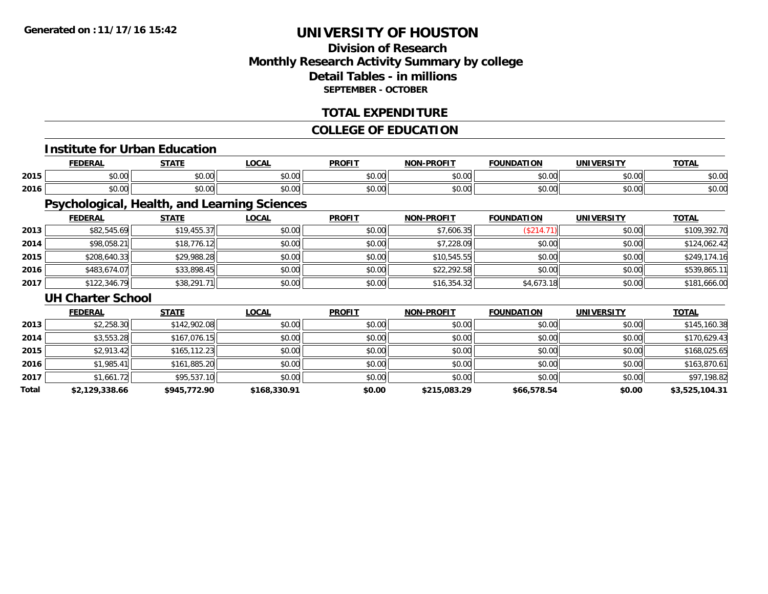**Generated on :11/17/16 15:42**

# UNIVERSITY OF HOUSTON

## Division of Research
## Monthly Research Activity Summary by college
## Detail Tables - in millions
### SEPTEMBER - OCTOBER

## TOTAL EXPENDITURE

## COLLEGE OF EDUCATION

### Institute for Urban Education

| | FEDERAL | STATE | LOCAL | PROFIT | NON-PROFIT | FOUNDATION | UNIVERSITY | TOTAL |
|---|---|---|---|---|---|---|---|---|
| 2015 | $0.00 | $0.00 | $0.00 | $0.00 | $0.00 | $0.00 | $0.00 | $0.00 |
| 2016 | $0.00 | $0.00 | $0.00 | $0.00 | $0.00 | $0.00 | $0.00 | $0.00 |

### Psychological, Health, and Learning Sciences

| | FEDERAL | STATE | LOCAL | PROFIT | NON-PROFIT | FOUNDATION | UNIVERSITY | TOTAL |
|---|---|---|---|---|---|---|---|---|
| 2013 | $82,545.69 | $19,455.37 | $0.00 | $0.00 | $7,606.35 | ($214.71) | $0.00 | $109,392.70 |
| 2014 | $98,058.21 | $18,776.12 | $0.00 | $0.00 | $7,228.09 | $0.00 | $0.00 | $124,062.42 |
| 2015 | $208,640.33 | $29,988.28 | $0.00 | $0.00 | $10,545.55 | $0.00 | $0.00 | $249,174.16 |
| 2016 | $483,674.07 | $33,898.45 | $0.00 | $0.00 | $22,292.58 | $0.00 | $0.00 | $539,865.11 |
| 2017 | $122,346.79 | $38,291.71 | $0.00 | $0.00 | $16,354.32 | $4,673.18 | $0.00 | $181,666.00 |

### UH Charter School

| | FEDERAL | STATE | LOCAL | PROFIT | NON-PROFIT | FOUNDATION | UNIVERSITY | TOTAL |
|---|---|---|---|---|---|---|---|---|
| 2013 | $2,258.30 | $142,902.08 | $0.00 | $0.00 | $0.00 | $0.00 | $0.00 | $145,160.38 |
| 2014 | $3,553.28 | $167,076.15 | $0.00 | $0.00 | $0.00 | $0.00 | $0.00 | $170,629.43 |
| 2015 | $2,913.42 | $165,112.23 | $0.00 | $0.00 | $0.00 | $0.00 | $0.00 | $168,025.65 |
| 2016 | $1,985.41 | $161,885.20 | $0.00 | $0.00 | $0.00 | $0.00 | $0.00 | $163,870.61 |
| 2017 | $1,661.72 | $95,537.10 | $0.00 | $0.00 | $0.00 | $0.00 | $0.00 | $97,198.82 |
| **Total** | **$2,129,338.66** | **$945,772.90** | **$168,330.91** | **$0.00** | **$215,083.29** | **$66,578.54** | **$0.00** | **$3,525,104.31** |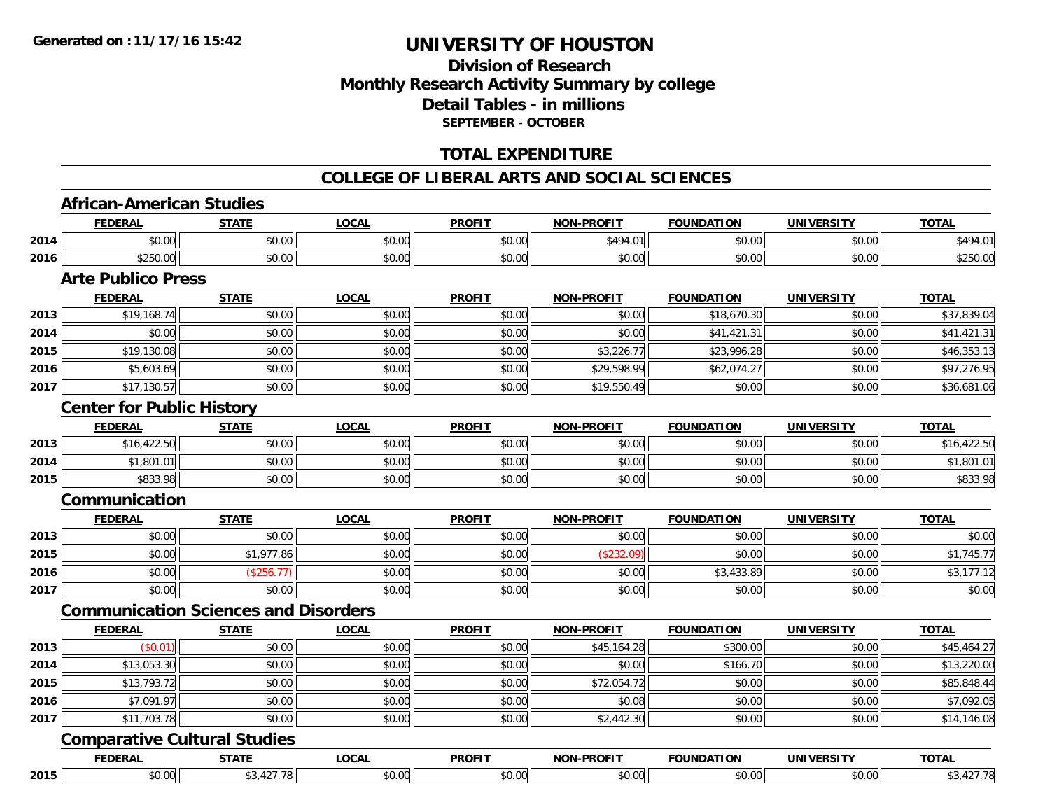# UNIVERSITY OF HOUSTON

## Division of Research
## Monthly Research Activity Summary by college
## Detail Tables - in millions
### SEPTEMBER - OCTOBER

## TOTAL EXPENDITURE

## COLLEGE OF LIBERAL ARTS AND SOCIAL SCIENCES

### African-American Studies

| | FEDERAL | STATE | LOCAL | PROFIT | NON-PROFIT | FOUNDATION | UNIVERSITY | TOTAL |
|---|---|---|---|---|---|---|---|---|
| 2014 | $0.00 | $0.00 | $0.00 | $0.00 | $494.01 | $0.00 | $0.00 | $494.01 |
| 2016 | $250.00 | $0.00 | $0.00 | $0.00 | $0.00 | $0.00 | $0.00 | $250.00 |

### Arte Publico Press

| | FEDERAL | STATE | LOCAL | PROFIT | NON-PROFIT | FOUNDATION | UNIVERSITY | TOTAL |
|---|---|---|---|---|---|---|---|---|
| 2013 | $19,168.74 | $0.00 | $0.00 | $0.00 | $0.00 | $18,670.30 | $0.00 | $37,839.04 |
| 2014 | $0.00 | $0.00 | $0.00 | $0.00 | $0.00 | $41,421.31 | $0.00 | $41,421.31 |
| 2015 | $19,130.08 | $0.00 | $0.00 | $0.00 | $3,226.77 | $23,996.28 | $0.00 | $46,353.13 |
| 2016 | $5,603.69 | $0.00 | $0.00 | $0.00 | $29,598.99 | $62,074.27 | $0.00 | $97,276.95 |
| 2017 | $17,130.57 | $0.00 | $0.00 | $0.00 | $19,550.49 | $0.00 | $0.00 | $36,681.06 |

### Center for Public History

| | FEDERAL | STATE | LOCAL | PROFIT | NON-PROFIT | FOUNDATION | UNIVERSITY | TOTAL |
|---|---|---|---|---|---|---|---|---|
| 2013 | $16,422.50 | $0.00 | $0.00 | $0.00 | $0.00 | $0.00 | $0.00 | $16,422.50 |
| 2014 | $1,801.01 | $0.00 | $0.00 | $0.00 | $0.00 | $0.00 | $0.00 | $1,801.01 |
| 2015 | $833.98 | $0.00 | $0.00 | $0.00 | $0.00 | $0.00 | $0.00 | $833.98 |

### Communication

| | FEDERAL | STATE | LOCAL | PROFIT | NON-PROFIT | FOUNDATION | UNIVERSITY | TOTAL |
|---|---|---|---|---|---|---|---|---|
| 2013 | $0.00 | $0.00 | $0.00 | $0.00 | $0.00 | $0.00 | $0.00 | $0.00 |
| 2015 | $0.00 | $1,977.86 | $0.00 | $0.00 | ($232.09) | $0.00 | $0.00 | $1,745.77 |
| 2016 | $0.00 | ($256.77) | $0.00 | $0.00 | $0.00 | $3,433.89 | $0.00 | $3,177.12 |
| 2017 | $0.00 | $0.00 | $0.00 | $0.00 | $0.00 | $0.00 | $0.00 | $0.00 |

### Communication Sciences and Disorders

| | FEDERAL | STATE | LOCAL | PROFIT | NON-PROFIT | FOUNDATION | UNIVERSITY | TOTAL |
|---|---|---|---|---|---|---|---|---|
| 2013 | ($0.01) | $0.00 | $0.00 | $0.00 | $45,164.28 | $300.00 | $0.00 | $45,464.27 |
| 2014 | $13,053.30 | $0.00 | $0.00 | $0.00 | $0.00 | $166.70 | $0.00 | $13,220.00 |
| 2015 | $13,793.72 | $0.00 | $0.00 | $0.00 | $72,054.72 | $0.00 | $0.00 | $85,848.44 |
| 2016 | $7,091.97 | $0.00 | $0.00 | $0.00 | $0.08 | $0.00 | $0.00 | $7,092.05 |
| 2017 | $11,703.78 | $0.00 | $0.00 | $0.00 | $2,442.30 | $0.00 | $0.00 | $14,146.08 |

### Comparative Cultural Studies

| | FEDERAL | STATE | LOCAL | PROFIT | NON-PROFIT | FOUNDATION | UNIVERSITY | TOTAL |
|---|---|---|---|---|---|---|---|---|
| 2015 | $0.00 | $3,427.78 | $0.00 | $0.00 | $0.00 | $0.00 | $0.00 | $3,427.78 |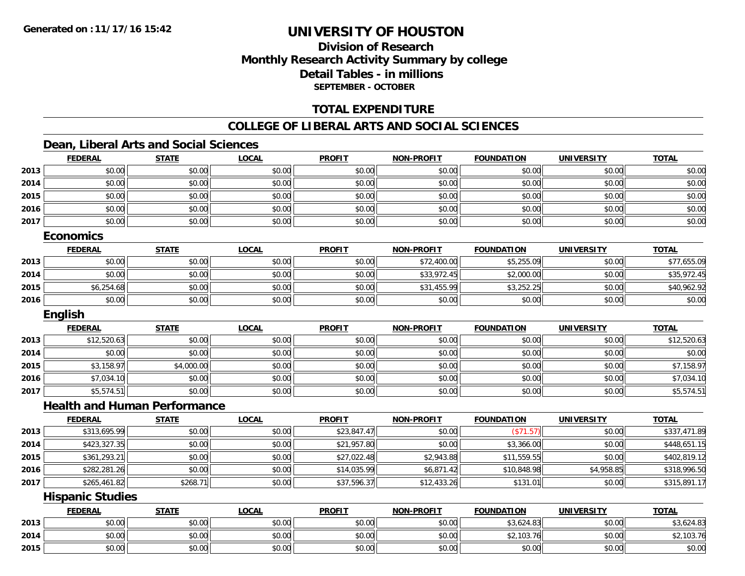# UNIVERSITY OF HOUSTON

## Division of Research
## Monthly Research Activity Summary by college
## Detail Tables - in millions
### SEPTEMBER - OCTOBER

## TOTAL EXPENDITURE

## COLLEGE OF LIBERAL ARTS AND SOCIAL SCIENCES

### Dean, Liberal Arts and Social Sciences

| | FEDERAL | STATE | LOCAL | PROFIT | NON-PROFIT | FOUNDATION | UNIVERSITY | TOTAL |
|---|---|---|---|---|---|---|---|---|
| 2013 | $0.00 | $0.00 | $0.00 | $0.00 | $0.00 | $0.00 | $0.00 | $0.00 |
| 2014 | $0.00 | $0.00 | $0.00 | $0.00 | $0.00 | $0.00 | $0.00 | $0.00 |
| 2015 | $0.00 | $0.00 | $0.00 | $0.00 | $0.00 | $0.00 | $0.00 | $0.00 |
| 2016 | $0.00 | $0.00 | $0.00 | $0.00 | $0.00 | $0.00 | $0.00 | $0.00 |
| 2017 | $0.00 | $0.00 | $0.00 | $0.00 | $0.00 | $0.00 | $0.00 | $0.00 |

### Economics

| | FEDERAL | STATE | LOCAL | PROFIT | NON-PROFIT | FOUNDATION | UNIVERSITY | TOTAL |
|---|---|---|---|---|---|---|---|---|
| 2013 | $0.00 | $0.00 | $0.00 | $0.00 | $72,400.00 | $5,255.09 | $0.00 | $77,655.09 |
| 2014 | $0.00 | $0.00 | $0.00 | $0.00 | $33,972.45 | $2,000.00 | $0.00 | $35,972.45 |
| 2015 | $6,254.68 | $0.00 | $0.00 | $0.00 | $31,455.99 | $3,252.25 | $0.00 | $40,962.92 |
| 2016 | $0.00 | $0.00 | $0.00 | $0.00 | $0.00 | $0.00 | $0.00 | $0.00 |

### English

| | FEDERAL | STATE | LOCAL | PROFIT | NON-PROFIT | FOUNDATION | UNIVERSITY | TOTAL |
|---|---|---|---|---|---|---|---|---|
| 2013 | $12,520.63 | $0.00 | $0.00 | $0.00 | $0.00 | $0.00 | $0.00 | $12,520.63 |
| 2014 | $0.00 | $0.00 | $0.00 | $0.00 | $0.00 | $0.00 | $0.00 | $0.00 |
| 2015 | $3,158.97 | $4,000.00 | $0.00 | $0.00 | $0.00 | $0.00 | $0.00 | $7,158.97 |
| 2016 | $7,034.10 | $0.00 | $0.00 | $0.00 | $0.00 | $0.00 | $0.00 | $7,034.10 |
| 2017 | $5,574.51 | $0.00 | $0.00 | $0.00 | $0.00 | $0.00 | $0.00 | $5,574.51 |

### Health and Human Performance

| | FEDERAL | STATE | LOCAL | PROFIT | NON-PROFIT | FOUNDATION | UNIVERSITY | TOTAL |
|---|---|---|---|---|---|---|---|---|
| 2013 | $313,695.99 | $0.00 | $0.00 | $23,847.47 | $0.00 | ($71.57) | $0.00 | $337,471.89 |
| 2014 | $423,327.35 | $0.00 | $0.00 | $21,957.80 | $0.00 | $3,366.00 | $0.00 | $448,651.15 |
| 2015 | $361,293.21 | $0.00 | $0.00 | $27,022.48 | $2,943.88 | $11,559.55 | $0.00 | $402,819.12 |
| 2016 | $282,281.26 | $0.00 | $0.00 | $14,035.99 | $6,871.42 | $10,848.98 | $4,958.85 | $318,996.50 |
| 2017 | $265,461.82 | $268.71 | $0.00 | $37,596.37 | $12,433.26 | $131.01 | $0.00 | $315,891.17 |

### Hispanic Studies

| | FEDERAL | STATE | LOCAL | PROFIT | NON-PROFIT | FOUNDATION | UNIVERSITY | TOTAL |
|---|---|---|---|---|---|---|---|---|
| 2013 | $0.00 | $0.00 | $0.00 | $0.00 | $0.00 | $3,624.83 | $0.00 | $3,624.83 |
| 2014 | $0.00 | $0.00 | $0.00 | $0.00 | $0.00 | $2,103.76 | $0.00 | $2,103.76 |
| 2015 | $0.00 | $0.00 | $0.00 | $0.00 | $0.00 | $0.00 | $0.00 | $0.00 |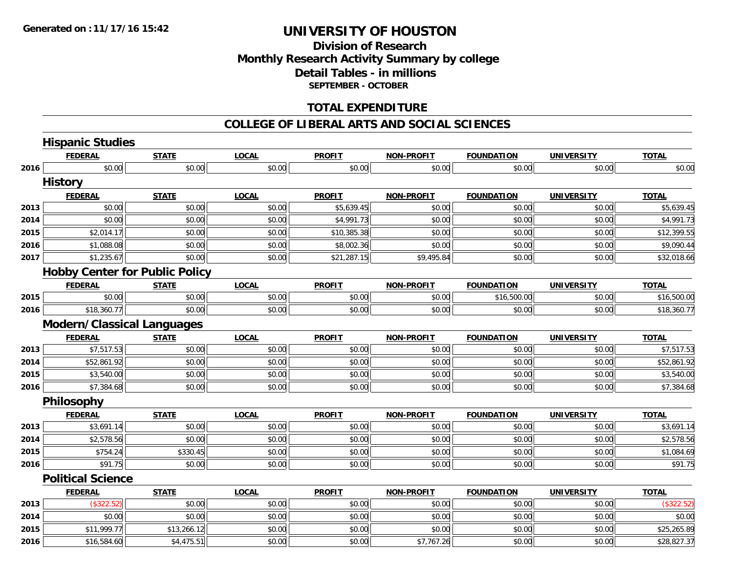# UNIVERSITY OF HOUSTON

## Division of Research
## Monthly Research Activity Summary by college
## Detail Tables - in millions
### SEPTEMBER - OCTOBER

## TOTAL EXPENDITURE

## COLLEGE OF LIBERAL ARTS AND SOCIAL SCIENCES

### Hispanic Studies

| | FEDERAL | STATE | LOCAL | PROFIT | NON-PROFIT | FOUNDATION | UNIVERSITY | TOTAL |
|---|---|---|---|---|---|---|---|---|
| 2016 | $0.00 | $0.00 | $0.00 | $0.00 | $0.00 | $0.00 | $0.00 | $0.00 |

### History

| | FEDERAL | STATE | LOCAL | PROFIT | NON-PROFIT | FOUNDATION | UNIVERSITY | TOTAL |
|---|---|---|---|---|---|---|---|---|
| 2013 | $0.00 | $0.00 | $0.00 | $5,639.45 | $0.00 | $0.00 | $0.00 | $5,639.45 |
| 2014 | $0.00 | $0.00 | $0.00 | $4,991.73 | $0.00 | $0.00 | $0.00 | $4,991.73 |
| 2015 | $2,014.17 | $0.00 | $0.00 | $10,385.38 | $0.00 | $0.00 | $0.00 | $12,399.55 |
| 2016 | $1,088.08 | $0.00 | $0.00 | $8,002.36 | $0.00 | $0.00 | $0.00 | $9,090.44 |
| 2017 | $1,235.67 | $0.00 | $0.00 | $21,287.15 | $9,495.84 | $0.00 | $0.00 | $32,018.66 |

### Hobby Center for Public Policy

| | FEDERAL | STATE | LOCAL | PROFIT | NON-PROFIT | FOUNDATION | UNIVERSITY | TOTAL |
|---|---|---|---|---|---|---|---|---|
| 2015 | $0.00 | $0.00 | $0.00 | $0.00 | $0.00 | $16,500.00 | $0.00 | $16,500.00 |
| 2016 | $18,360.77 | $0.00 | $0.00 | $0.00 | $0.00 | $0.00 | $0.00 | $18,360.77 |

### Modern/Classical Languages

| | FEDERAL | STATE | LOCAL | PROFIT | NON-PROFIT | FOUNDATION | UNIVERSITY | TOTAL |
|---|---|---|---|---|---|---|---|---|
| 2013 | $7,517.53 | $0.00 | $0.00 | $0.00 | $0.00 | $0.00 | $0.00 | $7,517.53 |
| 2014 | $52,861.92 | $0.00 | $0.00 | $0.00 | $0.00 | $0.00 | $0.00 | $52,861.92 |
| 2015 | $3,540.00 | $0.00 | $0.00 | $0.00 | $0.00 | $0.00 | $0.00 | $3,540.00 |
| 2016 | $7,384.68 | $0.00 | $0.00 | $0.00 | $0.00 | $0.00 | $0.00 | $7,384.68 |

### Philosophy

| | FEDERAL | STATE | LOCAL | PROFIT | NON-PROFIT | FOUNDATION | UNIVERSITY | TOTAL |
|---|---|---|---|---|---|---|---|---|
| 2013 | $3,691.14 | $0.00 | $0.00 | $0.00 | $0.00 | $0.00 | $0.00 | $3,691.14 |
| 2014 | $2,578.56 | $0.00 | $0.00 | $0.00 | $0.00 | $0.00 | $0.00 | $2,578.56 |
| 2015 | $754.24 | $330.45 | $0.00 | $0.00 | $0.00 | $0.00 | $0.00 | $1,084.69 |
| 2016 | $91.75 | $0.00 | $0.00 | $0.00 | $0.00 | $0.00 | $0.00 | $91.75 |

### Political Science

| | FEDERAL | STATE | LOCAL | PROFIT | NON-PROFIT | FOUNDATION | UNIVERSITY | TOTAL |
|---|---|---|---|---|---|---|---|---|
| 2013 | ($322.52) | $0.00 | $0.00 | $0.00 | $0.00 | $0.00 | $0.00 | ($322.52) |
| 2014 | $0.00 | $0.00 | $0.00 | $0.00 | $0.00 | $0.00 | $0.00 | $0.00 |
| 2015 | $11,999.77 | $13,266.12 | $0.00 | $0.00 | $0.00 | $0.00 | $0.00 | $25,265.89 |
| 2016 | $16,584.60 | $4,475.51 | $0.00 | $0.00 | $7,767.26 | $0.00 | $0.00 | $28,827.37 |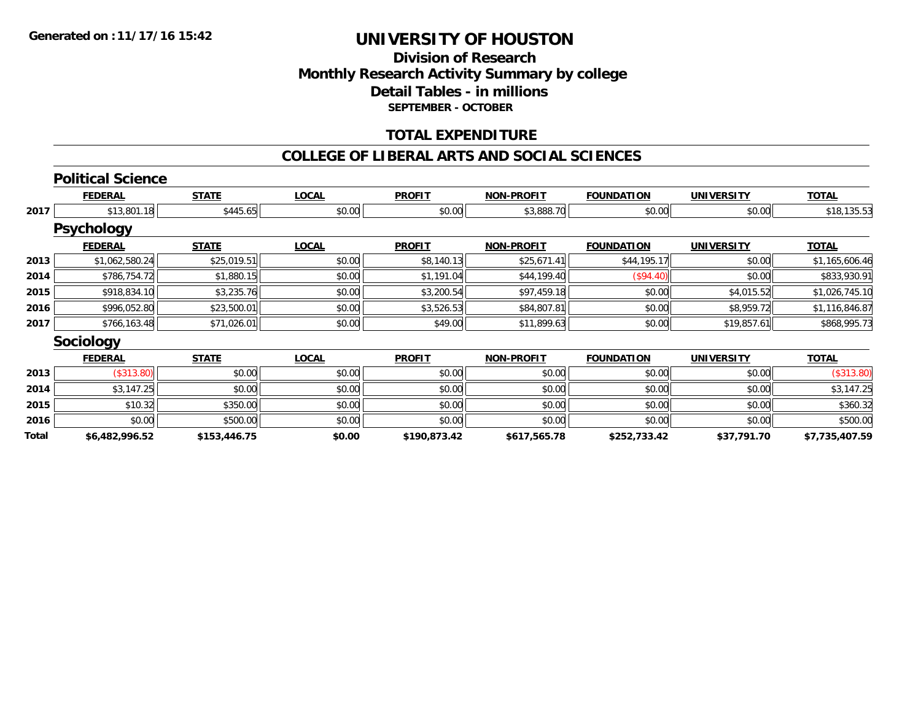# UNIVERSITY OF HOUSTON

## Division of Research
## Monthly Research Activity Summary by college
## Detail Tables - in millions
### SEPTEMBER - OCTOBER

## TOTAL EXPENDITURE

## COLLEGE OF LIBERAL ARTS AND SOCIAL SCIENCES

### Political Science

| | FEDERAL | STATE | LOCAL | PROFIT | NON-PROFIT | FOUNDATION | UNIVERSITY | TOTAL |
|---|---|---|---|---|---|---|---|---|
| 2017 | $13,801.18 | $445.65 | $0.00 | $0.00 | $3,888.70 | $0.00 | $0.00 | $18,135.53 |

### Psychology

| | FEDERAL | STATE | LOCAL | PROFIT | NON-PROFIT | FOUNDATION | UNIVERSITY | TOTAL |
|---|---|---|---|---|---|---|---|---|
| 2013 | $1,062,580.24 | $25,019.51 | $0.00 | $8,140.13 | $25,671.41 | $44,195.17 | $0.00 | $1,165,606.46 |
| 2014 | $786,754.72 | $1,880.15 | $0.00 | $1,191.04 | $44,199.40 | ($94.40) | $0.00 | $833,930.91 |
| 2015 | $918,834.10 | $3,235.76 | $0.00 | $3,200.54 | $97,459.18 | $0.00 | $4,015.52 | $1,026,745.10 |
| 2016 | $996,052.80 | $23,500.01 | $0.00 | $3,526.53 | $84,807.81 | $0.00 | $8,959.72 | $1,116,846.87 |
| 2017 | $766,163.48 | $71,026.01 | $0.00 | $49.00 | $11,899.63 | $0.00 | $19,857.61 | $868,995.73 |

### Sociology

| | FEDERAL | STATE | LOCAL | PROFIT | NON-PROFIT | FOUNDATION | UNIVERSITY | TOTAL |
|---|---|---|---|---|---|---|---|---|
| 2013 | ($313.80) | $0.00 | $0.00 | $0.00 | $0.00 | $0.00 | $0.00 | ($313.80) |
| 2014 | $3,147.25 | $0.00 | $0.00 | $0.00 | $0.00 | $0.00 | $0.00 | $3,147.25 |
| 2015 | $10.32 | $350.00 | $0.00 | $0.00 | $0.00 | $0.00 | $0.00 | $360.32 |
| 2016 | $0.00 | $500.00 | $0.00 | $0.00 | $0.00 | $0.00 | $0.00 | $500.00 |
| **Total** | **$6,482,996.52** | **$153,446.75** | **$0.00** | **$190,873.42** | **$617,565.78** | **$252,733.42** | **$37,791.70** | **$7,735,407.59** |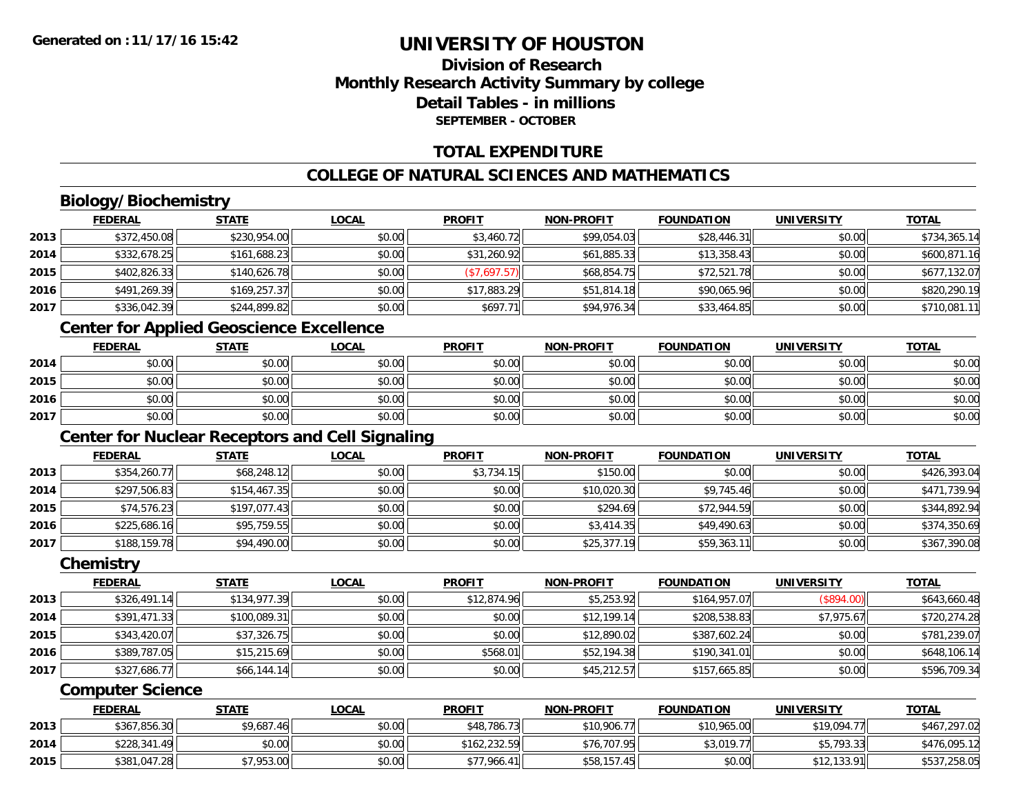Generated on :11/17/16 15:42

# UNIVERSITY OF HOUSTON

## Division of Research
## Monthly Research Activity Summary by college
## Detail Tables - in millions
### SEPTEMBER - OCTOBER

## TOTAL EXPENDITURE

## COLLEGE OF NATURAL SCIENCES AND MATHEMATICS

### Biology/Biochemistry

| | FEDERAL | STATE | LOCAL | PROFIT | NON-PROFIT | FOUNDATION | UNIVERSITY | TOTAL |
|---|---|---|---|---|---|---|---|---|
| 2013 | $372,450.08 | $230,954.00 | $0.00 | $3,460.72 | $99,054.03 | $28,446.31 | $0.00 | $734,365.14 |
| 2014 | $332,678.25 | $161,688.23 | $0.00 | $31,260.92 | $61,885.33 | $13,358.43 | $0.00 | $600,871.16 |
| 2015 | $402,826.33 | $140,626.78 | $0.00 | ($7,697.57) | $68,854.75 | $72,521.78 | $0.00 | $677,132.07 |
| 2016 | $491,269.39 | $169,257.37 | $0.00 | $17,883.29 | $51,814.18 | $90,065.96 | $0.00 | $820,290.19 |
| 2017 | $336,042.39 | $244,899.82 | $0.00 | $697.71 | $94,976.34 | $33,464.85 | $0.00 | $710,081.11 |

### Center for Applied Geoscience Excellence

| | FEDERAL | STATE | LOCAL | PROFIT | NON-PROFIT | FOUNDATION | UNIVERSITY | TOTAL |
|---|---|---|---|---|---|---|---|---|
| 2014 | $0.00 | $0.00 | $0.00 | $0.00 | $0.00 | $0.00 | $0.00 | $0.00 |
| 2015 | $0.00 | $0.00 | $0.00 | $0.00 | $0.00 | $0.00 | $0.00 | $0.00 |
| 2016 | $0.00 | $0.00 | $0.00 | $0.00 | $0.00 | $0.00 | $0.00 | $0.00 |
| 2017 | $0.00 | $0.00 | $0.00 | $0.00 | $0.00 | $0.00 | $0.00 | $0.00 |

### Center for Nuclear Receptors and Cell Signaling

| | FEDERAL | STATE | LOCAL | PROFIT | NON-PROFIT | FOUNDATION | UNIVERSITY | TOTAL |
|---|---|---|---|---|---|---|---|---|
| 2013 | $354,260.77 | $68,248.12 | $0.00 | $3,734.15 | $150.00 | $0.00 | $0.00 | $426,393.04 |
| 2014 | $297,506.83 | $154,467.35 | $0.00 | $0.00 | $10,020.30 | $9,745.46 | $0.00 | $471,739.94 |
| 2015 | $74,576.23 | $197,077.43 | $0.00 | $0.00 | $294.69 | $72,944.59 | $0.00 | $344,892.94 |
| 2016 | $225,686.16 | $95,759.55 | $0.00 | $0.00 | $3,414.35 | $49,490.63 | $0.00 | $374,350.69 |
| 2017 | $188,159.78 | $94,490.00 | $0.00 | $0.00 | $25,377.19 | $59,363.11 | $0.00 | $367,390.08 |

### Chemistry

| | FEDERAL | STATE | LOCAL | PROFIT | NON-PROFIT | FOUNDATION | UNIVERSITY | TOTAL |
|---|---|---|---|---|---|---|---|---|
| 2013 | $326,491.14 | $134,977.39 | $0.00 | $12,874.96 | $5,253.92 | $164,957.07 | ($894.00) | $643,660.48 |
| 2014 | $391,471.33 | $100,089.31 | $0.00 | $0.00 | $12,199.14 | $208,538.83 | $7,975.67 | $720,274.28 |
| 2015 | $343,420.07 | $37,326.75 | $0.00 | $0.00 | $12,890.02 | $387,602.24 | $0.00 | $781,239.07 |
| 2016 | $389,787.05 | $15,215.69 | $0.00 | $568.01 | $52,194.38 | $190,341.01 | $0.00 | $648,106.14 |
| 2017 | $327,686.77 | $66,144.14 | $0.00 | $0.00 | $45,212.57 | $157,665.85 | $0.00 | $596,709.34 |

### Computer Science

| | FEDERAL | STATE | LOCAL | PROFIT | NON-PROFIT | FOUNDATION | UNIVERSITY | TOTAL |
|---|---|---|---|---|---|---|---|---|
| 2013 | $367,856.30 | $9,687.46 | $0.00 | $48,786.73 | $10,906.77 | $10,965.00 | $19,094.77 | $467,297.02 |
| 2014 | $228,341.49 | $0.00 | $0.00 | $162,232.59 | $76,707.95 | $3,019.77 | $5,793.33 | $476,095.12 |
| 2015 | $381,047.28 | $7,953.00 | $0.00 | $77,966.41 | $58,157.45 | $0.00 | $12,133.91 | $537,258.05 |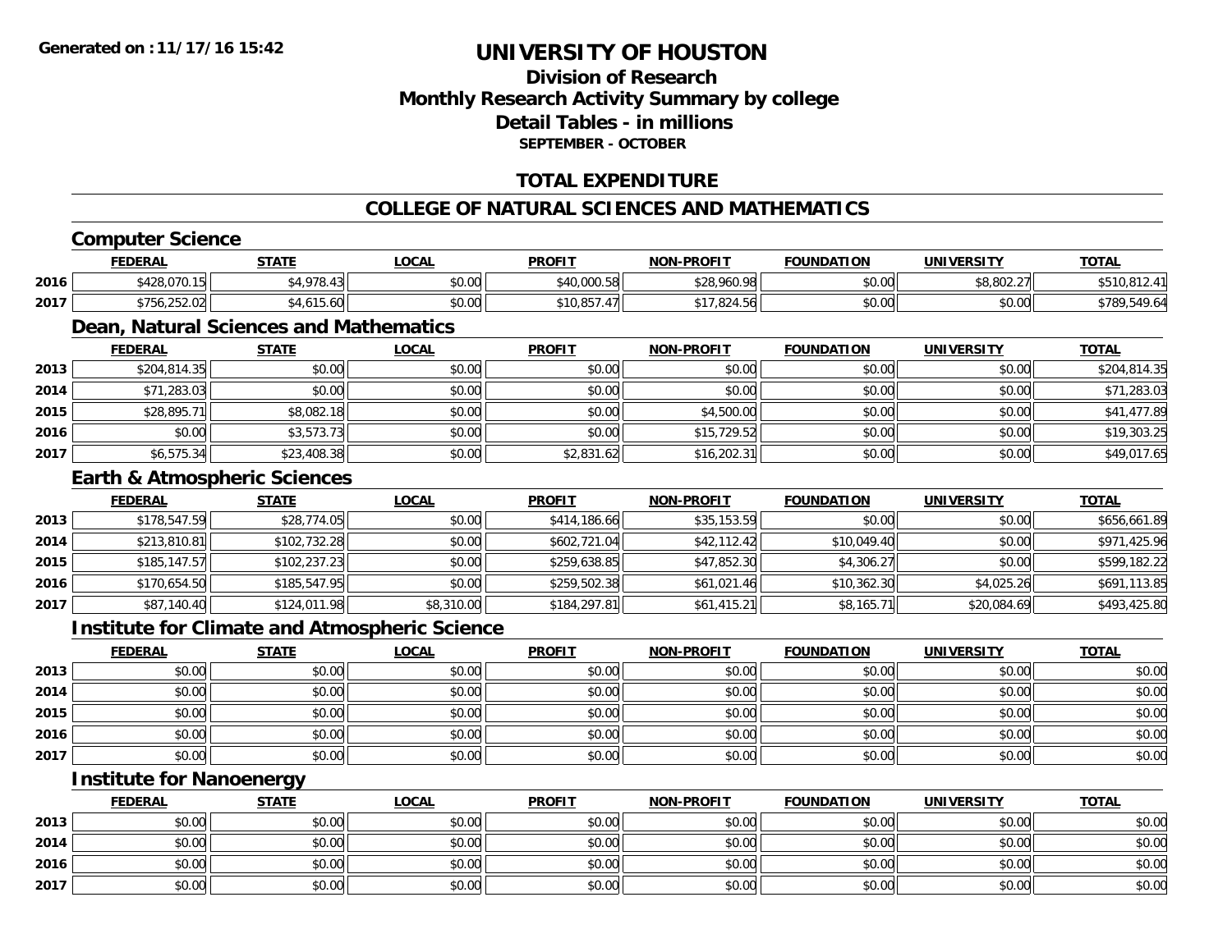**Generated on :11/17/16 15:42**

# UNIVERSITY OF HOUSTON

## Division of Research
## Monthly Research Activity Summary by college
## Detail Tables - in millions
### SEPTEMBER - OCTOBER

## TOTAL EXPENDITURE

## COLLEGE OF NATURAL SCIENCES AND MATHEMATICS

### Computer Science

| | FEDERAL | STATE | LOCAL | PROFIT | NON-PROFIT | FOUNDATION | UNIVERSITY | TOTAL |
|---|---|---|---|---|---|---|---|---|
| 2016 | $428,070.15 | $4,978.43 | $0.00 | $40,000.58 | $28,960.98 | $0.00 | $8,802.27 | $510,812.41 |
| 2017 | $756,252.02 | $4,615.60 | $0.00 | $10,857.47 | $17,824.56 | $0.00 | $0.00 | $789,549.64 |

### Dean, Natural Sciences and Mathematics

| | FEDERAL | STATE | LOCAL | PROFIT | NON-PROFIT | FOUNDATION | UNIVERSITY | TOTAL |
|---|---|---|---|---|---|---|---|---|
| 2013 | $204,814.35 | $0.00 | $0.00 | $0.00 | $0.00 | $0.00 | $0.00 | $204,814.35 |
| 2014 | $71,283.03 | $0.00 | $0.00 | $0.00 | $0.00 | $0.00 | $0.00 | $71,283.03 |
| 2015 | $28,895.71 | $8,082.18 | $0.00 | $0.00 | $4,500.00 | $0.00 | $0.00 | $41,477.89 |
| 2016 | $0.00 | $3,573.73 | $0.00 | $0.00 | $15,729.52 | $0.00 | $0.00 | $19,303.25 |
| 2017 | $6,575.34 | $23,408.38 | $0.00 | $2,831.62 | $16,202.31 | $0.00 | $0.00 | $49,017.65 |

### Earth & Atmospheric Sciences

| | FEDERAL | STATE | LOCAL | PROFIT | NON-PROFIT | FOUNDATION | UNIVERSITY | TOTAL |
|---|---|---|---|---|---|---|---|---|
| 2013 | $178,547.59 | $28,774.05 | $0.00 | $414,186.66 | $35,153.59 | $0.00 | $0.00 | $656,661.89 |
| 2014 | $213,810.81 | $102,732.28 | $0.00 | $602,721.04 | $42,112.42 | $10,049.40 | $0.00 | $971,425.96 |
| 2015 | $185,147.57 | $102,237.23 | $0.00 | $259,638.85 | $47,852.30 | $4,306.27 | $0.00 | $599,182.22 |
| 2016 | $170,654.50 | $185,547.95 | $0.00 | $259,502.38 | $61,021.46 | $10,362.30 | $4,025.26 | $691,113.85 |
| 2017 | $87,140.40 | $124,011.98 | $8,310.00 | $184,297.81 | $61,415.21 | $8,165.71 | $20,084.69 | $493,425.80 |

### Institute for Climate and Atmospheric Science

| | FEDERAL | STATE | LOCAL | PROFIT | NON-PROFIT | FOUNDATION | UNIVERSITY | TOTAL |
|---|---|---|---|---|---|---|---|---|
| 2013 | $0.00 | $0.00 | $0.00 | $0.00 | $0.00 | $0.00 | $0.00 | $0.00 |
| 2014 | $0.00 | $0.00 | $0.00 | $0.00 | $0.00 | $0.00 | $0.00 | $0.00 |
| 2015 | $0.00 | $0.00 | $0.00 | $0.00 | $0.00 | $0.00 | $0.00 | $0.00 |
| 2016 | $0.00 | $0.00 | $0.00 | $0.00 | $0.00 | $0.00 | $0.00 | $0.00 |
| 2017 | $0.00 | $0.00 | $0.00 | $0.00 | $0.00 | $0.00 | $0.00 | $0.00 |

### Institute for Nanoenergy

| | FEDERAL | STATE | LOCAL | PROFIT | NON-PROFIT | FOUNDATION | UNIVERSITY | TOTAL |
|---|---|---|---|---|---|---|---|---|
| 2013 | $0.00 | $0.00 | $0.00 | $0.00 | $0.00 | $0.00 | $0.00 | $0.00 |
| 2014 | $0.00 | $0.00 | $0.00 | $0.00 | $0.00 | $0.00 | $0.00 | $0.00 |
| 2016 | $0.00 | $0.00 | $0.00 | $0.00 | $0.00 | $0.00 | $0.00 | $0.00 |
| 2017 | $0.00 | $0.00 | $0.00 | $0.00 | $0.00 | $0.00 | $0.00 | $0.00 |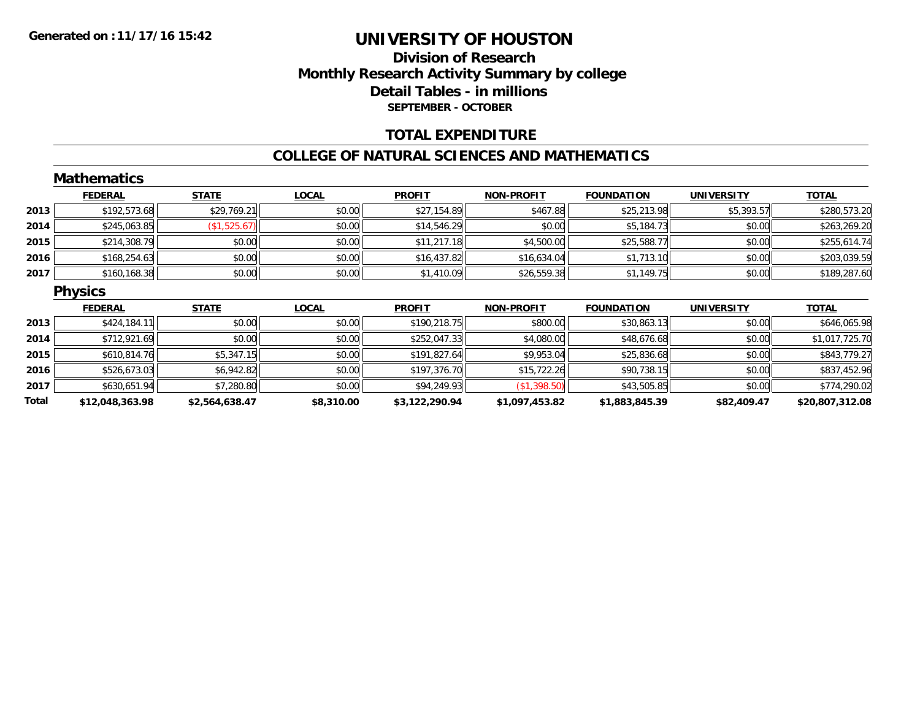**Generated on :11/17/16 15:42**

# UNIVERSITY OF HOUSTON

## Division of Research
## Monthly Research Activity Summary by college
## Detail Tables - in millions
### SEPTEMBER - OCTOBER

## TOTAL EXPENDITURE

## COLLEGE OF NATURAL SCIENCES AND MATHEMATICS

### Mathematics

| | FEDERAL | STATE | LOCAL | PROFIT | NON-PROFIT | FOUNDATION | UNIVERSITY | TOTAL |
|---|---|---|---|---|---|---|---|---|
| 2013 | $192,573.68 | $29,769.21 | $0.00 | $27,154.89 | $467.88 | $25,213.98 | $5,393.57 | $280,573.20 |
| 2014 | $245,063.85 | ($1,525.67) | $0.00 | $14,546.29 | $0.00 | $5,184.73 | $0.00 | $263,269.20 |
| 2015 | $214,308.79 | $0.00 | $0.00 | $11,217.18 | $4,500.00 | $25,588.77 | $0.00 | $255,614.74 |
| 2016 | $168,254.63 | $0.00 | $0.00 | $16,437.82 | $16,634.04 | $1,713.10 | $0.00 | $203,039.59 |
| 2017 | $160,168.38 | $0.00 | $0.00 | $1,410.09 | $26,559.38 | $1,149.75 | $0.00 | $189,287.60 |

### Physics

| | FEDERAL | STATE | LOCAL | PROFIT | NON-PROFIT | FOUNDATION | UNIVERSITY | TOTAL |
|---|---|---|---|---|---|---|---|---|
| 2013 | $424,184.11 | $0.00 | $0.00 | $190,218.75 | $800.00 | $30,863.13 | $0.00 | $646,065.98 |
| 2014 | $712,921.69 | $0.00 | $0.00 | $252,047.33 | $4,080.00 | $48,676.68 | $0.00 | $1,017,725.70 |
| 2015 | $610,814.76 | $5,347.15 | $0.00 | $191,827.64 | $9,953.04 | $25,836.68 | $0.00 | $843,779.27 |
| 2016 | $526,673.03 | $6,942.82 | $0.00 | $197,376.70 | $15,722.26 | $90,738.15 | $0.00 | $837,452.96 |
| 2017 | $630,651.94 | $7,280.80 | $0.00 | $94,249.93 | ($1,398.50) | $43,505.85 | $0.00 | $774,290.02 |
| **Total** | **$12,048,363.98** | **$2,564,638.47** | **$8,310.00** | **$3,122,290.94** | **$1,097,453.82** | **$1,883,845.39** | **$82,409.47** | **$20,807,312.08** |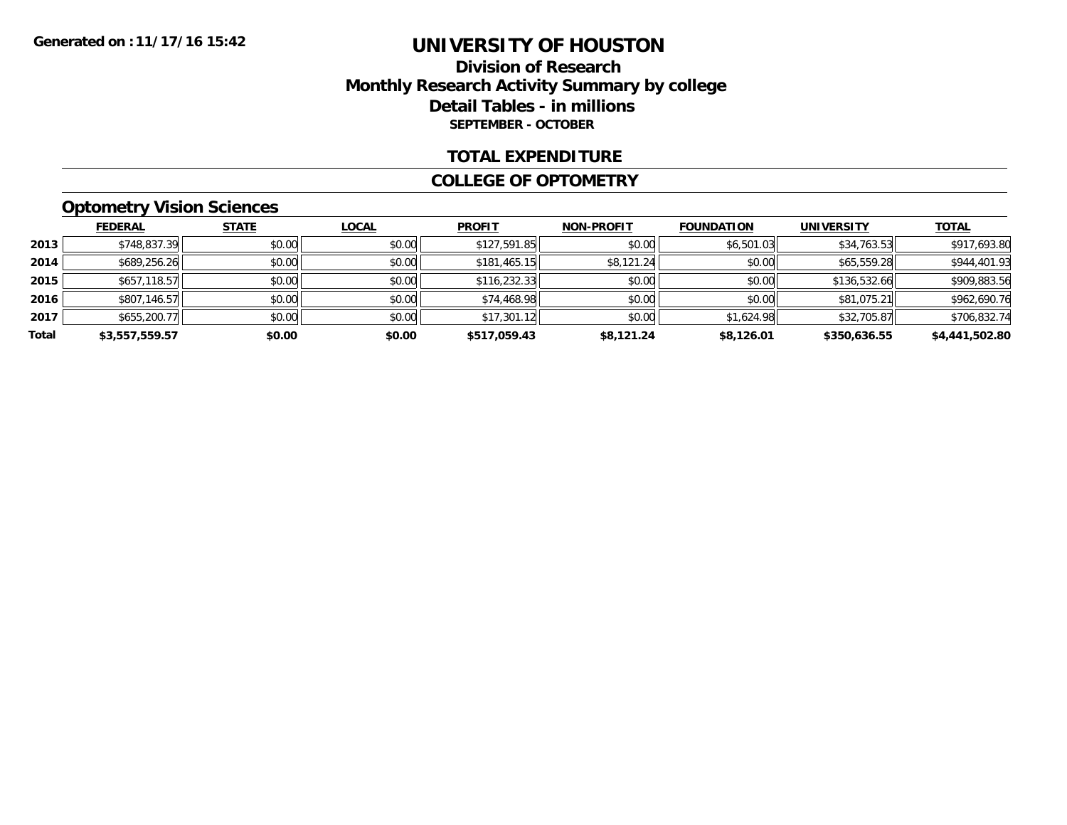# UNIVERSITY OF HOUSTON

## Division of Research
## Monthly Research Activity Summary by college
## Detail Tables - in millions
### SEPTEMBER - OCTOBER

### TOTAL EXPENDITURE

### COLLEGE OF OPTOMETRY

#### Optometry Vision Sciences

| | FEDERAL | STATE | LOCAL | PROFIT | NON-PROFIT | FOUNDATION | UNIVERSITY | TOTAL |
|---|---|---|---|---|---|---|---|---|
| 2013 | $748,837.39 | $0.00 | $0.00 | $127,591.85 | $0.00 | $6,501.03 | $34,763.53 | $917,693.80 |
| 2014 | $689,256.26 | $0.00 | $0.00 | $181,465.15 | $8,121.24 | $0.00 | $65,559.28 | $944,401.93 |
| 2015 | $657,118.57 | $0.00 | $0.00 | $116,232.33 | $0.00 | $0.00 | $136,532.66 | $909,883.56 |
| 2016 | $807,146.57 | $0.00 | $0.00 | $74,468.98 | $0.00 | $0.00 | $81,075.21 | $962,690.76 |
| 2017 | $655,200.77 | $0.00 | $0.00 | $17,301.12 | $0.00 | $1,624.98 | $32,705.87 | $706,832.74 |
| **Total** | **$3,557,559.57** | **$0.00** | **$0.00** | **$517,059.43** | **$8,121.24** | **$8,126.01** | **$350,636.55** | **$4,441,502.80** |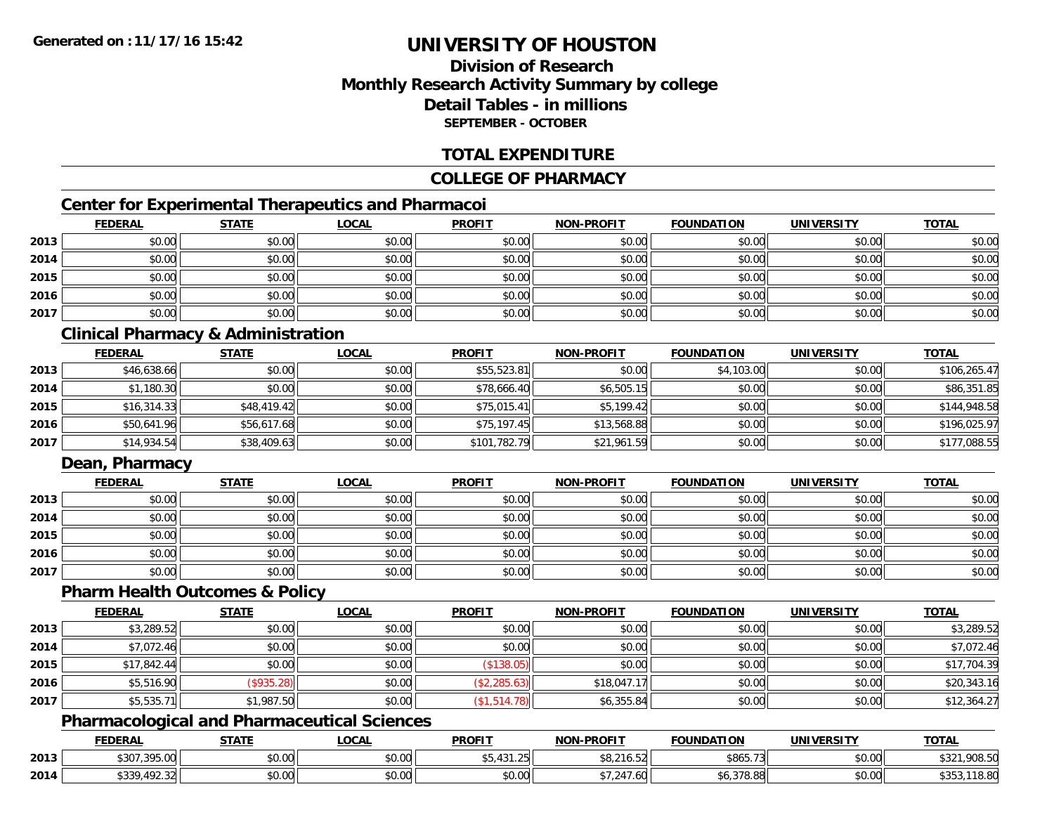Generated on :11/17/16 15:42

# UNIVERSITY OF HOUSTON

## Division of Research
## Monthly Research Activity Summary by college
## Detail Tables - in millions
### SEPTEMBER - OCTOBER

## TOTAL EXPENDITURE

## COLLEGE OF PHARMACY

### Center for Experimental Therapeutics and Pharmacoi

| | FEDERAL | STATE | LOCAL | PROFIT | NON-PROFIT | FOUNDATION | UNIVERSITY | TOTAL |
|---|---|---|---|---|---|---|---|---|
| 2013 | $0.00 | $0.00 | $0.00 | $0.00 | $0.00 | $0.00 | $0.00 | $0.00 |
| 2014 | $0.00 | $0.00 | $0.00 | $0.00 | $0.00 | $0.00 | $0.00 | $0.00 |
| 2015 | $0.00 | $0.00 | $0.00 | $0.00 | $0.00 | $0.00 | $0.00 | $0.00 |
| 2016 | $0.00 | $0.00 | $0.00 | $0.00 | $0.00 | $0.00 | $0.00 | $0.00 |
| 2017 | $0.00 | $0.00 | $0.00 | $0.00 | $0.00 | $0.00 | $0.00 | $0.00 |

### Clinical Pharmacy & Administration

| | FEDERAL | STATE | LOCAL | PROFIT | NON-PROFIT | FOUNDATION | UNIVERSITY | TOTAL |
|---|---|---|---|---|---|---|---|---|
| 2013 | $46,638.66 | $0.00 | $0.00 | $55,523.81 | $0.00 | $4,103.00 | $0.00 | $106,265.47 |
| 2014 | $1,180.30 | $0.00 | $0.00 | $78,666.40 | $6,505.15 | $0.00 | $0.00 | $86,351.85 |
| 2015 | $16,314.33 | $48,419.42 | $0.00 | $75,015.41 | $5,199.42 | $0.00 | $0.00 | $144,948.58 |
| 2016 | $50,641.96 | $56,617.68 | $0.00 | $75,197.45 | $13,568.88 | $0.00 | $0.00 | $196,025.97 |
| 2017 | $14,934.54 | $38,409.63 | $0.00 | $101,782.79 | $21,961.59 | $0.00 | $0.00 | $177,088.55 |

### Dean, Pharmacy

| | FEDERAL | STATE | LOCAL | PROFIT | NON-PROFIT | FOUNDATION | UNIVERSITY | TOTAL |
|---|---|---|---|---|---|---|---|---|
| 2013 | $0.00 | $0.00 | $0.00 | $0.00 | $0.00 | $0.00 | $0.00 | $0.00 |
| 2014 | $0.00 | $0.00 | $0.00 | $0.00 | $0.00 | $0.00 | $0.00 | $0.00 |
| 2015 | $0.00 | $0.00 | $0.00 | $0.00 | $0.00 | $0.00 | $0.00 | $0.00 |
| 2016 | $0.00 | $0.00 | $0.00 | $0.00 | $0.00 | $0.00 | $0.00 | $0.00 |
| 2017 | $0.00 | $0.00 | $0.00 | $0.00 | $0.00 | $0.00 | $0.00 | $0.00 |

### Pharm Health Outcomes & Policy

| | FEDERAL | STATE | LOCAL | PROFIT | NON-PROFIT | FOUNDATION | UNIVERSITY | TOTAL |
|---|---|---|---|---|---|---|---|---|
| 2013 | $3,289.52 | $0.00 | $0.00 | $0.00 | $0.00 | $0.00 | $0.00 | $3,289.52 |
| 2014 | $7,072.46 | $0.00 | $0.00 | $0.00 | $0.00 | $0.00 | $0.00 | $7,072.46 |
| 2015 | $17,842.44 | $0.00 | $0.00 | ($138.05) | $0.00 | $0.00 | $0.00 | $17,704.39 |
| 2016 | $5,516.90 | ($935.28) | $0.00 | ($2,285.63) | $18,047.17 | $0.00 | $0.00 | $20,343.16 |
| 2017 | $5,535.71 | $1,987.50 | $0.00 | ($1,514.78) | $6,355.84 | $0.00 | $0.00 | $12,364.27 |

### Pharmacological and Pharmaceutical Sciences

| | FEDERAL | STATE | LOCAL | PROFIT | NON-PROFIT | FOUNDATION | UNIVERSITY | TOTAL |
|---|---|---|---|---|---|---|---|---|
| 2013 | $307,395.00 | $0.00 | $0.00 | $5,431.25 | $8,216.52 | $865.73 | $0.00 | $321,908.50 |
| 2014 | $339,492.32 | $0.00 | $0.00 | $0.00 | $7,247.60 | $6,378.88 | $0.00 | $353,118.80 |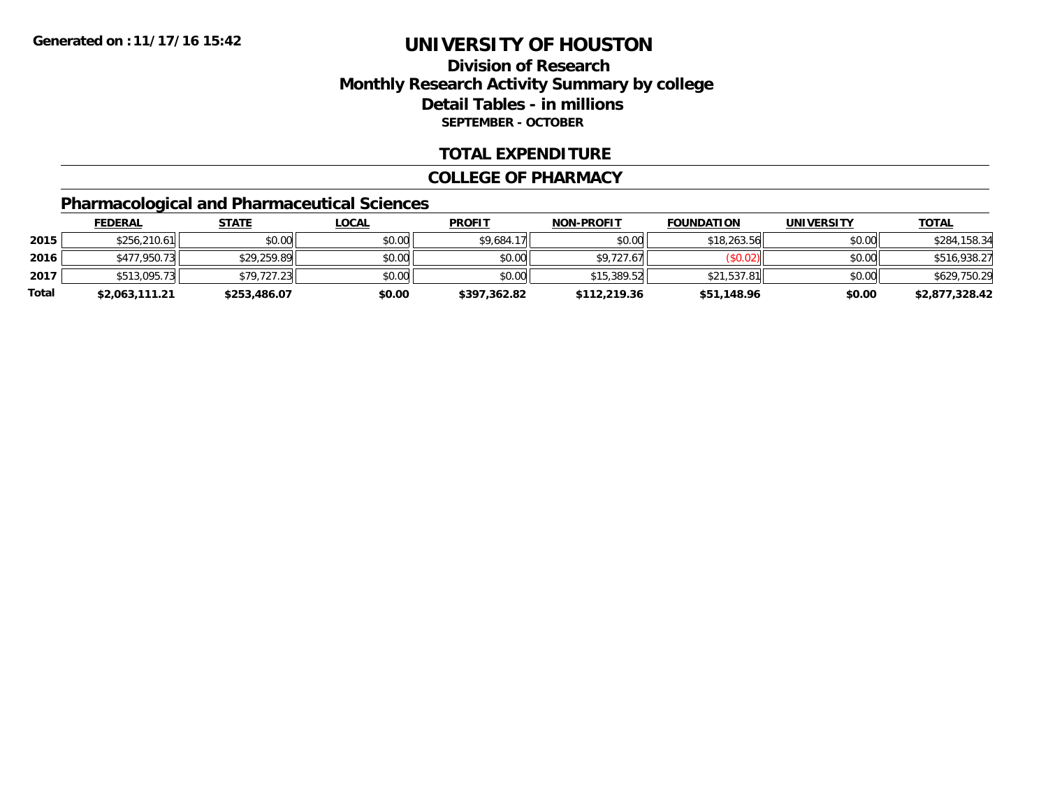**Generated on :11/17/16 15:42**

# UNIVERSITY OF HOUSTON

## Division of Research
## Monthly Research Activity Summary by college
## Detail Tables - in millions
### SEPTEMBER - OCTOBER

## TOTAL EXPENDITURE

## COLLEGE OF PHARMACY

### Pharmacological and Pharmaceutical Sciences

| | FEDERAL | STATE | LOCAL | PROFIT | NON-PROFIT | FOUNDATION | UNIVERSITY | TOTAL |
|---|---|---|---|---|---|---|---|---|
| 2015 | $256,210.61 | $0.00 | $0.00 | $9,684.17 | $0.00 | $18,263.56 | $0.00 | $284,158.34 |
| 2016 | $477,950.73 | $29,259.89 | $0.00 | $0.00 | $9,727.67 | ($0.02) | $0.00 | $516,938.27 |
| 2017 | $513,095.73 | $79,727.23 | $0.00 | $0.00 | $15,389.52 | $21,537.81 | $0.00 | $629,750.29 |
| **Total** | **$2,063,111.21** | **$253,486.07** | **$0.00** | **$397,362.82** | **$112,219.36** | **$51,148.96** | **$0.00** | **$2,877,328.42** |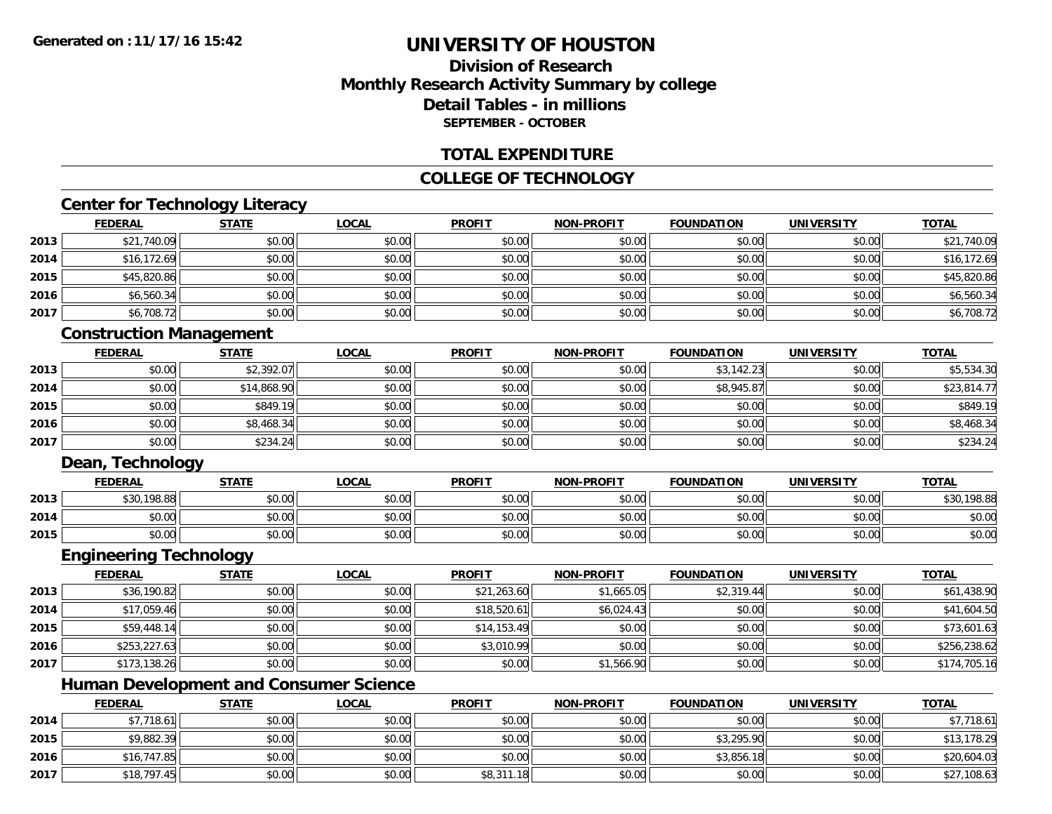**Generated on :11/17/16 15:42**

# UNIVERSITY OF HOUSTON

## Division of Research
## Monthly Research Activity Summary by college
## Detail Tables - in millions
### SEPTEMBER - OCTOBER

## TOTAL EXPENDITURE

## COLLEGE OF TECHNOLOGY

### Center for Technology Literacy

| | FEDERAL | STATE | LOCAL | PROFIT | NON-PROFIT | FOUNDATION | UNIVERSITY | TOTAL |
|---|---|---|---|---|---|---|---|---|
| 2013 | $21,740.09 | $0.00 | $0.00 | $0.00 | $0.00 | $0.00 | $0.00 | $21,740.09 |
| 2014 | $16,172.69 | $0.00 | $0.00 | $0.00 | $0.00 | $0.00 | $0.00 | $16,172.69 |
| 2015 | $45,820.86 | $0.00 | $0.00 | $0.00 | $0.00 | $0.00 | $0.00 | $45,820.86 |
| 2016 | $6,560.34 | $0.00 | $0.00 | $0.00 | $0.00 | $0.00 | $0.00 | $6,560.34 |
| 2017 | $6,708.72 | $0.00 | $0.00 | $0.00 | $0.00 | $0.00 | $0.00 | $6,708.72 |

### Construction Management

| | FEDERAL | STATE | LOCAL | PROFIT | NON-PROFIT | FOUNDATION | UNIVERSITY | TOTAL |
|---|---|---|---|---|---|---|---|---|
| 2013 | $0.00 | $2,392.07 | $0.00 | $0.00 | $0.00 | $3,142.23 | $0.00 | $5,534.30 |
| 2014 | $0.00 | $14,868.90 | $0.00 | $0.00 | $0.00 | $8,945.87 | $0.00 | $23,814.77 |
| 2015 | $0.00 | $849.19 | $0.00 | $0.00 | $0.00 | $0.00 | $0.00 | $849.19 |
| 2016 | $0.00 | $8,468.34 | $0.00 | $0.00 | $0.00 | $0.00 | $0.00 | $8,468.34 |
| 2017 | $0.00 | $234.24 | $0.00 | $0.00 | $0.00 | $0.00 | $0.00 | $234.24 |

### Dean, Technology

| | FEDERAL | STATE | LOCAL | PROFIT | NON-PROFIT | FOUNDATION | UNIVERSITY | TOTAL |
|---|---|---|---|---|---|---|---|---|
| 2013 | $30,198.88 | $0.00 | $0.00 | $0.00 | $0.00 | $0.00 | $0.00 | $30,198.88 |
| 2014 | $0.00 | $0.00 | $0.00 | $0.00 | $0.00 | $0.00 | $0.00 | $0.00 |
| 2015 | $0.00 | $0.00 | $0.00 | $0.00 | $0.00 | $0.00 | $0.00 | $0.00 |

### Engineering Technology

| | FEDERAL | STATE | LOCAL | PROFIT | NON-PROFIT | FOUNDATION | UNIVERSITY | TOTAL |
|---|---|---|---|---|---|---|---|---|
| 2013 | $36,190.82 | $0.00 | $0.00 | $21,263.60 | $1,665.05 | $2,319.44 | $0.00 | $61,438.90 |
| 2014 | $17,059.46 | $0.00 | $0.00 | $18,520.61 | $6,024.43 | $0.00 | $0.00 | $41,604.50 |
| 2015 | $59,448.14 | $0.00 | $0.00 | $14,153.49 | $0.00 | $0.00 | $0.00 | $73,601.63 |
| 2016 | $253,227.63 | $0.00 | $0.00 | $3,010.99 | $0.00 | $0.00 | $0.00 | $256,238.62 |
| 2017 | $173,138.26 | $0.00 | $0.00 | $0.00 | $1,566.90 | $0.00 | $0.00 | $174,705.16 |

### Human Development and Consumer Science

| | FEDERAL | STATE | LOCAL | PROFIT | NON-PROFIT | FOUNDATION | UNIVERSITY | TOTAL |
|---|---|---|---|---|---|---|---|---|
| 2014 | $7,718.61 | $0.00 | $0.00 | $0.00 | $0.00 | $0.00 | $0.00 | $7,718.61 |
| 2015 | $9,882.39 | $0.00 | $0.00 | $0.00 | $0.00 | $3,295.90 | $0.00 | $13,178.29 |
| 2016 | $16,747.85 | $0.00 | $0.00 | $0.00 | $0.00 | $3,856.18 | $0.00 | $20,604.03 |
| 2017 | $18,797.45 | $0.00 | $0.00 | $8,311.18 | $0.00 | $0.00 | $0.00 | $27,108.63 |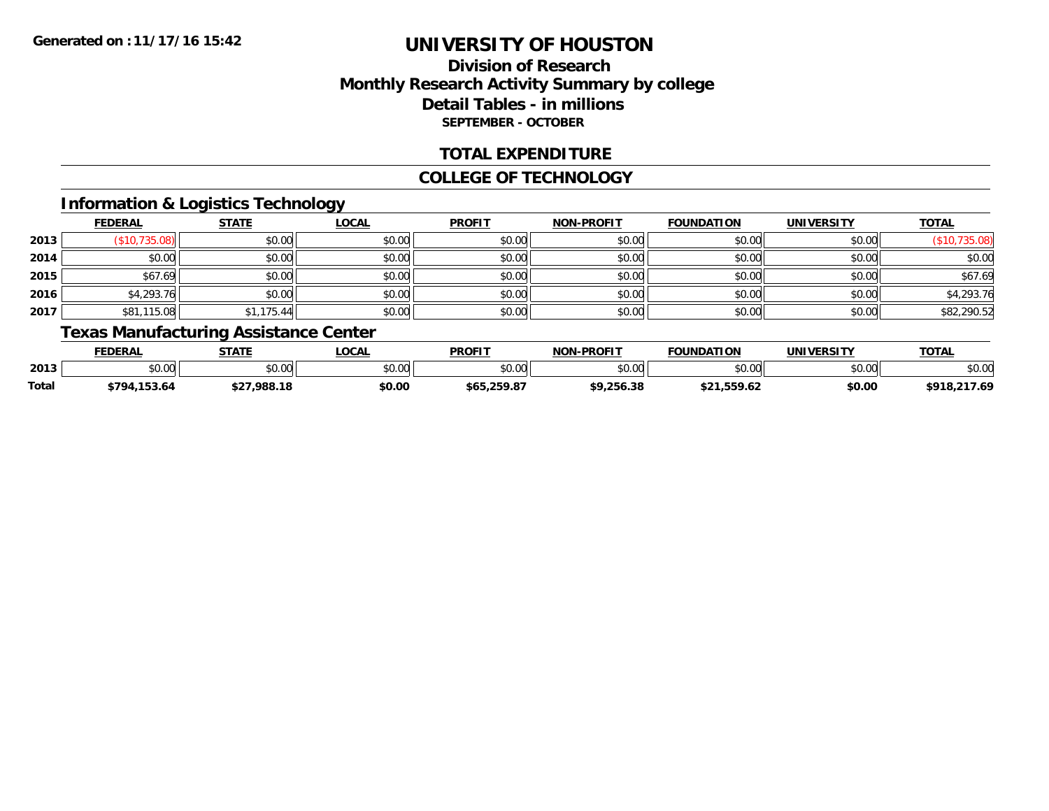**Generated on :11/17/16 15:42**

# UNIVERSITY OF HOUSTON

## Division of Research
## Monthly Research Activity Summary by college
## Detail Tables - in millions
### SEPTEMBER - OCTOBER

## TOTAL EXPENDITURE

## COLLEGE OF TECHNOLOGY

### Information & Logistics Technology

| | FEDERAL | STATE | LOCAL | PROFIT | NON-PROFIT | FOUNDATION | UNIVERSITY | TOTAL |
|---|---|---|---|---|---|---|---|---|
| 2013 | ($10,735.08) | $0.00 | $0.00 | $0.00 | $0.00 | $0.00 | $0.00 | ($10,735.08) |
| 2014 | $0.00 | $0.00 | $0.00 | $0.00 | $0.00 | $0.00 | $0.00 | $0.00 |
| 2015 | $67.69 | $0.00 | $0.00 | $0.00 | $0.00 | $0.00 | $0.00 | $67.69 |
| 2016 | $4,293.76 | $0.00 | $0.00 | $0.00 | $0.00 | $0.00 | $0.00 | $4,293.76 |
| 2017 | $81,115.08 | $1,175.44 | $0.00 | $0.00 | $0.00 | $0.00 | $0.00 | $82,290.52 |

### Texas Manufacturing Assistance Center

| | FEDERAL | STATE | LOCAL | PROFIT | NON-PROFIT | FOUNDATION | UNIVERSITY | TOTAL |
|---|---|---|---|---|---|---|---|---|
| 2013 | $0.00 | $0.00 | $0.00 | $0.00 | $0.00 | $0.00 | $0.00 | $0.00 |
| **Total** | **$794,153.64** | **$27,988.18** | **$0.00** | **$65,259.87** | **$9,256.38** | **$21,559.62** | **$0.00** | **$918,217.69** |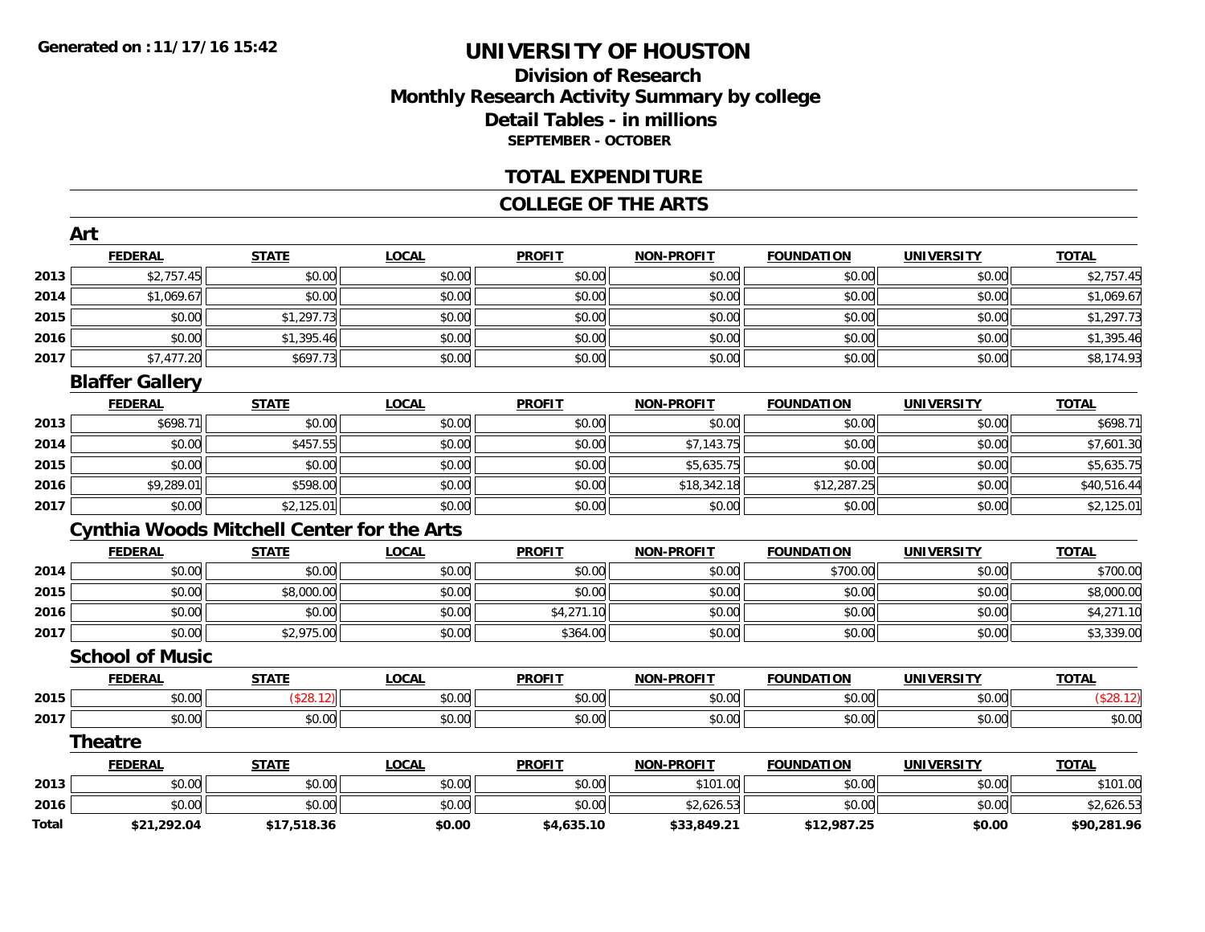**Generated on :11/17/16 15:42**

# UNIVERSITY OF HOUSTON

## Division of Research
## Monthly Research Activity Summary by college
## Detail Tables - in millions
### SEPTEMBER - OCTOBER

## TOTAL EXPENDITURE

## COLLEGE OF THE ARTS

### Art

| | FEDERAL | STATE | LOCAL | PROFIT | NON-PROFIT | FOUNDATION | UNIVERSITY | TOTAL |
|---|---|---|---|---|---|---|---|---|
| 2013 | $2,757.45 | $0.00 | $0.00 | $0.00 | $0.00 | $0.00 | $0.00 | $2,757.45 |
| 2014 | $1,069.67 | $0.00 | $0.00 | $0.00 | $0.00 | $0.00 | $0.00 | $1,069.67 |
| 2015 | $0.00 | $1,297.73 | $0.00 | $0.00 | $0.00 | $0.00 | $0.00 | $1,297.73 |
| 2016 | $0.00 | $1,395.46 | $0.00 | $0.00 | $0.00 | $0.00 | $0.00 | $1,395.46 |
| 2017 | $7,477.20 | $697.73 | $0.00 | $0.00 | $0.00 | $0.00 | $0.00 | $8,174.93 |

### Blaffer Gallery

| | FEDERAL | STATE | LOCAL | PROFIT | NON-PROFIT | FOUNDATION | UNIVERSITY | TOTAL |
|---|---|---|---|---|---|---|---|---|
| 2013 | $698.71 | $0.00 | $0.00 | $0.00 | $0.00 | $0.00 | $0.00 | $698.71 |
| 2014 | $0.00 | $457.55 | $0.00 | $0.00 | $7,143.75 | $0.00 | $0.00 | $7,601.30 |
| 2015 | $0.00 | $0.00 | $0.00 | $0.00 | $5,635.75 | $0.00 | $0.00 | $5,635.75 |
| 2016 | $9,289.01 | $598.00 | $0.00 | $0.00 | $18,342.18 | $12,287.25 | $0.00 | $40,516.44 |
| 2017 | $0.00 | $2,125.01 | $0.00 | $0.00 | $0.00 | $0.00 | $0.00 | $2,125.01 |

### Cynthia Woods Mitchell Center for the Arts

| | FEDERAL | STATE | LOCAL | PROFIT | NON-PROFIT | FOUNDATION | UNIVERSITY | TOTAL |
|---|---|---|---|---|---|---|---|---|
| 2014 | $0.00 | $0.00 | $0.00 | $0.00 | $0.00 | $700.00 | $0.00 | $700.00 |
| 2015 | $0.00 | $8,000.00 | $0.00 | $0.00 | $0.00 | $0.00 | $0.00 | $8,000.00 |
| 2016 | $0.00 | $0.00 | $0.00 | $4,271.10 | $0.00 | $0.00 | $0.00 | $4,271.10 |
| 2017 | $0.00 | $2,975.00 | $0.00 | $364.00 | $0.00 | $0.00 | $0.00 | $3,339.00 |

### School of Music

| | FEDERAL | STATE | LOCAL | PROFIT | NON-PROFIT | FOUNDATION | UNIVERSITY | TOTAL |
|---|---|---|---|---|---|---|---|---|
| 2015 | $0.00 | ($28.12) | $0.00 | $0.00 | $0.00 | $0.00 | $0.00 | ($28.12) |
| 2017 | $0.00 | $0.00 | $0.00 | $0.00 | $0.00 | $0.00 | $0.00 | $0.00 |

### Theatre

| | FEDERAL | STATE | LOCAL | PROFIT | NON-PROFIT | FOUNDATION | UNIVERSITY | TOTAL |
|---|---|---|---|---|---|---|---|---|
| 2013 | $0.00 | $0.00 | $0.00 | $0.00 | $101.00 | $0.00 | $0.00 | $101.00 |
| 2016 | $0.00 | $0.00 | $0.00 | $0.00 | $2,626.53 | $0.00 | $0.00 | $2,626.53 |
| **Total** | **$21,292.04** | **$17,518.36** | **$0.00** | **$4,635.10** | **$33,849.21** | **$12,987.25** | **$0.00** | **$90,281.96** |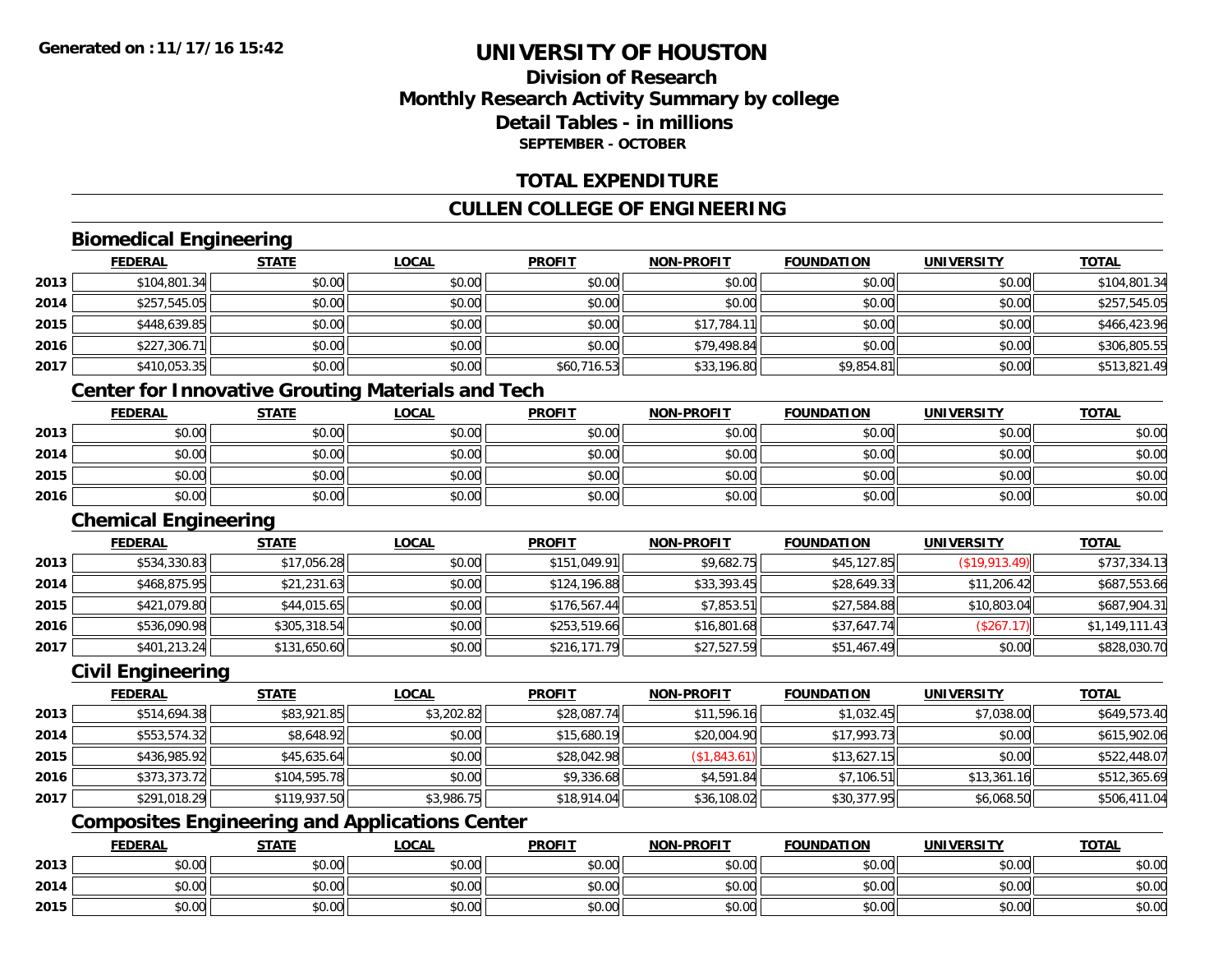Generated on :11/17/16 15:42

# UNIVERSITY OF HOUSTON

## Division of Research
## Monthly Research Activity Summary by college
## Detail Tables - in millions
### SEPTEMBER - OCTOBER

## TOTAL EXPENDITURE

## CULLEN COLLEGE OF ENGINEERING

### Biomedical Engineering

| | FEDERAL | STATE | LOCAL | PROFIT | NON-PROFIT | FOUNDATION | UNIVERSITY | TOTAL |
|---|---|---|---|---|---|---|---|---|
| 2013 | $104,801.34 | $0.00 | $0.00 | $0.00 | $0.00 | $0.00 | $0.00 | $104,801.34 |
| 2014 | $257,545.05 | $0.00 | $0.00 | $0.00 | $0.00 | $0.00 | $0.00 | $257,545.05 |
| 2015 | $448,639.85 | $0.00 | $0.00 | $0.00 | $17,784.11 | $0.00 | $0.00 | $466,423.96 |
| 2016 | $227,306.71 | $0.00 | $0.00 | $0.00 | $79,498.84 | $0.00 | $0.00 | $306,805.55 |
| 2017 | $410,053.35 | $0.00 | $0.00 | $60,716.53 | $33,196.80 | $9,854.81 | $0.00 | $513,821.49 |

### Center for Innovative Grouting Materials and Tech

| | FEDERAL | STATE | LOCAL | PROFIT | NON-PROFIT | FOUNDATION | UNIVERSITY | TOTAL |
|---|---|---|---|---|---|---|---|---|
| 2013 | $0.00 | $0.00 | $0.00 | $0.00 | $0.00 | $0.00 | $0.00 | $0.00 |
| 2014 | $0.00 | $0.00 | $0.00 | $0.00 | $0.00 | $0.00 | $0.00 | $0.00 |
| 2015 | $0.00 | $0.00 | $0.00 | $0.00 | $0.00 | $0.00 | $0.00 | $0.00 |
| 2016 | $0.00 | $0.00 | $0.00 | $0.00 | $0.00 | $0.00 | $0.00 | $0.00 |

### Chemical Engineering

| | FEDERAL | STATE | LOCAL | PROFIT | NON-PROFIT | FOUNDATION | UNIVERSITY | TOTAL |
|---|---|---|---|---|---|---|---|---|
| 2013 | $534,330.83 | $17,056.28 | $0.00 | $151,049.91 | $9,682.75 | $45,127.85 | ($19,913.49) | $737,334.13 |
| 2014 | $468,875.95 | $21,231.63 | $0.00 | $124,196.88 | $33,393.45 | $28,649.33 | $11,206.42 | $687,553.66 |
| 2015 | $421,079.80 | $44,015.65 | $0.00 | $176,567.44 | $7,853.51 | $27,584.88 | $10,803.04 | $687,904.31 |
| 2016 | $536,090.98 | $305,318.54 | $0.00 | $253,519.66 | $16,801.68 | $37,647.74 | ($267.17) | $1,149,111.43 |
| 2017 | $401,213.24 | $131,650.60 | $0.00 | $216,171.79 | $27,527.59 | $51,467.49 | $0.00 | $828,030.70 |

### Civil Engineering

| | FEDERAL | STATE | LOCAL | PROFIT | NON-PROFIT | FOUNDATION | UNIVERSITY | TOTAL |
|---|---|---|---|---|---|---|---|---|
| 2013 | $514,694.38 | $83,921.85 | $3,202.82 | $28,087.74 | $11,596.16 | $1,032.45 | $7,038.00 | $649,573.40 |
| 2014 | $553,574.32 | $8,648.92 | $0.00 | $15,680.19 | $20,004.90 | $17,993.73 | $0.00 | $615,902.06 |
| 2015 | $436,985.92 | $45,635.64 | $0.00 | $28,042.98 | ($1,843.61) | $13,627.15 | $0.00 | $522,448.07 |
| 2016 | $373,373.72 | $104,595.78 | $0.00 | $9,336.68 | $4,591.84 | $7,106.51 | $13,361.16 | $512,365.69 |
| 2017 | $291,018.29 | $119,937.50 | $3,986.75 | $18,914.04 | $36,108.02 | $30,377.95 | $6,068.50 | $506,411.04 |

### Composites Engineering and Applications Center

| | FEDERAL | STATE | LOCAL | PROFIT | NON-PROFIT | FOUNDATION | UNIVERSITY | TOTAL |
|---|---|---|---|---|---|---|---|---|
| 2013 | $0.00 | $0.00 | $0.00 | $0.00 | $0.00 | $0.00 | $0.00 | $0.00 |
| 2014 | $0.00 | $0.00 | $0.00 | $0.00 | $0.00 | $0.00 | $0.00 | $0.00 |
| 2015 | $0.00 | $0.00 | $0.00 | $0.00 | $0.00 | $0.00 | $0.00 | $0.00 |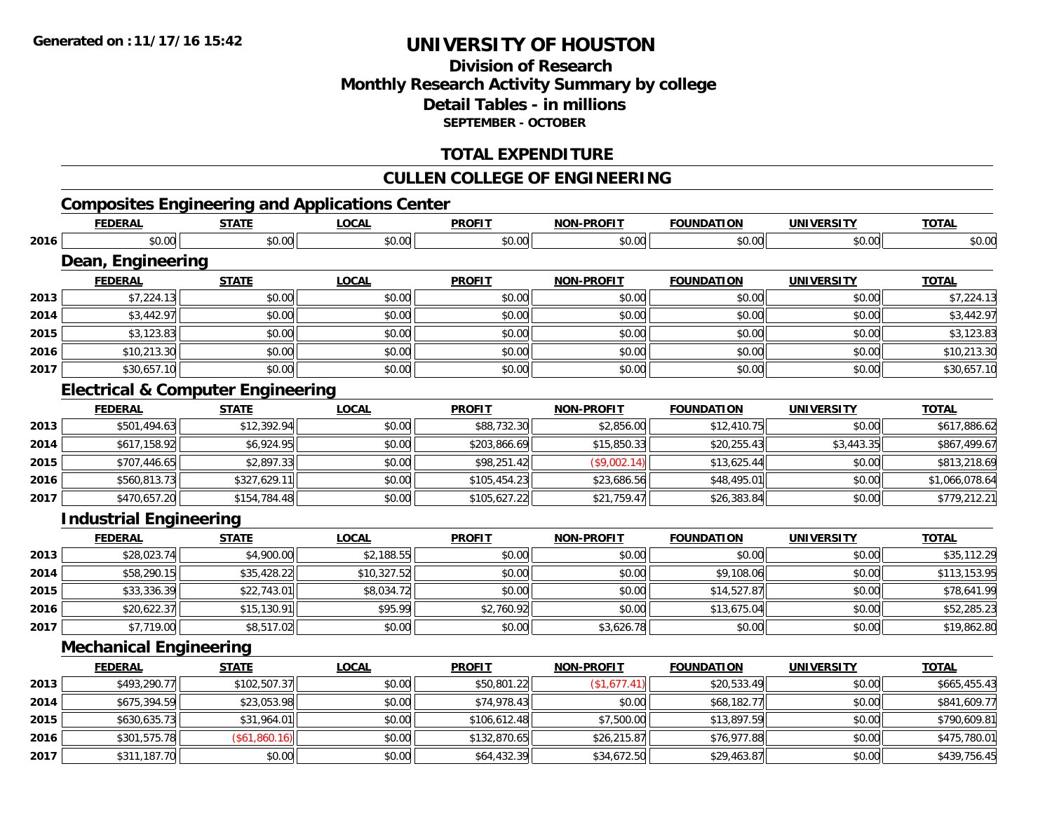Generated on :11/17/16 15:42

# UNIVERSITY OF HOUSTON

## Division of Research
## Monthly Research Activity Summary by college
## Detail Tables - in millions
### SEPTEMBER - OCTOBER

## TOTAL EXPENDITURE

## CULLEN COLLEGE OF ENGINEERING

### Composites Engineering and Applications Center

| | FEDERAL | STATE | LOCAL | PROFIT | NON-PROFIT | FOUNDATION | UNIVERSITY | TOTAL |
|---|---|---|---|---|---|---|---|---|
| 2016 | $0.00 | $0.00 | $0.00 | $0.00 | $0.00 | $0.00 | $0.00 | $0.00 |

### Dean, Engineering

| | FEDERAL | STATE | LOCAL | PROFIT | NON-PROFIT | FOUNDATION | UNIVERSITY | TOTAL |
|---|---|---|---|---|---|---|---|---|
| 2013 | $7,224.13 | $0.00 | $0.00 | $0.00 | $0.00 | $0.00 | $0.00 | $7,224.13 |
| 2014 | $3,442.97 | $0.00 | $0.00 | $0.00 | $0.00 | $0.00 | $0.00 | $3,442.97 |
| 2015 | $3,123.83 | $0.00 | $0.00 | $0.00 | $0.00 | $0.00 | $0.00 | $3,123.83 |
| 2016 | $10,213.30 | $0.00 | $0.00 | $0.00 | $0.00 | $0.00 | $0.00 | $10,213.30 |
| 2017 | $30,657.10 | $0.00 | $0.00 | $0.00 | $0.00 | $0.00 | $0.00 | $30,657.10 |

### Electrical & Computer Engineering

| | FEDERAL | STATE | LOCAL | PROFIT | NON-PROFIT | FOUNDATION | UNIVERSITY | TOTAL |
|---|---|---|---|---|---|---|---|---|
| 2013 | $501,494.63 | $12,392.94 | $0.00 | $88,732.30 | $2,856.00 | $12,410.75 | $0.00 | $617,886.62 |
| 2014 | $617,158.92 | $6,924.95 | $0.00 | $203,866.69 | $15,850.33 | $20,255.43 | $3,443.35 | $867,499.67 |
| 2015 | $707,446.65 | $2,897.33 | $0.00 | $98,251.42 | ($9,002.14) | $13,625.44 | $0.00 | $813,218.69 |
| 2016 | $560,813.73 | $327,629.11 | $0.00 | $105,454.23 | $23,686.56 | $48,495.01 | $0.00 | $1,066,078.64 |
| 2017 | $470,657.20 | $154,784.48 | $0.00 | $105,627.22 | $21,759.47 | $26,383.84 | $0.00 | $779,212.21 |

### Industrial Engineering

| | FEDERAL | STATE | LOCAL | PROFIT | NON-PROFIT | FOUNDATION | UNIVERSITY | TOTAL |
|---|---|---|---|---|---|---|---|---|
| 2013 | $28,023.74 | $4,900.00 | $2,188.55 | $0.00 | $0.00 | $0.00 | $0.00 | $35,112.29 |
| 2014 | $58,290.15 | $35,428.22 | $10,327.52 | $0.00 | $0.00 | $9,108.06 | $0.00 | $113,153.95 |
| 2015 | $33,336.39 | $22,743.01 | $8,034.72 | $0.00 | $0.00 | $14,527.87 | $0.00 | $78,641.99 |
| 2016 | $20,622.37 | $15,130.91 | $95.99 | $2,760.92 | $0.00 | $13,675.04 | $0.00 | $52,285.23 |
| 2017 | $7,719.00 | $8,517.02 | $0.00 | $0.00 | $3,626.78 | $0.00 | $0.00 | $19,862.80 |

### Mechanical Engineering

| | FEDERAL | STATE | LOCAL | PROFIT | NON-PROFIT | FOUNDATION | UNIVERSITY | TOTAL |
|---|---|---|---|---|---|---|---|---|
| 2013 | $493,290.77 | $102,507.37 | $0.00 | $50,801.22 | ($1,677.41) | $20,533.49 | $0.00 | $665,455.43 |
| 2014 | $675,394.59 | $23,053.98 | $0.00 | $74,978.43 | $0.00 | $68,182.77 | $0.00 | $841,609.77 |
| 2015 | $630,635.73 | $31,964.01 | $0.00 | $106,612.48 | $7,500.00 | $13,897.59 | $0.00 | $790,609.81 |
| 2016 | $301,575.78 | ($61,860.16) | $0.00 | $132,870.65 | $26,215.87 | $76,977.88 | $0.00 | $475,780.01 |
| 2017 | $311,187.70 | $0.00 | $0.00 | $64,432.39 | $34,672.50 | $29,463.87 | $0.00 | $439,756.45 |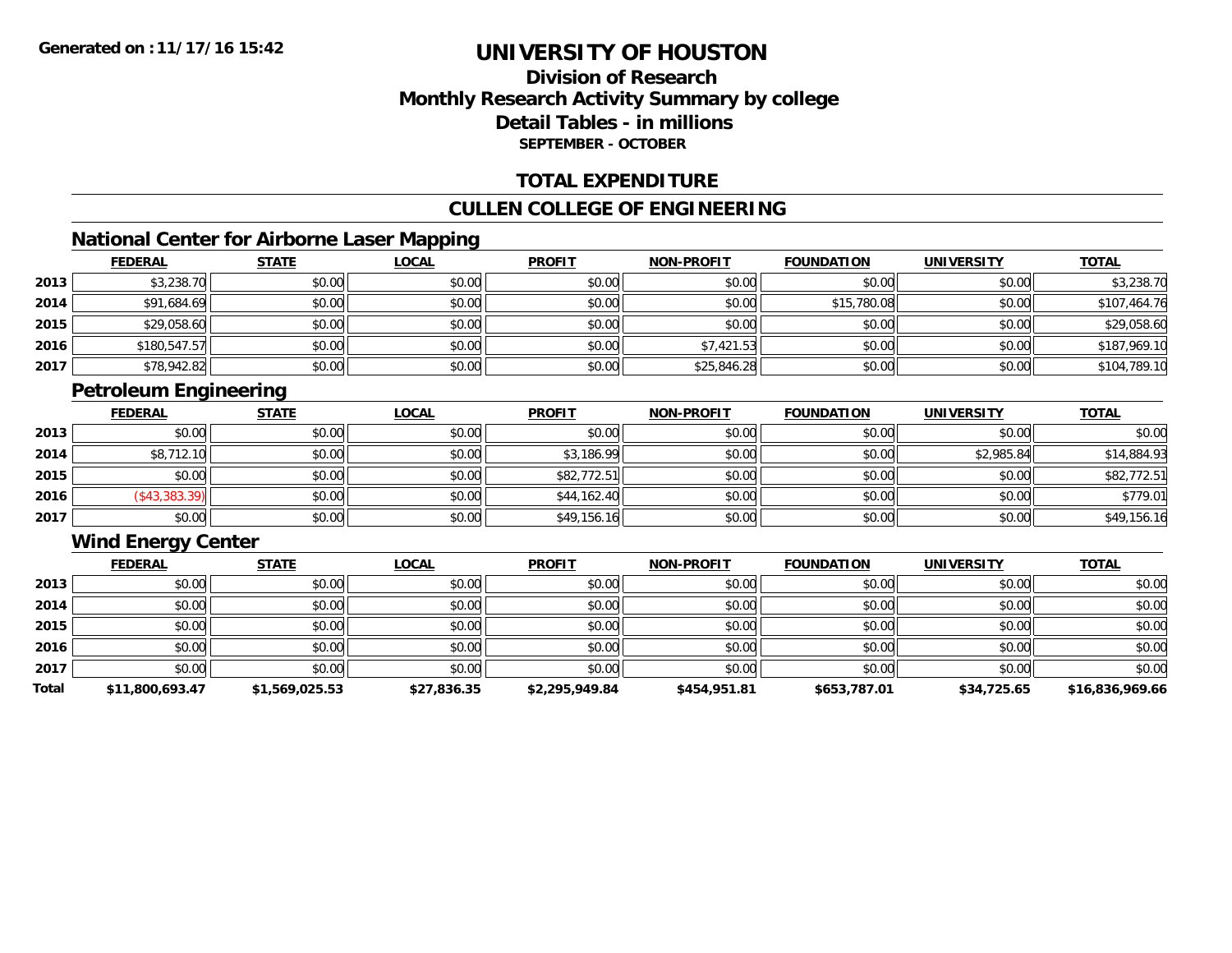# UNIVERSITY OF HOUSTON

## Division of Research
## Monthly Research Activity Summary by college
## Detail Tables - in millions
### SEPTEMBER - OCTOBER

## TOTAL EXPENDITURE

## CULLEN COLLEGE OF ENGINEERING

### National Center for Airborne Laser Mapping

| | FEDERAL | STATE | LOCAL | PROFIT | NON-PROFIT | FOUNDATION | UNIVERSITY | TOTAL |
|---|---|---|---|---|---|---|---|---|
| 2013 | $3,238.70 | $0.00 | $0.00 | $0.00 | $0.00 | $0.00 | $0.00 | $3,238.70 |
| 2014 | $91,684.69 | $0.00 | $0.00 | $0.00 | $0.00 | $15,780.08 | $0.00 | $107,464.76 |
| 2015 | $29,058.60 | $0.00 | $0.00 | $0.00 | $0.00 | $0.00 | $0.00 | $29,058.60 |
| 2016 | $180,547.57 | $0.00 | $0.00 | $0.00 | $7,421.53 | $0.00 | $0.00 | $187,969.10 |
| 2017 | $78,942.82 | $0.00 | $0.00 | $0.00 | $25,846.28 | $0.00 | $0.00 | $104,789.10 |

### Petroleum Engineering

| | FEDERAL | STATE | LOCAL | PROFIT | NON-PROFIT | FOUNDATION | UNIVERSITY | TOTAL |
|---|---|---|---|---|---|---|---|---|
| 2013 | $0.00 | $0.00 | $0.00 | $0.00 | $0.00 | $0.00 | $0.00 | $0.00 |
| 2014 | $8,712.10 | $0.00 | $0.00 | $3,186.99 | $0.00 | $0.00 | $2,985.84 | $14,884.93 |
| 2015 | $0.00 | $0.00 | $0.00 | $82,772.51 | $0.00 | $0.00 | $0.00 | $82,772.51 |
| 2016 | ($43,383.39) | $0.00 | $0.00 | $44,162.40 | $0.00 | $0.00 | $0.00 | $779.01 |
| 2017 | $0.00 | $0.00 | $0.00 | $49,156.16 | $0.00 | $0.00 | $0.00 | $49,156.16 |

### Wind Energy Center

| | FEDERAL | STATE | LOCAL | PROFIT | NON-PROFIT | FOUNDATION | UNIVERSITY | TOTAL |
|---|---|---|---|---|---|---|---|---|
| 2013 | $0.00 | $0.00 | $0.00 | $0.00 | $0.00 | $0.00 | $0.00 | $0.00 |
| 2014 | $0.00 | $0.00 | $0.00 | $0.00 | $0.00 | $0.00 | $0.00 | $0.00 |
| 2015 | $0.00 | $0.00 | $0.00 | $0.00 | $0.00 | $0.00 | $0.00 | $0.00 |
| 2016 | $0.00 | $0.00 | $0.00 | $0.00 | $0.00 | $0.00 | $0.00 | $0.00 |
| 2017 | $0.00 | $0.00 | $0.00 | $0.00 | $0.00 | $0.00 | $0.00 | $0.00 |
| **Total** | **$11,800,693.47** | **$1,569,025.53** | **$27,836.35** | **$2,295,949.84** | **$454,951.81** | **$653,787.01** | **$34,725.65** | **$16,836,969.66** |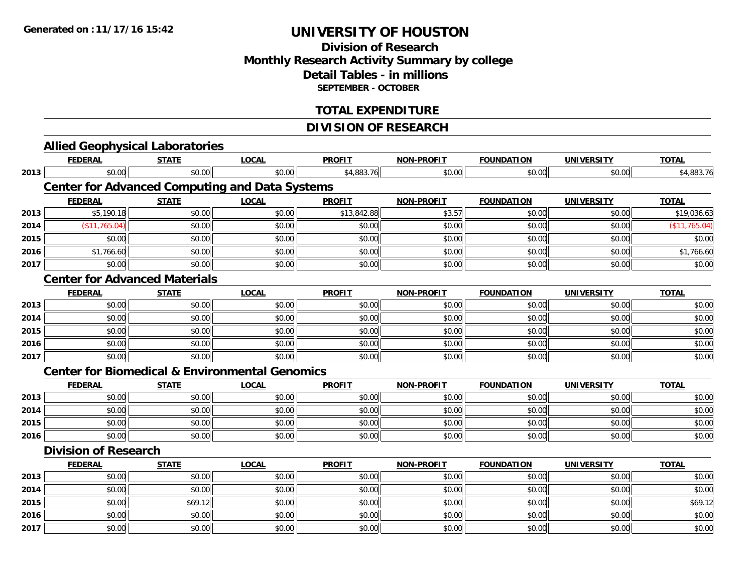# UNIVERSITY OF HOUSTON

## Division of Research
## Monthly Research Activity Summary by college
## Detail Tables - in millions
### SEPTEMBER - OCTOBER

## TOTAL EXPENDITURE

## DIVISION OF RESEARCH

### Allied Geophysical Laboratories

| | FEDERAL | STATE | LOCAL | PROFIT | NON-PROFIT | FOUNDATION | UNIVERSITY | TOTAL |
|---|---|---|---|---|---|---|---|---|
| 2013 | $0.00 | $0.00 | $0.00 | $4,883.76 | $0.00 | $0.00 | $0.00 | $4,883.76 |

### Center for Advanced Computing and Data Systems

| | FEDERAL | STATE | LOCAL | PROFIT | NON-PROFIT | FOUNDATION | UNIVERSITY | TOTAL |
|---|---|---|---|---|---|---|---|---|
| 2013 | $5,190.18 | $0.00 | $0.00 | $13,842.88 | $3.57 | $0.00 | $0.00 | $19,036.63 |
| 2014 | ($11,765.04) | $0.00 | $0.00 | $0.00 | $0.00 | $0.00 | $0.00 | ($11,765.04) |
| 2015 | $0.00 | $0.00 | $0.00 | $0.00 | $0.00 | $0.00 | $0.00 | $0.00 |
| 2016 | $1,766.60 | $0.00 | $0.00 | $0.00 | $0.00 | $0.00 | $0.00 | $1,766.60 |
| 2017 | $0.00 | $0.00 | $0.00 | $0.00 | $0.00 | $0.00 | $0.00 | $0.00 |

### Center for Advanced Materials

| | FEDERAL | STATE | LOCAL | PROFIT | NON-PROFIT | FOUNDATION | UNIVERSITY | TOTAL |
|---|---|---|---|---|---|---|---|---|
| 2013 | $0.00 | $0.00 | $0.00 | $0.00 | $0.00 | $0.00 | $0.00 | $0.00 |
| 2014 | $0.00 | $0.00 | $0.00 | $0.00 | $0.00 | $0.00 | $0.00 | $0.00 |
| 2015 | $0.00 | $0.00 | $0.00 | $0.00 | $0.00 | $0.00 | $0.00 | $0.00 |
| 2016 | $0.00 | $0.00 | $0.00 | $0.00 | $0.00 | $0.00 | $0.00 | $0.00 |
| 2017 | $0.00 | $0.00 | $0.00 | $0.00 | $0.00 | $0.00 | $0.00 | $0.00 |

### Center for Biomedical & Environmental Genomics

| | FEDERAL | STATE | LOCAL | PROFIT | NON-PROFIT | FOUNDATION | UNIVERSITY | TOTAL |
|---|---|---|---|---|---|---|---|---|
| 2013 | $0.00 | $0.00 | $0.00 | $0.00 | $0.00 | $0.00 | $0.00 | $0.00 |
| 2014 | $0.00 | $0.00 | $0.00 | $0.00 | $0.00 | $0.00 | $0.00 | $0.00 |
| 2015 | $0.00 | $0.00 | $0.00 | $0.00 | $0.00 | $0.00 | $0.00 | $0.00 |
| 2016 | $0.00 | $0.00 | $0.00 | $0.00 | $0.00 | $0.00 | $0.00 | $0.00 |

### Division of Research

| | FEDERAL | STATE | LOCAL | PROFIT | NON-PROFIT | FOUNDATION | UNIVERSITY | TOTAL |
|---|---|---|---|---|---|---|---|---|
| 2013 | $0.00 | $0.00 | $0.00 | $0.00 | $0.00 | $0.00 | $0.00 | $0.00 |
| 2014 | $0.00 | $0.00 | $0.00 | $0.00 | $0.00 | $0.00 | $0.00 | $0.00 |
| 2015 | $0.00 | $69.12 | $0.00 | $0.00 | $0.00 | $0.00 | $0.00 | $69.12 |
| 2016 | $0.00 | $0.00 | $0.00 | $0.00 | $0.00 | $0.00 | $0.00 | $0.00 |
| 2017 | $0.00 | $0.00 | $0.00 | $0.00 | $0.00 | $0.00 | $0.00 | $0.00 |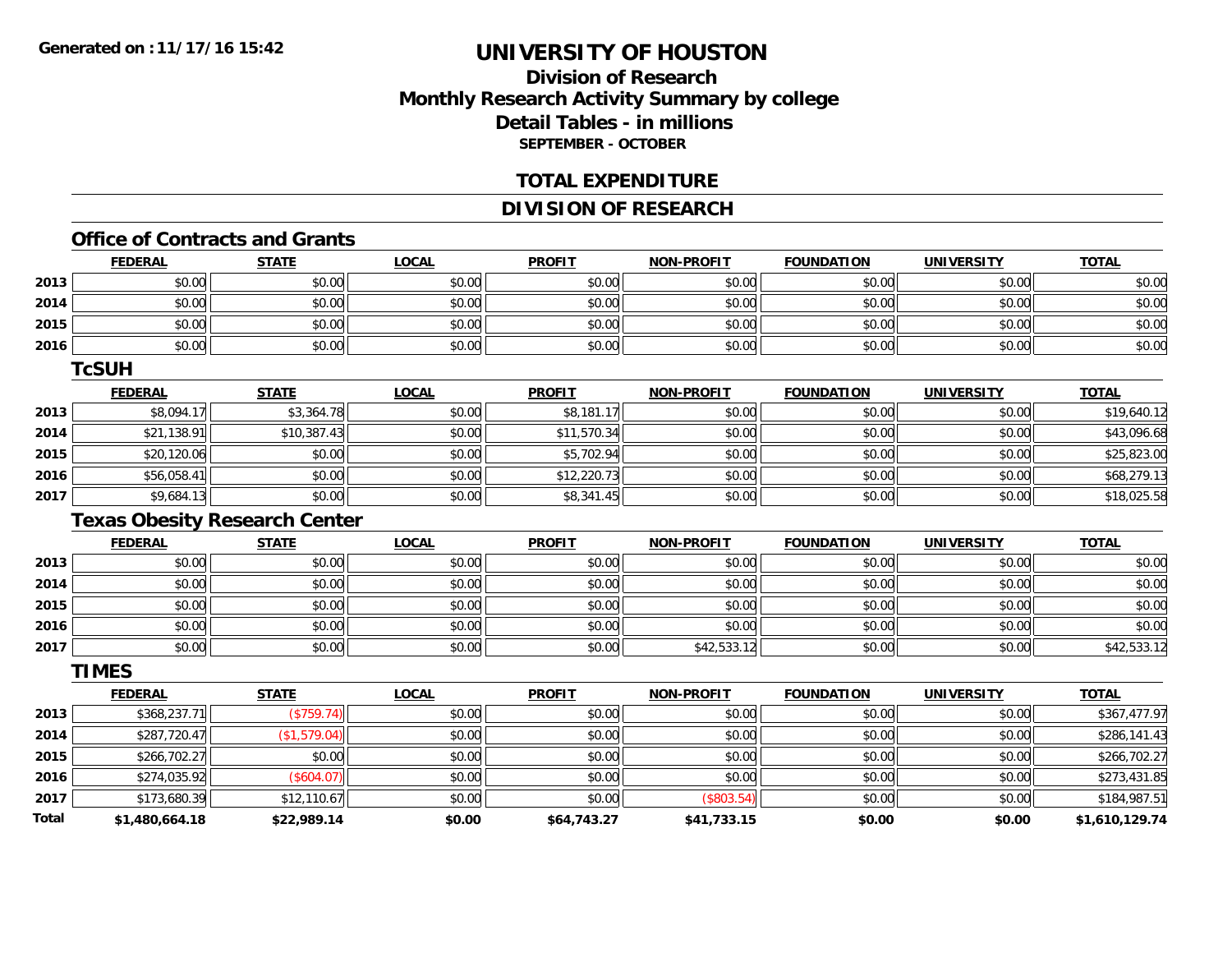**Generated on :11/17/16 15:42**

# UNIVERSITY OF HOUSTON

## Division of Research
## Monthly Research Activity Summary by college
## Detail Tables - in millions
### SEPTEMBER - OCTOBER

## TOTAL EXPENDITURE

## DIVISION OF RESEARCH

### Office of Contracts and Grants

| | FEDERAL | STATE | LOCAL | PROFIT | NON-PROFIT | FOUNDATION | UNIVERSITY | TOTAL |
|---|---|---|---|---|---|---|---|---|
| 2013 | $0.00 | $0.00 | $0.00 | $0.00 | $0.00 | $0.00 | $0.00 | $0.00 |
| 2014 | $0.00 | $0.00 | $0.00 | $0.00 | $0.00 | $0.00 | $0.00 | $0.00 |
| 2015 | $0.00 | $0.00 | $0.00 | $0.00 | $0.00 | $0.00 | $0.00 | $0.00 |
| 2016 | $0.00 | $0.00 | $0.00 | $0.00 | $0.00 | $0.00 | $0.00 | $0.00 |

### TcSUH

| | FEDERAL | STATE | LOCAL | PROFIT | NON-PROFIT | FOUNDATION | UNIVERSITY | TOTAL |
|---|---|---|---|---|---|---|---|---|
| 2013 | $8,094.17 | $3,364.78 | $0.00 | $8,181.17 | $0.00 | $0.00 | $0.00 | $19,640.12 |
| 2014 | $21,138.91 | $10,387.43 | $0.00 | $11,570.34 | $0.00 | $0.00 | $0.00 | $43,096.68 |
| 2015 | $20,120.06 | $0.00 | $0.00 | $5,702.94 | $0.00 | $0.00 | $0.00 | $25,823.00 |
| 2016 | $56,058.41 | $0.00 | $0.00 | $12,220.73 | $0.00 | $0.00 | $0.00 | $68,279.13 |
| 2017 | $9,684.13 | $0.00 | $0.00 | $8,341.45 | $0.00 | $0.00 | $0.00 | $18,025.58 |

### Texas Obesity Research Center

| | FEDERAL | STATE | LOCAL | PROFIT | NON-PROFIT | FOUNDATION | UNIVERSITY | TOTAL |
|---|---|---|---|---|---|---|---|---|
| 2013 | $0.00 | $0.00 | $0.00 | $0.00 | $0.00 | $0.00 | $0.00 | $0.00 |
| 2014 | $0.00 | $0.00 | $0.00 | $0.00 | $0.00 | $0.00 | $0.00 | $0.00 |
| 2015 | $0.00 | $0.00 | $0.00 | $0.00 | $0.00 | $0.00 | $0.00 | $0.00 |
| 2016 | $0.00 | $0.00 | $0.00 | $0.00 | $0.00 | $0.00 | $0.00 | $0.00 |
| 2017 | $0.00 | $0.00 | $0.00 | $0.00 | $42,533.12 | $0.00 | $0.00 | $42,533.12 |

### TIMES

| | FEDERAL | STATE | LOCAL | PROFIT | NON-PROFIT | FOUNDATION | UNIVERSITY | TOTAL |
|---|---|---|---|---|---|---|---|---|
| 2013 | $368,237.71 | ($759.74) | $0.00 | $0.00 | $0.00 | $0.00 | $0.00 | $367,477.97 |
| 2014 | $287,720.47 | ($1,579.04) | $0.00 | $0.00 | $0.00 | $0.00 | $0.00 | $286,141.43 |
| 2015 | $266,702.27 | $0.00 | $0.00 | $0.00 | $0.00 | $0.00 | $0.00 | $266,702.27 |
| 2016 | $274,035.92 | ($604.07) | $0.00 | $0.00 | $0.00 | $0.00 | $0.00 | $273,431.85 |
| 2017 | $173,680.39 | $12,110.67 | $0.00 | $0.00 | ($803.54) | $0.00 | $0.00 | $184,987.51 |
| **Total** | **$1,480,664.18** | **$22,989.14** | **$0.00** | **$64,743.27** | **$41,733.15** | **$0.00** | **$0.00** | **$1,610,129.74** |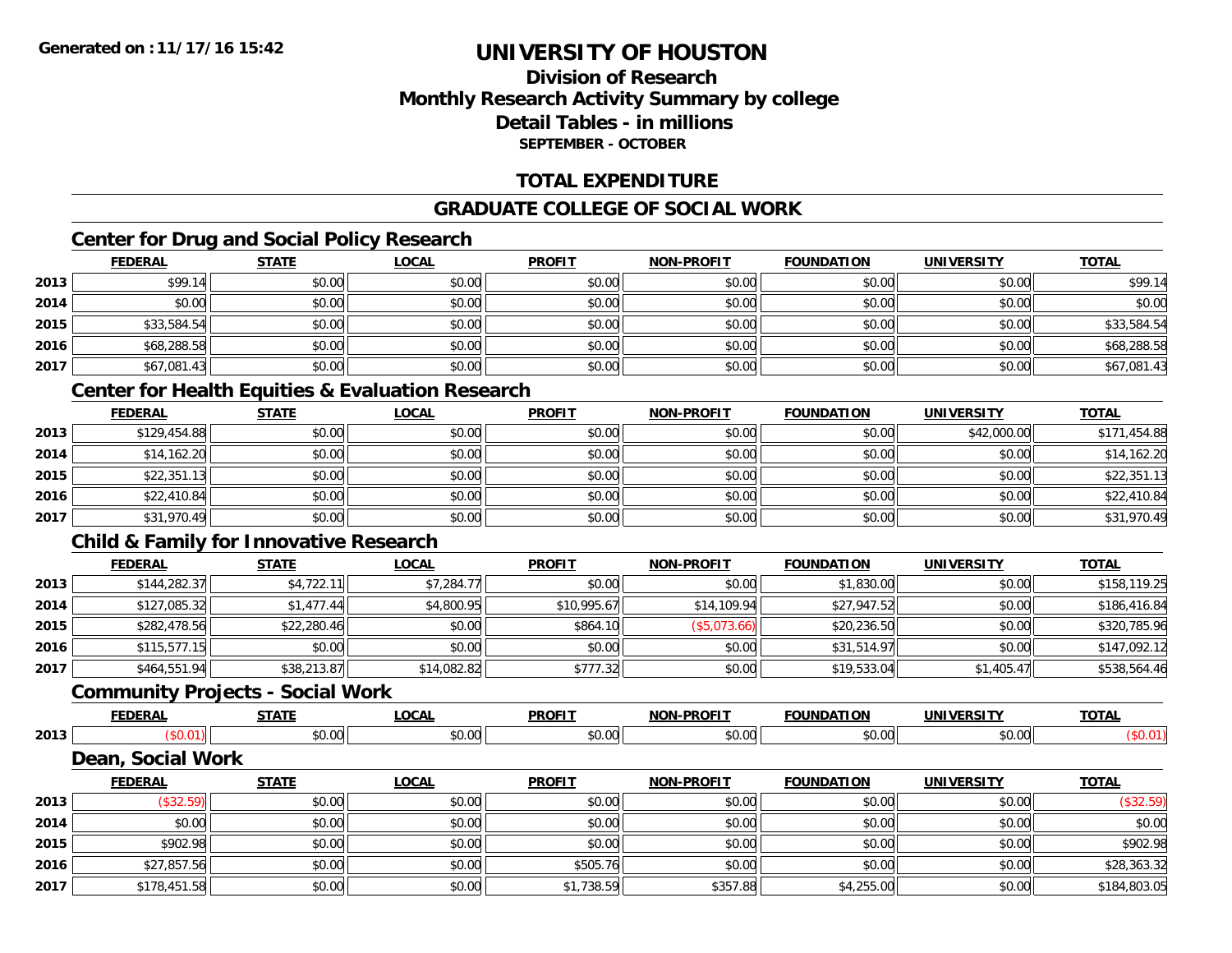# UNIVERSITY OF HOUSTON

## Division of Research
## Monthly Research Activity Summary by college
## Detail Tables - in millions
### SEPTEMBER - OCTOBER

## TOTAL EXPENDITURE

## GRADUATE COLLEGE OF SOCIAL WORK

### Center for Drug and Social Policy Research

| | FEDERAL | STATE | LOCAL | PROFIT | NON-PROFIT | FOUNDATION | UNIVERSITY | TOTAL |
|---|---|---|---|---|---|---|---|---|
| 2013 | $99.14 | $0.00 | $0.00 | $0.00 | $0.00 | $0.00 | $0.00 | $99.14 |
| 2014 | $0.00 | $0.00 | $0.00 | $0.00 | $0.00 | $0.00 | $0.00 | $0.00 |
| 2015 | $33,584.54 | $0.00 | $0.00 | $0.00 | $0.00 | $0.00 | $0.00 | $33,584.54 |
| 2016 | $68,288.58 | $0.00 | $0.00 | $0.00 | $0.00 | $0.00 | $0.00 | $68,288.58 |
| 2017 | $67,081.43 | $0.00 | $0.00 | $0.00 | $0.00 | $0.00 | $0.00 | $67,081.43 |

### Center for Health Equities & Evaluation Research

| | FEDERAL | STATE | LOCAL | PROFIT | NON-PROFIT | FOUNDATION | UNIVERSITY | TOTAL |
|---|---|---|---|---|---|---|---|---|
| 2013 | $129,454.88 | $0.00 | $0.00 | $0.00 | $0.00 | $0.00 | $42,000.00 | $171,454.88 |
| 2014 | $14,162.20 | $0.00 | $0.00 | $0.00 | $0.00 | $0.00 | $0.00 | $14,162.20 |
| 2015 | $22,351.13 | $0.00 | $0.00 | $0.00 | $0.00 | $0.00 | $0.00 | $22,351.13 |
| 2016 | $22,410.84 | $0.00 | $0.00 | $0.00 | $0.00 | $0.00 | $0.00 | $22,410.84 |
| 2017 | $31,970.49 | $0.00 | $0.00 | $0.00 | $0.00 | $0.00 | $0.00 | $31,970.49 |

### Child & Family for Innovative Research

| | FEDERAL | STATE | LOCAL | PROFIT | NON-PROFIT | FOUNDATION | UNIVERSITY | TOTAL |
|---|---|---|---|---|---|---|---|---|
| 2013 | $144,282.37 | $4,722.11 | $7,284.77 | $0.00 | $0.00 | $1,830.00 | $0.00 | $158,119.25 |
| 2014 | $127,085.32 | $1,477.44 | $4,800.95 | $10,995.67 | $14,109.94 | $27,947.52 | $0.00 | $186,416.84 |
| 2015 | $282,478.56 | $22,280.46 | $0.00 | $864.10 | ($5,073.66) | $20,236.50 | $0.00 | $320,785.96 |
| 2016 | $115,577.15 | $0.00 | $0.00 | $0.00 | $0.00 | $31,514.97 | $0.00 | $147,092.12 |
| 2017 | $464,551.94 | $38,213.87 | $14,082.82 | $777.32 | $0.00 | $19,533.04 | $1,405.47 | $538,564.46 |

### Community Projects - Social Work

| | FEDERAL | STATE | LOCAL | PROFIT | NON-PROFIT | FOUNDATION | UNIVERSITY | TOTAL |
|---|---|---|---|---|---|---|---|---|
| 2013 | ($0.01) | $0.00 | $0.00 | $0.00 | $0.00 | $0.00 | $0.00 | ($0.01) |

### Dean, Social Work

| | FEDERAL | STATE | LOCAL | PROFIT | NON-PROFIT | FOUNDATION | UNIVERSITY | TOTAL |
|---|---|---|---|---|---|---|---|---|
| 2013 | ($32.59) | $0.00 | $0.00 | $0.00 | $0.00 | $0.00 | $0.00 | ($32.59) |
| 2014 | $0.00 | $0.00 | $0.00 | $0.00 | $0.00 | $0.00 | $0.00 | $0.00 |
| 2015 | $902.98 | $0.00 | $0.00 | $0.00 | $0.00 | $0.00 | $0.00 | $902.98 |
| 2016 | $27,857.56 | $0.00 | $0.00 | $505.76 | $0.00 | $0.00 | $0.00 | $28,363.32 |
| 2017 | $178,451.58 | $0.00 | $0.00 | $1,738.59 | $357.88 | $4,255.00 | $0.00 | $184,803.05 |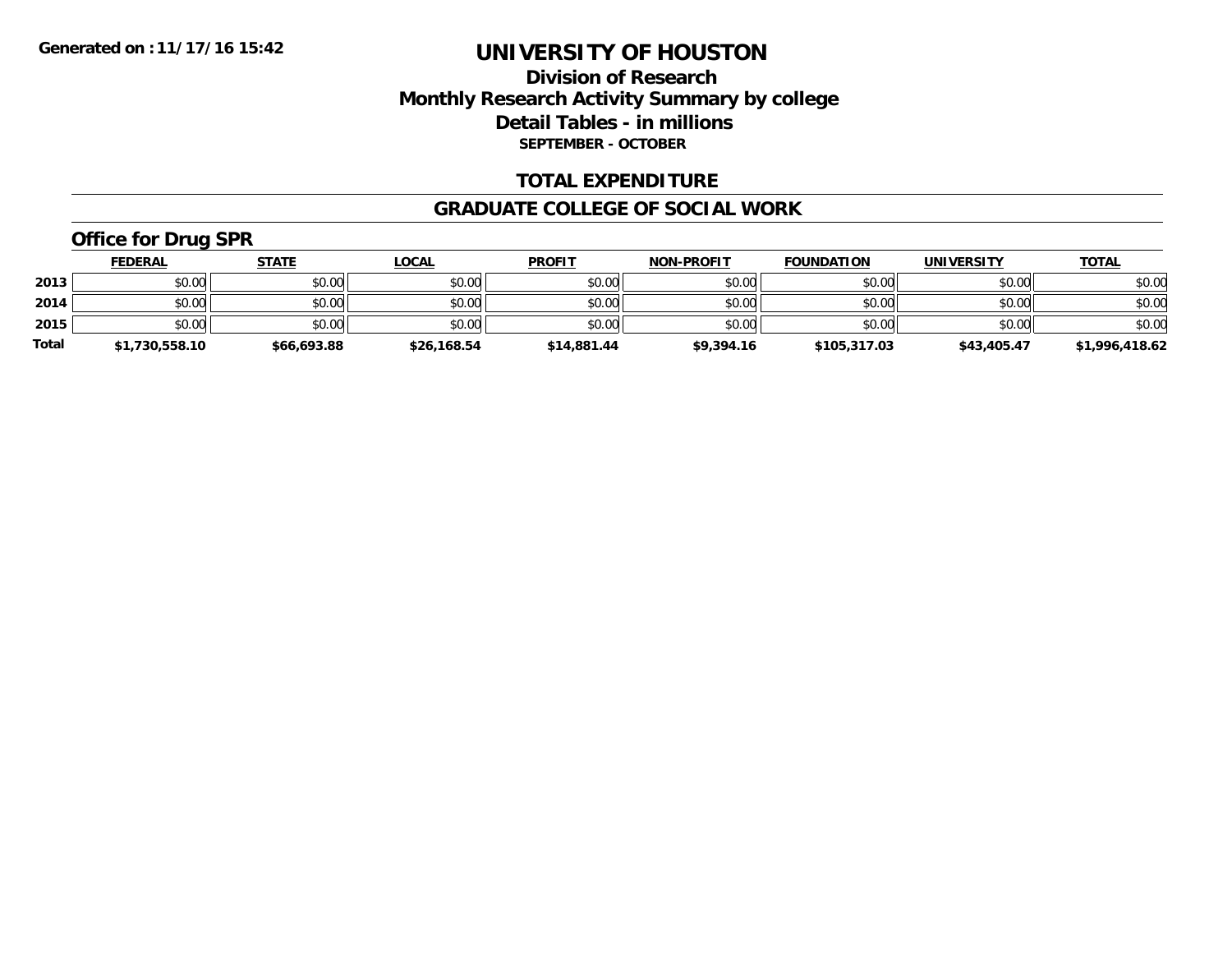Generated on :11/17/16 15:42

# UNIVERSITY OF HOUSTON

## Division of Research
## Monthly Research Activity Summary by college
## Detail Tables - in millions
### SEPTEMBER - OCTOBER

## TOTAL EXPENDITURE

## GRADUATE COLLEGE OF SOCIAL WORK

### Office for Drug SPR

| | FEDERAL | STATE | LOCAL | PROFIT | NON-PROFIT | FOUNDATION | UNIVERSITY | TOTAL |
|---|---|---|---|---|---|---|---|---|
| 2013 | $0.00 | $0.00 | $0.00 | $0.00 | $0.00 | $0.00 | $0.00 | $0.00 |
| 2014 | $0.00 | $0.00 | $0.00 | $0.00 | $0.00 | $0.00 | $0.00 | $0.00 |
| 2015 | $0.00 | $0.00 | $0.00 | $0.00 | $0.00 | $0.00 | $0.00 | $0.00 |
| **Total** | **$1,730,558.10** | **$66,693.88** | **$26,168.54** | **$14,881.44** | **$9,394.16** | **$105,317.03** | **$43,405.47** | **$1,996,418.62** |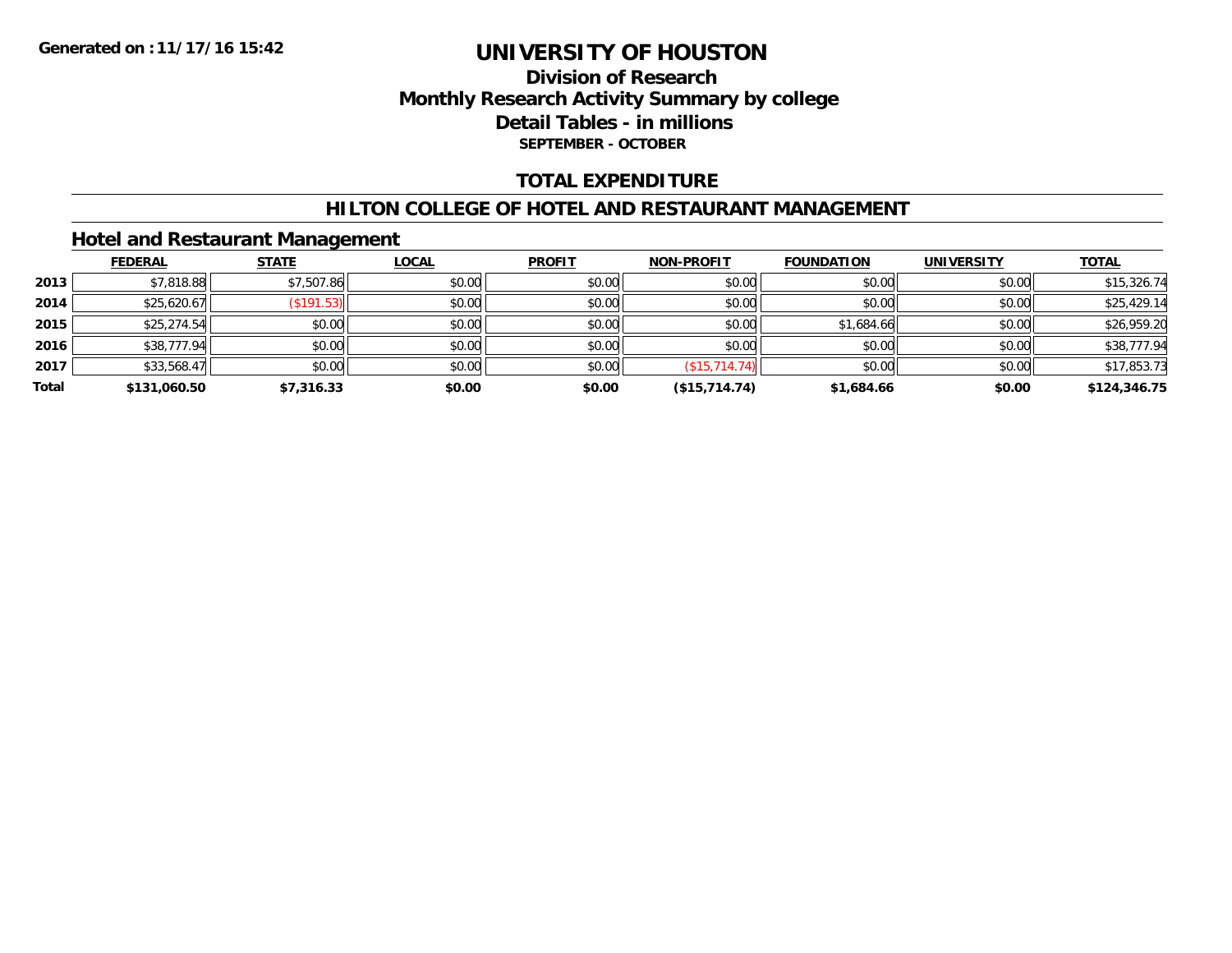# UNIVERSITY OF HOUSTON

## Division of Research
## Monthly Research Activity Summary by college
## Detail Tables - in millions
### SEPTEMBER - OCTOBER

## TOTAL EXPENDITURE

## HILTON COLLEGE OF HOTEL AND RESTAURANT MANAGEMENT

### Hotel and Restaurant Management

| | FEDERAL | STATE | LOCAL | PROFIT | NON-PROFIT | FOUNDATION | UNIVERSITY | TOTAL |
|---|---|---|---|---|---|---|---|---|
| 2013 | $7,818.88 | $7,507.86 | $0.00 | $0.00 | $0.00 | $0.00 | $0.00 | $15,326.74 |
| 2014 | $25,620.67 | ($191.53) | $0.00 | $0.00 | $0.00 | $0.00 | $0.00 | $25,429.14 |
| 2015 | $25,274.54 | $0.00 | $0.00 | $0.00 | $0.00 | $1,684.66 | $0.00 | $26,959.20 |
| 2016 | $38,777.94 | $0.00 | $0.00 | $0.00 | $0.00 | $0.00 | $0.00 | $38,777.94 |
| 2017 | $33,568.47 | $0.00 | $0.00 | $0.00 | ($15,714.74) | $0.00 | $0.00 | $17,853.73 |
| **Total** | **$131,060.50** | **$7,316.33** | **$0.00** | **$0.00** | **($15,714.74)** | **$1,684.66** | **$0.00** | **$124,346.75** |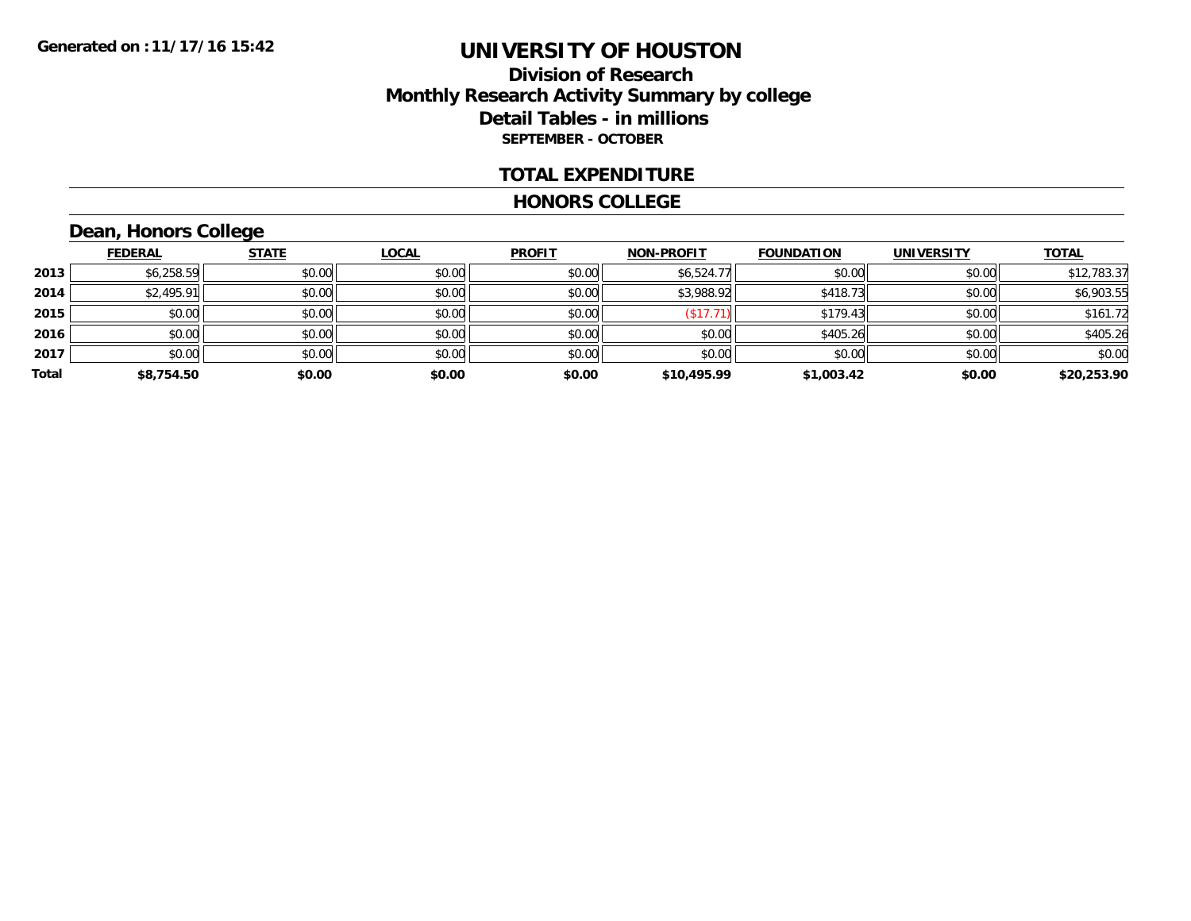**Generated on :11/17/16 15:42**

# UNIVERSITY OF HOUSTON

## Division of Research
## Monthly Research Activity Summary by college
## Detail Tables - in millions
### SEPTEMBER - OCTOBER

## TOTAL EXPENDITURE

## HONORS COLLEGE

### Dean, Honors College

| | FEDERAL | STATE | LOCAL | PROFIT | NON-PROFIT | FOUNDATION | UNIVERSITY | TOTAL |
|---|---|---|---|---|---|---|---|---|
| **2013** | $6,258.59 | $0.00 | $0.00 | $0.00 | $6,524.77 | $0.00 | $0.00 | $12,783.37 |
| **2014** | $2,495.91 | $0.00 | $0.00 | $0.00 | $3,988.92 | $418.73 | $0.00 | $6,903.55 |
| **2015** | $0.00 | $0.00 | $0.00 | $0.00 | ($17.71) | $179.43 | $0.00 | $161.72 |
| **2016** | $0.00 | $0.00 | $0.00 | $0.00 | $0.00 | $405.26 | $0.00 | $405.26 |
| **2017** | $0.00 | $0.00 | $0.00 | $0.00 | $0.00 | $0.00 | $0.00 | $0.00 |
| **Total** | **$8,754.50** | **$0.00** | **$0.00** | **$0.00** | **$10,495.99** | **$1,003.42** | **$0.00** | **$20,253.90** |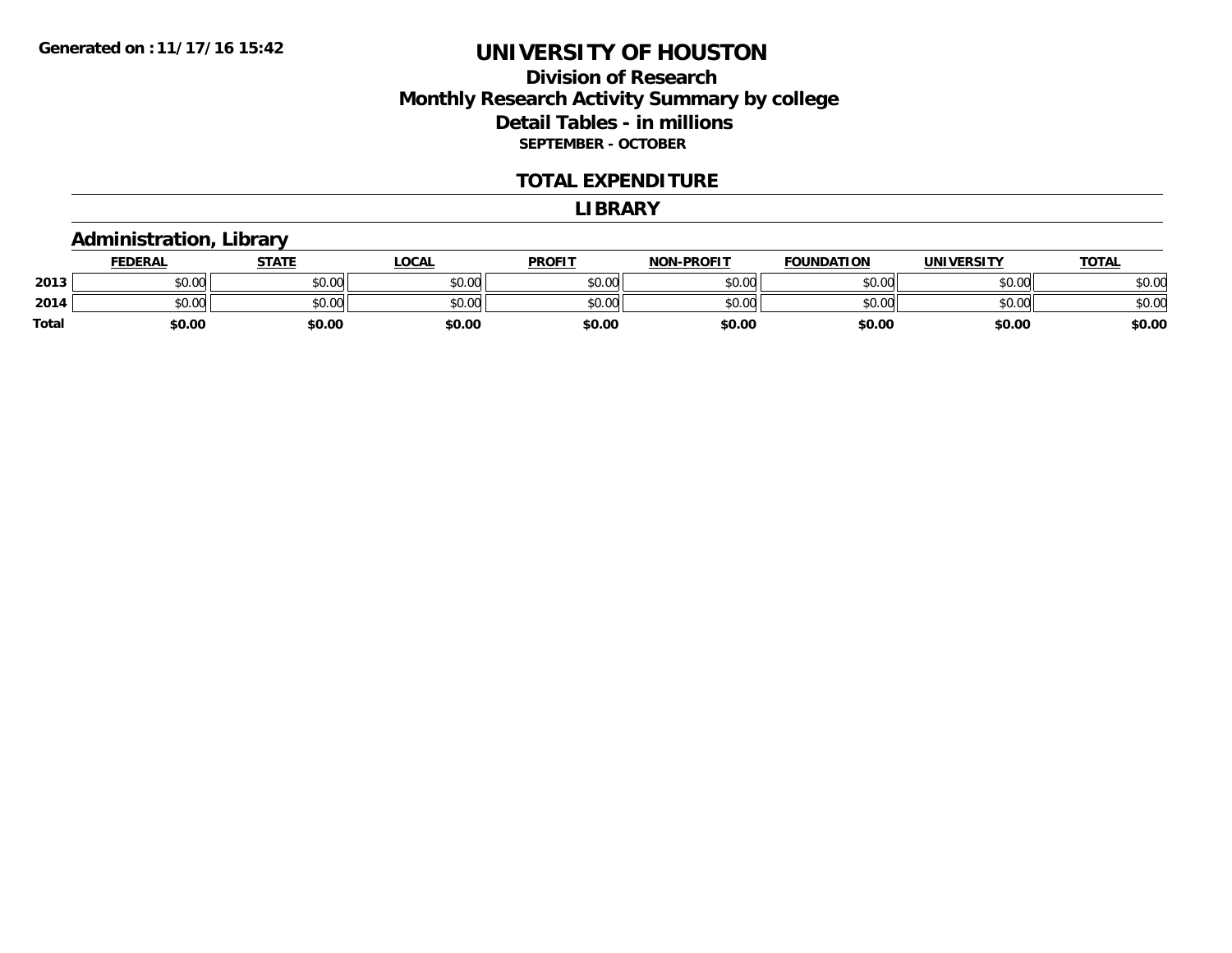**Generated on :11/17/16 15:42**

# UNIVERSITY OF HOUSTON

## Division of Research
## Monthly Research Activity Summary by college
## Detail Tables - in millions
### SEPTEMBER - OCTOBER

## TOTAL EXPENDITURE

## LIBRARY

### Administration, Library

| | FEDERAL | STATE | LOCAL | PROFIT | NON-PROFIT | FOUNDATION | UNIVERSITY | TOTAL |
|---|---|---|---|---|---|---|---|---|
| 2013 | $0.00 | $0.00 | $0.00 | $0.00 | $0.00 | $0.00 | $0.00 | $0.00 |
| 2014 | $0.00 | $0.00 | $0.00 | $0.00 | $0.00 | $0.00 | $0.00 | $0.00 |
| **Total** | **$0.00** | **$0.00** | **$0.00** | **$0.00** | **$0.00** | **$0.00** | **$0.00** | **$0.00** |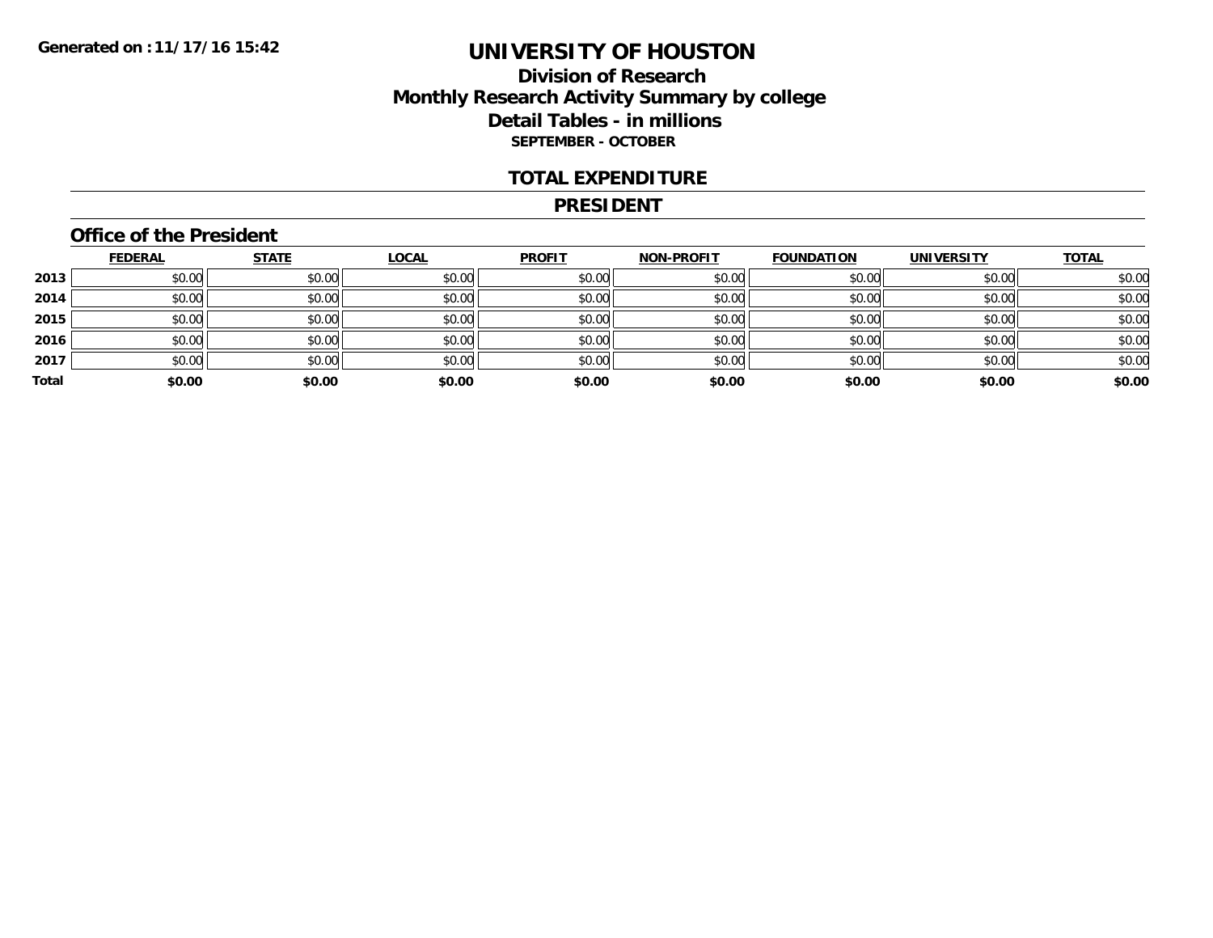Generated on :11/17/16 15:42

# UNIVERSITY OF HOUSTON

## Division of Research
## Monthly Research Activity Summary by college
## Detail Tables - in millions
### SEPTEMBER - OCTOBER

## TOTAL EXPENDITURE

## PRESIDENT

### Office of the President

| | FEDERAL | STATE | LOCAL | PROFIT | NON-PROFIT | FOUNDATION | UNIVERSITY | TOTAL |
|---|---|---|---|---|---|---|---|---|
| 2013 | $0.00 | $0.00 | $0.00 | $0.00 | $0.00 | $0.00 | $0.00 | $0.00 |
| 2014 | $0.00 | $0.00 | $0.00 | $0.00 | $0.00 | $0.00 | $0.00 | $0.00 |
| 2015 | $0.00 | $0.00 | $0.00 | $0.00 | $0.00 | $0.00 | $0.00 | $0.00 |
| 2016 | $0.00 | $0.00 | $0.00 | $0.00 | $0.00 | $0.00 | $0.00 | $0.00 |
| 2017 | $0.00 | $0.00 | $0.00 | $0.00 | $0.00 | $0.00 | $0.00 | $0.00 |
| **Total** | **$0.00** | **$0.00** | **$0.00** | **$0.00** | **$0.00** | **$0.00** | **$0.00** | **$0.00** |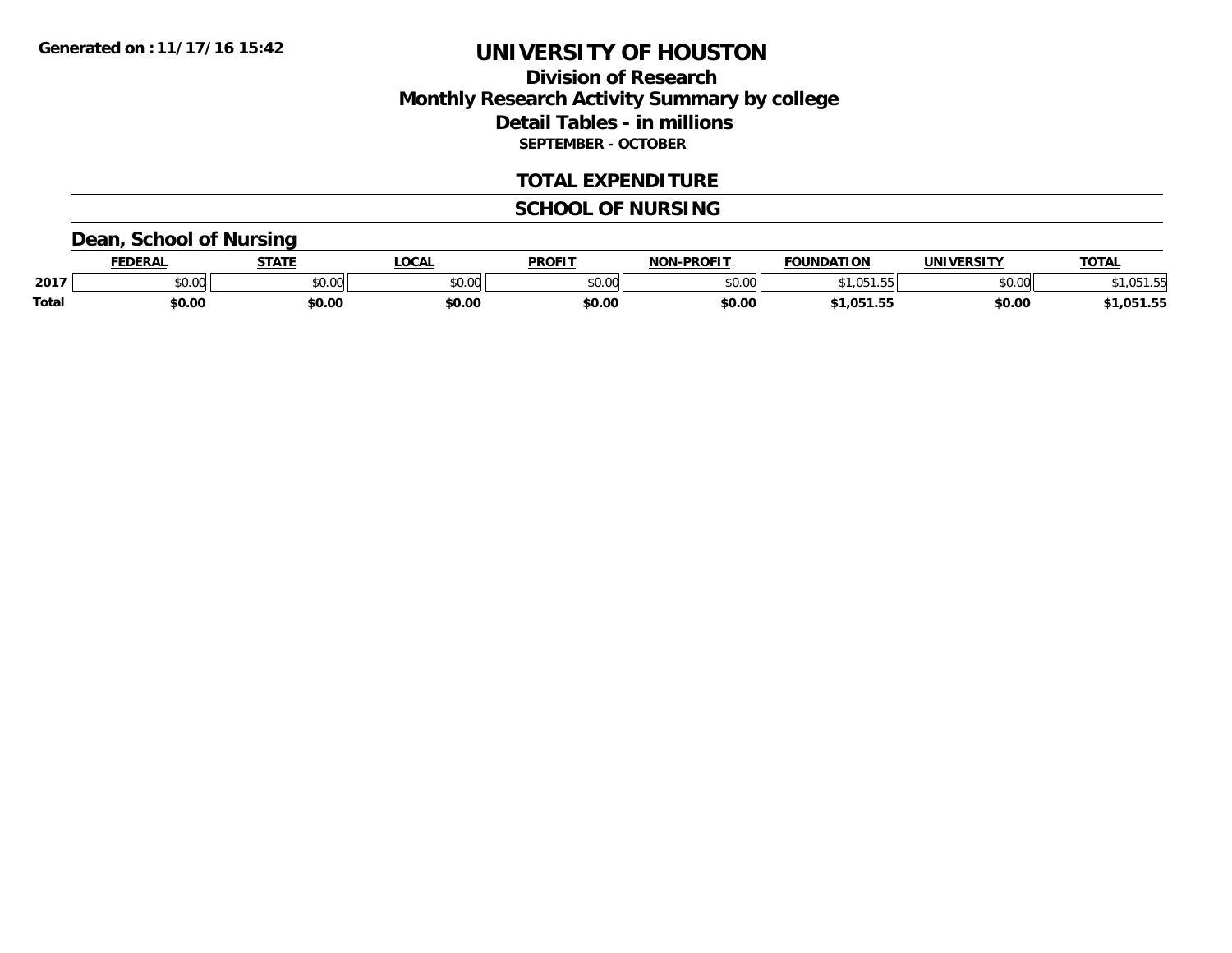Generated on :11/17/16 15:42

# UNIVERSITY OF HOUSTON

## Division of Research
## Monthly Research Activity Summary by college
## Detail Tables - in millions
### SEPTEMBER - OCTOBER

### TOTAL EXPENDITURE

### SCHOOL OF NURSING

#### Dean, School of Nursing

| | FEDERAL | STATE | LOCAL | PROFIT | NON-PROFIT | FOUNDATION | UNIVERSITY | TOTAL |
|---|---|---|---|---|---|---|---|---|
| 2017 | $0.00 | $0.00 | $0.00 | $0.00 | $0.00 | $1,051.55 | $0.00 | $1,051.55 |
| **Total** | **$0.00** | **$0.00** | **$0.00** | **$0.00** | **$0.00** | **$1,051.55** | **$0.00** | **$1,051.55** |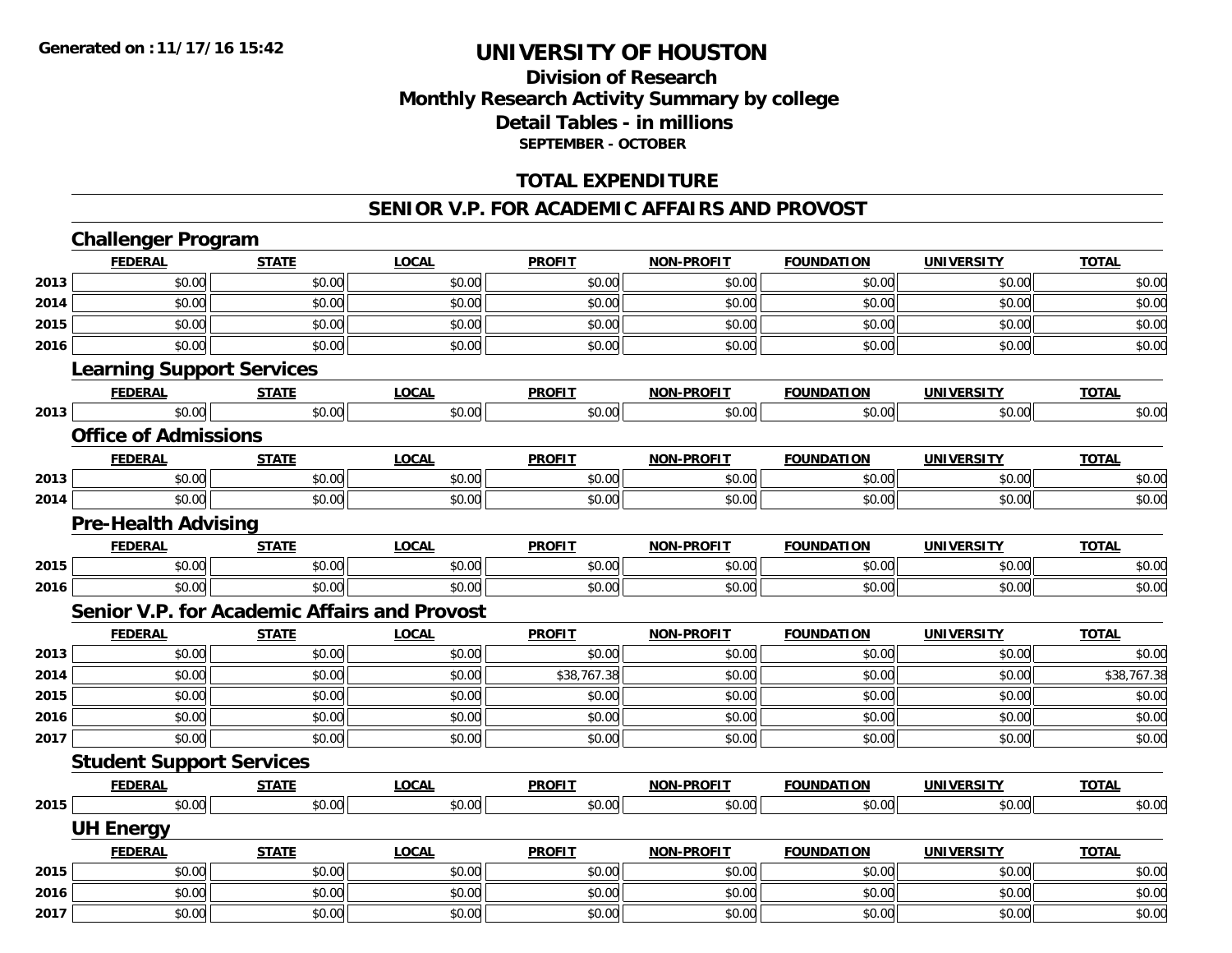# UNIVERSITY OF HOUSTON

## Division of Research
## Monthly Research Activity Summary by college
## Detail Tables - in millions
### SEPTEMBER - OCTOBER

## TOTAL EXPENDITURE

## SENIOR V.P. FOR ACADEMIC AFFAIRS AND PROVOST

### Challenger Program

| | FEDERAL | STATE | LOCAL | PROFIT | NON-PROFIT | FOUNDATION | UNIVERSITY | TOTAL |
|---|---|---|---|---|---|---|---|---|
| 2013 | $0.00 | $0.00 | $0.00 | $0.00 | $0.00 | $0.00 | $0.00 | $0.00 |
| 2014 | $0.00 | $0.00 | $0.00 | $0.00 | $0.00 | $0.00 | $0.00 | $0.00 |
| 2015 | $0.00 | $0.00 | $0.00 | $0.00 | $0.00 | $0.00 | $0.00 | $0.00 |
| 2016 | $0.00 | $0.00 | $0.00 | $0.00 | $0.00 | $0.00 | $0.00 | $0.00 |

### Learning Support Services

| | FEDERAL | STATE | LOCAL | PROFIT | NON-PROFIT | FOUNDATION | UNIVERSITY | TOTAL |
|---|---|---|---|---|---|---|---|---|
| 2013 | $0.00 | $0.00 | $0.00 | $0.00 | $0.00 | $0.00 | $0.00 | $0.00 |

### Office of Admissions

| | FEDERAL | STATE | LOCAL | PROFIT | NON-PROFIT | FOUNDATION | UNIVERSITY | TOTAL |
|---|---|---|---|---|---|---|---|---|
| 2013 | $0.00 | $0.00 | $0.00 | $0.00 | $0.00 | $0.00 | $0.00 | $0.00 |
| 2014 | $0.00 | $0.00 | $0.00 | $0.00 | $0.00 | $0.00 | $0.00 | $0.00 |

### Pre-Health Advising

| | FEDERAL | STATE | LOCAL | PROFIT | NON-PROFIT | FOUNDATION | UNIVERSITY | TOTAL |
|---|---|---|---|---|---|---|---|---|
| 2015 | $0.00 | $0.00 | $0.00 | $0.00 | $0.00 | $0.00 | $0.00 | $0.00 |
| 2016 | $0.00 | $0.00 | $0.00 | $0.00 | $0.00 | $0.00 | $0.00 | $0.00 |

### Senior V.P. for Academic Affairs and Provost

| | FEDERAL | STATE | LOCAL | PROFIT | NON-PROFIT | FOUNDATION | UNIVERSITY | TOTAL |
|---|---|---|---|---|---|---|---|---|
| 2013 | $0.00 | $0.00 | $0.00 | $0.00 | $0.00 | $0.00 | $0.00 | $0.00 |
| 2014 | $0.00 | $0.00 | $0.00 | $38,767.38 | $0.00 | $0.00 | $0.00 | $38,767.38 |
| 2015 | $0.00 | $0.00 | $0.00 | $0.00 | $0.00 | $0.00 | $0.00 | $0.00 |
| 2016 | $0.00 | $0.00 | $0.00 | $0.00 | $0.00 | $0.00 | $0.00 | $0.00 |
| 2017 | $0.00 | $0.00 | $0.00 | $0.00 | $0.00 | $0.00 | $0.00 | $0.00 |

### Student Support Services

| | FEDERAL | STATE | LOCAL | PROFIT | NON-PROFIT | FOUNDATION | UNIVERSITY | TOTAL |
|---|---|---|---|---|---|---|---|---|
| 2015 | $0.00 | $0.00 | $0.00 | $0.00 | $0.00 | $0.00 | $0.00 | $0.00 |

### UH Energy

| | FEDERAL | STATE | LOCAL | PROFIT | NON-PROFIT | FOUNDATION | UNIVERSITY | TOTAL |
|---|---|---|---|---|---|---|---|---|
| 2015 | $0.00 | $0.00 | $0.00 | $0.00 | $0.00 | $0.00 | $0.00 | $0.00 |
| 2016 | $0.00 | $0.00 | $0.00 | $0.00 | $0.00 | $0.00 | $0.00 | $0.00 |
| 2017 | $0.00 | $0.00 | $0.00 | $0.00 | $0.00 | $0.00 | $0.00 | $0.00 |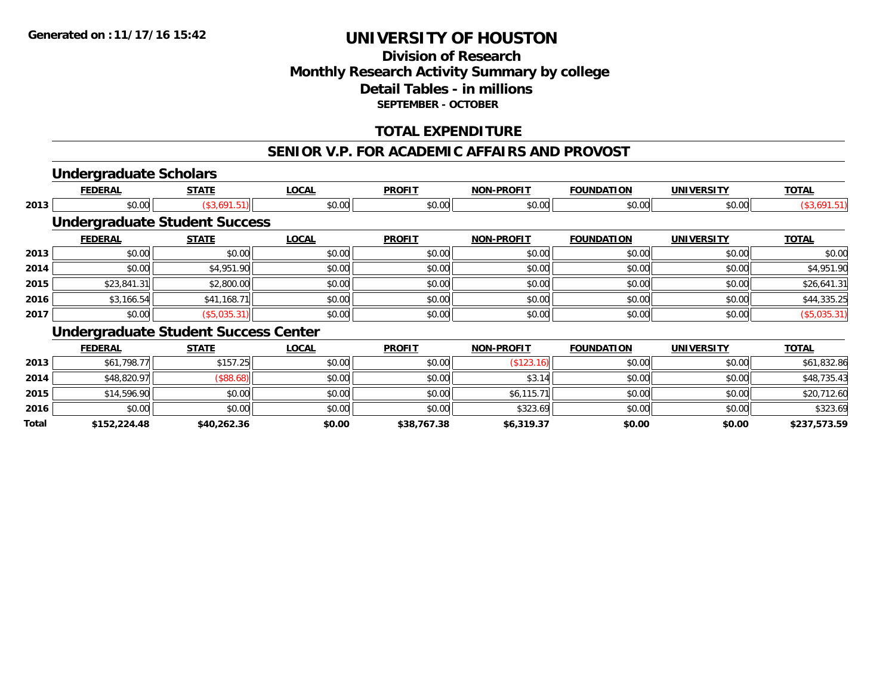**Generated on :11/17/16 15:42**

# UNIVERSITY OF HOUSTON

## Division of Research
## Monthly Research Activity Summary by college
## Detail Tables - in millions
### SEPTEMBER - OCTOBER

## TOTAL EXPENDITURE

## SENIOR V.P. FOR ACADEMIC AFFAIRS AND PROVOST

### Undergraduate Scholars

| | FEDERAL | STATE | LOCAL | PROFIT | NON-PROFIT | FOUNDATION | UNIVERSITY | TOTAL |
|---|---|---|---|---|---|---|---|---|
| 2013 | $0.00 | ($3,691.51) | $0.00 | $0.00 | $0.00 | $0.00 | $0.00 | ($3,691.51) |

### Undergraduate Student Success

| | FEDERAL | STATE | LOCAL | PROFIT | NON-PROFIT | FOUNDATION | UNIVERSITY | TOTAL |
|---|---|---|---|---|---|---|---|---|
| 2013 | $0.00 | $0.00 | $0.00 | $0.00 | $0.00 | $0.00 | $0.00 | $0.00 |
| 2014 | $0.00 | $4,951.90 | $0.00 | $0.00 | $0.00 | $0.00 | $0.00 | $4,951.90 |
| 2015 | $23,841.31 | $2,800.00 | $0.00 | $0.00 | $0.00 | $0.00 | $0.00 | $26,641.31 |
| 2016 | $3,166.54 | $41,168.71 | $0.00 | $0.00 | $0.00 | $0.00 | $0.00 | $44,335.25 |
| 2017 | $0.00 | ($5,035.31) | $0.00 | $0.00 | $0.00 | $0.00 | $0.00 | ($5,035.31) |

### Undergraduate Student Success Center

| | FEDERAL | STATE | LOCAL | PROFIT | NON-PROFIT | FOUNDATION | UNIVERSITY | TOTAL |
|---|---|---|---|---|---|---|---|---|
| 2013 | $61,798.77 | $157.25 | $0.00 | $0.00 | ($123.16) | $0.00 | $0.00 | $61,832.86 |
| 2014 | $48,820.97 | ($88.68) | $0.00 | $0.00 | $3.14 | $0.00 | $0.00 | $48,735.43 |
| 2015 | $14,596.90 | $0.00 | $0.00 | $0.00 | $6,115.71 | $0.00 | $0.00 | $20,712.60 |
| 2016 | $0.00 | $0.00 | $0.00 | $0.00 | $323.69 | $0.00 | $0.00 | $323.69 |
| **Total** | **$152,224.48** | **$40,262.36** | **$0.00** | **$38,767.38** | **$6,319.37** | **$0.00** | **$0.00** | **$237,573.59** |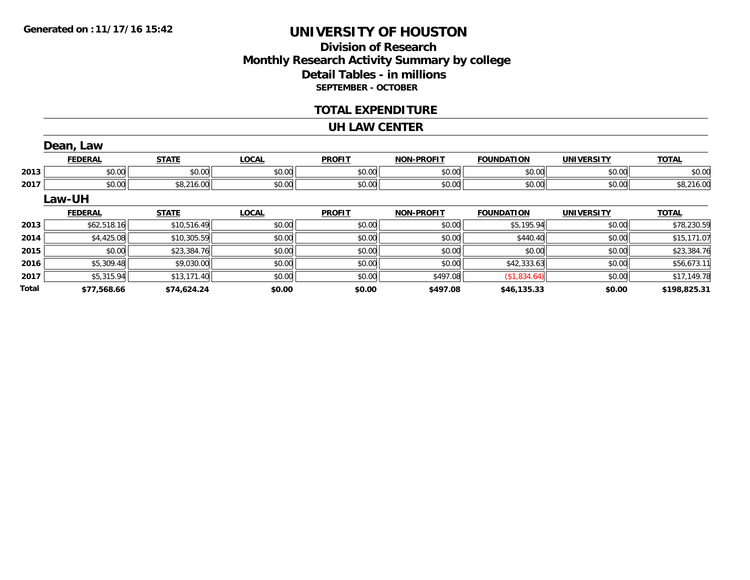Generated on :11/17/16 15:42

# UNIVERSITY OF HOUSTON

## Division of Research
## Monthly Research Activity Summary by college
## Detail Tables - in millions
### SEPTEMBER - OCTOBER

## TOTAL EXPENDITURE

## UH LAW CENTER

### Dean, Law

| | FEDERAL | STATE | LOCAL | PROFIT | NON-PROFIT | FOUNDATION | UNIVERSITY | TOTAL |
|---|---|---|---|---|---|---|---|---|
| 2013 | $0.00 | $0.00 | $0.00 | $0.00 | $0.00 | $0.00 | $0.00 | $0.00 |
| 2017 | $0.00 | $8,216.00 | $0.00 | $0.00 | $0.00 | $0.00 | $0.00 | $8,216.00 |

### Law-UH

| | FEDERAL | STATE | LOCAL | PROFIT | NON-PROFIT | FOUNDATION | UNIVERSITY | TOTAL |
|---|---|---|---|---|---|---|---|---|
| 2013 | $62,518.16 | $10,516.49 | $0.00 | $0.00 | $0.00 | $5,195.94 | $0.00 | $78,230.59 |
| 2014 | $4,425.08 | $10,305.59 | $0.00 | $0.00 | $0.00 | $440.40 | $0.00 | $15,171.07 |
| 2015 | $0.00 | $23,384.76 | $0.00 | $0.00 | $0.00 | $0.00 | $0.00 | $23,384.76 |
| 2016 | $5,309.48 | $9,030.00 | $0.00 | $0.00 | $0.00 | $42,333.63 | $0.00 | $56,673.11 |
| 2017 | $5,315.94 | $13,171.40 | $0.00 | $0.00 | $497.08 | ($1,834.64) | $0.00 | $17,149.78 |
| **Total** | **$77,568.66** | **$74,624.24** | **$0.00** | **$0.00** | **$497.08** | **$46,135.33** | **$0.00** | **$198,825.31** |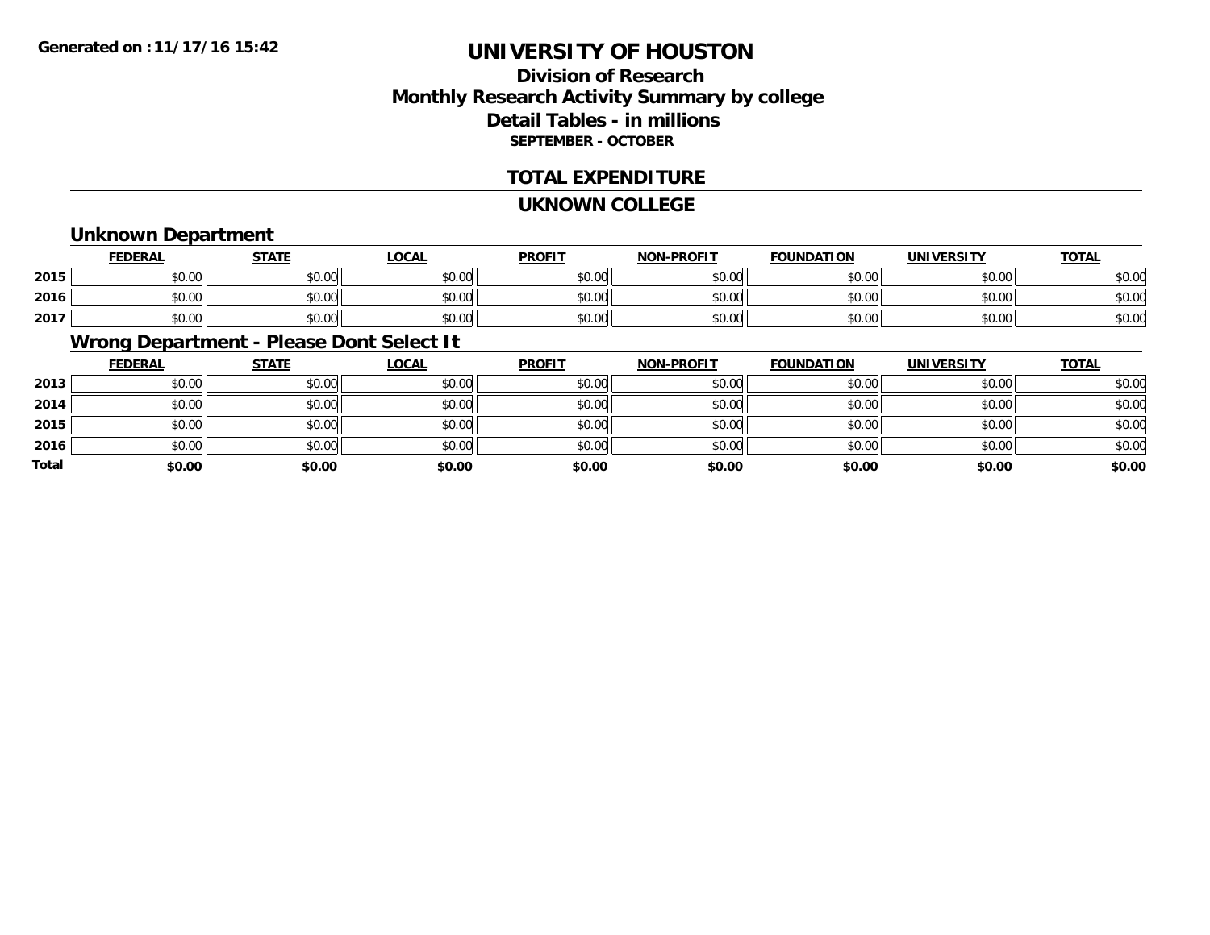# UNIVERSITY OF HOUSTON

## Division of Research
## Monthly Research Activity Summary by college
## Detail Tables - in millions
### SEPTEMBER - OCTOBER

Generated on : 11/17/16 15:42

## TOTAL EXPENDITURE

## UKNOWN COLLEGE

### Unknown Department

| | FEDERAL | STATE | LOCAL | PROFIT | NON-PROFIT | FOUNDATION | UNIVERSITY | TOTAL |
|---|---|---|---|---|---|---|---|---|
| 2015 | $0.00 | $0.00 | $0.00 | $0.00 | $0.00 | $0.00 | $0.00 | $0.00 |
| 2016 | $0.00 | $0.00 | $0.00 | $0.00 | $0.00 | $0.00 | $0.00 | $0.00 |
| 2017 | $0.00 | $0.00 | $0.00 | $0.00 | $0.00 | $0.00 | $0.00 | $0.00 |

### Wrong Department - Please Dont Select It

| | FEDERAL | STATE | LOCAL | PROFIT | NON-PROFIT | FOUNDATION | UNIVERSITY | TOTAL |
|---|---|---|---|---|---|---|---|---|
| 2013 | $0.00 | $0.00 | $0.00 | $0.00 | $0.00 | $0.00 | $0.00 | $0.00 |
| 2014 | $0.00 | $0.00 | $0.00 | $0.00 | $0.00 | $0.00 | $0.00 | $0.00 |
| 2015 | $0.00 | $0.00 | $0.00 | $0.00 | $0.00 | $0.00 | $0.00 | $0.00 |
| 2016 | $0.00 | $0.00 | $0.00 | $0.00 | $0.00 | $0.00 | $0.00 | $0.00 |
| **Total** | **$0.00** | **$0.00** | **$0.00** | **$0.00** | **$0.00** | **$0.00** | **$0.00** | **$0.00** |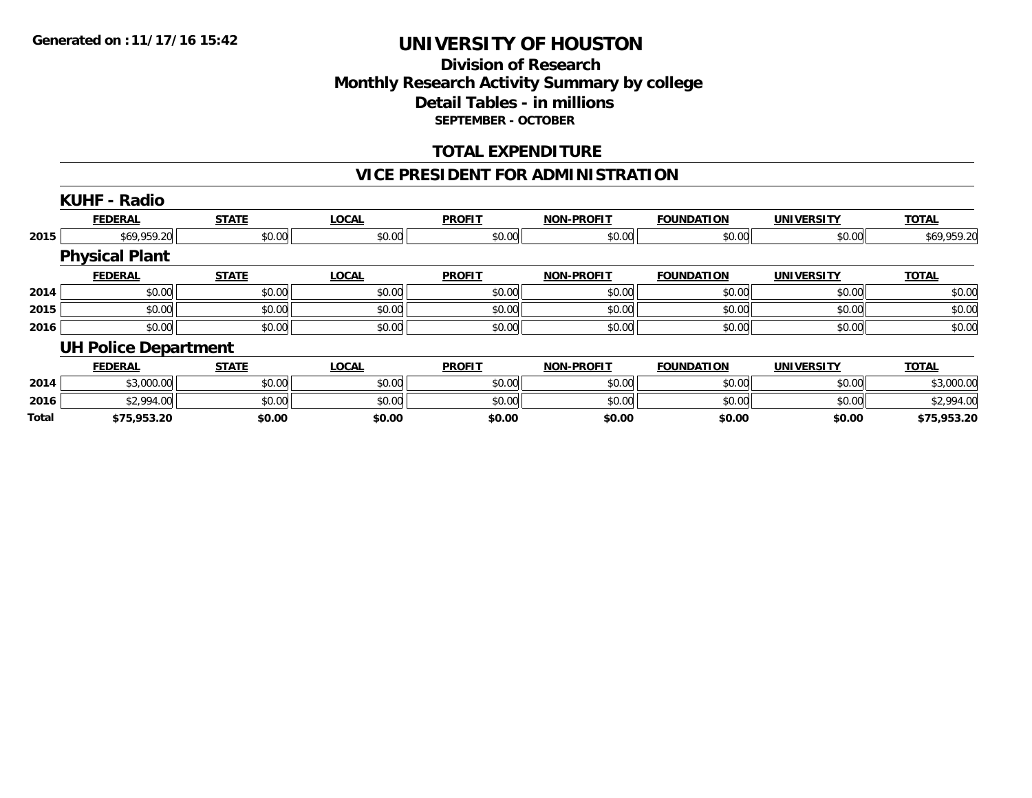Generated on :11/17/16 15:42

# UNIVERSITY OF HOUSTON

## Division of Research
## Monthly Research Activity Summary by college
## Detail Tables - in millions
### SEPTEMBER - OCTOBER

## TOTAL EXPENDITURE

## VICE PRESIDENT FOR ADMINISTRATION

### KUHF - Radio

| | FEDERAL | STATE | LOCAL | PROFIT | NON-PROFIT | FOUNDATION | UNIVERSITY | TOTAL |
|---|---|---|---|---|---|---|---|---|
| 2015 | $69,959.20 | $0.00 | $0.00 | $0.00 | $0.00 | $0.00 | $0.00 | $69,959.20 |

### Physical Plant

| | FEDERAL | STATE | LOCAL | PROFIT | NON-PROFIT | FOUNDATION | UNIVERSITY | TOTAL |
|---|---|---|---|---|---|---|---|---|
| 2014 | $0.00 | $0.00 | $0.00 | $0.00 | $0.00 | $0.00 | $0.00 | $0.00 |
| 2015 | $0.00 | $0.00 | $0.00 | $0.00 | $0.00 | $0.00 | $0.00 | $0.00 |
| 2016 | $0.00 | $0.00 | $0.00 | $0.00 | $0.00 | $0.00 | $0.00 | $0.00 |

### UH Police Department

| | FEDERAL | STATE | LOCAL | PROFIT | NON-PROFIT | FOUNDATION | UNIVERSITY | TOTAL |
|---|---|---|---|---|---|---|---|---|
| 2014 | $3,000.00 | $0.00 | $0.00 | $0.00 | $0.00 | $0.00 | $0.00 | $3,000.00 |
| 2016 | $2,994.00 | $0.00 | $0.00 | $0.00 | $0.00 | $0.00 | $0.00 | $2,994.00 |
| **Total** | **$75,953.20** | **$0.00** | **$0.00** | **$0.00** | **$0.00** | **$0.00** | **$0.00** | **$75,953.20** |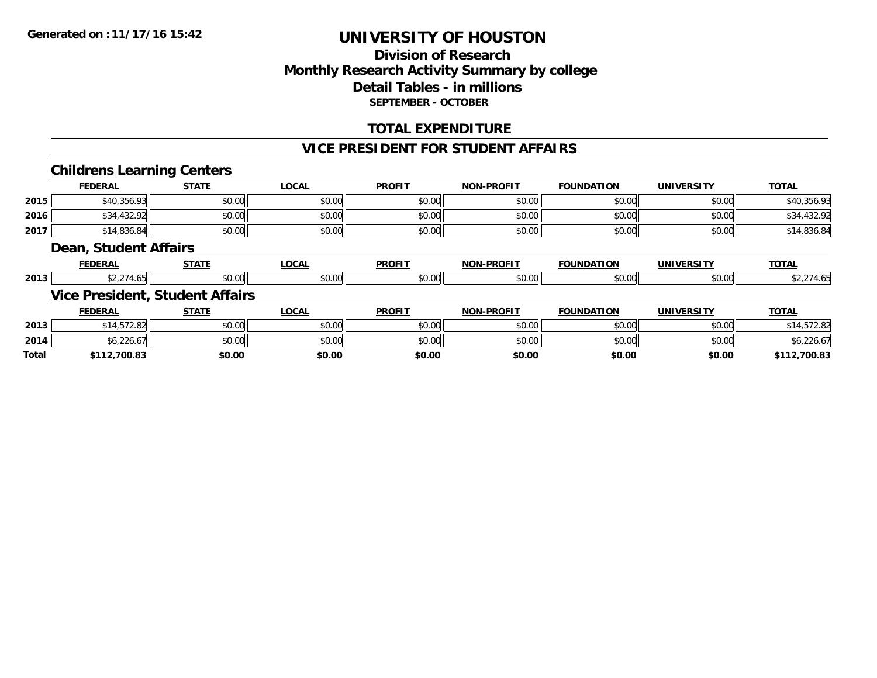# UNIVERSITY OF HOUSTON

## Division of Research
## Monthly Research Activity Summary by college
## Detail Tables - in millions
### SEPTEMBER - OCTOBER

## TOTAL EXPENDITURE

## VICE PRESIDENT FOR STUDENT AFFAIRS

### Childrens Learning Centers

| | FEDERAL | STATE | LOCAL | PROFIT | NON-PROFIT | FOUNDATION | UNIVERSITY | TOTAL |
|---|---|---|---|---|---|---|---|---|
| 2015 | $40,356.93 | $0.00 | $0.00 | $0.00 | $0.00 | $0.00 | $0.00 | $40,356.93 |
| 2016 | $34,432.92 | $0.00 | $0.00 | $0.00 | $0.00 | $0.00 | $0.00 | $34,432.92 |
| 2017 | $14,836.84 | $0.00 | $0.00 | $0.00 | $0.00 | $0.00 | $0.00 | $14,836.84 |

### Dean, Student Affairs

| | FEDERAL | STATE | LOCAL | PROFIT | NON-PROFIT | FOUNDATION | UNIVERSITY | TOTAL |
|---|---|---|---|---|---|---|---|---|
| 2013 | $2,274.65 | $0.00 | $0.00 | $0.00 | $0.00 | $0.00 | $0.00 | $2,274.65 |

### Vice President, Student Affairs

| | FEDERAL | STATE | LOCAL | PROFIT | NON-PROFIT | FOUNDATION | UNIVERSITY | TOTAL |
|---|---|---|---|---|---|---|---|---|
| 2013 | $14,572.82 | $0.00 | $0.00 | $0.00 | $0.00 | $0.00 | $0.00 | $14,572.82 |
| 2014 | $6,226.67 | $0.00 | $0.00 | $0.00 | $0.00 | $0.00 | $0.00 | $6,226.67 |
| **Total** | **$112,700.83** | **$0.00** | **$0.00** | **$0.00** | **$0.00** | **$0.00** | **$0.00** | **$112,700.83** |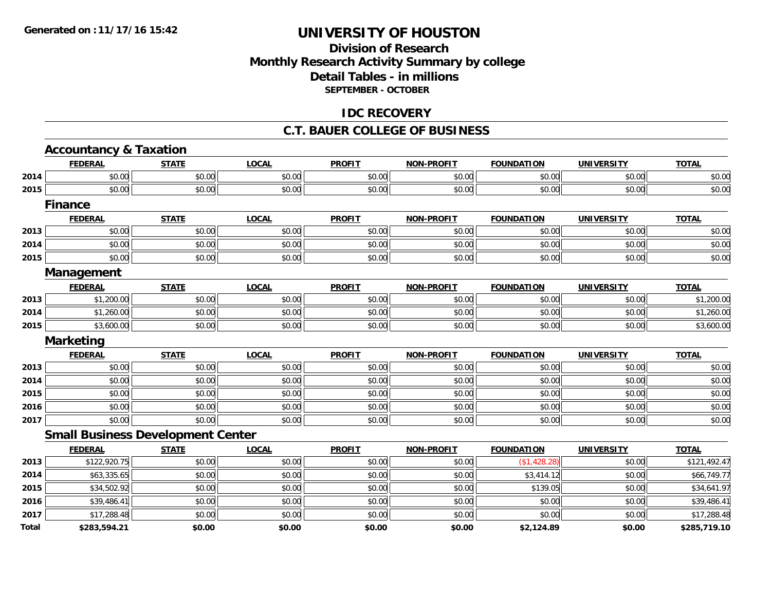# UNIVERSITY OF HOUSTON

## Division of Research
## Monthly Research Activity Summary by college
## Detail Tables - in millions
### SEPTEMBER - OCTOBER

Generated on : 11/17/16 15:42

## IDC RECOVERY

## C.T. BAUER COLLEGE OF BUSINESS

### Accountancy & Taxation

| | FEDERAL | STATE | LOCAL | PROFIT | NON-PROFIT | FOUNDATION | UNIVERSITY | TOTAL |
|---|---|---|---|---|---|---|---|---|
| 2014 | $0.00 | $0.00 | $0.00 | $0.00 | $0.00 | $0.00 | $0.00 | $0.00 |
| 2015 | $0.00 | $0.00 | $0.00 | $0.00 | $0.00 | $0.00 | $0.00 | $0.00 |

### Finance

| | FEDERAL | STATE | LOCAL | PROFIT | NON-PROFIT | FOUNDATION | UNIVERSITY | TOTAL |
|---|---|---|---|---|---|---|---|---|
| 2013 | $0.00 | $0.00 | $0.00 | $0.00 | $0.00 | $0.00 | $0.00 | $0.00 |
| 2014 | $0.00 | $0.00 | $0.00 | $0.00 | $0.00 | $0.00 | $0.00 | $0.00 |
| 2015 | $0.00 | $0.00 | $0.00 | $0.00 | $0.00 | $0.00 | $0.00 | $0.00 |

### Management

| | FEDERAL | STATE | LOCAL | PROFIT | NON-PROFIT | FOUNDATION | UNIVERSITY | TOTAL |
|---|---|---|---|---|---|---|---|---|
| 2013 | $1,200.00 | $0.00 | $0.00 | $0.00 | $0.00 | $0.00 | $0.00 | $1,200.00 |
| 2014 | $1,260.00 | $0.00 | $0.00 | $0.00 | $0.00 | $0.00 | $0.00 | $1,260.00 |
| 2015 | $3,600.00 | $0.00 | $0.00 | $0.00 | $0.00 | $0.00 | $0.00 | $3,600.00 |

### Marketing

| | FEDERAL | STATE | LOCAL | PROFIT | NON-PROFIT | FOUNDATION | UNIVERSITY | TOTAL |
|---|---|---|---|---|---|---|---|---|
| 2013 | $0.00 | $0.00 | $0.00 | $0.00 | $0.00 | $0.00 | $0.00 | $0.00 |
| 2014 | $0.00 | $0.00 | $0.00 | $0.00 | $0.00 | $0.00 | $0.00 | $0.00 |
| 2015 | $0.00 | $0.00 | $0.00 | $0.00 | $0.00 | $0.00 | $0.00 | $0.00 |
| 2016 | $0.00 | $0.00 | $0.00 | $0.00 | $0.00 | $0.00 | $0.00 | $0.00 |
| 2017 | $0.00 | $0.00 | $0.00 | $0.00 | $0.00 | $0.00 | $0.00 | $0.00 |

### Small Business Development Center

| | FEDERAL | STATE | LOCAL | PROFIT | NON-PROFIT | FOUNDATION | UNIVERSITY | TOTAL |
|---|---|---|---|---|---|---|---|---|
| 2013 | $122,920.75 | $0.00 | $0.00 | $0.00 | $0.00 | ($1,428.28) | $0.00 | $121,492.47 |
| 2014 | $63,335.65 | $0.00 | $0.00 | $0.00 | $0.00 | $3,414.12 | $0.00 | $66,749.77 |
| 2015 | $34,502.92 | $0.00 | $0.00 | $0.00 | $0.00 | $139.05 | $0.00 | $34,641.97 |
| 2016 | $39,486.41 | $0.00 | $0.00 | $0.00 | $0.00 | $0.00 | $0.00 | $39,486.41 |
| 2017 | $17,288.48 | $0.00 | $0.00 | $0.00 | $0.00 | $0.00 | $0.00 | $17,288.48 |
| **Total** | **$283,594.21** | **$0.00** | **$0.00** | **$0.00** | **$0.00** | **$2,124.89** | **$0.00** | **$285,719.10** |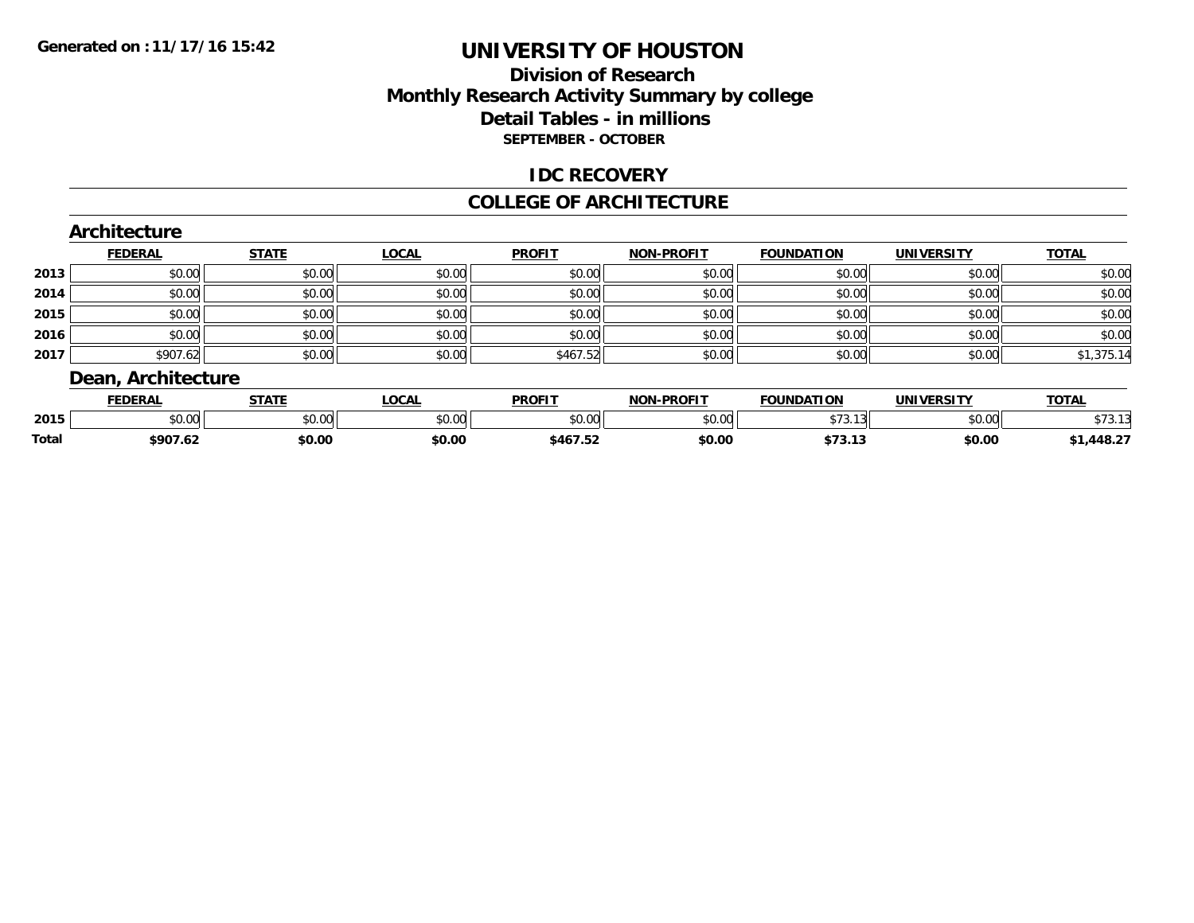Generated on :11/17/16 15:42

# UNIVERSITY OF HOUSTON

## Division of Research
## Monthly Research Activity Summary by college
## Detail Tables - in millions
### SEPTEMBER - OCTOBER

## IDC RECOVERY

## COLLEGE OF ARCHITECTURE

### Architecture

| | FEDERAL | STATE | LOCAL | PROFIT | NON-PROFIT | FOUNDATION | UNIVERSITY | TOTAL |
|---|---|---|---|---|---|---|---|---|
| 2013 | $0.00 | $0.00 | $0.00 | $0.00 | $0.00 | $0.00 | $0.00 | $0.00 |
| 2014 | $0.00 | $0.00 | $0.00 | $0.00 | $0.00 | $0.00 | $0.00 | $0.00 |
| 2015 | $0.00 | $0.00 | $0.00 | $0.00 | $0.00 | $0.00 | $0.00 | $0.00 |
| 2016 | $0.00 | $0.00 | $0.00 | $0.00 | $0.00 | $0.00 | $0.00 | $0.00 |
| 2017 | $907.62 | $0.00 | $0.00 | $467.52 | $0.00 | $0.00 | $0.00 | $1,375.14 |

### Dean, Architecture

| | FEDERAL | STATE | LOCAL | PROFIT | NON-PROFIT | FOUNDATION | UNIVERSITY | TOTAL |
|---|---|---|---|---|---|---|---|---|
| 2015 | $0.00 | $0.00 | $0.00 | $0.00 | $0.00 | $73.13 | $0.00 | $73.13 |
| **Total** | **$907.62** | **$0.00** | **$0.00** | **$467.52** | **$0.00** | **$73.13** | **$0.00** | **$1,448.27** |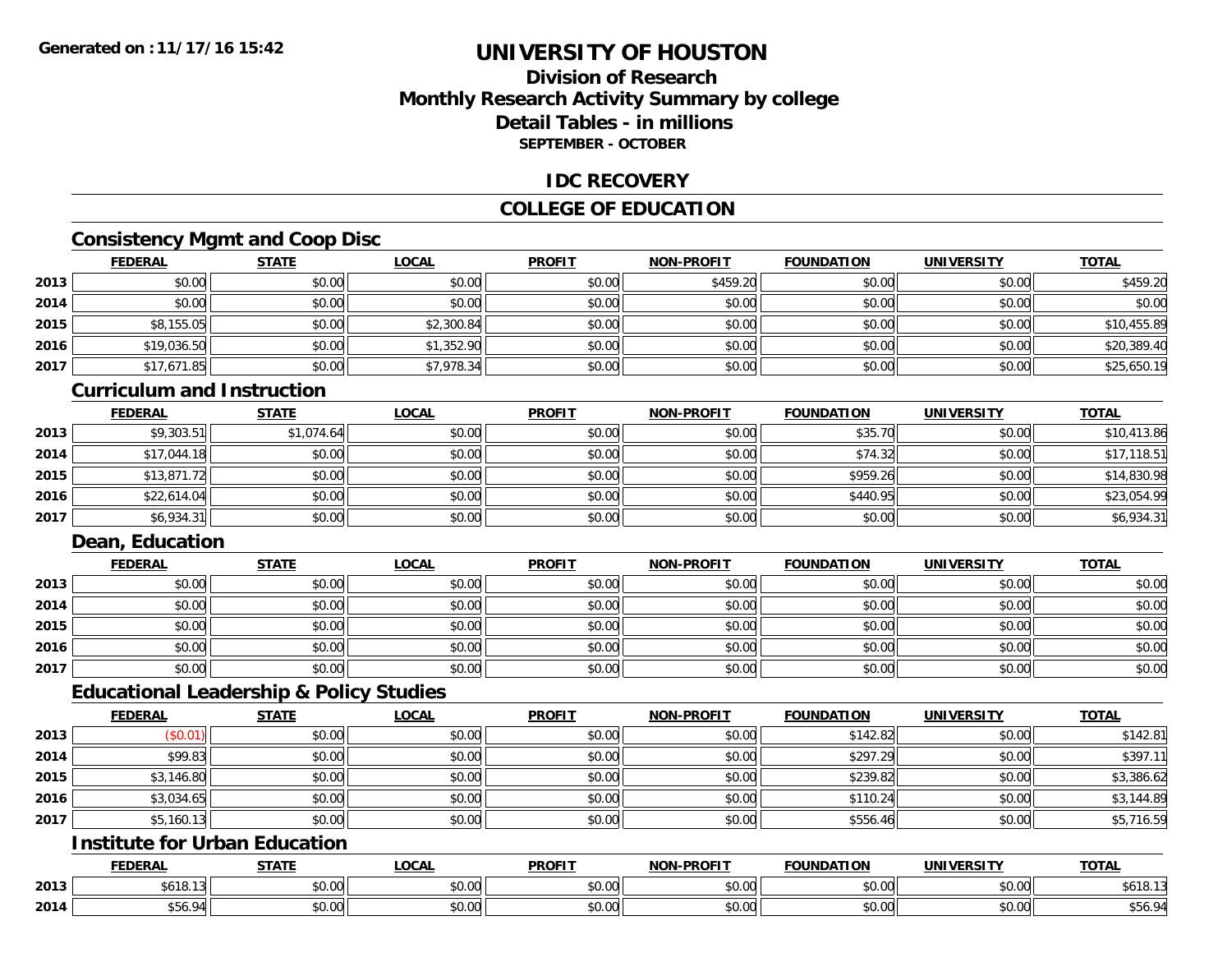# UNIVERSITY OF HOUSTON

## Division of Research
## Monthly Research Activity Summary by college
## Detail Tables - in millions
### SEPTEMBER - OCTOBER

## IDC RECOVERY

## COLLEGE OF EDUCATION

### Consistency Mgmt and Coop Disc

| | FEDERAL | STATE | LOCAL | PROFIT | NON-PROFIT | FOUNDATION | UNIVERSITY | TOTAL |
|---|---|---|---|---|---|---|---|---|
| 2013 | $0.00 | $0.00 | $0.00 | $0.00 | $459.20 | $0.00 | $0.00 | $459.20 |
| 2014 | $0.00 | $0.00 | $0.00 | $0.00 | $0.00 | $0.00 | $0.00 | $0.00 |
| 2015 | $8,155.05 | $0.00 | $2,300.84 | $0.00 | $0.00 | $0.00 | $0.00 | $10,455.89 |
| 2016 | $19,036.50 | $0.00 | $1,352.90 | $0.00 | $0.00 | $0.00 | $0.00 | $20,389.40 |
| 2017 | $17,671.85 | $0.00 | $7,978.34 | $0.00 | $0.00 | $0.00 | $0.00 | $25,650.19 |

### Curriculum and Instruction

| | FEDERAL | STATE | LOCAL | PROFIT | NON-PROFIT | FOUNDATION | UNIVERSITY | TOTAL |
|---|---|---|---|---|---|---|---|---|
| 2013 | $9,303.51 | $1,074.64 | $0.00 | $0.00 | $0.00 | $35.70 | $0.00 | $10,413.86 |
| 2014 | $17,044.18 | $0.00 | $0.00 | $0.00 | $0.00 | $74.32 | $0.00 | $17,118.51 |
| 2015 | $13,871.72 | $0.00 | $0.00 | $0.00 | $0.00 | $959.26 | $0.00 | $14,830.98 |
| 2016 | $22,614.04 | $0.00 | $0.00 | $0.00 | $0.00 | $440.95 | $0.00 | $23,054.99 |
| 2017 | $6,934.31 | $0.00 | $0.00 | $0.00 | $0.00 | $0.00 | $0.00 | $6,934.31 |

### Dean, Education

| | FEDERAL | STATE | LOCAL | PROFIT | NON-PROFIT | FOUNDATION | UNIVERSITY | TOTAL |
|---|---|---|---|---|---|---|---|---|
| 2013 | $0.00 | $0.00 | $0.00 | $0.00 | $0.00 | $0.00 | $0.00 | $0.00 |
| 2014 | $0.00 | $0.00 | $0.00 | $0.00 | $0.00 | $0.00 | $0.00 | $0.00 |
| 2015 | $0.00 | $0.00 | $0.00 | $0.00 | $0.00 | $0.00 | $0.00 | $0.00 |
| 2016 | $0.00 | $0.00 | $0.00 | $0.00 | $0.00 | $0.00 | $0.00 | $0.00 |
| 2017 | $0.00 | $0.00 | $0.00 | $0.00 | $0.00 | $0.00 | $0.00 | $0.00 |

### Educational Leadership & Policy Studies

| | FEDERAL | STATE | LOCAL | PROFIT | NON-PROFIT | FOUNDATION | UNIVERSITY | TOTAL |
|---|---|---|---|---|---|---|---|---|
| 2013 | ($0.01) | $0.00 | $0.00 | $0.00 | $0.00 | $142.82 | $0.00 | $142.81 |
| 2014 | $99.83 | $0.00 | $0.00 | $0.00 | $0.00 | $297.29 | $0.00 | $397.11 |
| 2015 | $3,146.80 | $0.00 | $0.00 | $0.00 | $0.00 | $239.82 | $0.00 | $3,386.62 |
| 2016 | $3,034.65 | $0.00 | $0.00 | $0.00 | $0.00 | $110.24 | $0.00 | $3,144.89 |
| 2017 | $5,160.13 | $0.00 | $0.00 | $0.00 | $0.00 | $556.46 | $0.00 | $5,716.59 |

### Institute for Urban Education

| | FEDERAL | STATE | LOCAL | PROFIT | NON-PROFIT | FOUNDATION | UNIVERSITY | TOTAL |
|---|---|---|---|---|---|---|---|---|
| 2013 | $618.13 | $0.00 | $0.00 | $0.00 | $0.00 | $0.00 | $0.00 | $618.13 |
| 2014 | $56.94 | $0.00 | $0.00 | $0.00 | $0.00 | $0.00 | $0.00 | $56.94 |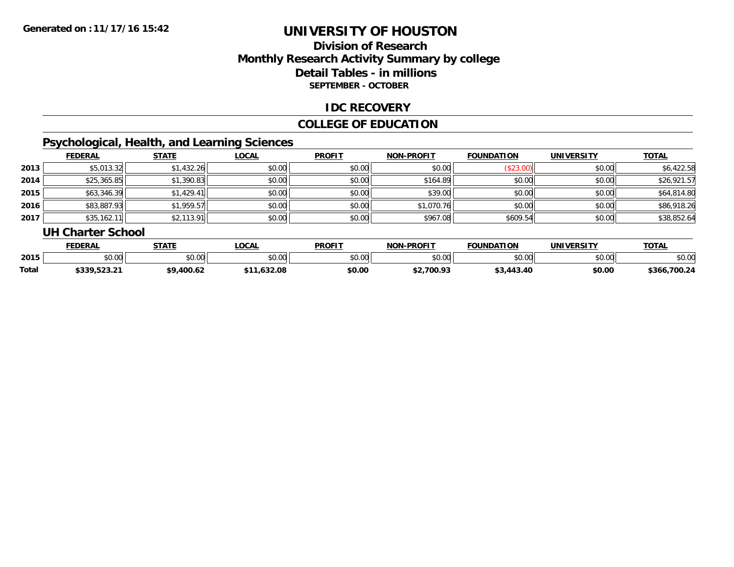**Generated on :11/17/16 15:42**

# UNIVERSITY OF HOUSTON

## Division of Research
## Monthly Research Activity Summary by college
## Detail Tables - in millions
### SEPTEMBER - OCTOBER

## IDC RECOVERY

## COLLEGE OF EDUCATION

### Psychological, Health, and Learning Sciences

| | FEDERAL | STATE | LOCAL | PROFIT | NON-PROFIT | FOUNDATION | UNIVERSITY | TOTAL |
|---|---|---|---|---|---|---|---|---|
| 2013 | $5,013.32 | $1,432.26 | $0.00 | $0.00 | $0.00 | ($23.00) | $0.00 | $6,422.58 |
| 2014 | $25,365.85 | $1,390.83 | $0.00 | $0.00 | $164.89 | $0.00 | $0.00 | $26,921.57 |
| 2015 | $63,346.39 | $1,429.41 | $0.00 | $0.00 | $39.00 | $0.00 | $0.00 | $64,814.80 |
| 2016 | $83,887.93 | $1,959.57 | $0.00 | $0.00 | $1,070.76 | $0.00 | $0.00 | $86,918.26 |
| 2017 | $35,162.11 | $2,113.91 | $0.00 | $0.00 | $967.08 | $609.54 | $0.00 | $38,852.64 |

### UH Charter School

| | FEDERAL | STATE | LOCAL | PROFIT | NON-PROFIT | FOUNDATION | UNIVERSITY | TOTAL |
|---|---|---|---|---|---|---|---|---|
| 2015 | $0.00 | $0.00 | $0.00 | $0.00 | $0.00 | $0.00 | $0.00 | $0.00 |
| **Total** | **$339,523.21** | **$9,400.62** | **$11,632.08** | **$0.00** | **$2,700.93** | **$3,443.40** | **$0.00** | **$366,700.24** |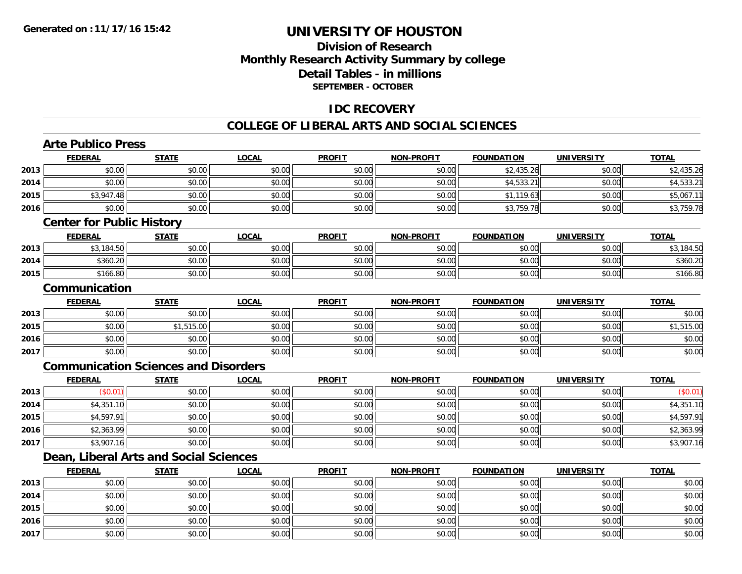**Generated on :11/17/16 15:42**

# UNIVERSITY OF HOUSTON

## Division of Research
## Monthly Research Activity Summary by college
## Detail Tables - in millions
### SEPTEMBER - OCTOBER

## IDC RECOVERY

## COLLEGE OF LIBERAL ARTS AND SOCIAL SCIENCES

### Arte Publico Press

| | FEDERAL | STATE | LOCAL | PROFIT | NON-PROFIT | FOUNDATION | UNIVERSITY | TOTAL |
|---|---|---|---|---|---|---|---|---|
| 2013 | $0.00 | $0.00 | $0.00 | $0.00 | $0.00 | $2,435.26 | $0.00 | $2,435.26 |
| 2014 | $0.00 | $0.00 | $0.00 | $0.00 | $0.00 | $4,533.21 | $0.00 | $4,533.21 |
| 2015 | $3,947.48 | $0.00 | $0.00 | $0.00 | $0.00 | $1,119.63 | $0.00 | $5,067.11 |
| 2016 | $0.00 | $0.00 | $0.00 | $0.00 | $0.00 | $3,759.78 | $0.00 | $3,759.78 |

### Center for Public History

| | FEDERAL | STATE | LOCAL | PROFIT | NON-PROFIT | FOUNDATION | UNIVERSITY | TOTAL |
|---|---|---|---|---|---|---|---|---|
| 2013 | $3,184.50 | $0.00 | $0.00 | $0.00 | $0.00 | $0.00 | $0.00 | $3,184.50 |
| 2014 | $360.20 | $0.00 | $0.00 | $0.00 | $0.00 | $0.00 | $0.00 | $360.20 |
| 2015 | $166.80 | $0.00 | $0.00 | $0.00 | $0.00 | $0.00 | $0.00 | $166.80 |

### Communication

| | FEDERAL | STATE | LOCAL | PROFIT | NON-PROFIT | FOUNDATION | UNIVERSITY | TOTAL |
|---|---|---|---|---|---|---|---|---|
| 2013 | $0.00 | $0.00 | $0.00 | $0.00 | $0.00 | $0.00 | $0.00 | $0.00 |
| 2015 | $0.00 | $1,515.00 | $0.00 | $0.00 | $0.00 | $0.00 | $0.00 | $1,515.00 |
| 2016 | $0.00 | $0.00 | $0.00 | $0.00 | $0.00 | $0.00 | $0.00 | $0.00 |
| 2017 | $0.00 | $0.00 | $0.00 | $0.00 | $0.00 | $0.00 | $0.00 | $0.00 |

### Communication Sciences and Disorders

| | FEDERAL | STATE | LOCAL | PROFIT | NON-PROFIT | FOUNDATION | UNIVERSITY | TOTAL |
|---|---|---|---|---|---|---|---|---|
| 2013 | ($0.01) | $0.00 | $0.00 | $0.00 | $0.00 | $0.00 | $0.00 | ($0.01) |
| 2014 | $4,351.10 | $0.00 | $0.00 | $0.00 | $0.00 | $0.00 | $0.00 | $4,351.10 |
| 2015 | $4,597.91 | $0.00 | $0.00 | $0.00 | $0.00 | $0.00 | $0.00 | $4,597.91 |
| 2016 | $2,363.99 | $0.00 | $0.00 | $0.00 | $0.00 | $0.00 | $0.00 | $2,363.99 |
| 2017 | $3,907.16 | $0.00 | $0.00 | $0.00 | $0.00 | $0.00 | $0.00 | $3,907.16 |

### Dean, Liberal Arts and Social Sciences

| | FEDERAL | STATE | LOCAL | PROFIT | NON-PROFIT | FOUNDATION | UNIVERSITY | TOTAL |
|---|---|---|---|---|---|---|---|---|
| 2013 | $0.00 | $0.00 | $0.00 | $0.00 | $0.00 | $0.00 | $0.00 | $0.00 |
| 2014 | $0.00 | $0.00 | $0.00 | $0.00 | $0.00 | $0.00 | $0.00 | $0.00 |
| 2015 | $0.00 | $0.00 | $0.00 | $0.00 | $0.00 | $0.00 | $0.00 | $0.00 |
| 2016 | $0.00 | $0.00 | $0.00 | $0.00 | $0.00 | $0.00 | $0.00 | $0.00 |
| 2017 | $0.00 | $0.00 | $0.00 | $0.00 | $0.00 | $0.00 | $0.00 | $0.00 |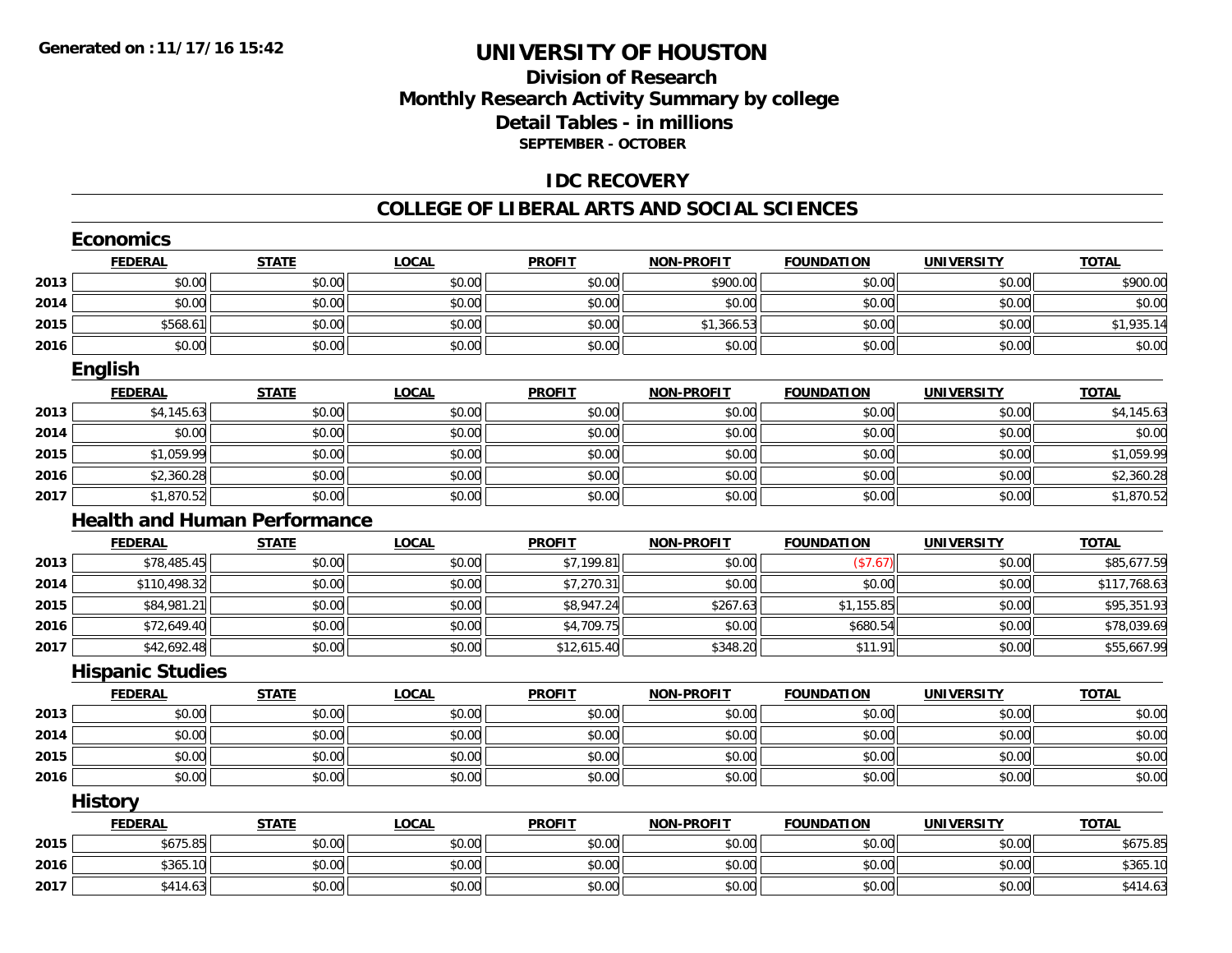**Generated on :11/17/16 15:42**

# UNIVERSITY OF HOUSTON

## Division of Research
## Monthly Research Activity Summary by college
## Detail Tables - in millions
### SEPTEMBER - OCTOBER

## IDC RECOVERY

## COLLEGE OF LIBERAL ARTS AND SOCIAL SCIENCES

### Economics

| | FEDERAL | STATE | LOCAL | PROFIT | NON-PROFIT | FOUNDATION | UNIVERSITY | TOTAL |
|---|---|---|---|---|---|---|---|---|
| 2013 | $0.00 | $0.00 | $0.00 | $0.00 | $900.00 | $0.00 | $0.00 | $900.00 |
| 2014 | $0.00 | $0.00 | $0.00 | $0.00 | $0.00 | $0.00 | $0.00 | $0.00 |
| 2015 | $568.61 | $0.00 | $0.00 | $0.00 | $1,366.53 | $0.00 | $0.00 | $1,935.14 |
| 2016 | $0.00 | $0.00 | $0.00 | $0.00 | $0.00 | $0.00 | $0.00 | $0.00 |

### English

| | FEDERAL | STATE | LOCAL | PROFIT | NON-PROFIT | FOUNDATION | UNIVERSITY | TOTAL |
|---|---|---|---|---|---|---|---|---|
| 2013 | $4,145.63 | $0.00 | $0.00 | $0.00 | $0.00 | $0.00 | $0.00 | $4,145.63 |
| 2014 | $0.00 | $0.00 | $0.00 | $0.00 | $0.00 | $0.00 | $0.00 | $0.00 |
| 2015 | $1,059.99 | $0.00 | $0.00 | $0.00 | $0.00 | $0.00 | $0.00 | $1,059.99 |
| 2016 | $2,360.28 | $0.00 | $0.00 | $0.00 | $0.00 | $0.00 | $0.00 | $2,360.28 |
| 2017 | $1,870.52 | $0.00 | $0.00 | $0.00 | $0.00 | $0.00 | $0.00 | $1,870.52 |

### Health and Human Performance

| | FEDERAL | STATE | LOCAL | PROFIT | NON-PROFIT | FOUNDATION | UNIVERSITY | TOTAL |
|---|---|---|---|---|---|---|---|---|
| 2013 | $78,485.45 | $0.00 | $0.00 | $7,199.81 | $0.00 | ($7.67) | $0.00 | $85,677.59 |
| 2014 | $110,498.32 | $0.00 | $0.00 | $7,270.31 | $0.00 | $0.00 | $0.00 | $117,768.63 |
| 2015 | $84,981.21 | $0.00 | $0.00 | $8,947.24 | $267.63 | $1,155.85 | $0.00 | $95,351.93 |
| 2016 | $72,649.40 | $0.00 | $0.00 | $4,709.75 | $0.00 | $680.54 | $0.00 | $78,039.69 |
| 2017 | $42,692.48 | $0.00 | $0.00 | $12,615.40 | $348.20 | $11.91 | $0.00 | $55,667.99 |

### Hispanic Studies

| | FEDERAL | STATE | LOCAL | PROFIT | NON-PROFIT | FOUNDATION | UNIVERSITY | TOTAL |
|---|---|---|---|---|---|---|---|---|
| 2013 | $0.00 | $0.00 | $0.00 | $0.00 | $0.00 | $0.00 | $0.00 | $0.00 |
| 2014 | $0.00 | $0.00 | $0.00 | $0.00 | $0.00 | $0.00 | $0.00 | $0.00 |
| 2015 | $0.00 | $0.00 | $0.00 | $0.00 | $0.00 | $0.00 | $0.00 | $0.00 |
| 2016 | $0.00 | $0.00 | $0.00 | $0.00 | $0.00 | $0.00 | $0.00 | $0.00 |

### History

| | FEDERAL | STATE | LOCAL | PROFIT | NON-PROFIT | FOUNDATION | UNIVERSITY | TOTAL |
|---|---|---|---|---|---|---|---|---|
| 2015 | $675.85 | $0.00 | $0.00 | $0.00 | $0.00 | $0.00 | $0.00 | $675.85 |
| 2016 | $365.10 | $0.00 | $0.00 | $0.00 | $0.00 | $0.00 | $0.00 | $365.10 |
| 2017 | $414.63 | $0.00 | $0.00 | $0.00 | $0.00 | $0.00 | $0.00 | $414.63 |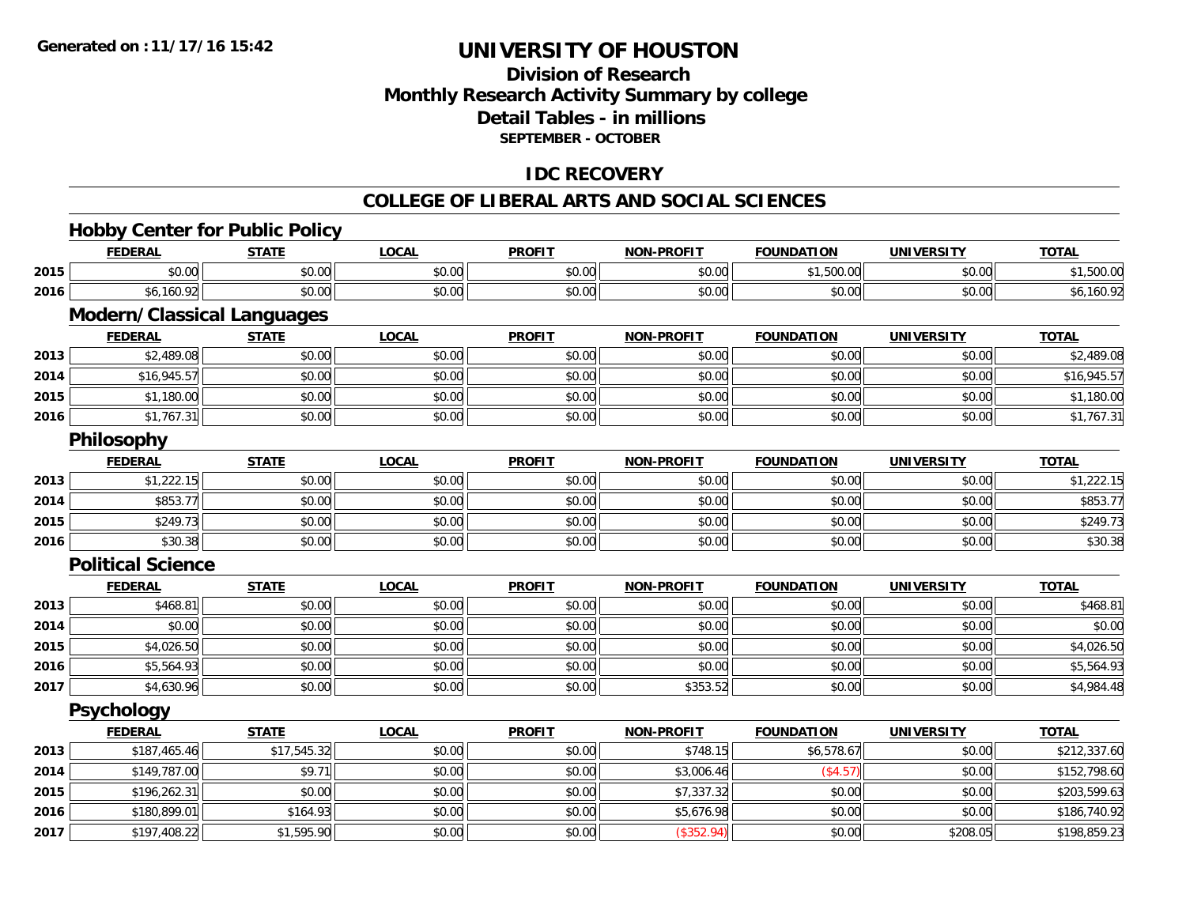**Generated on : 11/17/16 15:42**

# UNIVERSITY OF HOUSTON

## Division of Research
## Monthly Research Activity Summary by college
## Detail Tables - in millions
### SEPTEMBER - OCTOBER

## IDC RECOVERY

## COLLEGE OF LIBERAL ARTS AND SOCIAL SCIENCES

### Hobby Center for Public Policy

| | FEDERAL | STATE | LOCAL | PROFIT | NON-PROFIT | FOUNDATION | UNIVERSITY | TOTAL |
|---|---|---|---|---|---|---|---|---|
| 2015 | $0.00 | $0.00 | $0.00 | $0.00 | $0.00 | $1,500.00 | $0.00 | $1,500.00 |
| 2016 | $6,160.92 | $0.00 | $0.00 | $0.00 | $0.00 | $0.00 | $0.00 | $6,160.92 |

### Modern/Classical Languages

| | FEDERAL | STATE | LOCAL | PROFIT | NON-PROFIT | FOUNDATION | UNIVERSITY | TOTAL |
|---|---|---|---|---|---|---|---|---|
| 2013 | $2,489.08 | $0.00 | $0.00 | $0.00 | $0.00 | $0.00 | $0.00 | $2,489.08 |
| 2014 | $16,945.57 | $0.00 | $0.00 | $0.00 | $0.00 | $0.00 | $0.00 | $16,945.57 |
| 2015 | $1,180.00 | $0.00 | $0.00 | $0.00 | $0.00 | $0.00 | $0.00 | $1,180.00 |
| 2016 | $1,767.31 | $0.00 | $0.00 | $0.00 | $0.00 | $0.00 | $0.00 | $1,767.31 |

### Philosophy

| | FEDERAL | STATE | LOCAL | PROFIT | NON-PROFIT | FOUNDATION | UNIVERSITY | TOTAL |
|---|---|---|---|---|---|---|---|---|
| 2013 | $1,222.15 | $0.00 | $0.00 | $0.00 | $0.00 | $0.00 | $0.00 | $1,222.15 |
| 2014 | $853.77 | $0.00 | $0.00 | $0.00 | $0.00 | $0.00 | $0.00 | $853.77 |
| 2015 | $249.73 | $0.00 | $0.00 | $0.00 | $0.00 | $0.00 | $0.00 | $249.73 |
| 2016 | $30.38 | $0.00 | $0.00 | $0.00 | $0.00 | $0.00 | $0.00 | $30.38 |

### Political Science

| | FEDERAL | STATE | LOCAL | PROFIT | NON-PROFIT | FOUNDATION | UNIVERSITY | TOTAL |
|---|---|---|---|---|---|---|---|---|
| 2013 | $468.81 | $0.00 | $0.00 | $0.00 | $0.00 | $0.00 | $0.00 | $468.81 |
| 2014 | $0.00 | $0.00 | $0.00 | $0.00 | $0.00 | $0.00 | $0.00 | $0.00 |
| 2015 | $4,026.50 | $0.00 | $0.00 | $0.00 | $0.00 | $0.00 | $0.00 | $4,026.50 |
| 2016 | $5,564.93 | $0.00 | $0.00 | $0.00 | $0.00 | $0.00 | $0.00 | $5,564.93 |
| 2017 | $4,630.96 | $0.00 | $0.00 | $0.00 | $353.52 | $0.00 | $0.00 | $4,984.48 |

### Psychology

| | FEDERAL | STATE | LOCAL | PROFIT | NON-PROFIT | FOUNDATION | UNIVERSITY | TOTAL |
|---|---|---|---|---|---|---|---|---|
| 2013 | $187,465.46 | $17,545.32 | $0.00 | $0.00 | $748.15 | $6,578.67 | $0.00 | $212,337.60 |
| 2014 | $149,787.00 | $9.71 | $0.00 | $0.00 | $3,006.46 | ($4.57) | $0.00 | $152,798.60 |
| 2015 | $196,262.31 | $0.00 | $0.00 | $0.00 | $7,337.32 | $0.00 | $0.00 | $203,599.63 |
| 2016 | $180,899.01 | $164.93 | $0.00 | $0.00 | $5,676.98 | $0.00 | $0.00 | $186,740.92 |
| 2017 | $197,408.22 | $1,595.90 | $0.00 | $0.00 | ($352.94) | $0.00 | $208.05 | $198,859.23 |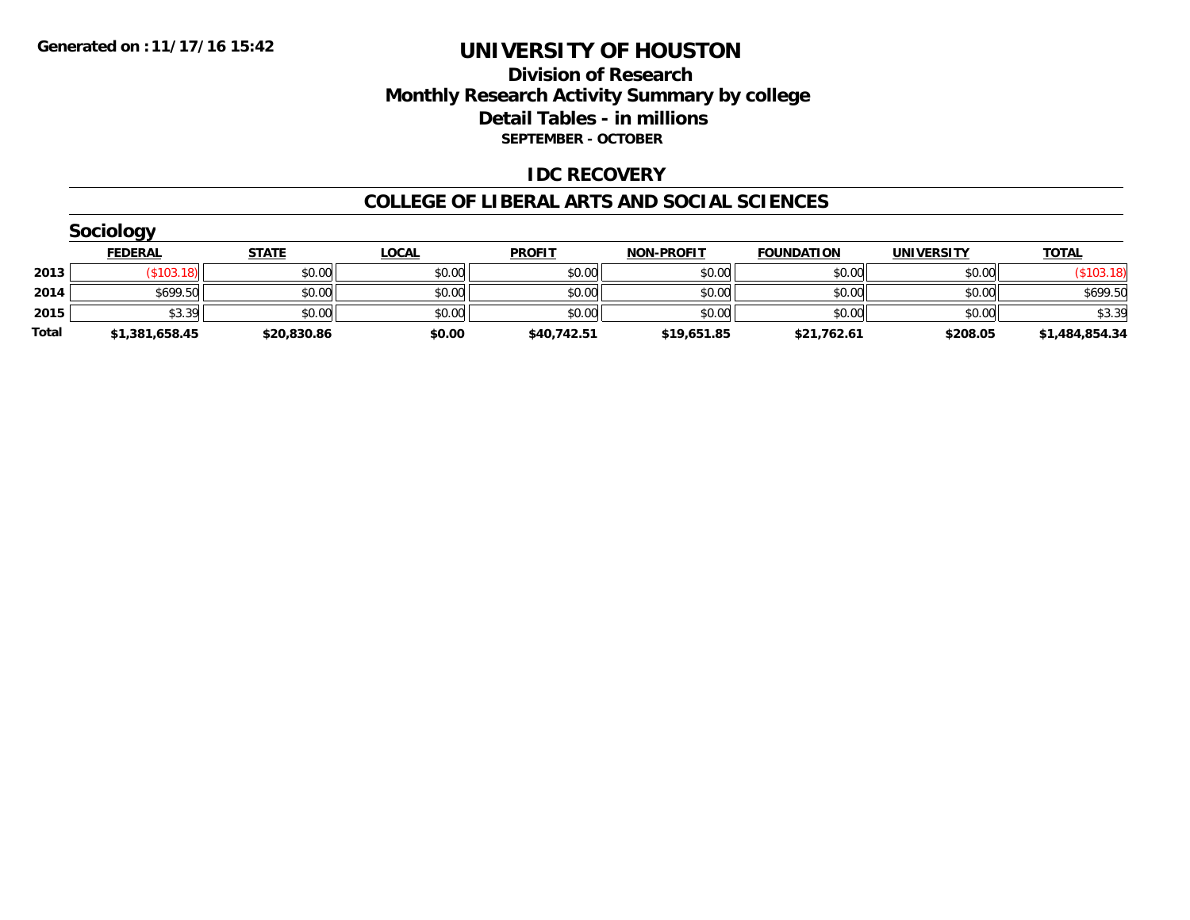**Generated on :11/17/16 15:42**

# UNIVERSITY OF HOUSTON

## Division of Research
## Monthly Research Activity Summary by college
## Detail Tables - in millions
### SEPTEMBER - OCTOBER

### IDC RECOVERY

### COLLEGE OF LIBERAL ARTS AND SOCIAL SCIENCES

#### Sociology

| | FEDERAL | STATE | LOCAL | PROFIT | NON-PROFIT | FOUNDATION | UNIVERSITY | TOTAL |
|---|---|---|---|---|---|---|---|---|
| 2013 | ($103.18) | $0.00 | $0.00 | $0.00 | $0.00 | $0.00 | $0.00 | ($103.18) |
| 2014 | $699.50 | $0.00 | $0.00 | $0.00 | $0.00 | $0.00 | $0.00 | $699.50 |
| 2015 | $3.39 | $0.00 | $0.00 | $0.00 | $0.00 | $0.00 | $0.00 | $3.39 |
| **Total** | **$1,381,658.45** | **$20,830.86** | **$0.00** | **$40,742.51** | **$19,651.85** | **$21,762.61** | **$208.05** | **$1,484,854.34** |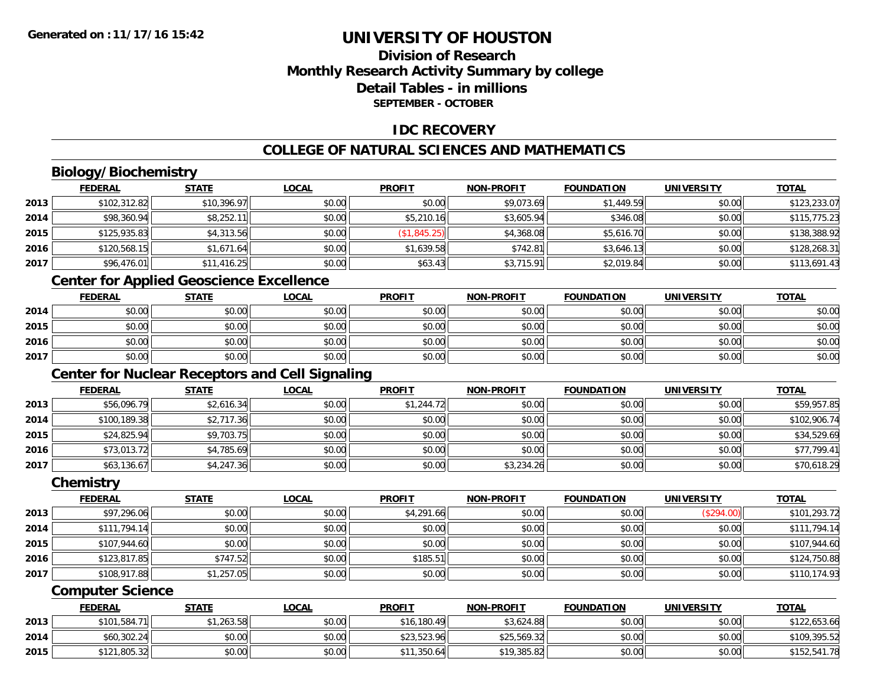# UNIVERSITY OF HOUSTON

## Division of Research
## Monthly Research Activity Summary by college
## Detail Tables - in millions
### SEPTEMBER - OCTOBER

## IDC RECOVERY

## COLLEGE OF NATURAL SCIENCES AND MATHEMATICS

### Biology/Biochemistry

| | FEDERAL | STATE | LOCAL | PROFIT | NON-PROFIT | FOUNDATION | UNIVERSITY | TOTAL |
|---|---|---|---|---|---|---|---|---|
| 2013 | $102,312.82 | $10,396.97 | $0.00 | $0.00 | $9,073.69 | $1,449.59 | $0.00 | $123,233.07 |
| 2014 | $98,360.94 | $8,252.11 | $0.00 | $5,210.16 | $3,605.94 | $346.08 | $0.00 | $115,775.23 |
| 2015 | $125,935.83 | $4,313.56 | $0.00 | ($1,845.25) | $4,368.08 | $5,616.70 | $0.00 | $138,388.92 |
| 2016 | $120,568.15 | $1,671.64 | $0.00 | $1,639.58 | $742.81 | $3,646.13 | $0.00 | $128,268.31 |
| 2017 | $96,476.01 | $11,416.25 | $0.00 | $63.43 | $3,715.91 | $2,019.84 | $0.00 | $113,691.43 |

### Center for Applied Geoscience Excellence

| | FEDERAL | STATE | LOCAL | PROFIT | NON-PROFIT | FOUNDATION | UNIVERSITY | TOTAL |
|---|---|---|---|---|---|---|---|---|
| 2014 | $0.00 | $0.00 | $0.00 | $0.00 | $0.00 | $0.00 | $0.00 | $0.00 |
| 2015 | $0.00 | $0.00 | $0.00 | $0.00 | $0.00 | $0.00 | $0.00 | $0.00 |
| 2016 | $0.00 | $0.00 | $0.00 | $0.00 | $0.00 | $0.00 | $0.00 | $0.00 |
| 2017 | $0.00 | $0.00 | $0.00 | $0.00 | $0.00 | $0.00 | $0.00 | $0.00 |

### Center for Nuclear Receptors and Cell Signaling

| | FEDERAL | STATE | LOCAL | PROFIT | NON-PROFIT | FOUNDATION | UNIVERSITY | TOTAL |
|---|---|---|---|---|---|---|---|---|
| 2013 | $56,096.79 | $2,616.34 | $0.00 | $1,244.72 | $0.00 | $0.00 | $0.00 | $59,957.85 |
| 2014 | $100,189.38 | $2,717.36 | $0.00 | $0.00 | $0.00 | $0.00 | $0.00 | $102,906.74 |
| 2015 | $24,825.94 | $9,703.75 | $0.00 | $0.00 | $0.00 | $0.00 | $0.00 | $34,529.69 |
| 2016 | $73,013.72 | $4,785.69 | $0.00 | $0.00 | $0.00 | $0.00 | $0.00 | $77,799.41 |
| 2017 | $63,136.67 | $4,247.36 | $0.00 | $0.00 | $3,234.26 | $0.00 | $0.00 | $70,618.29 |

### Chemistry

| | FEDERAL | STATE | LOCAL | PROFIT | NON-PROFIT | FOUNDATION | UNIVERSITY | TOTAL |
|---|---|---|---|---|---|---|---|---|
| 2013 | $97,296.06 | $0.00 | $0.00 | $4,291.66 | $0.00 | $0.00 | ($294.00) | $101,293.72 |
| 2014 | $111,794.14 | $0.00 | $0.00 | $0.00 | $0.00 | $0.00 | $0.00 | $111,794.14 |
| 2015 | $107,944.60 | $0.00 | $0.00 | $0.00 | $0.00 | $0.00 | $0.00 | $107,944.60 |
| 2016 | $123,817.85 | $747.52 | $0.00 | $185.51 | $0.00 | $0.00 | $0.00 | $124,750.88 |
| 2017 | $108,917.88 | $1,257.05 | $0.00 | $0.00 | $0.00 | $0.00 | $0.00 | $110,174.93 |

### Computer Science

| | FEDERAL | STATE | LOCAL | PROFIT | NON-PROFIT | FOUNDATION | UNIVERSITY | TOTAL |
|---|---|---|---|---|---|---|---|---|
| 2013 | $101,584.71 | $1,263.58 | $0.00 | $16,180.49 | $3,624.88 | $0.00 | $0.00 | $122,653.66 |
| 2014 | $60,302.24 | $0.00 | $0.00 | $23,523.96 | $25,569.32 | $0.00 | $0.00 | $109,395.52 |
| 2015 | $121,805.32 | $0.00 | $0.00 | $11,350.64 | $19,385.82 | $0.00 | $0.00 | $152,541.78 |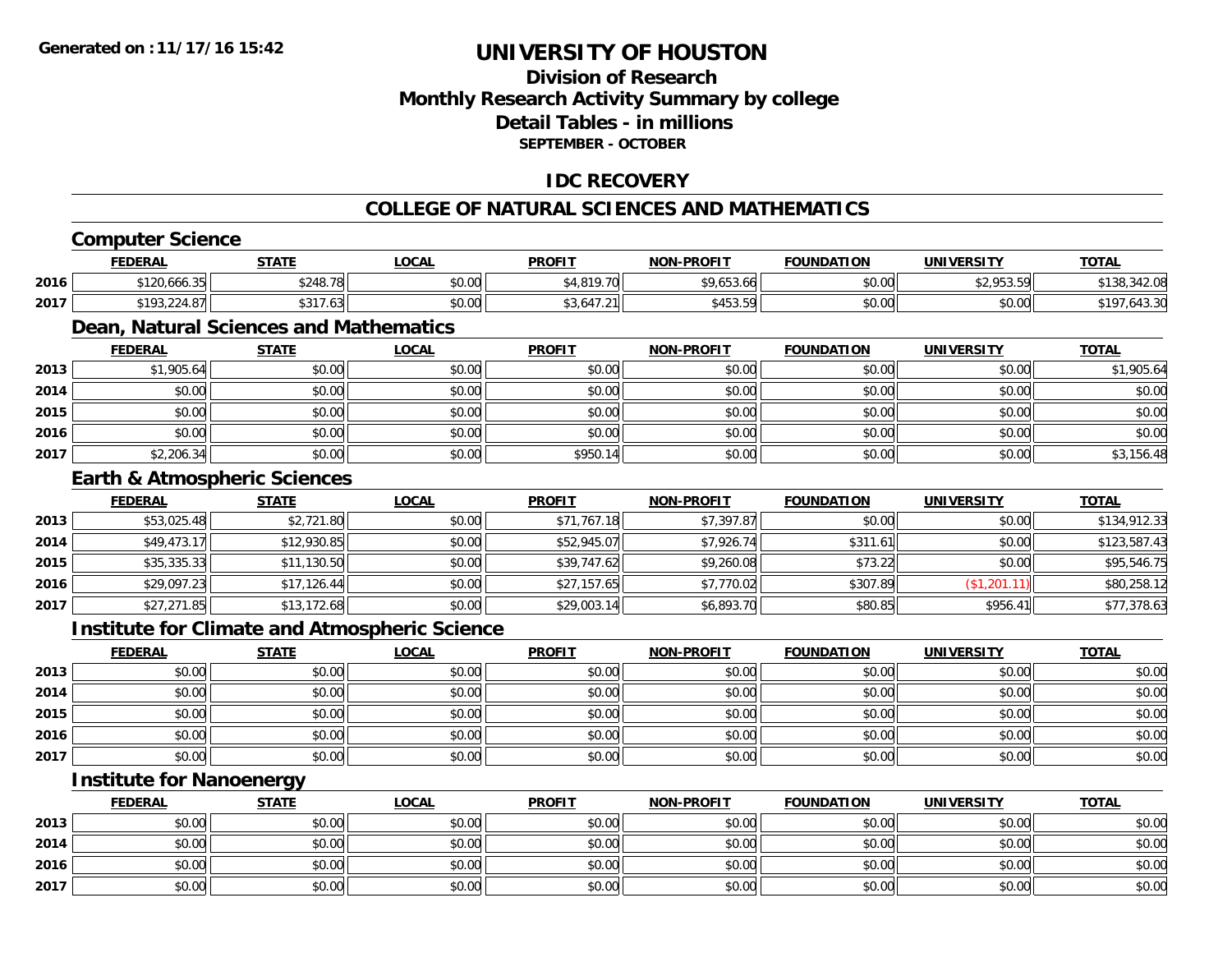**Generated on :11/17/16 15:42**

# UNIVERSITY OF HOUSTON

## Division of Research
## Monthly Research Activity Summary by college
## Detail Tables - in millions
**SEPTEMBER - OCTOBER**

## IDC RECOVERY

## COLLEGE OF NATURAL SCIENCES AND MATHEMATICS

### Computer Science

| | FEDERAL | STATE | LOCAL | PROFIT | NON-PROFIT | FOUNDATION | UNIVERSITY | TOTAL |
|---|---|---|---|---|---|---|---|---|
| 2016 | $120,666.35 | $248.78 | $0.00 | $4,819.70 | $9,653.66 | $0.00 | $2,953.59 | $138,342.08 |
| 2017 | $193,224.87 | $317.63 | $0.00 | $3,647.21 | $453.59 | $0.00 | $0.00 | $197,643.30 |

### Dean, Natural Sciences and Mathematics

| | FEDERAL | STATE | LOCAL | PROFIT | NON-PROFIT | FOUNDATION | UNIVERSITY | TOTAL |
|---|---|---|---|---|---|---|---|---|
| 2013 | $1,905.64 | $0.00 | $0.00 | $0.00 | $0.00 | $0.00 | $0.00 | $1,905.64 |
| 2014 | $0.00 | $0.00 | $0.00 | $0.00 | $0.00 | $0.00 | $0.00 | $0.00 |
| 2015 | $0.00 | $0.00 | $0.00 | $0.00 | $0.00 | $0.00 | $0.00 | $0.00 |
| 2016 | $0.00 | $0.00 | $0.00 | $0.00 | $0.00 | $0.00 | $0.00 | $0.00 |
| 2017 | $2,206.34 | $0.00 | $0.00 | $950.14 | $0.00 | $0.00 | $0.00 | $3,156.48 |

### Earth & Atmospheric Sciences

| | FEDERAL | STATE | LOCAL | PROFIT | NON-PROFIT | FOUNDATION | UNIVERSITY | TOTAL |
|---|---|---|---|---|---|---|---|---|
| 2013 | $53,025.48 | $2,721.80 | $0.00 | $71,767.18 | $7,397.87 | $0.00 | $0.00 | $134,912.33 |
| 2014 | $49,473.17 | $12,930.85 | $0.00 | $52,945.07 | $7,926.74 | $311.61 | $0.00 | $123,587.43 |
| 2015 | $35,335.33 | $11,130.50 | $0.00 | $39,747.62 | $9,260.08 | $73.22 | $0.00 | $95,546.75 |
| 2016 | $29,097.23 | $17,126.44 | $0.00 | $27,157.65 | $7,770.02 | $307.89 | ($1,201.11) | $80,258.12 |
| 2017 | $27,271.85 | $13,172.68 | $0.00 | $29,003.14 | $6,893.70 | $80.85 | $956.41 | $77,378.63 |

### Institute for Climate and Atmospheric Science

| | FEDERAL | STATE | LOCAL | PROFIT | NON-PROFIT | FOUNDATION | UNIVERSITY | TOTAL |
|---|---|---|---|---|---|---|---|---|
| 2013 | $0.00 | $0.00 | $0.00 | $0.00 | $0.00 | $0.00 | $0.00 | $0.00 |
| 2014 | $0.00 | $0.00 | $0.00 | $0.00 | $0.00 | $0.00 | $0.00 | $0.00 |
| 2015 | $0.00 | $0.00 | $0.00 | $0.00 | $0.00 | $0.00 | $0.00 | $0.00 |
| 2016 | $0.00 | $0.00 | $0.00 | $0.00 | $0.00 | $0.00 | $0.00 | $0.00 |
| 2017 | $0.00 | $0.00 | $0.00 | $0.00 | $0.00 | $0.00 | $0.00 | $0.00 |

### Institute for Nanoenergy

| | FEDERAL | STATE | LOCAL | PROFIT | NON-PROFIT | FOUNDATION | UNIVERSITY | TOTAL |
|---|---|---|---|---|---|---|---|---|
| 2013 | $0.00 | $0.00 | $0.00 | $0.00 | $0.00 | $0.00 | $0.00 | $0.00 |
| 2014 | $0.00 | $0.00 | $0.00 | $0.00 | $0.00 | $0.00 | $0.00 | $0.00 |
| 2016 | $0.00 | $0.00 | $0.00 | $0.00 | $0.00 | $0.00 | $0.00 | $0.00 |
| 2017 | $0.00 | $0.00 | $0.00 | $0.00 | $0.00 | $0.00 | $0.00 | $0.00 |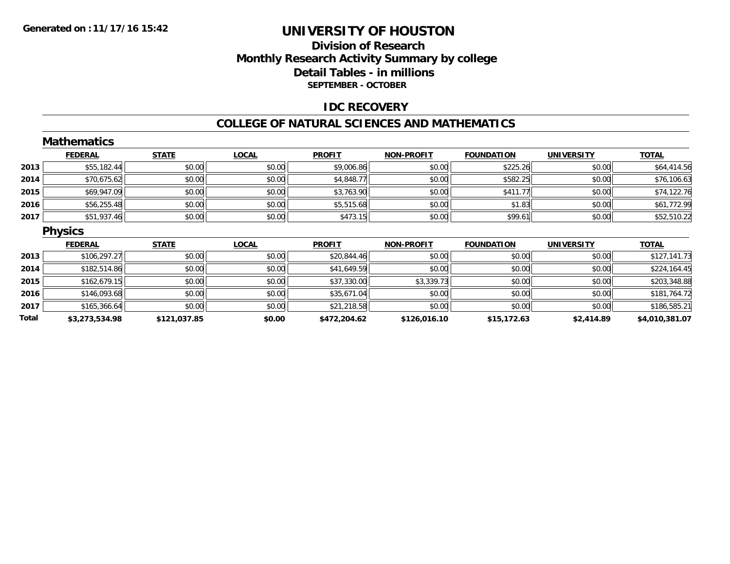**Generated on :11/17/16 15:42**

# UNIVERSITY OF HOUSTON

## Division of Research
## Monthly Research Activity Summary by college
## Detail Tables - in millions
### SEPTEMBER - OCTOBER

## IDC RECOVERY

## COLLEGE OF NATURAL SCIENCES AND MATHEMATICS

### Mathematics

| | FEDERAL | STATE | LOCAL | PROFIT | NON-PROFIT | FOUNDATION | UNIVERSITY | TOTAL |
|---|---|---|---|---|---|---|---|---|
| 2013 | $55,182.44 | $0.00 | $0.00 | $9,006.86 | $0.00 | $225.26 | $0.00 | $64,414.56 |
| 2014 | $70,675.62 | $0.00 | $0.00 | $4,848.77 | $0.00 | $582.25 | $0.00 | $76,106.63 |
| 2015 | $69,947.09 | $0.00 | $0.00 | $3,763.90 | $0.00 | $411.77 | $0.00 | $74,122.76 |
| 2016 | $56,255.48 | $0.00 | $0.00 | $5,515.68 | $0.00 | $1.83 | $0.00 | $61,772.99 |
| 2017 | $51,937.46 | $0.00 | $0.00 | $473.15 | $0.00 | $99.61 | $0.00 | $52,510.22 |

### Physics

| | FEDERAL | STATE | LOCAL | PROFIT | NON-PROFIT | FOUNDATION | UNIVERSITY | TOTAL |
|---|---|---|---|---|---|---|---|---|
| 2013 | $106,297.27 | $0.00 | $0.00 | $20,844.46 | $0.00 | $0.00 | $0.00 | $127,141.73 |
| 2014 | $182,514.86 | $0.00 | $0.00 | $41,649.59 | $0.00 | $0.00 | $0.00 | $224,164.45 |
| 2015 | $162,679.15 | $0.00 | $0.00 | $37,330.00 | $3,339.73 | $0.00 | $0.00 | $203,348.88 |
| 2016 | $146,093.68 | $0.00 | $0.00 | $35,671.04 | $0.00 | $0.00 | $0.00 | $181,764.72 |
| 2017 | $165,366.64 | $0.00 | $0.00 | $21,218.58 | $0.00 | $0.00 | $0.00 | $186,585.21 |
| **Total** | **$3,273,534.98** | **$121,037.85** | **$0.00** | **$472,204.62** | **$126,016.10** | **$15,172.63** | **$2,414.89** | **$4,010,381.07** |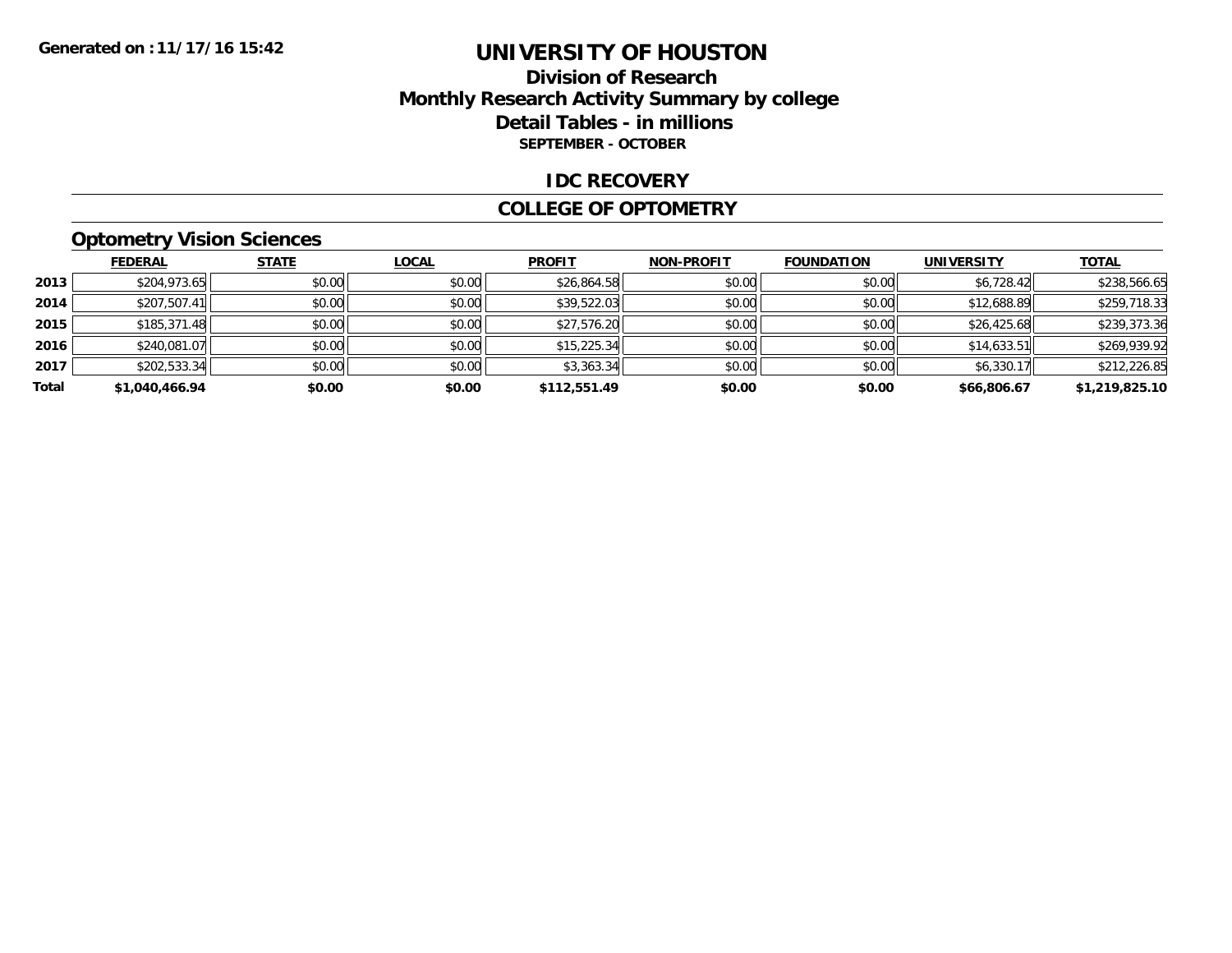**Generated on :11/17/16 15:42**

# UNIVERSITY OF HOUSTON

## Division of Research
## Monthly Research Activity Summary by college
## Detail Tables - in millions
### SEPTEMBER - OCTOBER

## IDC RECOVERY

## COLLEGE OF OPTOMETRY

### Optometry Vision Sciences

| | FEDERAL | STATE | LOCAL | PROFIT | NON-PROFIT | FOUNDATION | UNIVERSITY | TOTAL |
|---|---|---|---|---|---|---|---|---|
| 2013 | $204,973.65 | $0.00 | $0.00 | $26,864.58 | $0.00 | $0.00 | $6,728.42 | $238,566.65 |
| 2014 | $207,507.41 | $0.00 | $0.00 | $39,522.03 | $0.00 | $0.00 | $12,688.89 | $259,718.33 |
| 2015 | $185,371.48 | $0.00 | $0.00 | $27,576.20 | $0.00 | $0.00 | $26,425.68 | $239,373.36 |
| 2016 | $240,081.07 | $0.00 | $0.00 | $15,225.34 | $0.00 | $0.00 | $14,633.51 | $269,939.92 |
| 2017 | $202,533.34 | $0.00 | $0.00 | $3,363.34 | $0.00 | $0.00 | $6,330.17 | $212,226.85 |
| **Total** | **$1,040,466.94** | **$0.00** | **$0.00** | **$112,551.49** | **$0.00** | **$0.00** | **$66,806.67** | **$1,219,825.10** |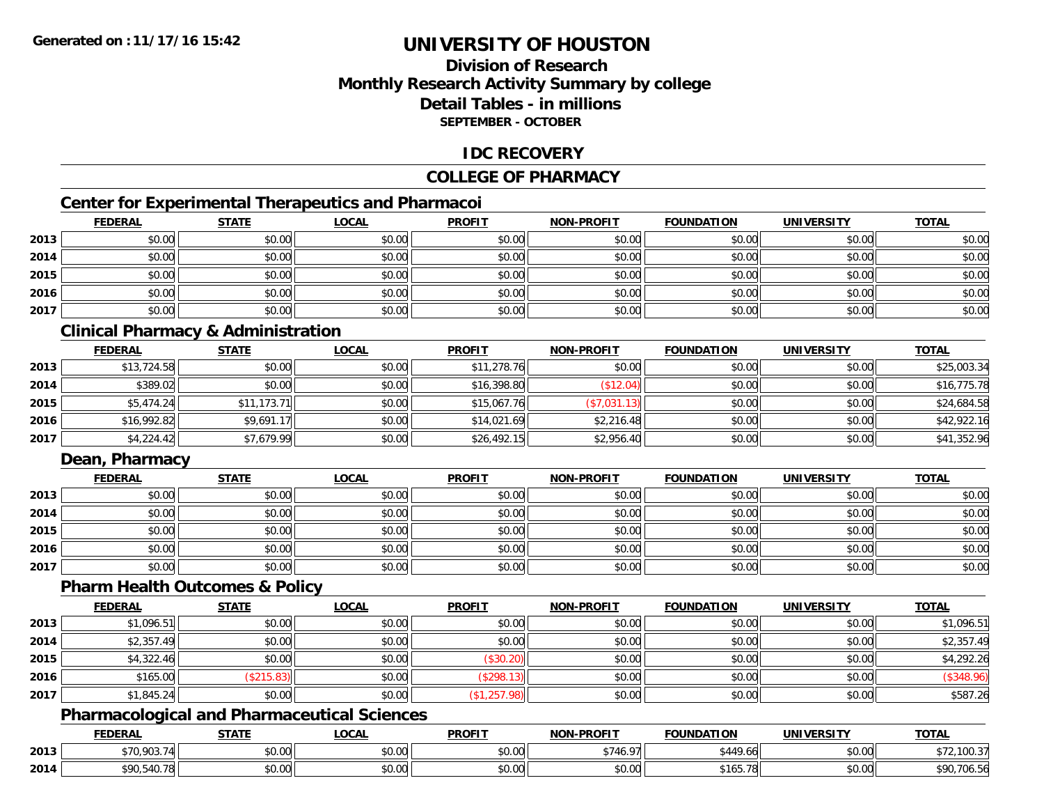**Generated on :11/17/16 15:42**

# UNIVERSITY OF HOUSTON

## Division of Research
## Monthly Research Activity Summary by college
## Detail Tables - in millions
### SEPTEMBER - OCTOBER

## IDC RECOVERY

## COLLEGE OF PHARMACY

### Center for Experimental Therapeutics and Pharmacoi

| | FEDERAL | STATE | LOCAL | PROFIT | NON-PROFIT | FOUNDATION | UNIVERSITY | TOTAL |
|---|---|---|---|---|---|---|---|---|
| 2013 | $0.00 | $0.00 | $0.00 | $0.00 | $0.00 | $0.00 | $0.00 | $0.00 |
| 2014 | $0.00 | $0.00 | $0.00 | $0.00 | $0.00 | $0.00 | $0.00 | $0.00 |
| 2015 | $0.00 | $0.00 | $0.00 | $0.00 | $0.00 | $0.00 | $0.00 | $0.00 |
| 2016 | $0.00 | $0.00 | $0.00 | $0.00 | $0.00 | $0.00 | $0.00 | $0.00 |
| 2017 | $0.00 | $0.00 | $0.00 | $0.00 | $0.00 | $0.00 | $0.00 | $0.00 |

### Clinical Pharmacy & Administration

| | FEDERAL | STATE | LOCAL | PROFIT | NON-PROFIT | FOUNDATION | UNIVERSITY | TOTAL |
|---|---|---|---|---|---|---|---|---|
| 2013 | $13,724.58 | $0.00 | $0.00 | $11,278.76 | $0.00 | $0.00 | $0.00 | $25,003.34 |
| 2014 | $389.02 | $0.00 | $0.00 | $16,398.80 | ($12.04) | $0.00 | $0.00 | $16,775.78 |
| 2015 | $5,474.24 | $11,173.71 | $0.00 | $15,067.76 | ($7,031.13) | $0.00 | $0.00 | $24,684.58 |
| 2016 | $16,992.82 | $9,691.17 | $0.00 | $14,021.69 | $2,216.48 | $0.00 | $0.00 | $42,922.16 |
| 2017 | $4,224.42 | $7,679.99 | $0.00 | $26,492.15 | $2,956.40 | $0.00 | $0.00 | $41,352.96 |

### Dean, Pharmacy

| | FEDERAL | STATE | LOCAL | PROFIT | NON-PROFIT | FOUNDATION | UNIVERSITY | TOTAL |
|---|---|---|---|---|---|---|---|---|
| 2013 | $0.00 | $0.00 | $0.00 | $0.00 | $0.00 | $0.00 | $0.00 | $0.00 |
| 2014 | $0.00 | $0.00 | $0.00 | $0.00 | $0.00 | $0.00 | $0.00 | $0.00 |
| 2015 | $0.00 | $0.00 | $0.00 | $0.00 | $0.00 | $0.00 | $0.00 | $0.00 |
| 2016 | $0.00 | $0.00 | $0.00 | $0.00 | $0.00 | $0.00 | $0.00 | $0.00 |
| 2017 | $0.00 | $0.00 | $0.00 | $0.00 | $0.00 | $0.00 | $0.00 | $0.00 |

### Pharm Health Outcomes & Policy

| | FEDERAL | STATE | LOCAL | PROFIT | NON-PROFIT | FOUNDATION | UNIVERSITY | TOTAL |
|---|---|---|---|---|---|---|---|---|
| 2013 | $1,096.51 | $0.00 | $0.00 | $0.00 | $0.00 | $0.00 | $0.00 | $1,096.51 |
| 2014 | $2,357.49 | $0.00 | $0.00 | $0.00 | $0.00 | $0.00 | $0.00 | $2,357.49 |
| 2015 | $4,322.46 | $0.00 | $0.00 | ($30.20) | $0.00 | $0.00 | $0.00 | $4,292.26 |
| 2016 | $165.00 | ($215.83) | $0.00 | ($298.13) | $0.00 | $0.00 | $0.00 | ($348.96) |
| 2017 | $1,845.24 | $0.00 | $0.00 | ($1,257.98) | $0.00 | $0.00 | $0.00 | $587.26 |

### Pharmacological and Pharmaceutical Sciences

| | FEDERAL | STATE | LOCAL | PROFIT | NON-PROFIT | FOUNDATION | UNIVERSITY | TOTAL |
|---|---|---|---|---|---|---|---|---|
| 2013 | $70,903.74 | $0.00 | $0.00 | $0.00 | $746.97 | $449.66 | $0.00 | $72,100.37 |
| 2014 | $90,540.78 | $0.00 | $0.00 | $0.00 | $0.00 | $165.78 | $0.00 | $90,706.56 |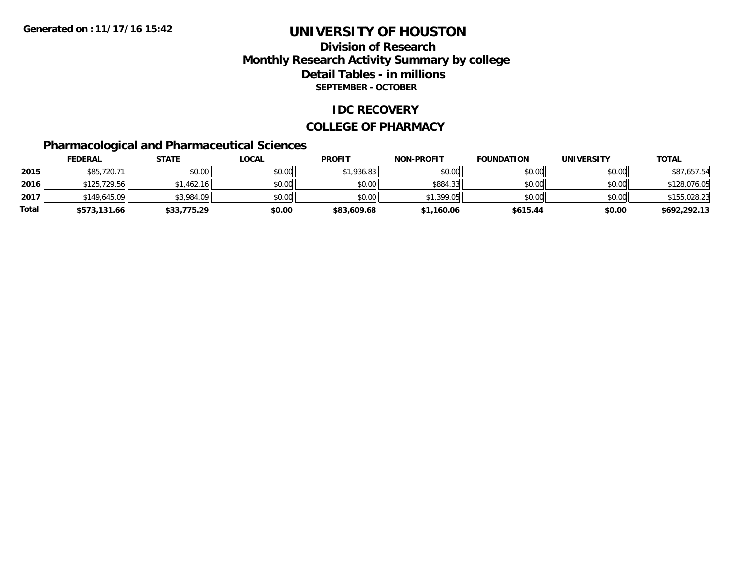**Generated on :11/17/16 15:42**

# UNIVERSITY OF HOUSTON

## Division of Research
## Monthly Research Activity Summary by college
## Detail Tables - in millions
### SEPTEMBER - OCTOBER

## IDC RECOVERY

## COLLEGE OF PHARMACY

### Pharmacological and Pharmaceutical Sciences

| | FEDERAL | STATE | LOCAL | PROFIT | NON-PROFIT | FOUNDATION | UNIVERSITY | TOTAL |
|---|---|---|---|---|---|---|---|---|
| 2015 | $85,720.71 | $0.00 | $0.00 | $1,936.83 | $0.00 | $0.00 | $0.00 | $87,657.54 |
| 2016 | $125,729.56 | $1,462.16 | $0.00 | $0.00 | $884.33 | $0.00 | $0.00 | $128,076.05 |
| 2017 | $149,645.09 | $3,984.09 | $0.00 | $0.00 | $1,399.05 | $0.00 | $0.00 | $155,028.23 |
| **Total** | **$573,131.66** | **$33,775.29** | **$0.00** | **$83,609.68** | **$1,160.06** | **$615.44** | **$0.00** | **$692,292.13** |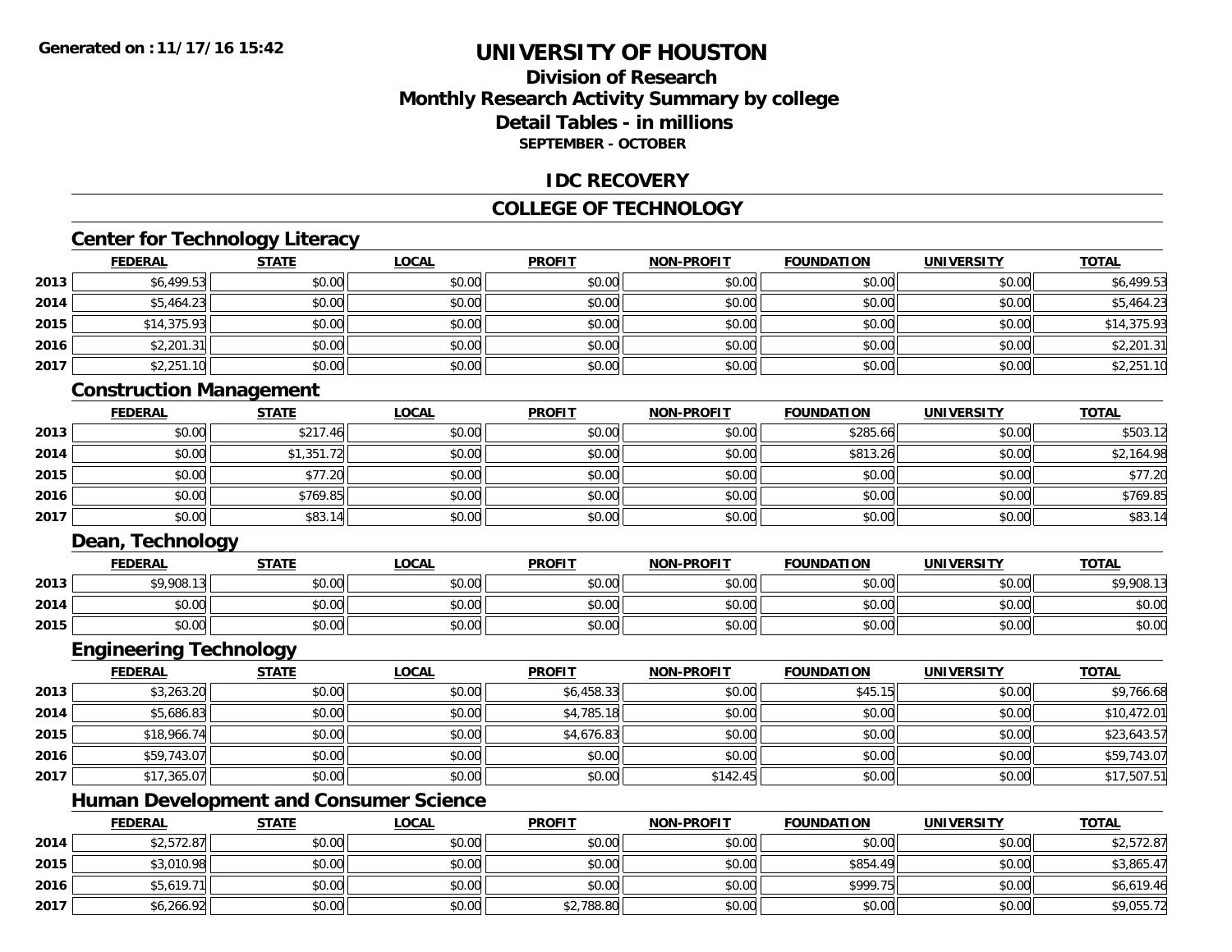# UNIVERSITY OF HOUSTON

## Division of Research
## Monthly Research Activity Summary by college
## Detail Tables - in millions
### SEPTEMBER - OCTOBER

## IDC RECOVERY

## COLLEGE OF TECHNOLOGY

### Center for Technology Literacy

| | FEDERAL | STATE | LOCAL | PROFIT | NON-PROFIT | FOUNDATION | UNIVERSITY | TOTAL |
|---|---|---|---|---|---|---|---|---|
| 2013 | $6,499.53 | $0.00 | $0.00 | $0.00 | $0.00 | $0.00 | $0.00 | $6,499.53 |
| 2014 | $5,464.23 | $0.00 | $0.00 | $0.00 | $0.00 | $0.00 | $0.00 | $5,464.23 |
| 2015 | $14,375.93 | $0.00 | $0.00 | $0.00 | $0.00 | $0.00 | $0.00 | $14,375.93 |
| 2016 | $2,201.31 | $0.00 | $0.00 | $0.00 | $0.00 | $0.00 | $0.00 | $2,201.31 |
| 2017 | $2,251.10 | $0.00 | $0.00 | $0.00 | $0.00 | $0.00 | $0.00 | $2,251.10 |

### Construction Management

| | FEDERAL | STATE | LOCAL | PROFIT | NON-PROFIT | FOUNDATION | UNIVERSITY | TOTAL |
|---|---|---|---|---|---|---|---|---|
| 2013 | $0.00 | $217.46 | $0.00 | $0.00 | $0.00 | $285.66 | $0.00 | $503.12 |
| 2014 | $0.00 | $1,351.72 | $0.00 | $0.00 | $0.00 | $813.26 | $0.00 | $2,164.98 |
| 2015 | $0.00 | $77.20 | $0.00 | $0.00 | $0.00 | $0.00 | $0.00 | $77.20 |
| 2016 | $0.00 | $769.85 | $0.00 | $0.00 | $0.00 | $0.00 | $0.00 | $769.85 |
| 2017 | $0.00 | $83.14 | $0.00 | $0.00 | $0.00 | $0.00 | $0.00 | $83.14 |

### Dean, Technology

| | FEDERAL | STATE | LOCAL | PROFIT | NON-PROFIT | FOUNDATION | UNIVERSITY | TOTAL |
|---|---|---|---|---|---|---|---|---|
| 2013 | $9,908.13 | $0.00 | $0.00 | $0.00 | $0.00 | $0.00 | $0.00 | $9,908.13 |
| 2014 | $0.00 | $0.00 | $0.00 | $0.00 | $0.00 | $0.00 | $0.00 | $0.00 |
| 2015 | $0.00 | $0.00 | $0.00 | $0.00 | $0.00 | $0.00 | $0.00 | $0.00 |

### Engineering Technology

| | FEDERAL | STATE | LOCAL | PROFIT | NON-PROFIT | FOUNDATION | UNIVERSITY | TOTAL |
|---|---|---|---|---|---|---|---|---|
| 2013 | $3,263.20 | $0.00 | $0.00 | $6,458.33 | $0.00 | $45.15 | $0.00 | $9,766.68 |
| 2014 | $5,686.83 | $0.00 | $0.00 | $4,785.18 | $0.00 | $0.00 | $0.00 | $10,472.01 |
| 2015 | $18,966.74 | $0.00 | $0.00 | $4,676.83 | $0.00 | $0.00 | $0.00 | $23,643.57 |
| 2016 | $59,743.07 | $0.00 | $0.00 | $0.00 | $0.00 | $0.00 | $0.00 | $59,743.07 |
| 2017 | $17,365.07 | $0.00 | $0.00 | $0.00 | $142.45 | $0.00 | $0.00 | $17,507.51 |

### Human Development and Consumer Science

| | FEDERAL | STATE | LOCAL | PROFIT | NON-PROFIT | FOUNDATION | UNIVERSITY | TOTAL |
|---|---|---|---|---|---|---|---|---|
| 2014 | $2,572.87 | $0.00 | $0.00 | $0.00 | $0.00 | $0.00 | $0.00 | $2,572.87 |
| 2015 | $3,010.98 | $0.00 | $0.00 | $0.00 | $0.00 | $854.49 | $0.00 | $3,865.47 |
| 2016 | $5,619.71 | $0.00 | $0.00 | $0.00 | $0.00 | $999.75 | $0.00 | $6,619.46 |
| 2017 | $6,266.92 | $0.00 | $0.00 | $2,788.80 | $0.00 | $0.00 | $0.00 | $9,055.72 |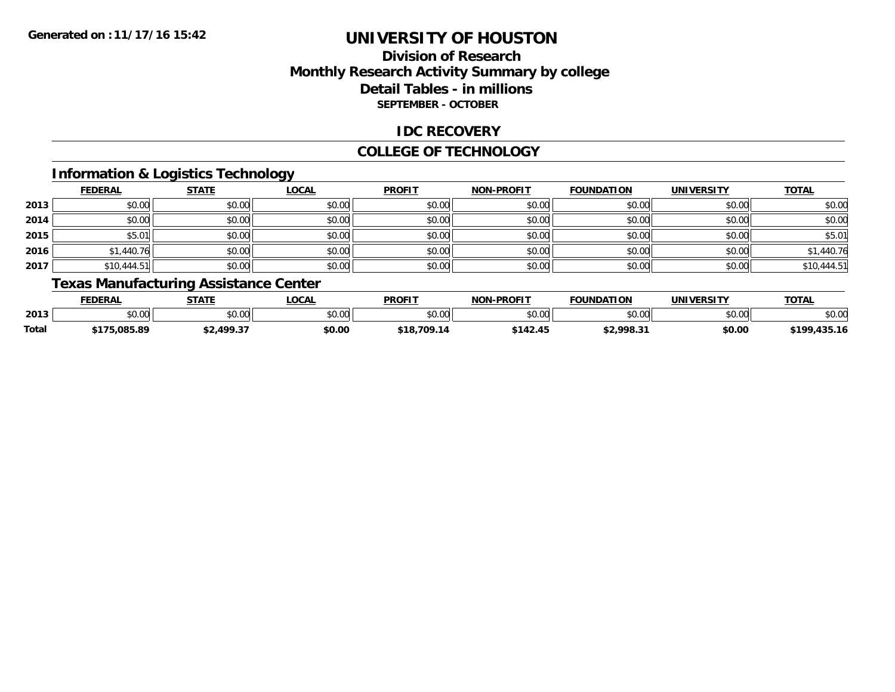**Generated on :11/17/16 15:42**

# UNIVERSITY OF HOUSTON

## Division of Research
## Monthly Research Activity Summary by college
## Detail Tables - in millions
### SEPTEMBER - OCTOBER

## IDC RECOVERY

## COLLEGE OF TECHNOLOGY

### Information & Logistics Technology

| | FEDERAL | STATE | LOCAL | PROFIT | NON-PROFIT | FOUNDATION | UNIVERSITY | TOTAL |
|---|---|---|---|---|---|---|---|---|
| 2013 | $0.00 | $0.00 | $0.00 | $0.00 | $0.00 | $0.00 | $0.00 | $0.00 |
| 2014 | $0.00 | $0.00 | $0.00 | $0.00 | $0.00 | $0.00 | $0.00 | $0.00 |
| 2015 | $5.01 | $0.00 | $0.00 | $0.00 | $0.00 | $0.00 | $0.00 | $5.01 |
| 2016 | $1,440.76 | $0.00 | $0.00 | $0.00 | $0.00 | $0.00 | $0.00 | $1,440.76 |
| 2017 | $10,444.51 | $0.00 | $0.00 | $0.00 | $0.00 | $0.00 | $0.00 | $10,444.51 |

### Texas Manufacturing Assistance Center

| | FEDERAL | STATE | LOCAL | PROFIT | NON-PROFIT | FOUNDATION | UNIVERSITY | TOTAL |
|---|---|---|---|---|---|---|---|---|
| 2013 | $0.00 | $0.00 | $0.00 | $0.00 | $0.00 | $0.00 | $0.00 | $0.00 |
| **Total** | **$175,085.89** | **$2,499.37** | **$0.00** | **$18,709.14** | **$142.45** | **$2,998.31** | **$0.00** | **$199,435.16** |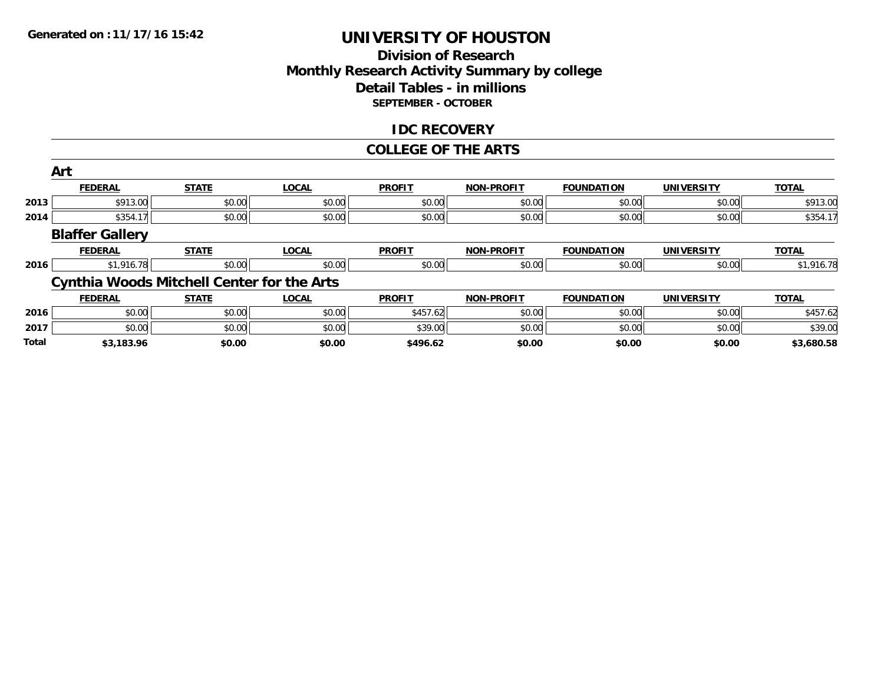Generated on :11/17/16 15:42

# UNIVERSITY OF HOUSTON

## Division of Research
## Monthly Research Activity Summary by college
## Detail Tables - in millions
### SEPTEMBER - OCTOBER

## IDC RECOVERY

## COLLEGE OF THE ARTS

### Art

| | FEDERAL | STATE | LOCAL | PROFIT | NON-PROFIT | FOUNDATION | UNIVERSITY | TOTAL |
|---|---|---|---|---|---|---|---|---|
| 2013 | $913.00 | $0.00 | $0.00 | $0.00 | $0.00 | $0.00 | $0.00 | $913.00 |
| 2014 | $354.17 | $0.00 | $0.00 | $0.00 | $0.00 | $0.00 | $0.00 | $354.17 |

### Blaffer Gallery

| | FEDERAL | STATE | LOCAL | PROFIT | NON-PROFIT | FOUNDATION | UNIVERSITY | TOTAL |
|---|---|---|---|---|---|---|---|---|
| 2016 | $1,916.78 | $0.00 | $0.00 | $0.00 | $0.00 | $0.00 | $0.00 | $1,916.78 |

### Cynthia Woods Mitchell Center for the Arts

| | FEDERAL | STATE | LOCAL | PROFIT | NON-PROFIT | FOUNDATION | UNIVERSITY | TOTAL |
|---|---|---|---|---|---|---|---|---|
| 2016 | $0.00 | $0.00 | $0.00 | $457.62 | $0.00 | $0.00 | $0.00 | $457.62 |
| 2017 | $0.00 | $0.00 | $0.00 | $39.00 | $0.00 | $0.00 | $0.00 | $39.00 |
| **Total** | **$3,183.96** | **$0.00** | **$0.00** | **$496.62** | **$0.00** | **$0.00** | **$0.00** | **$3,680.58** |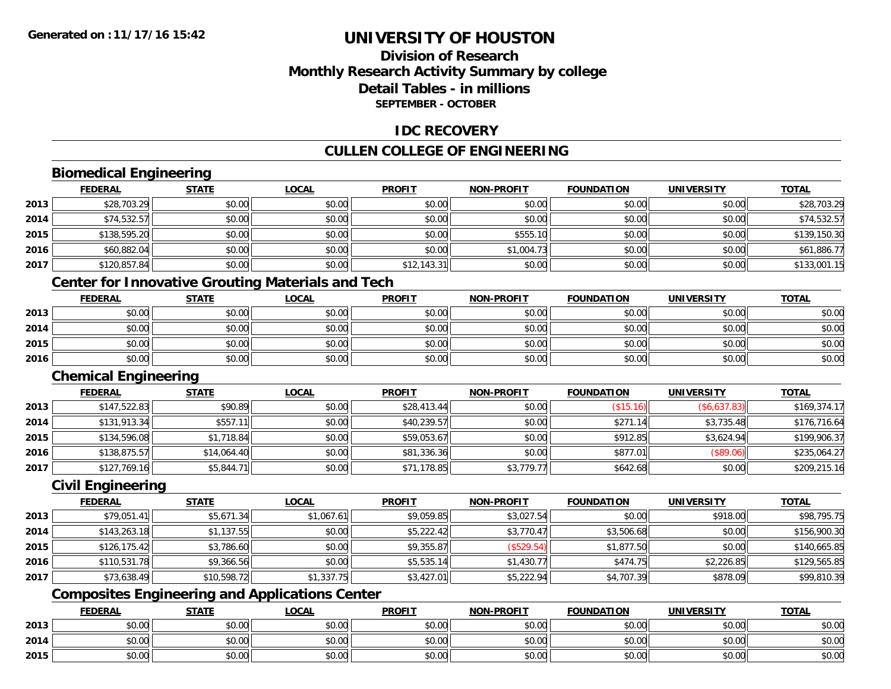**Generated on :11/17/16 15:42**

# UNIVERSITY OF HOUSTON

## Division of Research
## Monthly Research Activity Summary by college
## Detail Tables - in millions
### SEPTEMBER - OCTOBER

## IDC RECOVERY

## CULLEN COLLEGE OF ENGINEERING

### Biomedical Engineering

| | FEDERAL | STATE | LOCAL | PROFIT | NON-PROFIT | FOUNDATION | UNIVERSITY | TOTAL |
|---|---|---|---|---|---|---|---|---|
| 2013 | $28,703.29 | $0.00 | $0.00 | $0.00 | $0.00 | $0.00 | $0.00 | $28,703.29 |
| 2014 | $74,532.57 | $0.00 | $0.00 | $0.00 | $0.00 | $0.00 | $0.00 | $74,532.57 |
| 2015 | $138,595.20 | $0.00 | $0.00 | $0.00 | $555.10 | $0.00 | $0.00 | $139,150.30 |
| 2016 | $60,882.04 | $0.00 | $0.00 | $0.00 | $1,004.73 | $0.00 | $0.00 | $61,886.77 |
| 2017 | $120,857.84 | $0.00 | $0.00 | $12,143.31 | $0.00 | $0.00 | $0.00 | $133,001.15 |

### Center for Innovative Grouting Materials and Tech

| | FEDERAL | STATE | LOCAL | PROFIT | NON-PROFIT | FOUNDATION | UNIVERSITY | TOTAL |
|---|---|---|---|---|---|---|---|---|
| 2013 | $0.00 | $0.00 | $0.00 | $0.00 | $0.00 | $0.00 | $0.00 | $0.00 |
| 2014 | $0.00 | $0.00 | $0.00 | $0.00 | $0.00 | $0.00 | $0.00 | $0.00 |
| 2015 | $0.00 | $0.00 | $0.00 | $0.00 | $0.00 | $0.00 | $0.00 | $0.00 |
| 2016 | $0.00 | $0.00 | $0.00 | $0.00 | $0.00 | $0.00 | $0.00 | $0.00 |

### Chemical Engineering

| | FEDERAL | STATE | LOCAL | PROFIT | NON-PROFIT | FOUNDATION | UNIVERSITY | TOTAL |
|---|---|---|---|---|---|---|---|---|
| 2013 | $147,522.83 | $90.89 | $0.00 | $28,413.44 | $0.00 | ($15.16) | ($6,637.83) | $169,374.17 |
| 2014 | $131,913.34 | $557.11 | $0.00 | $40,239.57 | $0.00 | $271.14 | $3,735.48 | $176,716.64 |
| 2015 | $134,596.08 | $1,718.84 | $0.00 | $59,053.67 | $0.00 | $912.85 | $3,624.94 | $199,906.37 |
| 2016 | $138,875.57 | $14,064.40 | $0.00 | $81,336.36 | $0.00 | $877.01 | ($89.06) | $235,064.27 |
| 2017 | $127,769.16 | $5,844.71 | $0.00 | $71,178.85 | $3,779.77 | $642.68 | $0.00 | $209,215.16 |

### Civil Engineering

| | FEDERAL | STATE | LOCAL | PROFIT | NON-PROFIT | FOUNDATION | UNIVERSITY | TOTAL |
|---|---|---|---|---|---|---|---|---|
| 2013 | $79,051.41 | $5,671.34 | $1,067.61 | $9,059.85 | $3,027.54 | $0.00 | $918.00 | $98,795.75 |
| 2014 | $143,263.18 | $1,137.55 | $0.00 | $5,222.42 | $3,770.47 | $3,506.68 | $0.00 | $156,900.30 |
| 2015 | $126,175.42 | $3,786.60 | $0.00 | $9,355.87 | ($529.54) | $1,877.50 | $0.00 | $140,665.85 |
| 2016 | $110,531.78 | $9,366.56 | $0.00 | $5,535.14 | $1,430.77 | $474.75 | $2,226.85 | $129,565.85 |
| 2017 | $73,638.49 | $10,598.72 | $1,337.75 | $3,427.01 | $5,222.94 | $4,707.39 | $878.09 | $99,810.39 |

### Composites Engineering and Applications Center

| | FEDERAL | STATE | LOCAL | PROFIT | NON-PROFIT | FOUNDATION | UNIVERSITY | TOTAL |
|---|---|---|---|---|---|---|---|---|
| 2013 | $0.00 | $0.00 | $0.00 | $0.00 | $0.00 | $0.00 | $0.00 | $0.00 |
| 2014 | $0.00 | $0.00 | $0.00 | $0.00 | $0.00 | $0.00 | $0.00 | $0.00 |
| 2015 | $0.00 | $0.00 | $0.00 | $0.00 | $0.00 | $0.00 | $0.00 | $0.00 |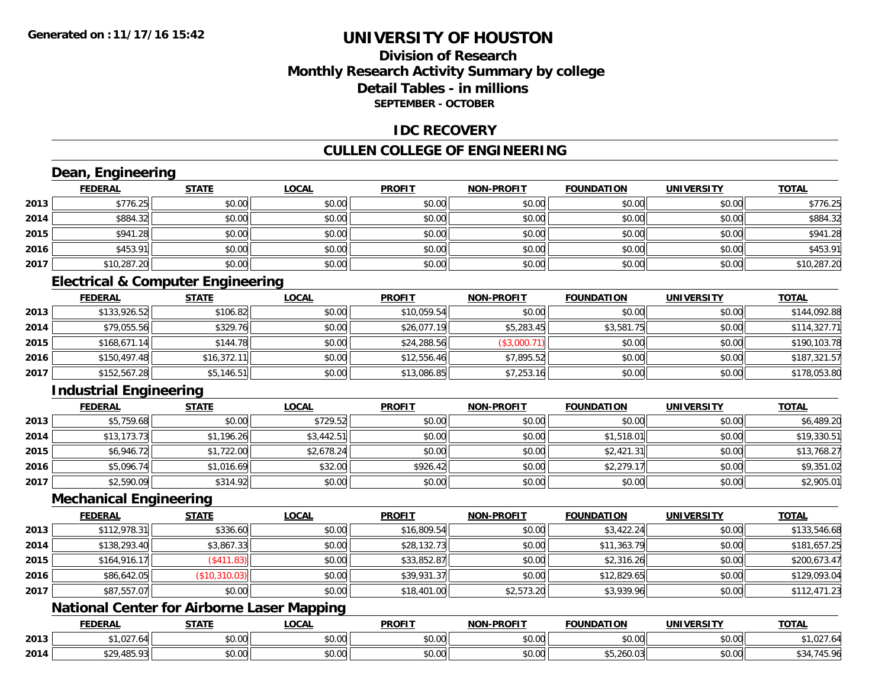**Generated on :11/17/16 15:42**

# UNIVERSITY OF HOUSTON

## Division of Research
## Monthly Research Activity Summary by college
## Detail Tables - in millions
### SEPTEMBER - OCTOBER

## IDC RECOVERY

## CULLEN COLLEGE OF ENGINEERING

### Dean, Engineering

| | FEDERAL | STATE | LOCAL | PROFIT | NON-PROFIT | FOUNDATION | UNIVERSITY | TOTAL |
|---|---|---|---|---|---|---|---|---|
| 2013 | $776.25 | $0.00 | $0.00 | $0.00 | $0.00 | $0.00 | $0.00 | $776.25 |
| 2014 | $884.32 | $0.00 | $0.00 | $0.00 | $0.00 | $0.00 | $0.00 | $884.32 |
| 2015 | $941.28 | $0.00 | $0.00 | $0.00 | $0.00 | $0.00 | $0.00 | $941.28 |
| 2016 | $453.91 | $0.00 | $0.00 | $0.00 | $0.00 | $0.00 | $0.00 | $453.91 |
| 2017 | $10,287.20 | $0.00 | $0.00 | $0.00 | $0.00 | $0.00 | $0.00 | $10,287.20 |

### Electrical & Computer Engineering

| | FEDERAL | STATE | LOCAL | PROFIT | NON-PROFIT | FOUNDATION | UNIVERSITY | TOTAL |
|---|---|---|---|---|---|---|---|---|
| 2013 | $133,926.52 | $106.82 | $0.00 | $10,059.54 | $0.00 | $0.00 | $0.00 | $144,092.88 |
| 2014 | $79,055.56 | $329.76 | $0.00 | $26,077.19 | $5,283.45 | $3,581.75 | $0.00 | $114,327.71 |
| 2015 | $168,671.14 | $144.78 | $0.00 | $24,288.56 | ($3,000.71) | $0.00 | $0.00 | $190,103.78 |
| 2016 | $150,497.48 | $16,372.11 | $0.00 | $12,556.46 | $7,895.52 | $0.00 | $0.00 | $187,321.57 |
| 2017 | $152,567.28 | $5,146.51 | $0.00 | $13,086.85 | $7,253.16 | $0.00 | $0.00 | $178,053.80 |

### Industrial Engineering

| | FEDERAL | STATE | LOCAL | PROFIT | NON-PROFIT | FOUNDATION | UNIVERSITY | TOTAL |
|---|---|---|---|---|---|---|---|---|
| 2013 | $5,759.68 | $0.00 | $729.52 | $0.00 | $0.00 | $0.00 | $0.00 | $6,489.20 |
| 2014 | $13,173.73 | $1,196.26 | $3,442.51 | $0.00 | $0.00 | $1,518.01 | $0.00 | $19,330.51 |
| 2015 | $6,946.72 | $1,722.00 | $2,678.24 | $0.00 | $0.00 | $2,421.31 | $0.00 | $13,768.27 |
| 2016 | $5,096.74 | $1,016.69 | $32.00 | $926.42 | $0.00 | $2,279.17 | $0.00 | $9,351.02 |
| 2017 | $2,590.09 | $314.92 | $0.00 | $0.00 | $0.00 | $0.00 | $0.00 | $2,905.01 |

### Mechanical Engineering

| | FEDERAL | STATE | LOCAL | PROFIT | NON-PROFIT | FOUNDATION | UNIVERSITY | TOTAL |
|---|---|---|---|---|---|---|---|---|
| 2013 | $112,978.31 | $336.60 | $0.00 | $16,809.54 | $0.00 | $3,422.24 | $0.00 | $133,546.68 |
| 2014 | $138,293.40 | $3,867.33 | $0.00 | $28,132.73 | $0.00 | $11,363.79 | $0.00 | $181,657.25 |
| 2015 | $164,916.17 | ($411.83) | $0.00 | $33,852.87 | $0.00 | $2,316.26 | $0.00 | $200,673.47 |
| 2016 | $86,642.05 | ($10,310.03) | $0.00 | $39,931.37 | $0.00 | $12,829.65 | $0.00 | $129,093.04 |
| 2017 | $87,557.07 | $0.00 | $0.00 | $18,401.00 | $2,573.20 | $3,939.96 | $0.00 | $112,471.23 |

### National Center for Airborne Laser Mapping

| | FEDERAL | STATE | LOCAL | PROFIT | NON-PROFIT | FOUNDATION | UNIVERSITY | TOTAL |
|---|---|---|---|---|---|---|---|---|
| 2013 | $1,027.64 | $0.00 | $0.00 | $0.00 | $0.00 | $0.00 | $0.00 | $1,027.64 |
| 2014 | $29,485.93 | $0.00 | $0.00 | $0.00 | $0.00 | $5,260.03 | $0.00 | $34,745.96 |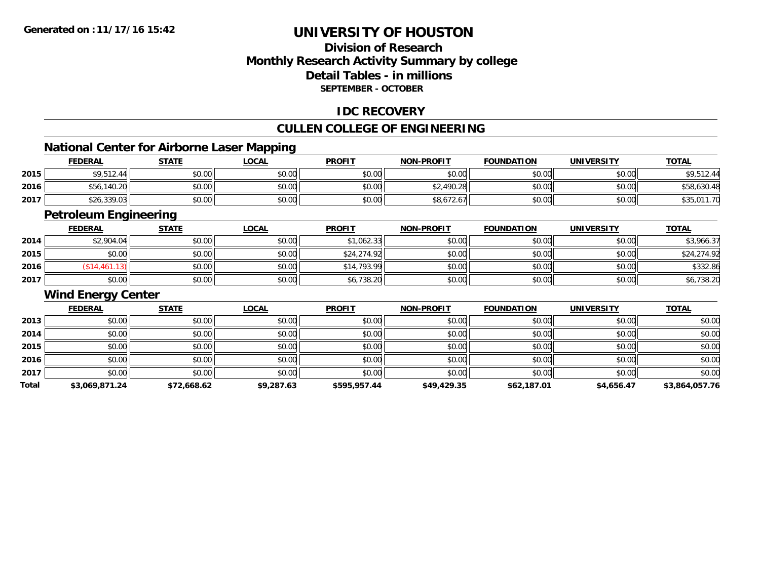**Generated on :11/17/16 15:42**

# UNIVERSITY OF HOUSTON

## Division of Research
## Monthly Research Activity Summary by college
## Detail Tables - in millions
### SEPTEMBER - OCTOBER

## IDC RECOVERY

## CULLEN COLLEGE OF ENGINEERING

### National Center for Airborne Laser Mapping

| | FEDERAL | STATE | LOCAL | PROFIT | NON-PROFIT | FOUNDATION | UNIVERSITY | TOTAL |
|---|---|---|---|---|---|---|---|---|
| 2015 | $9,512.44 | $0.00 | $0.00 | $0.00 | $0.00 | $0.00 | $0.00 | $9,512.44 |
| 2016 | $56,140.20 | $0.00 | $0.00 | $0.00 | $2,490.28 | $0.00 | $0.00 | $58,630.48 |
| 2017 | $26,339.03 | $0.00 | $0.00 | $0.00 | $8,672.67 | $0.00 | $0.00 | $35,011.70 |

### Petroleum Engineering

| | FEDERAL | STATE | LOCAL | PROFIT | NON-PROFIT | FOUNDATION | UNIVERSITY | TOTAL |
|---|---|---|---|---|---|---|---|---|
| 2014 | $2,904.04 | $0.00 | $0.00 | $1,062.33 | $0.00 | $0.00 | $0.00 | $3,966.37 |
| 2015 | $0.00 | $0.00 | $0.00 | $24,274.92 | $0.00 | $0.00 | $0.00 | $24,274.92 |
| 2016 | ($14,461.13) | $0.00 | $0.00 | $14,793.99 | $0.00 | $0.00 | $0.00 | $332.86 |
| 2017 | $0.00 | $0.00 | $0.00 | $6,738.20 | $0.00 | $0.00 | $0.00 | $6,738.20 |

### Wind Energy Center

| | FEDERAL | STATE | LOCAL | PROFIT | NON-PROFIT | FOUNDATION | UNIVERSITY | TOTAL |
|---|---|---|---|---|---|---|---|---|
| 2013 | $0.00 | $0.00 | $0.00 | $0.00 | $0.00 | $0.00 | $0.00 | $0.00 |
| 2014 | $0.00 | $0.00 | $0.00 | $0.00 | $0.00 | $0.00 | $0.00 | $0.00 |
| 2015 | $0.00 | $0.00 | $0.00 | $0.00 | $0.00 | $0.00 | $0.00 | $0.00 |
| 2016 | $0.00 | $0.00 | $0.00 | $0.00 | $0.00 | $0.00 | $0.00 | $0.00 |
| 2017 | $0.00 | $0.00 | $0.00 | $0.00 | $0.00 | $0.00 | $0.00 | $0.00 |
| **Total** | **$3,069,871.24** | **$72,668.62** | **$9,287.63** | **$595,957.44** | **$49,429.35** | **$62,187.01** | **$4,656.47** | **$3,864,057.76** |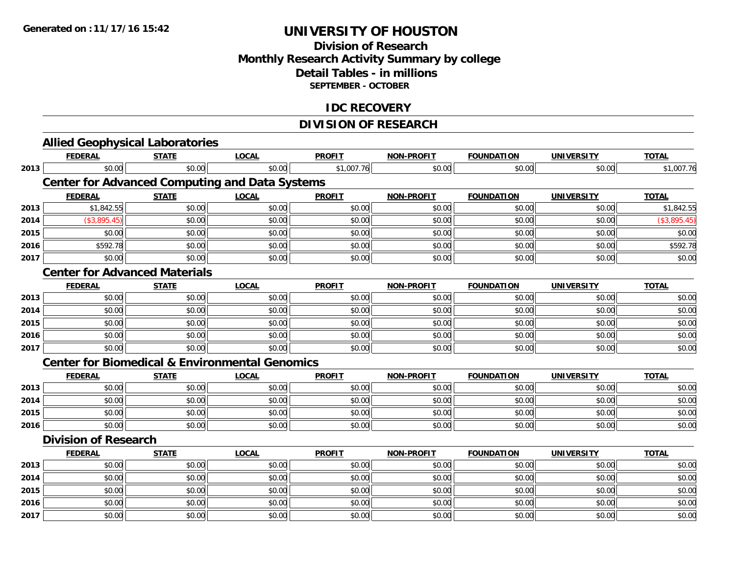# UNIVERSITY OF HOUSTON

## Division of Research
## Monthly Research Activity Summary by college
## Detail Tables - in millions
### SEPTEMBER - OCTOBER

## IDC RECOVERY

## DIVISION OF RESEARCH

### Allied Geophysical Laboratories

| | FEDERAL | STATE | LOCAL | PROFIT | NON-PROFIT | FOUNDATION | UNIVERSITY | TOTAL |
|---|---|---|---|---|---|---|---|---|
| 2013 | $0.00 | $0.00 | $0.00 | $1,007.76 | $0.00 | $0.00 | $0.00 | $1,007.76 |

### Center for Advanced Computing and Data Systems

| | FEDERAL | STATE | LOCAL | PROFIT | NON-PROFIT | FOUNDATION | UNIVERSITY | TOTAL |
|---|---|---|---|---|---|---|---|---|
| 2013 | $1,842.55 | $0.00 | $0.00 | $0.00 | $0.00 | $0.00 | $0.00 | $1,842.55 |
| 2014 | ($3,895.45) | $0.00 | $0.00 | $0.00 | $0.00 | $0.00 | $0.00 | ($3,895.45) |
| 2015 | $0.00 | $0.00 | $0.00 | $0.00 | $0.00 | $0.00 | $0.00 | $0.00 |
| 2016 | $592.78 | $0.00 | $0.00 | $0.00 | $0.00 | $0.00 | $0.00 | $592.78 |
| 2017 | $0.00 | $0.00 | $0.00 | $0.00 | $0.00 | $0.00 | $0.00 | $0.00 |

### Center for Advanced Materials

| | FEDERAL | STATE | LOCAL | PROFIT | NON-PROFIT | FOUNDATION | UNIVERSITY | TOTAL |
|---|---|---|---|---|---|---|---|---|
| 2013 | $0.00 | $0.00 | $0.00 | $0.00 | $0.00 | $0.00 | $0.00 | $0.00 |
| 2014 | $0.00 | $0.00 | $0.00 | $0.00 | $0.00 | $0.00 | $0.00 | $0.00 |
| 2015 | $0.00 | $0.00 | $0.00 | $0.00 | $0.00 | $0.00 | $0.00 | $0.00 |
| 2016 | $0.00 | $0.00 | $0.00 | $0.00 | $0.00 | $0.00 | $0.00 | $0.00 |
| 2017 | $0.00 | $0.00 | $0.00 | $0.00 | $0.00 | $0.00 | $0.00 | $0.00 |

### Center for Biomedical & Environmental Genomics

| | FEDERAL | STATE | LOCAL | PROFIT | NON-PROFIT | FOUNDATION | UNIVERSITY | TOTAL |
|---|---|---|---|---|---|---|---|---|
| 2013 | $0.00 | $0.00 | $0.00 | $0.00 | $0.00 | $0.00 | $0.00 | $0.00 |
| 2014 | $0.00 | $0.00 | $0.00 | $0.00 | $0.00 | $0.00 | $0.00 | $0.00 |
| 2015 | $0.00 | $0.00 | $0.00 | $0.00 | $0.00 | $0.00 | $0.00 | $0.00 |
| 2016 | $0.00 | $0.00 | $0.00 | $0.00 | $0.00 | $0.00 | $0.00 | $0.00 |

### Division of Research

| | FEDERAL | STATE | LOCAL | PROFIT | NON-PROFIT | FOUNDATION | UNIVERSITY | TOTAL |
|---|---|---|---|---|---|---|---|---|
| 2013 | $0.00 | $0.00 | $0.00 | $0.00 | $0.00 | $0.00 | $0.00 | $0.00 |
| 2014 | $0.00 | $0.00 | $0.00 | $0.00 | $0.00 | $0.00 | $0.00 | $0.00 |
| 2015 | $0.00 | $0.00 | $0.00 | $0.00 | $0.00 | $0.00 | $0.00 | $0.00 |
| 2016 | $0.00 | $0.00 | $0.00 | $0.00 | $0.00 | $0.00 | $0.00 | $0.00 |
| 2017 | $0.00 | $0.00 | $0.00 | $0.00 | $0.00 | $0.00 | $0.00 | $0.00 |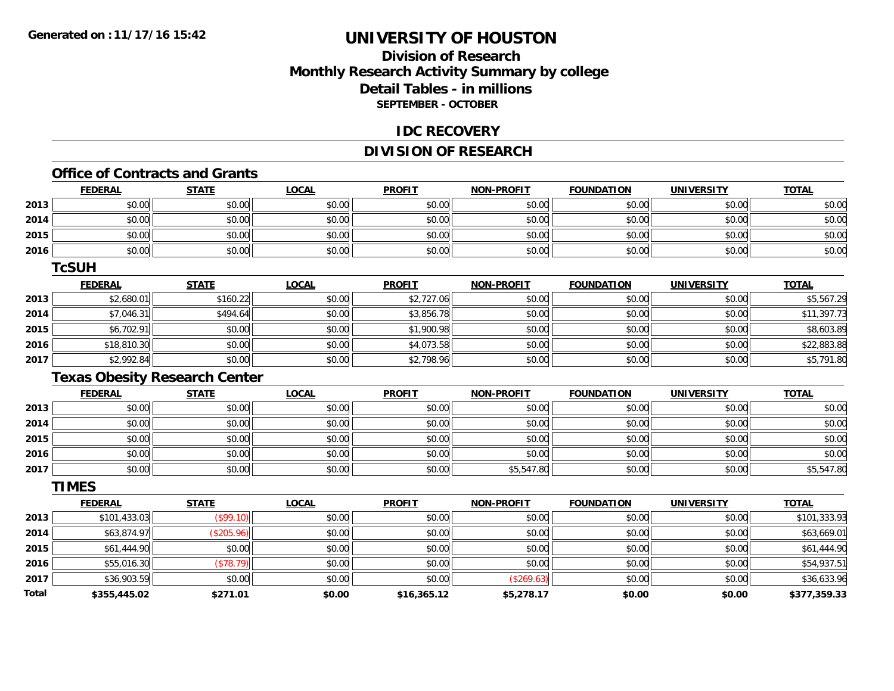# UNIVERSITY OF HOUSTON

## Division of Research
## Monthly Research Activity Summary by college
## Detail Tables - in millions
### SEPTEMBER - OCTOBER

Generated on : 11/17/16 15:42

## IDC RECOVERY

## DIVISION OF RESEARCH

### Office of Contracts and Grants

| | FEDERAL | STATE | LOCAL | PROFIT | NON-PROFIT | FOUNDATION | UNIVERSITY | TOTAL |
|---|---|---|---|---|---|---|---|---|
| 2013 | $0.00 | $0.00 | $0.00 | $0.00 | $0.00 | $0.00 | $0.00 | $0.00 |
| 2014 | $0.00 | $0.00 | $0.00 | $0.00 | $0.00 | $0.00 | $0.00 | $0.00 |
| 2015 | $0.00 | $0.00 | $0.00 | $0.00 | $0.00 | $0.00 | $0.00 | $0.00 |
| 2016 | $0.00 | $0.00 | $0.00 | $0.00 | $0.00 | $0.00 | $0.00 | $0.00 |

### TcSUH

| | FEDERAL | STATE | LOCAL | PROFIT | NON-PROFIT | FOUNDATION | UNIVERSITY | TOTAL |
|---|---|---|---|---|---|---|---|---|
| 2013 | $2,680.01 | $160.22 | $0.00 | $2,727.06 | $0.00 | $0.00 | $0.00 | $5,567.29 |
| 2014 | $7,046.31 | $494.64 | $0.00 | $3,856.78 | $0.00 | $0.00 | $0.00 | $11,397.73 |
| 2015 | $6,702.91 | $0.00 | $0.00 | $1,900.98 | $0.00 | $0.00 | $0.00 | $8,603.89 |
| 2016 | $18,810.30 | $0.00 | $0.00 | $4,073.58 | $0.00 | $0.00 | $0.00 | $22,883.88 |
| 2017 | $2,992.84 | $0.00 | $0.00 | $2,798.96 | $0.00 | $0.00 | $0.00 | $5,791.80 |

### Texas Obesity Research Center

| | FEDERAL | STATE | LOCAL | PROFIT | NON-PROFIT | FOUNDATION | UNIVERSITY | TOTAL |
|---|---|---|---|---|---|---|---|---|
| 2013 | $0.00 | $0.00 | $0.00 | $0.00 | $0.00 | $0.00 | $0.00 | $0.00 |
| 2014 | $0.00 | $0.00 | $0.00 | $0.00 | $0.00 | $0.00 | $0.00 | $0.00 |
| 2015 | $0.00 | $0.00 | $0.00 | $0.00 | $0.00 | $0.00 | $0.00 | $0.00 |
| 2016 | $0.00 | $0.00 | $0.00 | $0.00 | $0.00 | $0.00 | $0.00 | $0.00 |
| 2017 | $0.00 | $0.00 | $0.00 | $0.00 | $5,547.80 | $0.00 | $0.00 | $5,547.80 |

### TIMES

| | FEDERAL | STATE | LOCAL | PROFIT | NON-PROFIT | FOUNDATION | UNIVERSITY | TOTAL |
|---|---|---|---|---|---|---|---|---|
| 2013 | $101,433.03 | ($99.10) | $0.00 | $0.00 | $0.00 | $0.00 | $0.00 | $101,333.93 |
| 2014 | $63,874.97 | ($205.96) | $0.00 | $0.00 | $0.00 | $0.00 | $0.00 | $63,669.01 |
| 2015 | $61,444.90 | $0.00 | $0.00 | $0.00 | $0.00 | $0.00 | $0.00 | $61,444.90 |
| 2016 | $55,016.30 | ($78.79) | $0.00 | $0.00 | $0.00 | $0.00 | $0.00 | $54,937.51 |
| 2017 | $36,903.59 | $0.00 | $0.00 | $0.00 | ($269.63) | $0.00 | $0.00 | $36,633.96 |
| **Total** | **$355,445.02** | **$271.01** | **$0.00** | **$16,365.12** | **$5,278.17** | **$0.00** | **$0.00** | **$377,359.33** |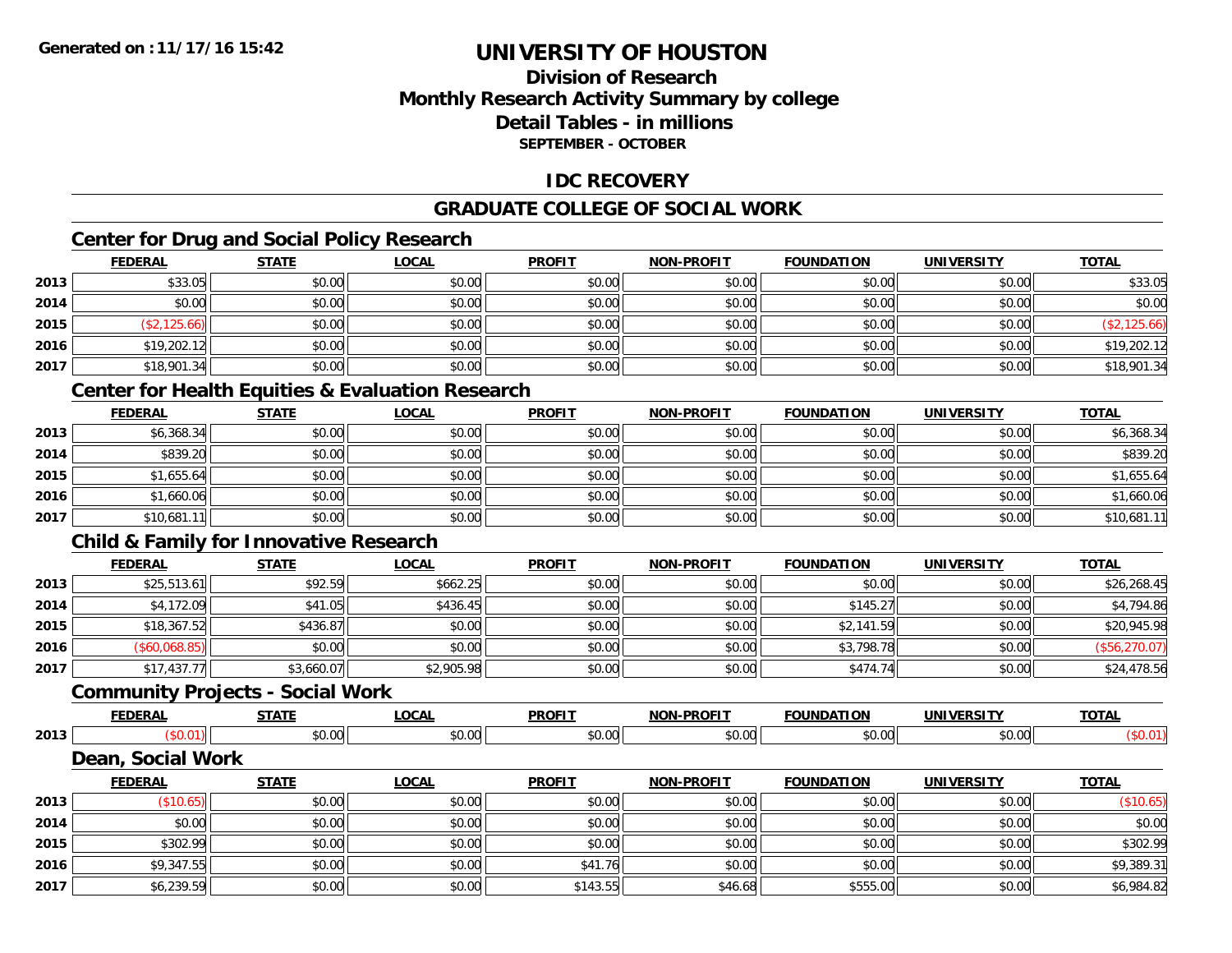Generated on :11/17/16 15:42

# UNIVERSITY OF HOUSTON

## Division of Research
## Monthly Research Activity Summary by college
## Detail Tables - in millions
### SEPTEMBER - OCTOBER

## IDC RECOVERY

## GRADUATE COLLEGE OF SOCIAL WORK

### Center for Drug and Social Policy Research

| | FEDERAL | STATE | LOCAL | PROFIT | NON-PROFIT | FOUNDATION | UNIVERSITY | TOTAL |
|---|---|---|---|---|---|---|---|---|
| 2013 | $33.05 | $0.00 | $0.00 | $0.00 | $0.00 | $0.00 | $0.00 | $33.05 |
| 2014 | $0.00 | $0.00 | $0.00 | $0.00 | $0.00 | $0.00 | $0.00 | $0.00 |
| 2015 | ($2,125.66) | $0.00 | $0.00 | $0.00 | $0.00 | $0.00 | $0.00 | ($2,125.66) |
| 2016 | $19,202.12 | $0.00 | $0.00 | $0.00 | $0.00 | $0.00 | $0.00 | $19,202.12 |
| 2017 | $18,901.34 | $0.00 | $0.00 | $0.00 | $0.00 | $0.00 | $0.00 | $18,901.34 |

### Center for Health Equities & Evaluation Research

| | FEDERAL | STATE | LOCAL | PROFIT | NON-PROFIT | FOUNDATION | UNIVERSITY | TOTAL |
|---|---|---|---|---|---|---|---|---|
| 2013 | $6,368.34 | $0.00 | $0.00 | $0.00 | $0.00 | $0.00 | $0.00 | $6,368.34 |
| 2014 | $839.20 | $0.00 | $0.00 | $0.00 | $0.00 | $0.00 | $0.00 | $839.20 |
| 2015 | $1,655.64 | $0.00 | $0.00 | $0.00 | $0.00 | $0.00 | $0.00 | $1,655.64 |
| 2016 | $1,660.06 | $0.00 | $0.00 | $0.00 | $0.00 | $0.00 | $0.00 | $1,660.06 |
| 2017 | $10,681.11 | $0.00 | $0.00 | $0.00 | $0.00 | $0.00 | $0.00 | $10,681.11 |

### Child & Family for Innovative Research

| | FEDERAL | STATE | LOCAL | PROFIT | NON-PROFIT | FOUNDATION | UNIVERSITY | TOTAL |
|---|---|---|---|---|---|---|---|---|
| 2013 | $25,513.61 | $92.59 | $662.25 | $0.00 | $0.00 | $0.00 | $0.00 | $26,268.45 |
| 2014 | $4,172.09 | $41.05 | $436.45 | $0.00 | $0.00 | $145.27 | $0.00 | $4,794.86 |
| 2015 | $18,367.52 | $436.87 | $0.00 | $0.00 | $0.00 | $2,141.59 | $0.00 | $20,945.98 |
| 2016 | ($60,068.85) | $0.00 | $0.00 | $0.00 | $0.00 | $3,798.78 | $0.00 | ($56,270.07) |
| 2017 | $17,437.77 | $3,660.07 | $2,905.98 | $0.00 | $0.00 | $474.74 | $0.00 | $24,478.56 |

### Community Projects - Social Work

| | FEDERAL | STATE | LOCAL | PROFIT | NON-PROFIT | FOUNDATION | UNIVERSITY | TOTAL |
|---|---|---|---|---|---|---|---|---|
| 2013 | ($0.01) | $0.00 | $0.00 | $0.00 | $0.00 | $0.00 | $0.00 | ($0.01) |

### Dean, Social Work

| | FEDERAL | STATE | LOCAL | PROFIT | NON-PROFIT | FOUNDATION | UNIVERSITY | TOTAL |
|---|---|---|---|---|---|---|---|---|
| 2013 | ($10.65) | $0.00 | $0.00 | $0.00 | $0.00 | $0.00 | $0.00 | ($10.65) |
| 2014 | $0.00 | $0.00 | $0.00 | $0.00 | $0.00 | $0.00 | $0.00 | $0.00 |
| 2015 | $302.99 | $0.00 | $0.00 | $0.00 | $0.00 | $0.00 | $0.00 | $302.99 |
| 2016 | $9,347.55 | $0.00 | $0.00 | $41.76 | $0.00 | $0.00 | $0.00 | $9,389.31 |
| 2017 | $6,239.59 | $0.00 | $0.00 | $143.55 | $46.68 | $555.00 | $0.00 | $6,984.82 |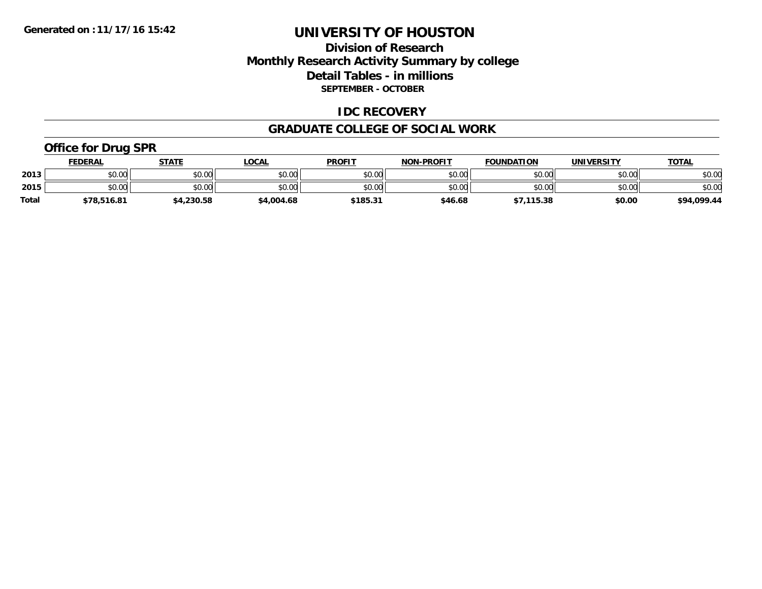**Generated on :11/17/16 15:42**

# UNIVERSITY OF HOUSTON

## Division of Research
## Monthly Research Activity Summary by college
## Detail Tables - in millions
### SEPTEMBER - OCTOBER

## IDC RECOVERY

## GRADUATE COLLEGE OF SOCIAL WORK

### Office for Drug SPR

| | FEDERAL | STATE | LOCAL | PROFIT | NON-PROFIT | FOUNDATION | UNIVERSITY | TOTAL |
|---|---|---|---|---|---|---|---|---|
| 2013 | $0.00 | $0.00 | $0.00 | $0.00 | $0.00 | $0.00 | $0.00 | $0.00 |
| 2015 | $0.00 | $0.00 | $0.00 | $0.00 | $0.00 | $0.00 | $0.00 | $0.00 |
| **Total** | **$78,516.81** | **$4,230.58** | **$4,004.68** | **$185.31** | **$46.68** | **$7,115.38** | **$0.00** | **$94,099.44** |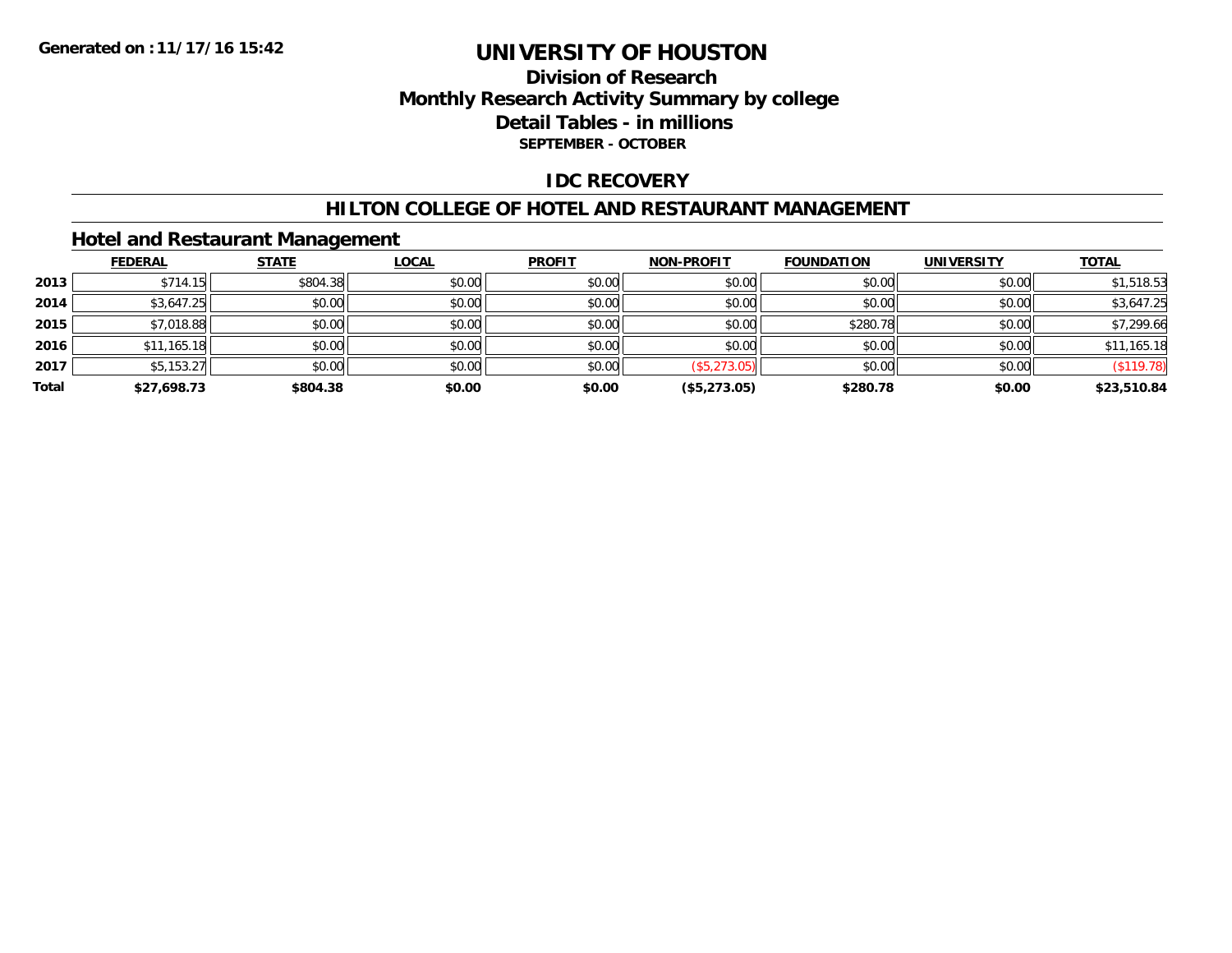# UNIVERSITY OF HOUSTON

## Division of Research
## Monthly Research Activity Summary by college
## Detail Tables - in millions
### SEPTEMBER - OCTOBER

Generated on :11/17/16 15:42

## IDC RECOVERY

## HILTON COLLEGE OF HOTEL AND RESTAURANT MANAGEMENT

### Hotel and Restaurant Management

| | FEDERAL | STATE | LOCAL | PROFIT | NON-PROFIT | FOUNDATION | UNIVERSITY | TOTAL |
|---|---|---|---|---|---|---|---|---|
| 2013 | $714.15 | $804.38 | $0.00 | $0.00 | $0.00 | $0.00 | $0.00 | $1,518.53 |
| 2014 | $3,647.25 | $0.00 | $0.00 | $0.00 | $0.00 | $0.00 | $0.00 | $3,647.25 |
| 2015 | $7,018.88 | $0.00 | $0.00 | $0.00 | $0.00 | $280.78 | $0.00 | $7,299.66 |
| 2016 | $11,165.18 | $0.00 | $0.00 | $0.00 | $0.00 | $0.00 | $0.00 | $11,165.18 |
| 2017 | $5,153.27 | $0.00 | $0.00 | $0.00 | ($5,273.05) | $0.00 | $0.00 | ($119.78) |
| **Total** | **$27,698.73** | **$804.38** | **$0.00** | **$0.00** | **($5,273.05)** | **$280.78** | **$0.00** | **$23,510.84** |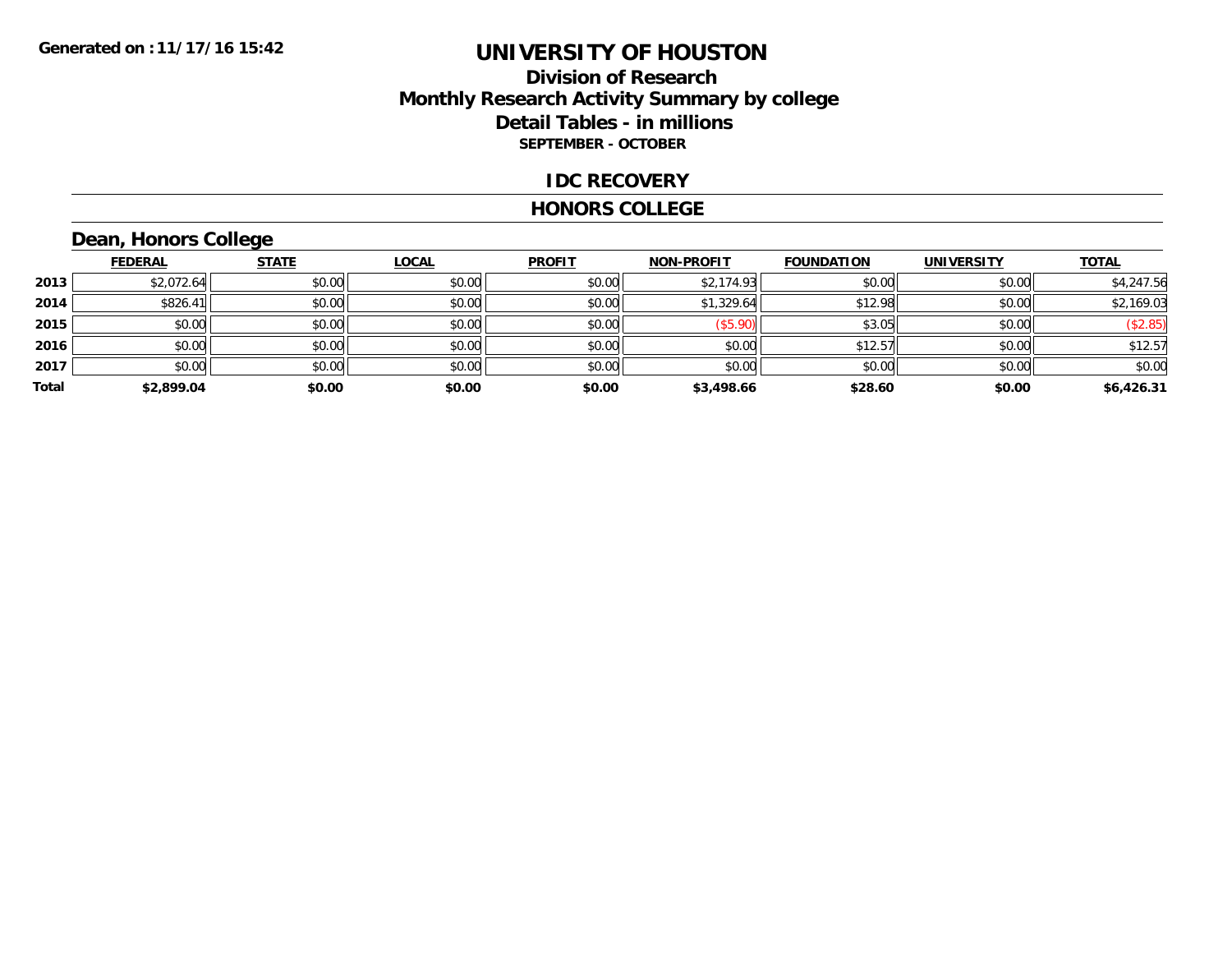**Generated on :11/17/16 15:42**

# UNIVERSITY OF HOUSTON

## Division of Research
## Monthly Research Activity Summary by college
## Detail Tables - in millions
### SEPTEMBER - OCTOBER

### IDC RECOVERY

### HONORS COLLEGE

### Dean, Honors College

| | FEDERAL | STATE | LOCAL | PROFIT | NON-PROFIT | FOUNDATION | UNIVERSITY | TOTAL |
|---|---|---|---|---|---|---|---|---|
| **2013** | $2,072.64 | $0.00 | $0.00 | $0.00 | $2,174.93 | $0.00 | $0.00 | $4,247.56 |
| **2014** | $826.41 | $0.00 | $0.00 | $0.00 | $1,329.64 | $12.98 | $0.00 | $2,169.03 |
| **2015** | $0.00 | $0.00 | $0.00 | $0.00 | ($5.90) | $3.05 | $0.00 | ($2.85) |
| **2016** | $0.00 | $0.00 | $0.00 | $0.00 | $0.00 | $12.57 | $0.00 | $12.57 |
| **2017** | $0.00 | $0.00 | $0.00 | $0.00 | $0.00 | $0.00 | $0.00 | $0.00 |
| **Total** | **$2,899.04** | **$0.00** | **$0.00** | **$0.00** | **$3,498.66** | **$28.60** | **$0.00** | **$6,426.31** |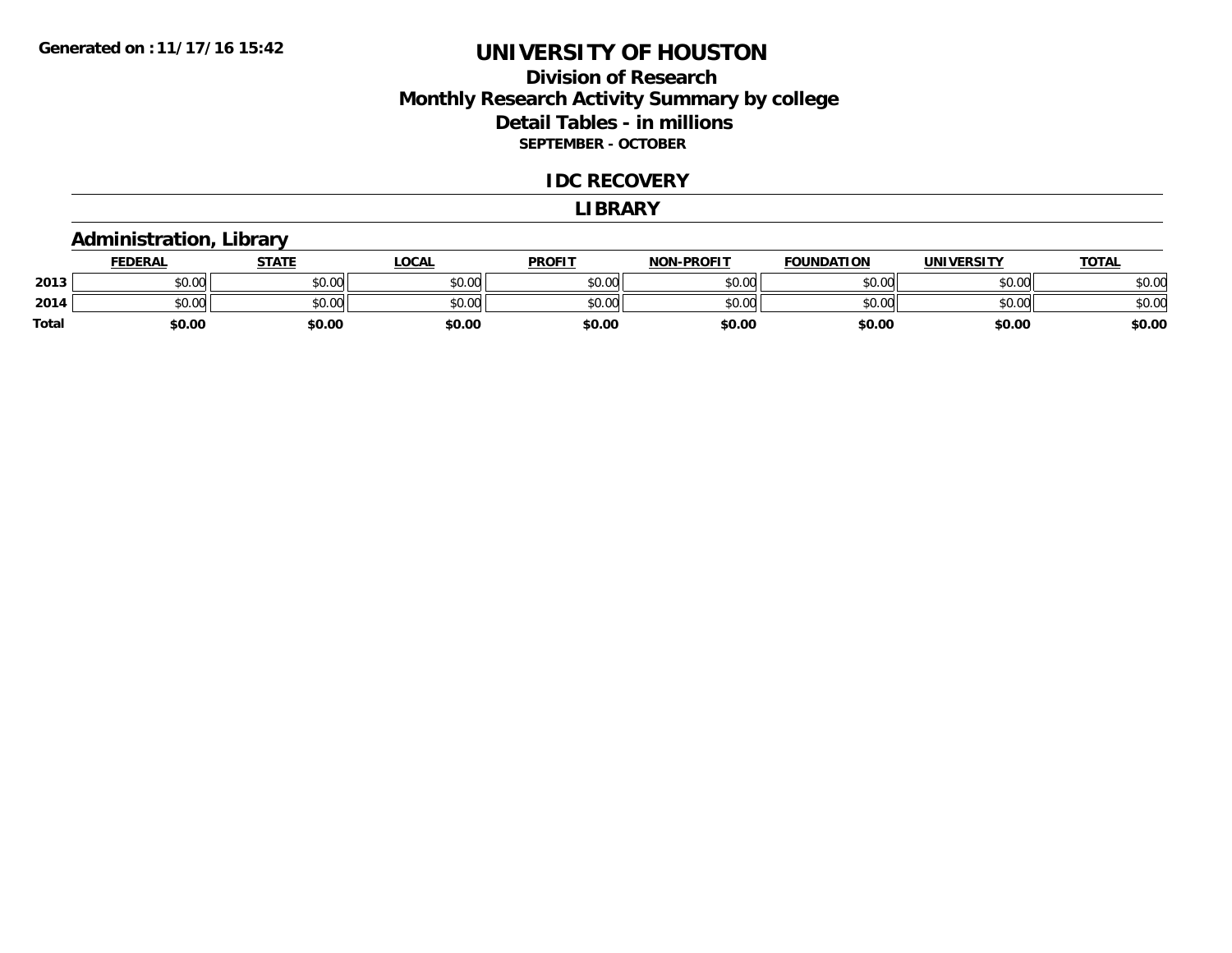**Generated on :11/17/16 15:42**

# UNIVERSITY OF HOUSTON

## Division of Research
## Monthly Research Activity Summary by college
## Detail Tables - in millions
### SEPTEMBER - OCTOBER

## IDC RECOVERY

## LIBRARY

### Administration, Library

| | FEDERAL | STATE | LOCAL | PROFIT | NON-PROFIT | FOUNDATION | UNIVERSITY | TOTAL |
|---|---|---|---|---|---|---|---|---|
| 2013 | $0.00 | $0.00 | $0.00 | $0.00 | $0.00 | $0.00 | $0.00 | $0.00 |
| 2014 | $0.00 | $0.00 | $0.00 | $0.00 | $0.00 | $0.00 | $0.00 | $0.00 |
| **Total** | **$0.00** | **$0.00** | **$0.00** | **$0.00** | **$0.00** | **$0.00** | **$0.00** | **$0.00** |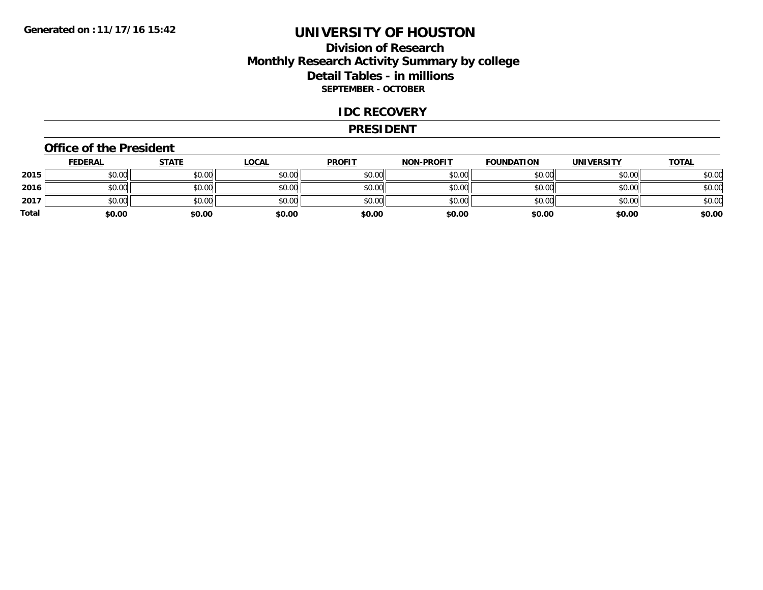Generated on :11/17/16 15:42

# UNIVERSITY OF HOUSTON

## Division of Research
## Monthly Research Activity Summary by college
## Detail Tables - in millions
### SEPTEMBER - OCTOBER

## IDC RECOVERY

## PRESIDENT

### Office of the President

| | FEDERAL | STATE | LOCAL | PROFIT | NON-PROFIT | FOUNDATION | UNIVERSITY | TOTAL |
|---|---|---|---|---|---|---|---|---|
| 2015 | $0.00 | $0.00 | $0.00 | $0.00 | $0.00 | $0.00 | $0.00 | $0.00 |
| 2016 | $0.00 | $0.00 | $0.00 | $0.00 | $0.00 | $0.00 | $0.00 | $0.00 |
| 2017 | $0.00 | $0.00 | $0.00 | $0.00 | $0.00 | $0.00 | $0.00 | $0.00 |
| **Total** | **$0.00** | **$0.00** | **$0.00** | **$0.00** | **$0.00** | **$0.00** | **$0.00** | **$0.00** |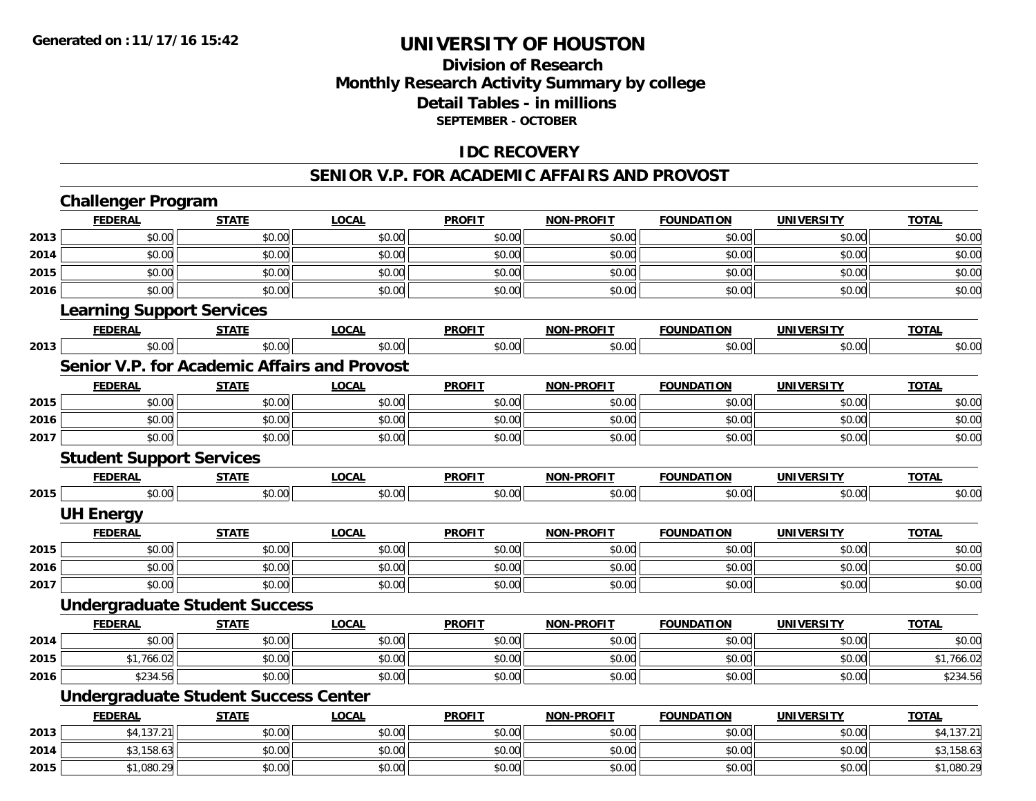**Generated on :11/17/16 15:42**

# UNIVERSITY OF HOUSTON

## Division of Research
## Monthly Research Activity Summary by college
## Detail Tables - in millions
**SEPTEMBER - OCTOBER**

## IDC RECOVERY

## SENIOR V.P. FOR ACADEMIC AFFAIRS AND PROVOST

### Challenger Program

| | FEDERAL | STATE | LOCAL | PROFIT | NON-PROFIT | FOUNDATION | UNIVERSITY | TOTAL |
|---|---|---|---|---|---|---|---|---|
| 2013 | $0.00 | $0.00 | $0.00 | $0.00 | $0.00 | $0.00 | $0.00 | $0.00 |
| 2014 | $0.00 | $0.00 | $0.00 | $0.00 | $0.00 | $0.00 | $0.00 | $0.00 |
| 2015 | $0.00 | $0.00 | $0.00 | $0.00 | $0.00 | $0.00 | $0.00 | $0.00 |
| 2016 | $0.00 | $0.00 | $0.00 | $0.00 | $0.00 | $0.00 | $0.00 | $0.00 |

### Learning Support Services

| | FEDERAL | STATE | LOCAL | PROFIT | NON-PROFIT | FOUNDATION | UNIVERSITY | TOTAL |
|---|---|---|---|---|---|---|---|---|
| 2013 | $0.00 | $0.00 | $0.00 | $0.00 | $0.00 | $0.00 | $0.00 | $0.00 |

### Senior V.P. for Academic Affairs and Provost

| | FEDERAL | STATE | LOCAL | PROFIT | NON-PROFIT | FOUNDATION | UNIVERSITY | TOTAL |
|---|---|---|---|---|---|---|---|---|
| 2015 | $0.00 | $0.00 | $0.00 | $0.00 | $0.00 | $0.00 | $0.00 | $0.00 |
| 2016 | $0.00 | $0.00 | $0.00 | $0.00 | $0.00 | $0.00 | $0.00 | $0.00 |
| 2017 | $0.00 | $0.00 | $0.00 | $0.00 | $0.00 | $0.00 | $0.00 | $0.00 |

### Student Support Services

| | FEDERAL | STATE | LOCAL | PROFIT | NON-PROFIT | FOUNDATION | UNIVERSITY | TOTAL |
|---|---|---|---|---|---|---|---|---|
| 2015 | $0.00 | $0.00 | $0.00 | $0.00 | $0.00 | $0.00 | $0.00 | $0.00 |

### UH Energy

| | FEDERAL | STATE | LOCAL | PROFIT | NON-PROFIT | FOUNDATION | UNIVERSITY | TOTAL |
|---|---|---|---|---|---|---|---|---|
| 2015 | $0.00 | $0.00 | $0.00 | $0.00 | $0.00 | $0.00 | $0.00 | $0.00 |
| 2016 | $0.00 | $0.00 | $0.00 | $0.00 | $0.00 | $0.00 | $0.00 | $0.00 |
| 2017 | $0.00 | $0.00 | $0.00 | $0.00 | $0.00 | $0.00 | $0.00 | $0.00 |

### Undergraduate Student Success

| | FEDERAL | STATE | LOCAL | PROFIT | NON-PROFIT | FOUNDATION | UNIVERSITY | TOTAL |
|---|---|---|---|---|---|---|---|---|
| 2014 | $0.00 | $0.00 | $0.00 | $0.00 | $0.00 | $0.00 | $0.00 | $0.00 |
| 2015 | $1,766.02 | $0.00 | $0.00 | $0.00 | $0.00 | $0.00 | $0.00 | $1,766.02 |
| 2016 | $234.56 | $0.00 | $0.00 | $0.00 | $0.00 | $0.00 | $0.00 | $234.56 |

### Undergraduate Student Success Center

| | FEDERAL | STATE | LOCAL | PROFIT | NON-PROFIT | FOUNDATION | UNIVERSITY | TOTAL |
|---|---|---|---|---|---|---|---|---|
| 2013 | $4,137.21 | $0.00 | $0.00 | $0.00 | $0.00 | $0.00 | $0.00 | $4,137.21 |
| 2014 | $3,158.63 | $0.00 | $0.00 | $0.00 | $0.00 | $0.00 | $0.00 | $3,158.63 |
| 2015 | $1,080.29 | $0.00 | $0.00 | $0.00 | $0.00 | $0.00 | $0.00 | $1,080.29 |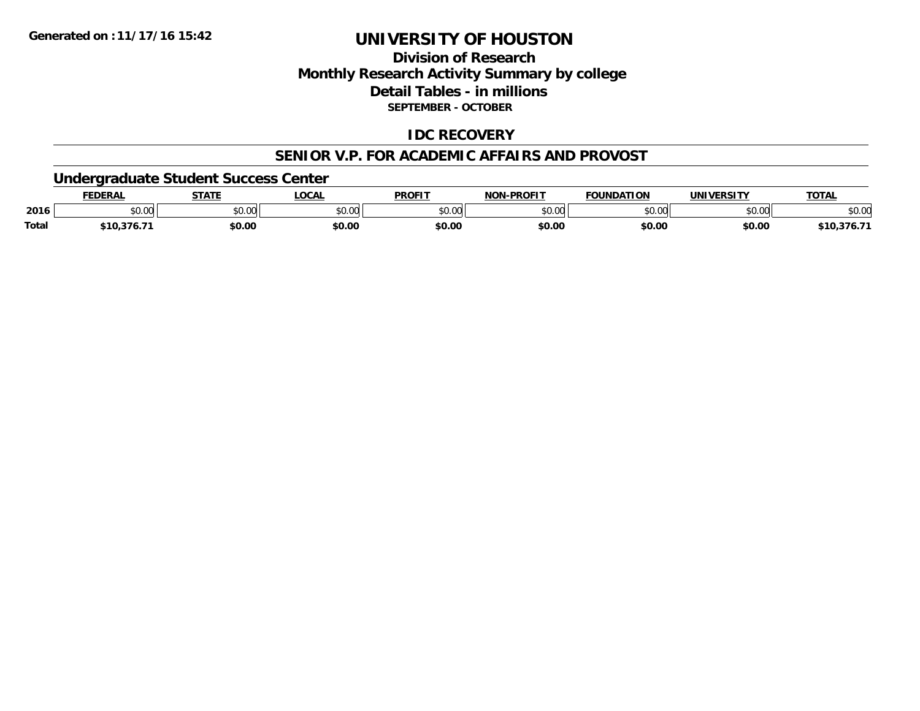# UNIVERSITY OF HOUSTON

## Division of Research
## Monthly Research Activity Summary by college
## Detail Tables - in millions
### SEPTEMBER - OCTOBER

Generated on : 11/17/16 15:42

## IDC RECOVERY

## SENIOR V.P. FOR ACADEMIC AFFAIRS AND PROVOST

### Undergraduate Student Success Center

| | FEDERAL | STATE | LOCAL | PROFIT | NON-PROFIT | FOUNDATION | UNIVERSITY | TOTAL |
|---|---|---|---|---|---|---|---|---|
| 2016 | $0.00 | $0.00 | $0.00 | $0.00 | $0.00 | $0.00 | $0.00 | $0.00 |
| Total | $10,376.71 | $0.00 | $0.00 | $0.00 | $0.00 | $0.00 | $0.00 | $10,376.71 |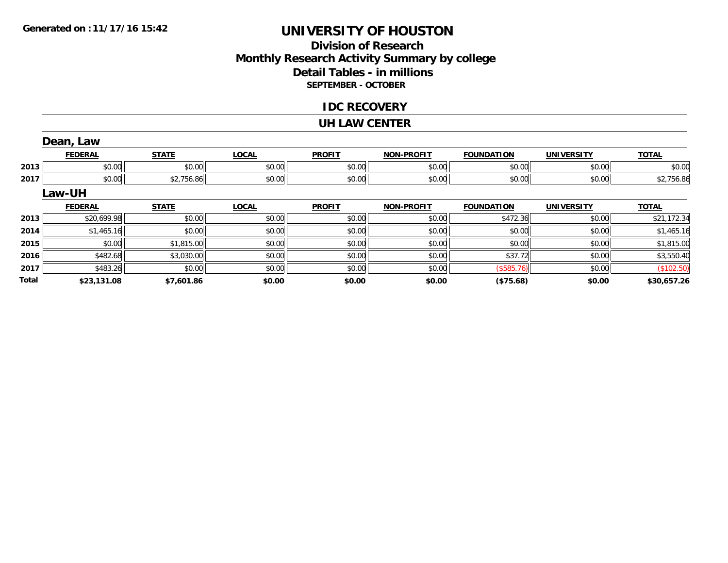**Generated on :11/17/16 15:42**

# UNIVERSITY OF HOUSTON

## Division of Research
## Monthly Research Activity Summary by college
## Detail Tables - in millions
### SEPTEMBER - OCTOBER

### IDC RECOVERY

### UH LAW CENTER

#### Dean, Law

| | FEDERAL | STATE | LOCAL | PROFIT | NON-PROFIT | FOUNDATION | UNIVERSITY | TOTAL |
|---|---|---|---|---|---|---|---|---|
| 2013 | $0.00 | $0.00 | $0.00 | $0.00 | $0.00 | $0.00 | $0.00 | $0.00 |
| 2017 | $0.00 | $2,756.86 | $0.00 | $0.00 | $0.00 | $0.00 | $0.00 | $2,756.86 |

#### Law-UH

| | FEDERAL | STATE | LOCAL | PROFIT | NON-PROFIT | FOUNDATION | UNIVERSITY | TOTAL |
|---|---|---|---|---|---|---|---|---|
| 2013 | $20,699.98 | $0.00 | $0.00 | $0.00 | $0.00 | $472.36 | $0.00 | $21,172.34 |
| 2014 | $1,465.16 | $0.00 | $0.00 | $0.00 | $0.00 | $0.00 | $0.00 | $1,465.16 |
| 2015 | $0.00 | $1,815.00 | $0.00 | $0.00 | $0.00 | $0.00 | $0.00 | $1,815.00 |
| 2016 | $482.68 | $3,030.00 | $0.00 | $0.00 | $0.00 | $37.72 | $0.00 | $3,550.40 |
| 2017 | $483.26 | $0.00 | $0.00 | $0.00 | $0.00 | ($585.76) | $0.00 | ($102.50) |
| **Total** | **$23,131.08** | **$7,601.86** | **$0.00** | **$0.00** | **$0.00** | **($75.68)** | **$0.00** | **$30,657.26** |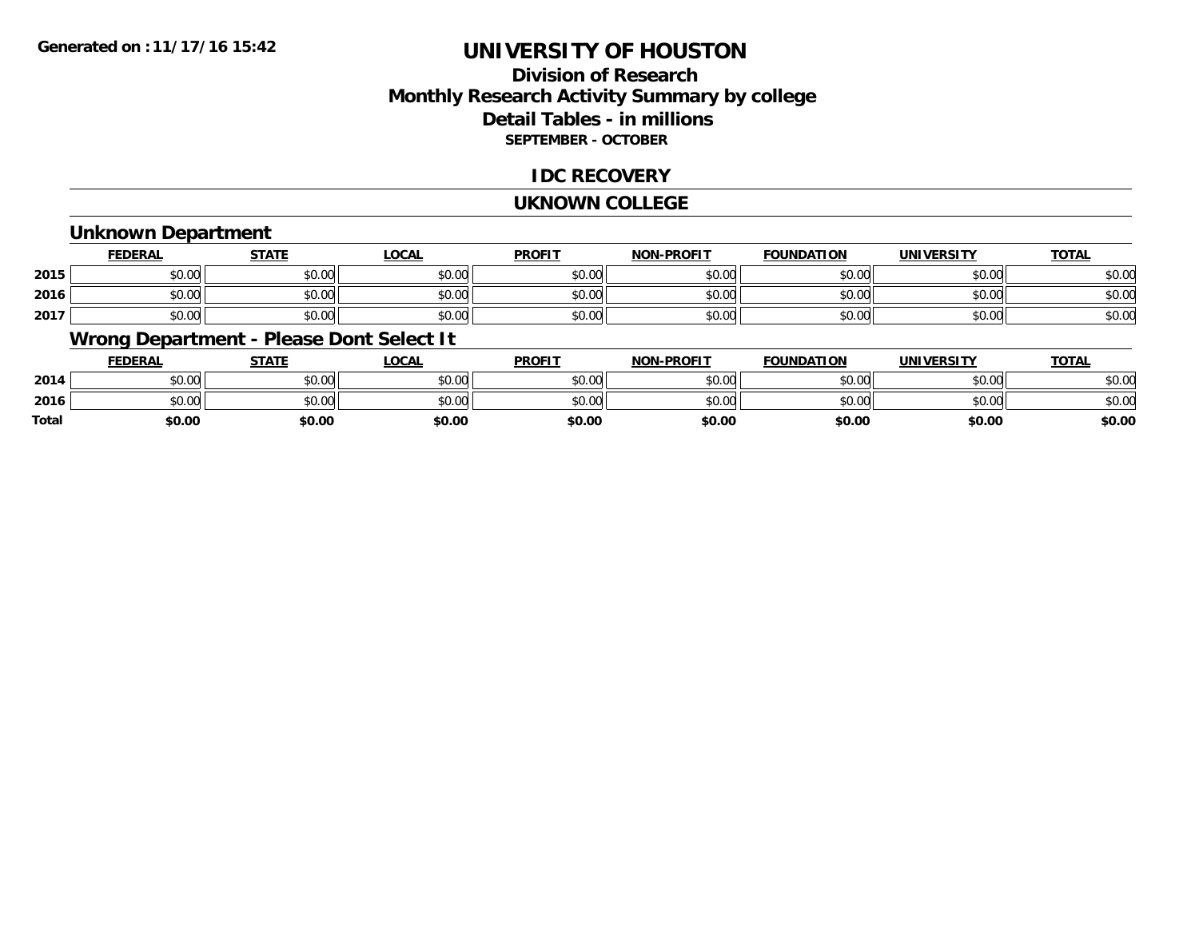# UNIVERSITY OF HOUSTON

## Division of Research
## Monthly Research Activity Summary by college
## Detail Tables - in millions
### SEPTEMBER - OCTOBER

Generated on :11/17/16 15:42

## IDC RECOVERY

## UKNOWN COLLEGE

### Unknown Department

| | FEDERAL | STATE | LOCAL | PROFIT | NON-PROFIT | FOUNDATION | UNIVERSITY | TOTAL |
|---|---|---|---|---|---|---|---|---|
| 2015 | $0.00 | $0.00 | $0.00 | $0.00 | $0.00 | $0.00 | $0.00 | $0.00 |
| 2016 | $0.00 | $0.00 | $0.00 | $0.00 | $0.00 | $0.00 | $0.00 | $0.00 |
| 2017 | $0.00 | $0.00 | $0.00 | $0.00 | $0.00 | $0.00 | $0.00 | $0.00 |

### Wrong Department - Please Dont Select It

| | FEDERAL | STATE | LOCAL | PROFIT | NON-PROFIT | FOUNDATION | UNIVERSITY | TOTAL |
|---|---|---|---|---|---|---|---|---|
| 2014 | $0.00 | $0.00 | $0.00 | $0.00 | $0.00 | $0.00 | $0.00 | $0.00 |
| 2016 | $0.00 | $0.00 | $0.00 | $0.00 | $0.00 | $0.00 | $0.00 | $0.00 |
| **Total** | **$0.00** | **$0.00** | **$0.00** | **$0.00** | **$0.00** | **$0.00** | **$0.00** | **$0.00** |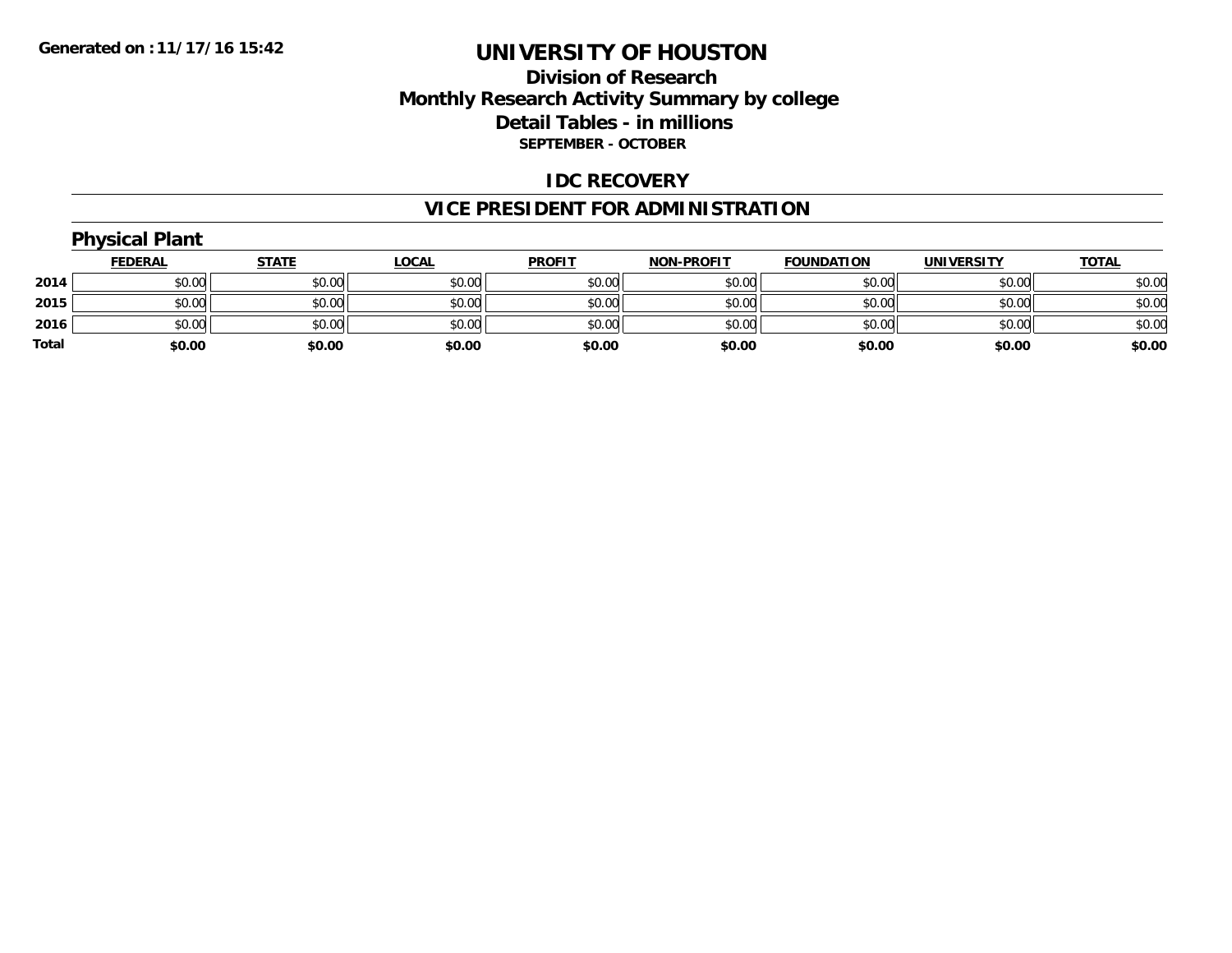**Generated on :11/17/16 15:42**

# UNIVERSITY OF HOUSTON

## Division of Research
## Monthly Research Activity Summary by college
## Detail Tables - in millions
### SEPTEMBER - OCTOBER

## IDC RECOVERY

## VICE PRESIDENT FOR ADMINISTRATION

### Physical Plant

| | FEDERAL | STATE | LOCAL | PROFIT | NON-PROFIT | FOUNDATION | UNIVERSITY | TOTAL |
|---|---|---|---|---|---|---|---|---|
| 2014 | $0.00 | $0.00 | $0.00 | $0.00 | $0.00 | $0.00 | $0.00 | $0.00 |
| 2015 | $0.00 | $0.00 | $0.00 | $0.00 | $0.00 | $0.00 | $0.00 | $0.00 |
| 2016 | $0.00 | $0.00 | $0.00 | $0.00 | $0.00 | $0.00 | $0.00 | $0.00 |
| **Total** | **$0.00** | **$0.00** | **$0.00** | **$0.00** | **$0.00** | **$0.00** | **$0.00** | **$0.00** |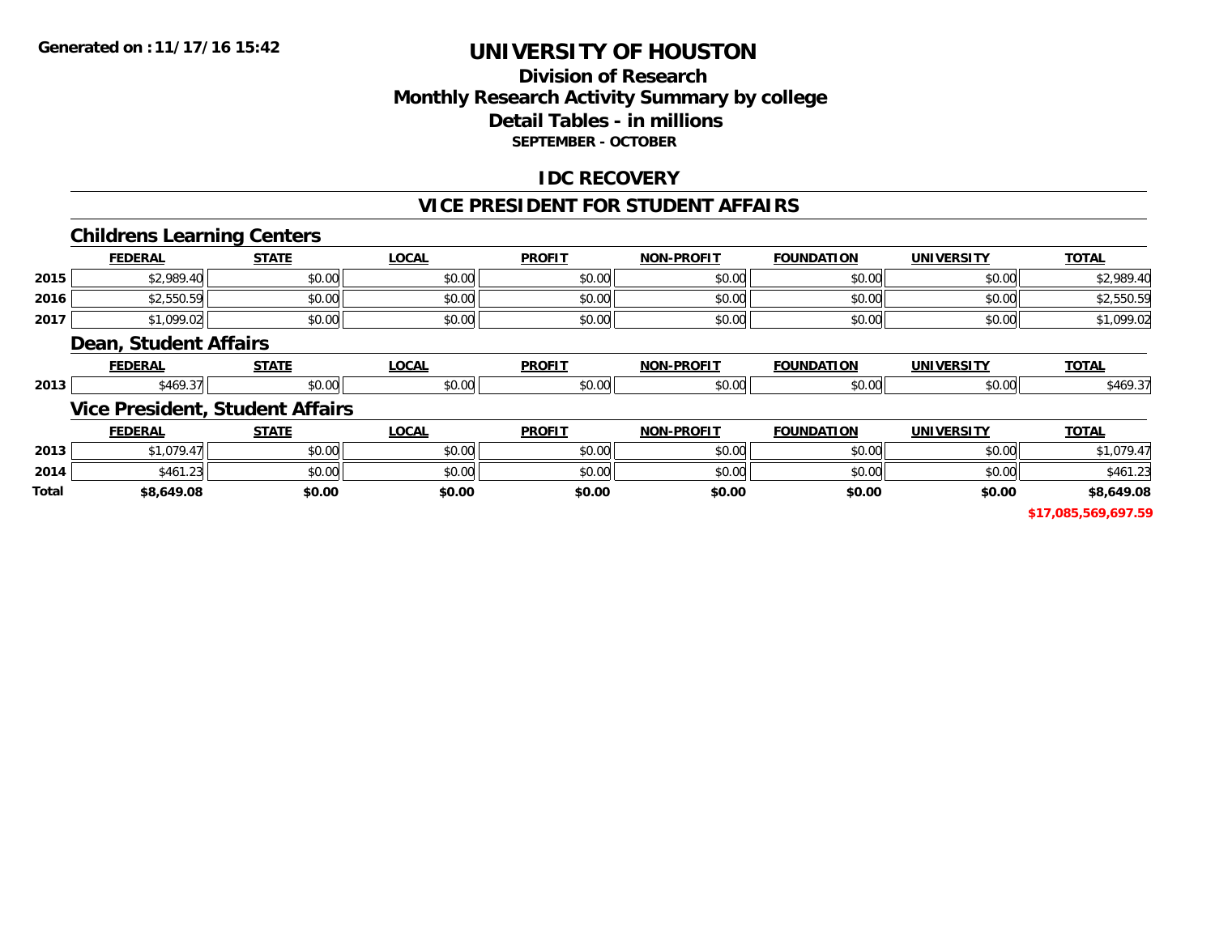Generated on :11/17/16 15:42

# UNIVERSITY OF HOUSTON

## Division of Research
## Monthly Research Activity Summary by college
## Detail Tables - in millions
### SEPTEMBER - OCTOBER

## IDC RECOVERY

## VICE PRESIDENT FOR STUDENT AFFAIRS

### Childrens Learning Centers

| | FEDERAL | STATE | LOCAL | PROFIT | NON-PROFIT | FOUNDATION | UNIVERSITY | TOTAL |
|---|---|---|---|---|---|---|---|---|
| 2015 | $2,989.40 | $0.00 | $0.00 | $0.00 | $0.00 | $0.00 | $0.00 | $2,989.40 |
| 2016 | $2,550.59 | $0.00 | $0.00 | $0.00 | $0.00 | $0.00 | $0.00 | $2,550.59 |
| 2017 | $1,099.02 | $0.00 | $0.00 | $0.00 | $0.00 | $0.00 | $0.00 | $1,099.02 |

### Dean, Student Affairs

| | FEDERAL | STATE | LOCAL | PROFIT | NON-PROFIT | FOUNDATION | UNIVERSITY | TOTAL |
|---|---|---|---|---|---|---|---|---|
| 2013 | $469.37 | $0.00 | $0.00 | $0.00 | $0.00 | $0.00 | $0.00 | $469.37 |

### Vice President, Student Affairs

| | FEDERAL | STATE | LOCAL | PROFIT | NON-PROFIT | FOUNDATION | UNIVERSITY | TOTAL |
|---|---|---|---|---|---|---|---|---|
| 2013 | $1,079.47 | $0.00 | $0.00 | $0.00 | $0.00 | $0.00 | $0.00 | $1,079.47 |
| 2014 | $461.23 | $0.00 | $0.00 | $0.00 | $0.00 | $0.00 | $0.00 | $461.23 |
| **Total** | **$8,649.08** | **$0.00** | **$0.00** | **$0.00** | **$0.00** | **$0.00** | **$0.00** | **$8,649.08** |

**$17,085,569,697.59**